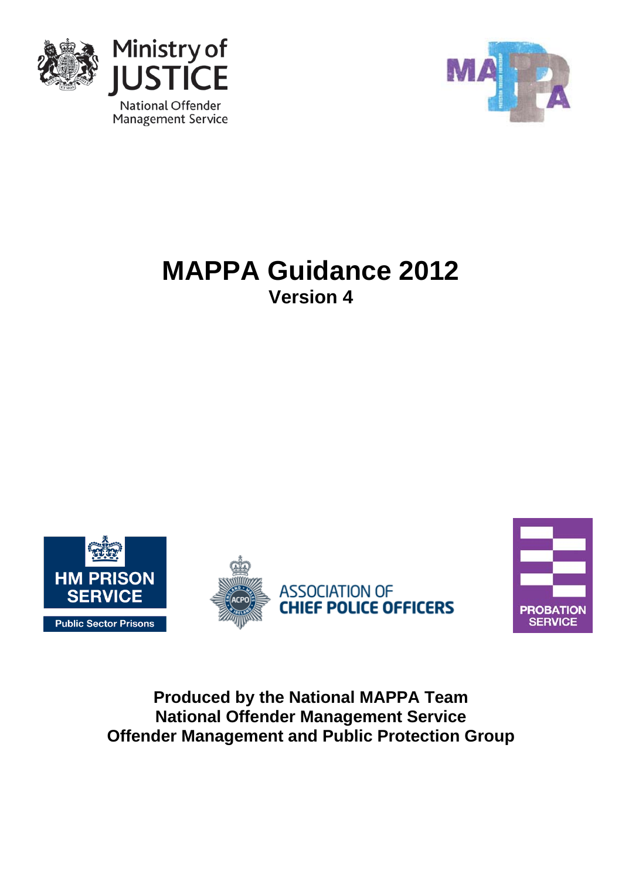Ministry of JUSTICE

National Offender Management Service

# MAPPA Guidance 2012

## Version 4

HM PRISON SERVICE

Public Sector Prisons

ASSOCIATION OF CHIEF POLICE OFFICERS

PROBATION SERVICE

**Produced by the National MAPPA Team**
**National Offender Management Service**
**Offender Management and Public Protection Group**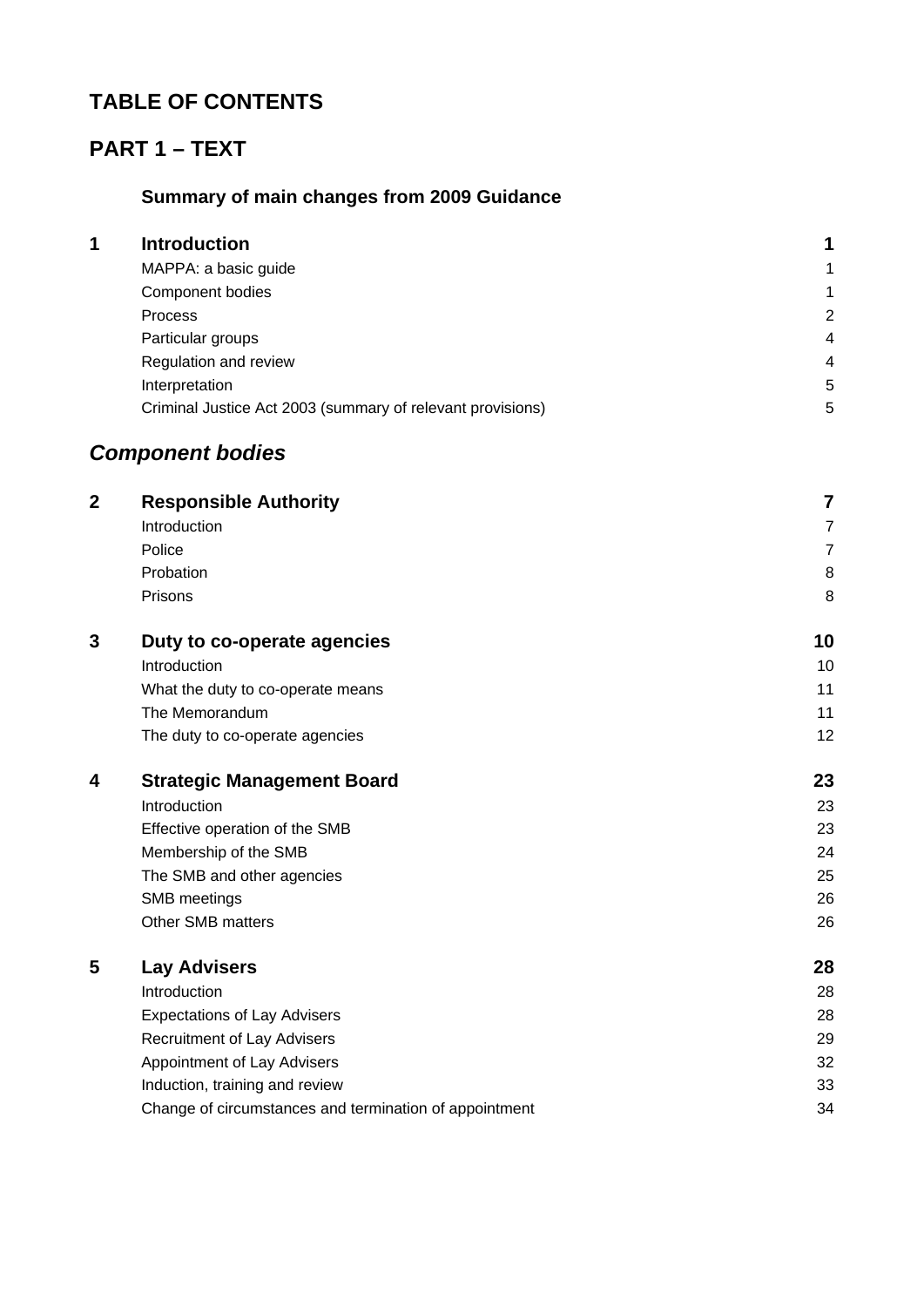# TABLE OF CONTENTS

# PART 1 – TEXT

### Summary of main changes from 2009 Guidance

| | | |
|---|---|---|
| **1** | **Introduction** | **1** |
| | MAPPA: a basic guide | 1 |
| | Component bodies | 1 |
| | Process | 2 |
| | Particular groups | 4 |
| | Regulation and review | 4 |
| | Interpretation | 5 |
| | Criminal Justice Act 2003 (summary of relevant provisions) | 5 |

## *Component bodies*

| | | |
|---|---|---|
| **2** | **Responsible Authority** | **7** |
| | Introduction | 7 |
| | Police | 7 |
| | Probation | 8 |
| | Prisons | 8 |
| **3** | **Duty to co-operate agencies** | **10** |
| | Introduction | 10 |
| | What the duty to co-operate means | 11 |
| | The Memorandum | 11 |
| | The duty to co-operate agencies | 12 |
| **4** | **Strategic Management Board** | **23** |
| | Introduction | 23 |
| | Effective operation of the SMB | 23 |
| | Membership of the SMB | 24 |
| | The SMB and other agencies | 25 |
| | SMB meetings | 26 |
| | Other SMB matters | 26 |
| **5** | **Lay Advisers** | **28** |
| | Introduction | 28 |
| | Expectations of Lay Advisers | 28 |
| | Recruitment of Lay Advisers | 29 |
| | Appointment of Lay Advisers | 32 |
| | Induction, training and review | 33 |
| | Change of circumstances and termination of appointment | 34 |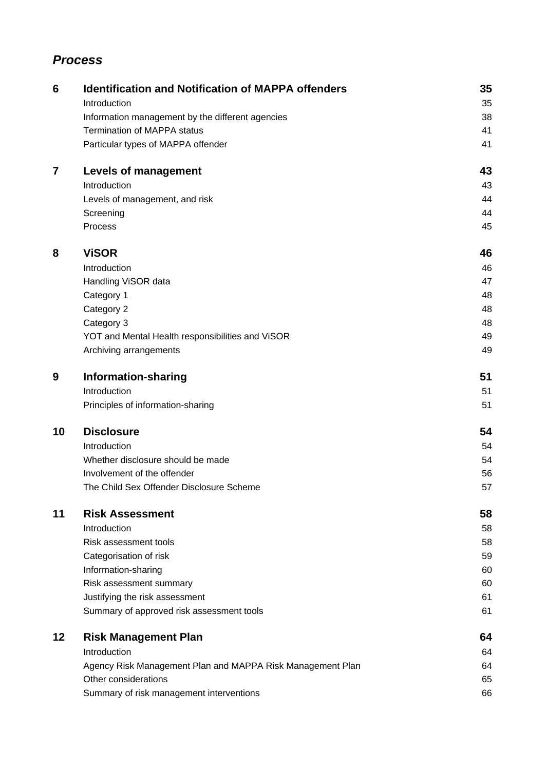## *Process*

| | | |
|---|---|---|
| **6** | **Identification and Notification of MAPPA offenders** | **35** |
| | Introduction | 35 |
| | Information management by the different agencies | 38 |
| | Termination of MAPPA status | 41 |
| | Particular types of MAPPA offender | 41 |
| **7** | **Levels of management** | **43** |
| | Introduction | 43 |
| | Levels of management, and risk | 44 |
| | Screening | 44 |
| | Process | 45 |
| **8** | **ViSOR** | **46** |
| | Introduction | 46 |
| | Handling ViSOR data | 47 |
| | Category 1 | 48 |
| | Category 2 | 48 |
| | Category 3 | 48 |
| | YOT and Mental Health responsibilities and ViSOR | 49 |
| | Archiving arrangements | 49 |
| **9** | **Information-sharing** | **51** |
| | Introduction | 51 |
| | Principles of information-sharing | 51 |
| **10** | **Disclosure** | **54** |
| | Introduction | 54 |
| | Whether disclosure should be made | 54 |
| | Involvement of the offender | 56 |
| | The Child Sex Offender Disclosure Scheme | 57 |
| **11** | **Risk Assessment** | **58** |
| | Introduction | 58 |
| | Risk assessment tools | 58 |
| | Categorisation of risk | 59 |
| | Information-sharing | 60 |
| | Risk assessment summary | 60 |
| | Justifying the risk assessment | 61 |
| | Summary of approved risk assessment tools | 61 |
| **12** | **Risk Management Plan** | **64** |
| | Introduction | 64 |
| | Agency Risk Management Plan and MAPPA Risk Management Plan | 64 |
| | Other considerations | 65 |
| | Summary of risk management interventions | 66 |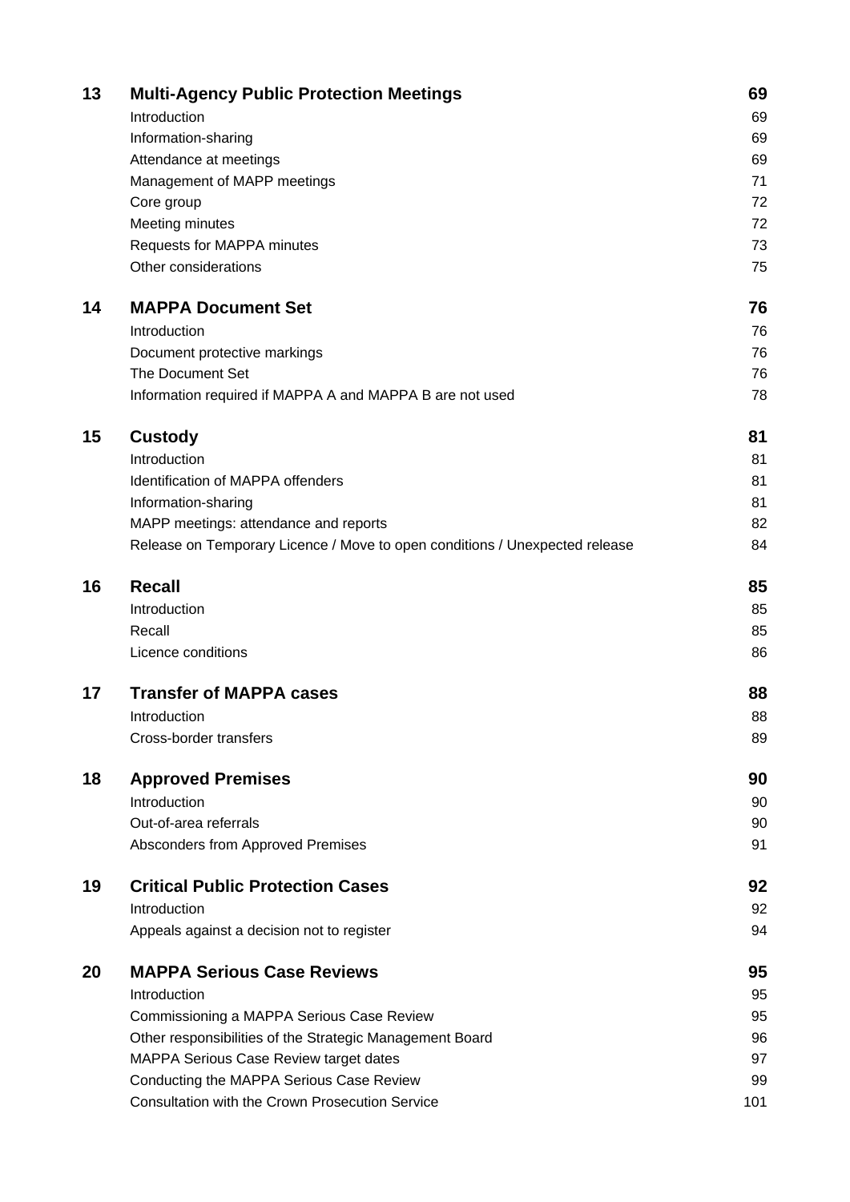| | | |
|---|---|---|
| **13** | **Multi-Agency Public Protection Meetings** | **69** |
| | Introduction | 69 |
| | Information-sharing | 69 |
| | Attendance at meetings | 69 |
| | Management of MAPP meetings | 71 |
| | Core group | 72 |
| | Meeting minutes | 72 |
| | Requests for MAPPA minutes | 73 |
| | Other considerations | 75 |
| **14** | **MAPPA Document Set** | **76** |
| | Introduction | 76 |
| | Document protective markings | 76 |
| | The Document Set | 76 |
| | Information required if MAPPA A and MAPPA B are not used | 78 |
| **15** | **Custody** | **81** |
| | Introduction | 81 |
| | Identification of MAPPA offenders | 81 |
| | Information-sharing | 81 |
| | MAPP meetings: attendance and reports | 82 |
| | Release on Temporary Licence / Move to open conditions / Unexpected release | 84 |
| **16** | **Recall** | **85** |
| | Introduction | 85 |
| | Recall | 85 |
| | Licence conditions | 86 |
| **17** | **Transfer of MAPPA cases** | **88** |
| | Introduction | 88 |
| | Cross-border transfers | 89 |
| **18** | **Approved Premises** | **90** |
| | Introduction | 90 |
| | Out-of-area referrals | 90 |
| | Absconders from Approved Premises | 91 |
| **19** | **Critical Public Protection Cases** | **92** |
| | Introduction | 92 |
| | Appeals against a decision not to register | 94 |
| **20** | **MAPPA Serious Case Reviews** | **95** |
| | Introduction | 95 |
| | Commissioning a MAPPA Serious Case Review | 95 |
| | Other responsibilities of the Strategic Management Board | 96 |
| | MAPPA Serious Case Review target dates | 97 |
| | Conducting the MAPPA Serious Case Review | 99 |
| | Consultation with the Crown Prosecution Service | 101 |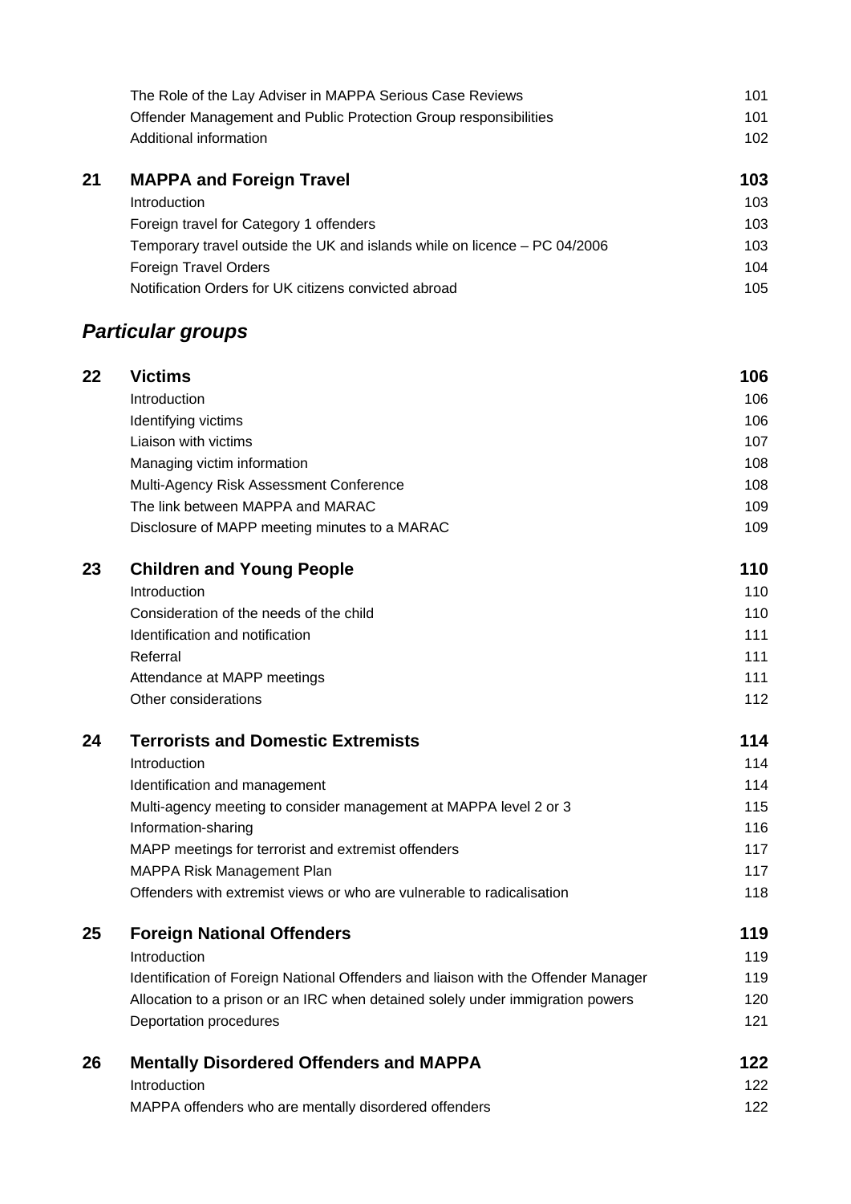| | | |
|---|---|---|
| | The Role of the Lay Adviser in MAPPA Serious Case Reviews | 101 |
| | Offender Management and Public Protection Group responsibilities | 101 |
| | Additional information | 102 |
| **21** | **MAPPA and Foreign Travel** | **103** |
| | Introduction | 103 |
| | Foreign travel for Category 1 offenders | 103 |
| | Temporary travel outside the UK and islands while on licence – PC 04/2006 | 103 |
| | Foreign Travel Orders | 104 |
| | Notification Orders for UK citizens convicted abroad | 105 |

## *Particular groups*

| | | |
|---|---|---|
| **22** | **Victims** | **106** |
| | Introduction | 106 |
| | Identifying victims | 106 |
| | Liaison with victims | 107 |
| | Managing victim information | 108 |
| | Multi-Agency Risk Assessment Conference | 108 |
| | The link between MAPPA and MARAC | 109 |
| | Disclosure of MAPP meeting minutes to a MARAC | 109 |
| **23** | **Children and Young People** | **110** |
| | Introduction | 110 |
| | Consideration of the needs of the child | 110 |
| | Identification and notification | 111 |
| | Referral | 111 |
| | Attendance at MAPP meetings | 111 |
| | Other considerations | 112 |
| **24** | **Terrorists and Domestic Extremists** | **114** |
| | Introduction | 114 |
| | Identification and management | 114 |
| | Multi-agency meeting to consider management at MAPPA level 2 or 3 | 115 |
| | Information-sharing | 116 |
| | MAPP meetings for terrorist and extremist offenders | 117 |
| | MAPPA Risk Management Plan | 117 |
| | Offenders with extremist views or who are vulnerable to radicalisation | 118 |
| **25** | **Foreign National Offenders** | **119** |
| | Introduction | 119 |
| | Identification of Foreign National Offenders and liaison with the Offender Manager | 119 |
| | Allocation to a prison or an IRC when detained solely under immigration powers | 120 |
| | Deportation procedures | 121 |
| **26** | **Mentally Disordered Offenders and MAPPA** | **122** |
| | Introduction | 122 |
| | MAPPA offenders who are mentally disordered offenders | 122 |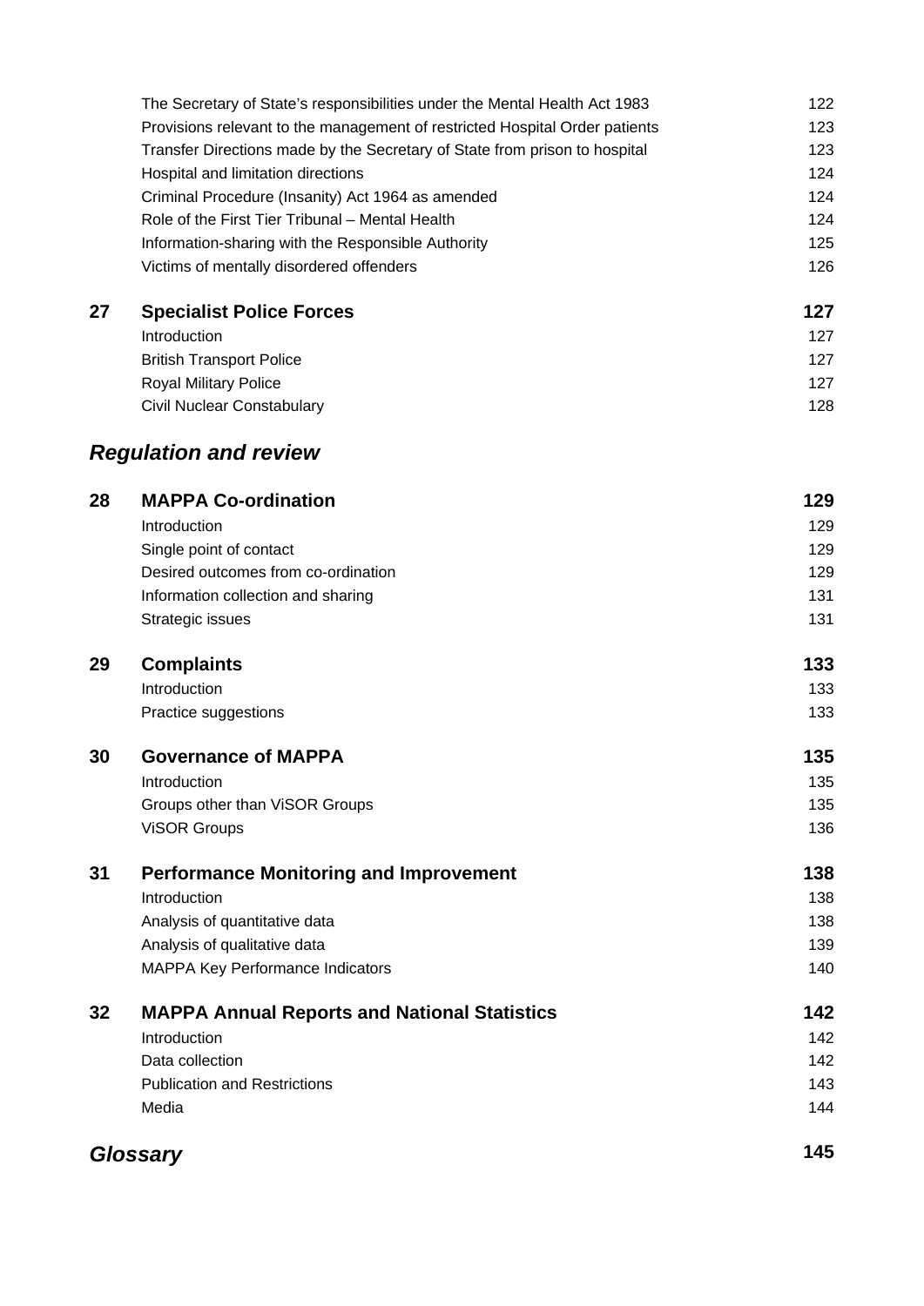| | | |
|---|---|---|
| | The Secretary of State's responsibilities under the Mental Health Act 1983 | 122 |
| | Provisions relevant to the management of restricted Hospital Order patients | 123 |
| | Transfer Directions made by the Secretary of State from prison to hospital | 123 |
| | Hospital and limitation directions | 124 |
| | Criminal Procedure (Insanity) Act 1964 as amended | 124 |
| | Role of the First Tier Tribunal – Mental Health | 124 |
| | Information-sharing with the Responsible Authority | 125 |
| | Victims of mentally disordered offenders | 126 |
| **27** | **Specialist Police Forces** | **127** |
| | Introduction | 127 |
| | British Transport Police | 127 |
| | Royal Military Police | 127 |
| | Civil Nuclear Constabulary | 128 |

## *Regulation and review*

| | | |
|---|---|---|
| **28** | **MAPPA Co-ordination** | **129** |
| | Introduction | 129 |
| | Single point of contact | 129 |
| | Desired outcomes from co-ordination | 129 |
| | Information collection and sharing | 131 |
| | Strategic issues | 131 |
| **29** | **Complaints** | **133** |
| | Introduction | 133 |
| | Practice suggestions | 133 |
| **30** | **Governance of MAPPA** | **135** |
| | Introduction | 135 |
| | Groups other than ViSOR Groups | 135 |
| | ViSOR Groups | 136 |
| **31** | **Performance Monitoring and Improvement** | **138** |
| | Introduction | 138 |
| | Analysis of quantitative data | 138 |
| | Analysis of qualitative data | 139 |
| | MAPPA Key Performance Indicators | 140 |
| **32** | **MAPPA Annual Reports and National Statistics** | **142** |
| | Introduction | 142 |
| | Data collection | 142 |
| | Publication and Restrictions | 143 |
| | Media | 144 |

## *Glossary* **145**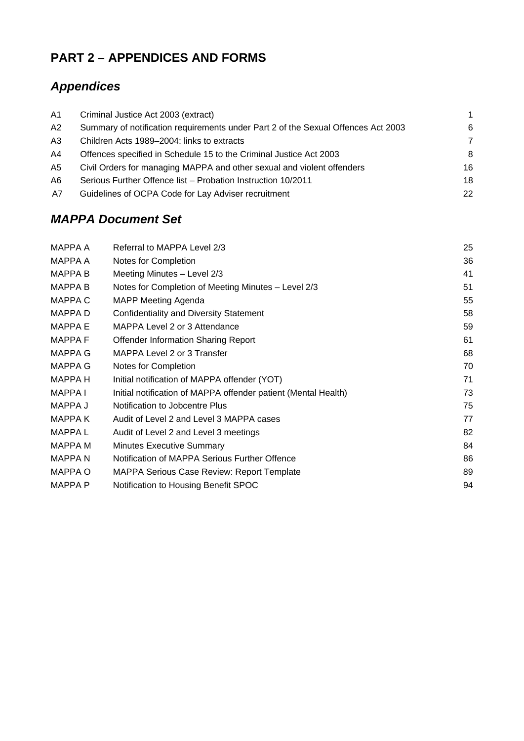# PART 2 – APPENDICES AND FORMS

## *Appendices*

| | | |
|---|---|---|
| A1 | Criminal Justice Act 2003 (extract) | 1 |
| A2 | Summary of notification requirements under Part 2 of the Sexual Offences Act 2003 | 6 |
| A3 | Children Acts 1989–2004: links to extracts | 7 |
| A4 | Offences specified in Schedule 15 to the Criminal Justice Act 2003 | 8 |
| A5 | Civil Orders for managing MAPPA and other sexual and violent offenders | 16 |
| A6 | Serious Further Offence list – Probation Instruction 10/2011 | 18 |
| A7 | Guidelines of OCPA Code for Lay Adviser recruitment | 22 |

## *MAPPA Document Set*

| | | |
|---|---|---|
| MAPPA A | Referral to MAPPA Level 2/3 | 25 |
| MAPPA A | Notes for Completion | 36 |
| MAPPA B | Meeting Minutes – Level 2/3 | 41 |
| MAPPA B | Notes for Completion of Meeting Minutes – Level 2/3 | 51 |
| MAPPA C | MAPP Meeting Agenda | 55 |
| MAPPA D | Confidentiality and Diversity Statement | 58 |
| MAPPA E | MAPPA Level 2 or 3 Attendance | 59 |
| MAPPA F | Offender Information Sharing Report | 61 |
| MAPPA G | MAPPA Level 2 or 3 Transfer | 68 |
| MAPPA G | Notes for Completion | 70 |
| MAPPA H | Initial notification of MAPPA offender (YOT) | 71 |
| MAPPA I | Initial notification of MAPPA offender patient (Mental Health) | 73 |
| MAPPA J | Notification to Jobcentre Plus | 75 |
| MAPPA K | Audit of Level 2 and Level 3 MAPPA cases | 77 |
| MAPPA L | Audit of Level 2 and Level 3 meetings | 82 |
| MAPPA M | Minutes Executive Summary | 84 |
| MAPPA N | Notification of MAPPA Serious Further Offence | 86 |
| MAPPA O | MAPPA Serious Case Review: Report Template | 89 |
| MAPPA P | Notification to Housing Benefit SPOC | 94 |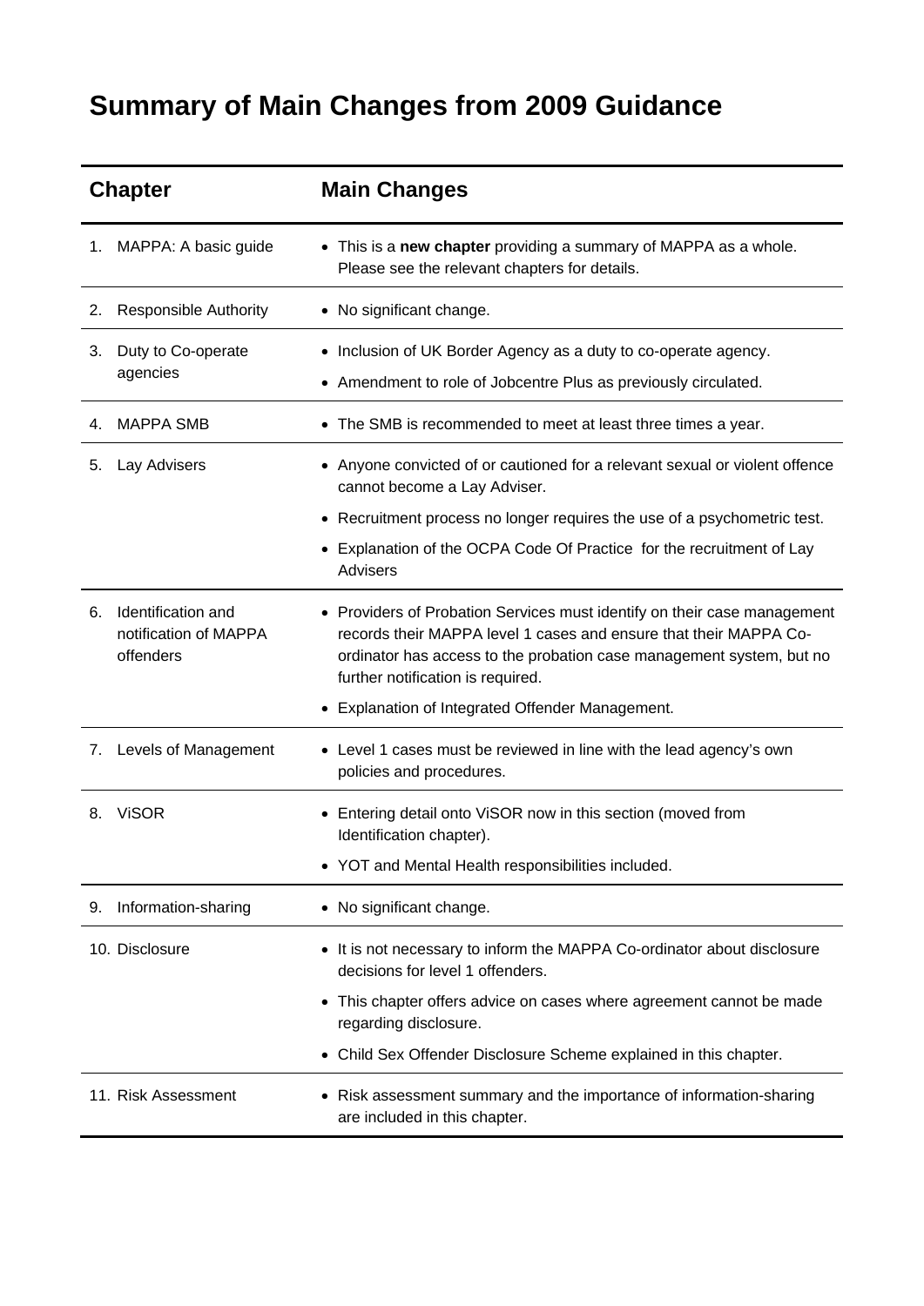# Summary of Main Changes from 2009 Guidance

| Chapter | Main Changes |
|---|---|
| 1. MAPPA: A basic guide | • This is a **new chapter** providing a summary of MAPPA as a whole. Please see the relevant chapters for details. |
| 2. Responsible Authority | • No significant change. |
| 3. Duty to Co-operate agencies | • Inclusion of UK Border Agency as a duty to co-operate agency.<br>• Amendment to role of Jobcentre Plus as previously circulated. |
| 4. MAPPA SMB | • The SMB is recommended to meet at least three times a year. |
| 5. Lay Advisers | • Anyone convicted of or cautioned for a relevant sexual or violent offence cannot become a Lay Adviser.<br>• Recruitment process no longer requires the use of a psychometric test.<br>• Explanation of the OCPA Code Of Practice for the recruitment of Lay Advisers |
| 6. Identification and notification of MAPPA offenders | • Providers of Probation Services must identify on their case management records their MAPPA level 1 cases and ensure that their MAPPA Co-ordinator has access to the probation case management system, but no further notification is required.<br>• Explanation of Integrated Offender Management. |
| 7. Levels of Management | • Level 1 cases must be reviewed in line with the lead agency's own policies and procedures. |
| 8. ViSOR | • Entering detail onto ViSOR now in this section (moved from Identification chapter).<br>• YOT and Mental Health responsibilities included. |
| 9. Information-sharing | • No significant change. |
| 10. Disclosure | • It is not necessary to inform the MAPPA Co-ordinator about disclosure decisions for level 1 offenders.<br>• This chapter offers advice on cases where agreement cannot be made regarding disclosure.<br>• Child Sex Offender Disclosure Scheme explained in this chapter. |
| 11. Risk Assessment | • Risk assessment summary and the importance of information-sharing are included in this chapter. |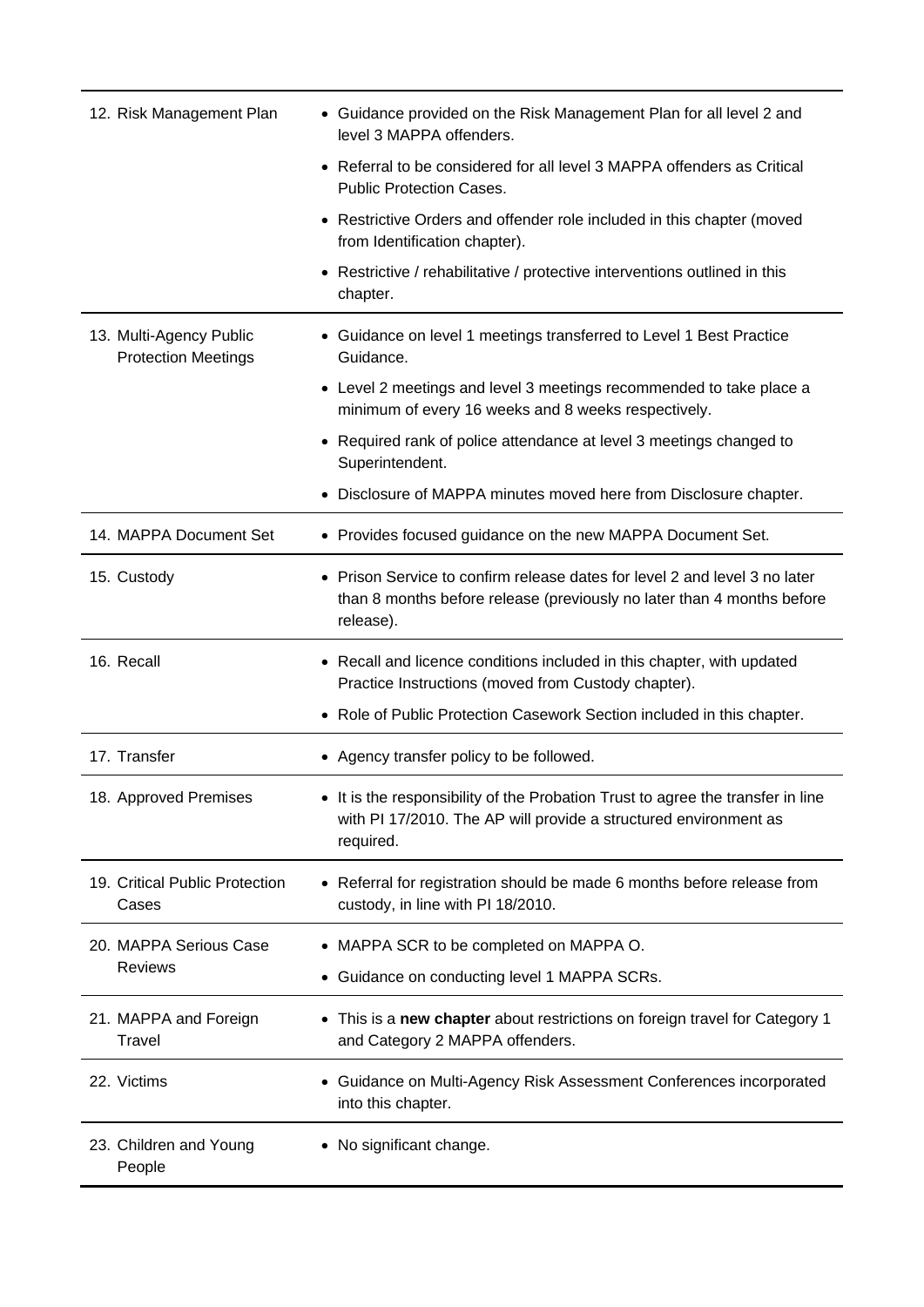| | |
|---|---|
| 12. Risk Management Plan | • Guidance provided on the Risk Management Plan for all level 2 and level 3 MAPPA offenders.<br>• Referral to be considered for all level 3 MAPPA offenders as Critical Public Protection Cases.<br>• Restrictive Orders and offender role included in this chapter (moved from Identification chapter).<br>• Restrictive / rehabilitative / protective interventions outlined in this chapter. |
| 13. Multi-Agency Public Protection Meetings | • Guidance on level 1 meetings transferred to Level 1 Best Practice Guidance.<br>• Level 2 meetings and level 3 meetings recommended to take place a minimum of every 16 weeks and 8 weeks respectively.<br>• Required rank of police attendance at level 3 meetings changed to Superintendent.<br>• Disclosure of MAPPA minutes moved here from Disclosure chapter. |
| 14. MAPPA Document Set | • Provides focused guidance on the new MAPPA Document Set. |
| 15. Custody | • Prison Service to confirm release dates for level 2 and level 3 no later than 8 months before release (previously no later than 4 months before release). |
| 16. Recall | • Recall and licence conditions included in this chapter, with updated Practice Instructions (moved from Custody chapter).<br>• Role of Public Protection Casework Section included in this chapter. |
| 17. Transfer | • Agency transfer policy to be followed. |
| 18. Approved Premises | • It is the responsibility of the Probation Trust to agree the transfer in line with PI 17/2010. The AP will provide a structured environment as required. |
| 19. Critical Public Protection Cases | • Referral for registration should be made 6 months before release from custody, in line with PI 18/2010. |
| 20. MAPPA Serious Case Reviews | • MAPPA SCR to be completed on MAPPA O.<br>• Guidance on conducting level 1 MAPPA SCRs. |
| 21. MAPPA and Foreign Travel | • This is a **new chapter** about restrictions on foreign travel for Category 1 and Category 2 MAPPA offenders. |
| 22. Victims | • Guidance on Multi-Agency Risk Assessment Conferences incorporated into this chapter. |
| 23. Children and Young People | • No significant change. |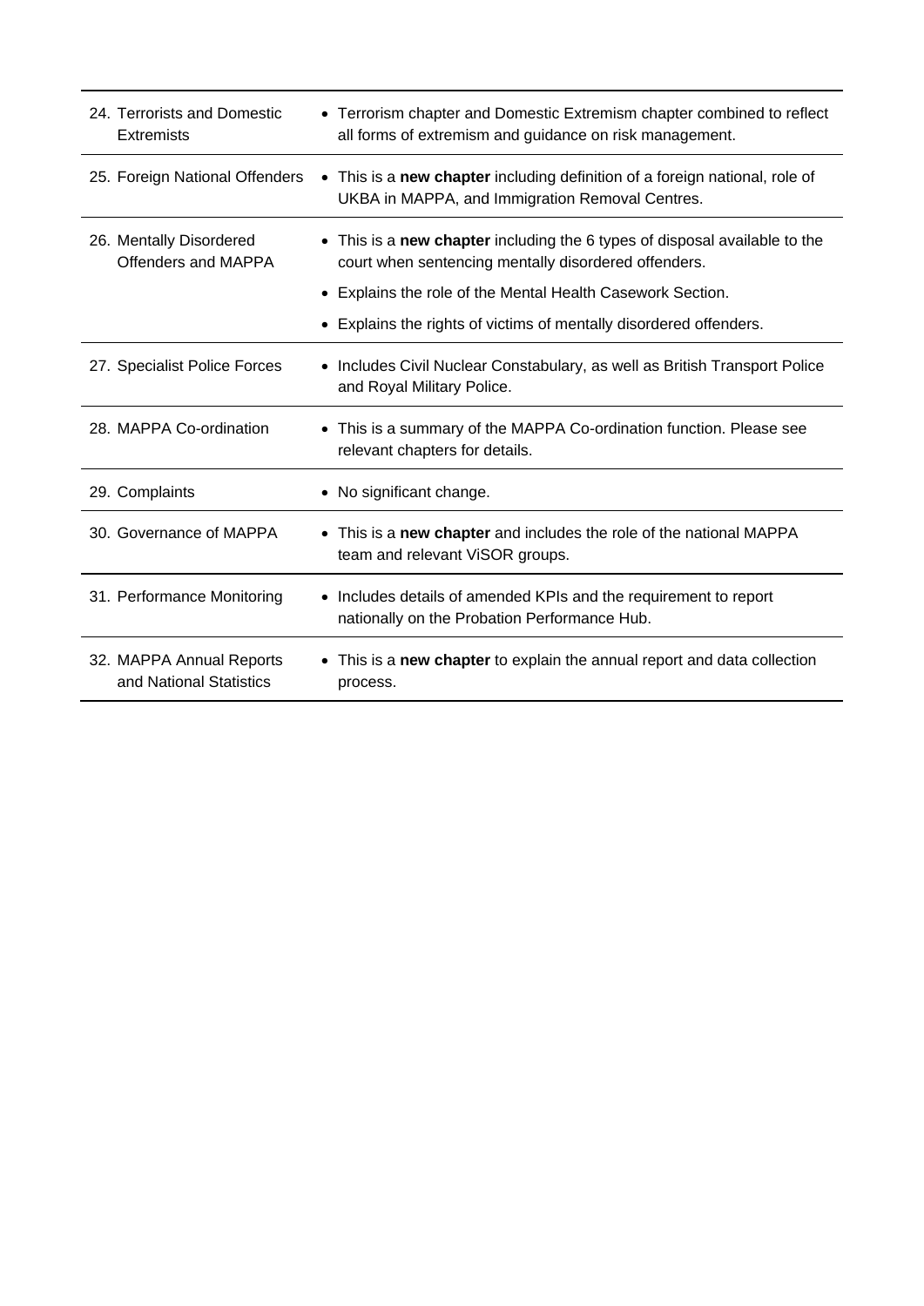| | |
|---|---|
| 24. Terrorists and Domestic Extremists | • Terrorism chapter and Domestic Extremism chapter combined to reflect all forms of extremism and guidance on risk management. |
| 25. Foreign National Offenders | • This is a **new chapter** including definition of a foreign national, role of UKBA in MAPPA, and Immigration Removal Centres. |
| 26. Mentally Disordered Offenders and MAPPA | • This is a **new chapter** including the 6 types of disposal available to the court when sentencing mentally disordered offenders.<br>• Explains the role of the Mental Health Casework Section.<br>• Explains the rights of victims of mentally disordered offenders. |
| 27. Specialist Police Forces | • Includes Civil Nuclear Constabulary, as well as British Transport Police and Royal Military Police. |
| 28. MAPPA Co-ordination | • This is a summary of the MAPPA Co-ordination function. Please see relevant chapters for details. |
| 29. Complaints | • No significant change. |
| 30. Governance of MAPPA | • This is a **new chapter** and includes the role of the national MAPPA team and relevant ViSOR groups. |
| 31. Performance Monitoring | • Includes details of amended KPIs and the requirement to report nationally on the Probation Performance Hub. |
| 32. MAPPA Annual Reports and National Statistics | • This is a **new chapter** to explain the annual report and data collection process. |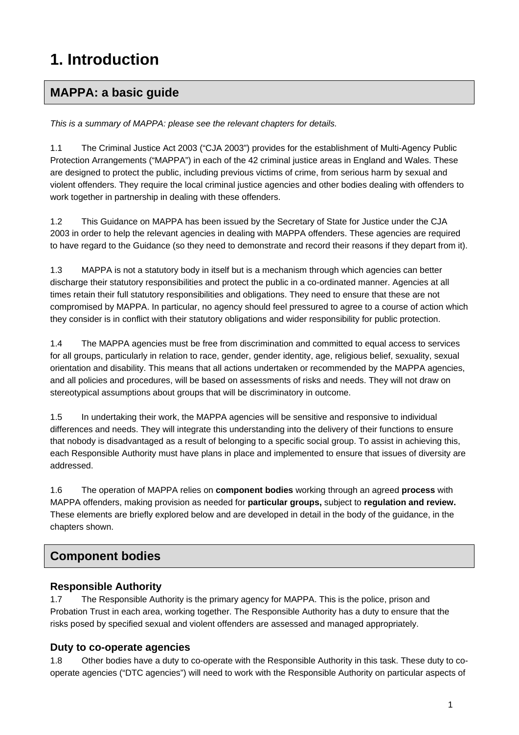# 1. Introduction

## MAPPA: a basic guide

*This is a summary of MAPPA: please see the relevant chapters for details.*

1.1 The Criminal Justice Act 2003 ("CJA 2003") provides for the establishment of Multi-Agency Public Protection Arrangements ("MAPPA") in each of the 42 criminal justice areas in England and Wales. These are designed to protect the public, including previous victims of crime, from serious harm by sexual and violent offenders. They require the local criminal justice agencies and other bodies dealing with offenders to work together in partnership in dealing with these offenders.

1.2 This Guidance on MAPPA has been issued by the Secretary of State for Justice under the CJA 2003 in order to help the relevant agencies in dealing with MAPPA offenders. These agencies are required to have regard to the Guidance (so they need to demonstrate and record their reasons if they depart from it).

1.3 MAPPA is not a statutory body in itself but is a mechanism through which agencies can better discharge their statutory responsibilities and protect the public in a co-ordinated manner. Agencies at all times retain their full statutory responsibilities and obligations. They need to ensure that these are not compromised by MAPPA. In particular, no agency should feel pressured to agree to a course of action which they consider is in conflict with their statutory obligations and wider responsibility for public protection.

1.4 The MAPPA agencies must be free from discrimination and committed to equal access to services for all groups, particularly in relation to race, gender, gender identity, age, religious belief, sexuality, sexual orientation and disability. This means that all actions undertaken or recommended by the MAPPA agencies, and all policies and procedures, will be based on assessments of risks and needs. They will not draw on stereotypical assumptions about groups that will be discriminatory in outcome.

1.5 In undertaking their work, the MAPPA agencies will be sensitive and responsive to individual differences and needs. They will integrate this understanding into the delivery of their functions to ensure that nobody is disadvantaged as a result of belonging to a specific social group. To assist in achieving this, each Responsible Authority must have plans in place and implemented to ensure that issues of diversity are addressed.

1.6 The operation of MAPPA relies on **component bodies** working through an agreed **process** with MAPPA offenders, making provision as needed for **particular groups,** subject to **regulation and review.** These elements are briefly explored below and are developed in detail in the body of the guidance, in the chapters shown.

## Component bodies

### Responsible Authority

1.7 The Responsible Authority is the primary agency for MAPPA. This is the police, prison and Probation Trust in each area, working together. The Responsible Authority has a duty to ensure that the risks posed by specified sexual and violent offenders are assessed and managed appropriately.

### Duty to co-operate agencies

1.8 Other bodies have a duty to co-operate with the Responsible Authority in this task. These duty to co-operate agencies ("DTC agencies") will need to work with the Responsible Authority on particular aspects of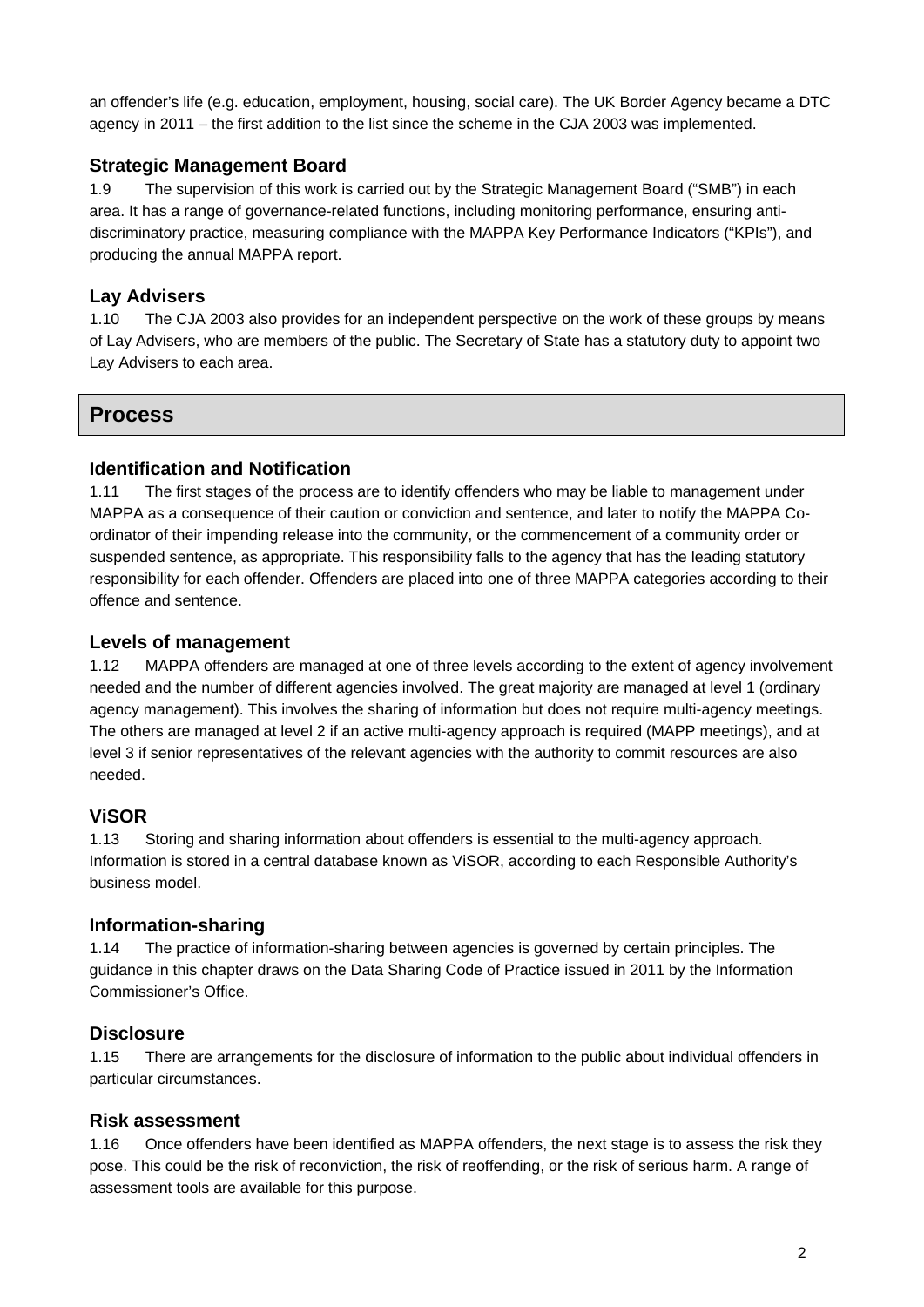an offender's life (e.g. education, employment, housing, social care). The UK Border Agency became a DTC agency in 2011 – the first addition to the list since the scheme in the CJA 2003 was implemented.

### Strategic Management Board

1.9 The supervision of this work is carried out by the Strategic Management Board ("SMB") in each area. It has a range of governance-related functions, including monitoring performance, ensuring anti-discriminatory practice, measuring compliance with the MAPPA Key Performance Indicators ("KPIs"), and producing the annual MAPPA report.

### Lay Advisers

1.10 The CJA 2003 also provides for an independent perspective on the work of these groups by means of Lay Advisers, who are members of the public. The Secretary of State has a statutory duty to appoint two Lay Advisers to each area.

## Process

### Identification and Notification

1.11 The first stages of the process are to identify offenders who may be liable to management under MAPPA as a consequence of their caution or conviction and sentence, and later to notify the MAPPA Co-ordinator of their impending release into the community, or the commencement of a community order or suspended sentence, as appropriate. This responsibility falls to the agency that has the leading statutory responsibility for each offender. Offenders are placed into one of three MAPPA categories according to their offence and sentence.

### Levels of management

1.12 MAPPA offenders are managed at one of three levels according to the extent of agency involvement needed and the number of different agencies involved. The great majority are managed at level 1 (ordinary agency management). This involves the sharing of information but does not require multi-agency meetings. The others are managed at level 2 if an active multi-agency approach is required (MAPP meetings), and at level 3 if senior representatives of the relevant agencies with the authority to commit resources are also needed.

### ViSOR

1.13 Storing and sharing information about offenders is essential to the multi-agency approach. Information is stored in a central database known as ViSOR, according to each Responsible Authority's business model.

### Information-sharing

1.14 The practice of information-sharing between agencies is governed by certain principles. The guidance in this chapter draws on the Data Sharing Code of Practice issued in 2011 by the Information Commissioner's Office.

### Disclosure

1.15 There are arrangements for the disclosure of information to the public about individual offenders in particular circumstances.

### Risk assessment

1.16 Once offenders have been identified as MAPPA offenders, the next stage is to assess the risk they pose. This could be the risk of reconviction, the risk of reoffending, or the risk of serious harm. A range of assessment tools are available for this purpose.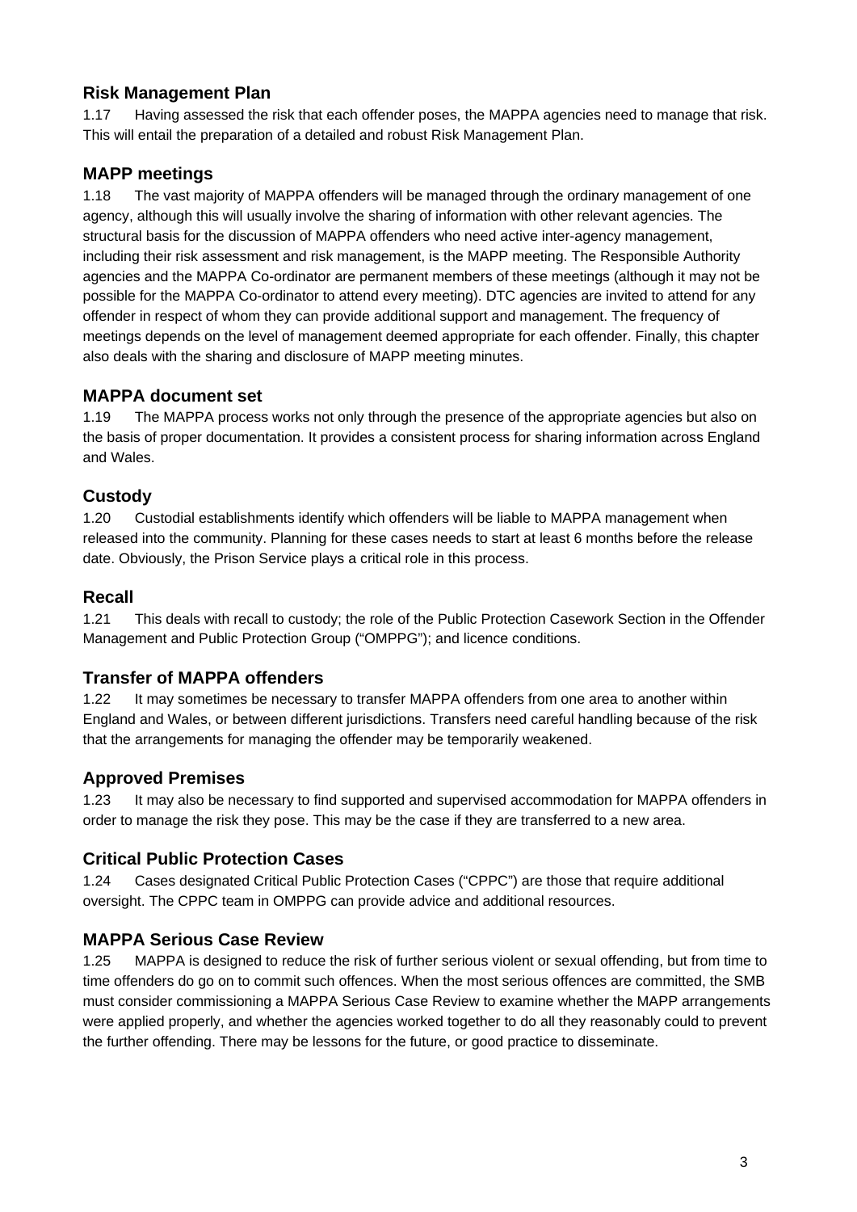### Risk Management Plan

1.17 Having assessed the risk that each offender poses, the MAPPA agencies need to manage that risk. This will entail the preparation of a detailed and robust Risk Management Plan.

### MAPP meetings

1.18 The vast majority of MAPPA offenders will be managed through the ordinary management of one agency, although this will usually involve the sharing of information with other relevant agencies. The structural basis for the discussion of MAPPA offenders who need active inter-agency management, including their risk assessment and risk management, is the MAPP meeting. The Responsible Authority agencies and the MAPPA Co-ordinator are permanent members of these meetings (although it may not be possible for the MAPPA Co-ordinator to attend every meeting). DTC agencies are invited to attend for any offender in respect of whom they can provide additional support and management. The frequency of meetings depends on the level of management deemed appropriate for each offender. Finally, this chapter also deals with the sharing and disclosure of MAPP meeting minutes.

### MAPPA document set

1.19 The MAPPA process works not only through the presence of the appropriate agencies but also on the basis of proper documentation. It provides a consistent process for sharing information across England and Wales.

### Custody

1.20 Custodial establishments identify which offenders will be liable to MAPPA management when released into the community. Planning for these cases needs to start at least 6 months before the release date. Obviously, the Prison Service plays a critical role in this process.

### Recall

1.21 This deals with recall to custody; the role of the Public Protection Casework Section in the Offender Management and Public Protection Group ("OMPPG"); and licence conditions.

### Transfer of MAPPA offenders

1.22 It may sometimes be necessary to transfer MAPPA offenders from one area to another within England and Wales, or between different jurisdictions. Transfers need careful handling because of the risk that the arrangements for managing the offender may be temporarily weakened.

### Approved Premises

1.23 It may also be necessary to find supported and supervised accommodation for MAPPA offenders in order to manage the risk they pose. This may be the case if they are transferred to a new area.

### Critical Public Protection Cases

1.24 Cases designated Critical Public Protection Cases ("CPPC") are those that require additional oversight. The CPPC team in OMPPG can provide advice and additional resources.

### MAPPA Serious Case Review

1.25 MAPPA is designed to reduce the risk of further serious violent or sexual offending, but from time to time offenders do go on to commit such offences. When the most serious offences are committed, the SMB must consider commissioning a MAPPA Serious Case Review to examine whether the MAPP arrangements were applied properly, and whether the agencies worked together to do all they reasonably could to prevent the further offending. There may be lessons for the future, or good practice to disseminate.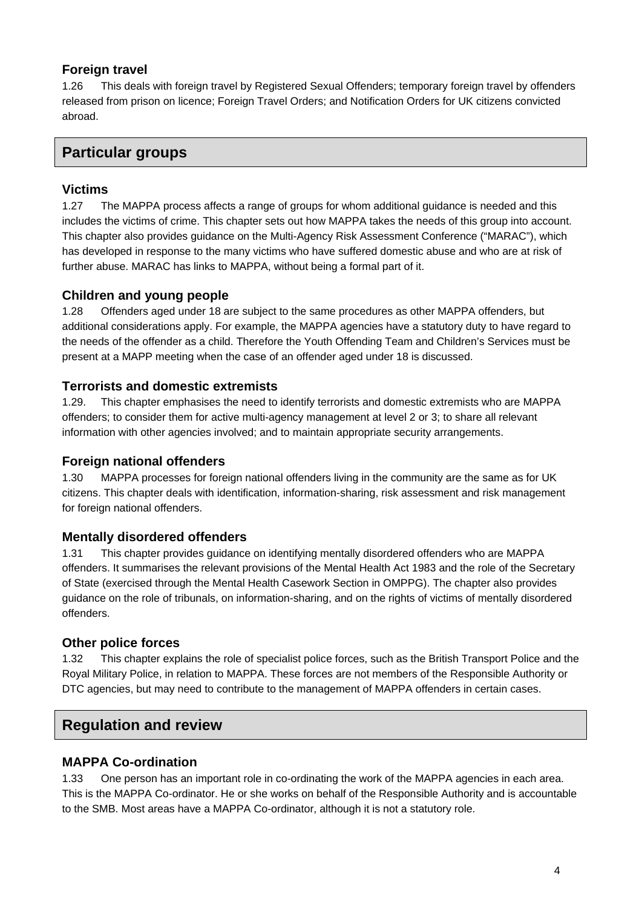### Foreign travel

1.26 This deals with foreign travel by Registered Sexual Offenders; temporary foreign travel by offenders released from prison on licence; Foreign Travel Orders; and Notification Orders for UK citizens convicted abroad.

## Particular groups

### Victims

1.27 The MAPPA process affects a range of groups for whom additional guidance is needed and this includes the victims of crime. This chapter sets out how MAPPA takes the needs of this group into account. This chapter also provides guidance on the Multi-Agency Risk Assessment Conference ("MARAC"), which has developed in response to the many victims who have suffered domestic abuse and who are at risk of further abuse. MARAC has links to MAPPA, without being a formal part of it.

### Children and young people

1.28 Offenders aged under 18 are subject to the same procedures as other MAPPA offenders, but additional considerations apply. For example, the MAPPA agencies have a statutory duty to have regard to the needs of the offender as a child. Therefore the Youth Offending Team and Children's Services must be present at a MAPP meeting when the case of an offender aged under 18 is discussed.

### Terrorists and domestic extremists

1.29. This chapter emphasises the need to identify terrorists and domestic extremists who are MAPPA offenders; to consider them for active multi-agency management at level 2 or 3; to share all relevant information with other agencies involved; and to maintain appropriate security arrangements.

### Foreign national offenders

1.30 MAPPA processes for foreign national offenders living in the community are the same as for UK citizens. This chapter deals with identification, information-sharing, risk assessment and risk management for foreign national offenders.

### Mentally disordered offenders

1.31 This chapter provides guidance on identifying mentally disordered offenders who are MAPPA offenders. It summarises the relevant provisions of the Mental Health Act 1983 and the role of the Secretary of State (exercised through the Mental Health Casework Section in OMPPG). The chapter also provides guidance on the role of tribunals, on information-sharing, and on the rights of victims of mentally disordered offenders.

### Other police forces

1.32 This chapter explains the role of specialist police forces, such as the British Transport Police and the Royal Military Police, in relation to MAPPA. These forces are not members of the Responsible Authority or DTC agencies, but may need to contribute to the management of MAPPA offenders in certain cases.

## Regulation and review

### MAPPA Co-ordination

1.33 One person has an important role in co-ordinating the work of the MAPPA agencies in each area. This is the MAPPA Co-ordinator. He or she works on behalf of the Responsible Authority and is accountable to the SMB. Most areas have a MAPPA Co-ordinator, although it is not a statutory role.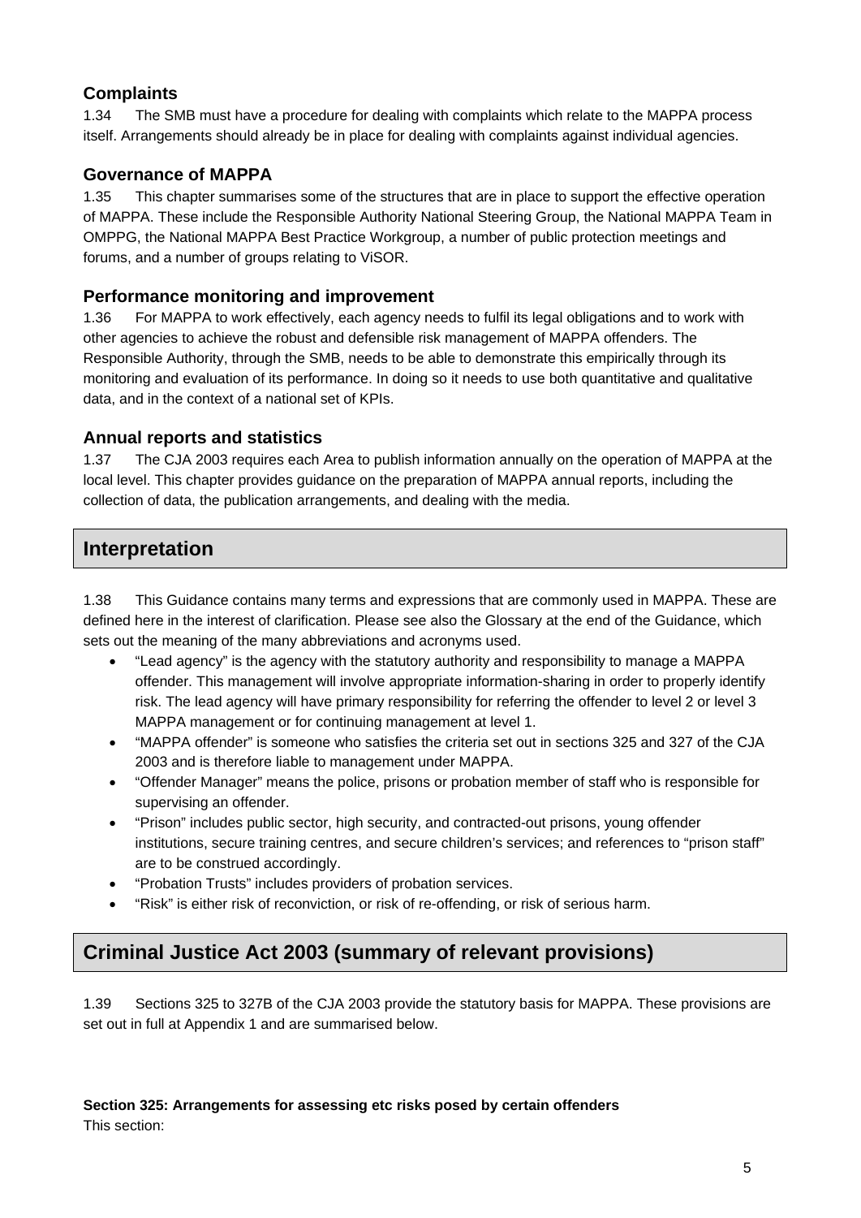### Complaints

1.34 The SMB must have a procedure for dealing with complaints which relate to the MAPPA process itself. Arrangements should already be in place for dealing with complaints against individual agencies.

### Governance of MAPPA

1.35 This chapter summarises some of the structures that are in place to support the effective operation of MAPPA. These include the Responsible Authority National Steering Group, the National MAPPA Team in OMPPG, the National MAPPA Best Practice Workgroup, a number of public protection meetings and forums, and a number of groups relating to ViSOR.

### Performance monitoring and improvement

1.36 For MAPPA to work effectively, each agency needs to fulfil its legal obligations and to work with other agencies to achieve the robust and defensible risk management of MAPPA offenders. The Responsible Authority, through the SMB, needs to be able to demonstrate this empirically through its monitoring and evaluation of its performance. In doing so it needs to use both quantitative and qualitative data, and in the context of a national set of KPIs.

### Annual reports and statistics

1.37 The CJA 2003 requires each Area to publish information annually on the operation of MAPPA at the local level. This chapter provides guidance on the preparation of MAPPA annual reports, including the collection of data, the publication arrangements, and dealing with the media.

## Interpretation

1.38 This Guidance contains many terms and expressions that are commonly used in MAPPA. These are defined here in the interest of clarification. Please see also the Glossary at the end of the Guidance, which sets out the meaning of the many abbreviations and acronyms used.

- "Lead agency" is the agency with the statutory authority and responsibility to manage a MAPPA offender. This management will involve appropriate information-sharing in order to properly identify risk. The lead agency will have primary responsibility for referring the offender to level 2 or level 3 MAPPA management or for continuing management at level 1.
- "MAPPA offender" is someone who satisfies the criteria set out in sections 325 and 327 of the CJA 2003 and is therefore liable to management under MAPPA.
- "Offender Manager" means the police, prisons or probation member of staff who is responsible for supervising an offender.
- "Prison" includes public sector, high security, and contracted-out prisons, young offender institutions, secure training centres, and secure children's services; and references to "prison staff" are to be construed accordingly.
- "Probation Trusts" includes providers of probation services.
- "Risk" is either risk of reconviction, or risk of re-offending, or risk of serious harm.

## Criminal Justice Act 2003 (summary of relevant provisions)

1.39 Sections 325 to 327B of the CJA 2003 provide the statutory basis for MAPPA. These provisions are set out in full at Appendix 1 and are summarised below.

**Section 325: Arrangements for assessing etc risks posed by certain offenders**
This section: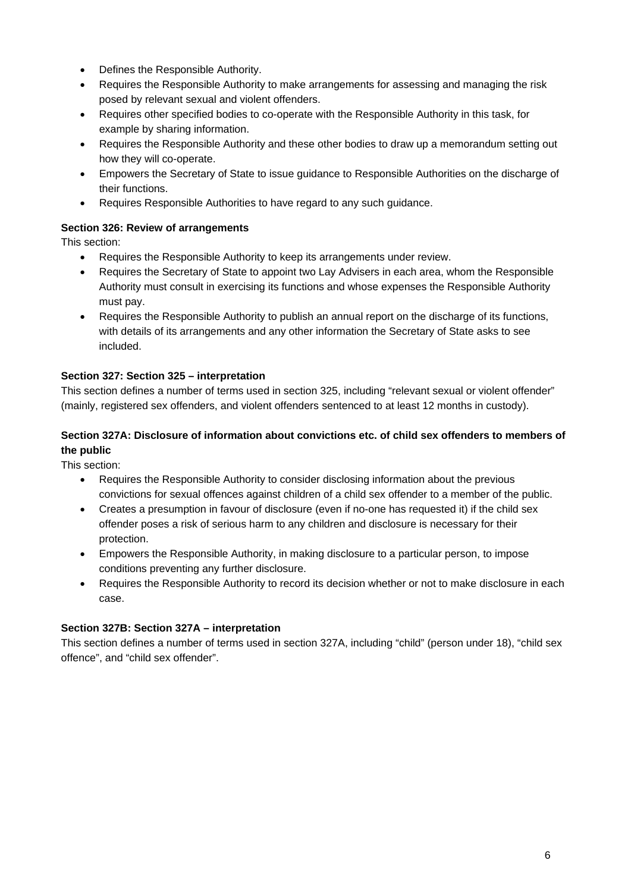- Defines the Responsible Authority.
- Requires the Responsible Authority to make arrangements for assessing and managing the risk posed by relevant sexual and violent offenders.
- Requires other specified bodies to co-operate with the Responsible Authority in this task, for example by sharing information.
- Requires the Responsible Authority and these other bodies to draw up a memorandum setting out how they will co-operate.
- Empowers the Secretary of State to issue guidance to Responsible Authorities on the discharge of their functions.
- Requires Responsible Authorities to have regard to any such guidance.

**Section 326: Review of arrangements**

This section:

- Requires the Responsible Authority to keep its arrangements under review.
- Requires the Secretary of State to appoint two Lay Advisers in each area, whom the Responsible Authority must consult in exercising its functions and whose expenses the Responsible Authority must pay.
- Requires the Responsible Authority to publish an annual report on the discharge of its functions, with details of its arrangements and any other information the Secretary of State asks to see included.

**Section 327: Section 325 – interpretation**

This section defines a number of terms used in section 325, including "relevant sexual or violent offender" (mainly, registered sex offenders, and violent offenders sentenced to at least 12 months in custody).

**Section 327A: Disclosure of information about convictions etc. of child sex offenders to members of the public**

This section:

- Requires the Responsible Authority to consider disclosing information about the previous convictions for sexual offences against children of a child sex offender to a member of the public.
- Creates a presumption in favour of disclosure (even if no-one has requested it) if the child sex offender poses a risk of serious harm to any children and disclosure is necessary for their protection.
- Empowers the Responsible Authority, in making disclosure to a particular person, to impose conditions preventing any further disclosure.
- Requires the Responsible Authority to record its decision whether or not to make disclosure in each case.

**Section 327B: Section 327A – interpretation**

This section defines a number of terms used in section 327A, including "child" (person under 18), "child sex offence", and "child sex offender".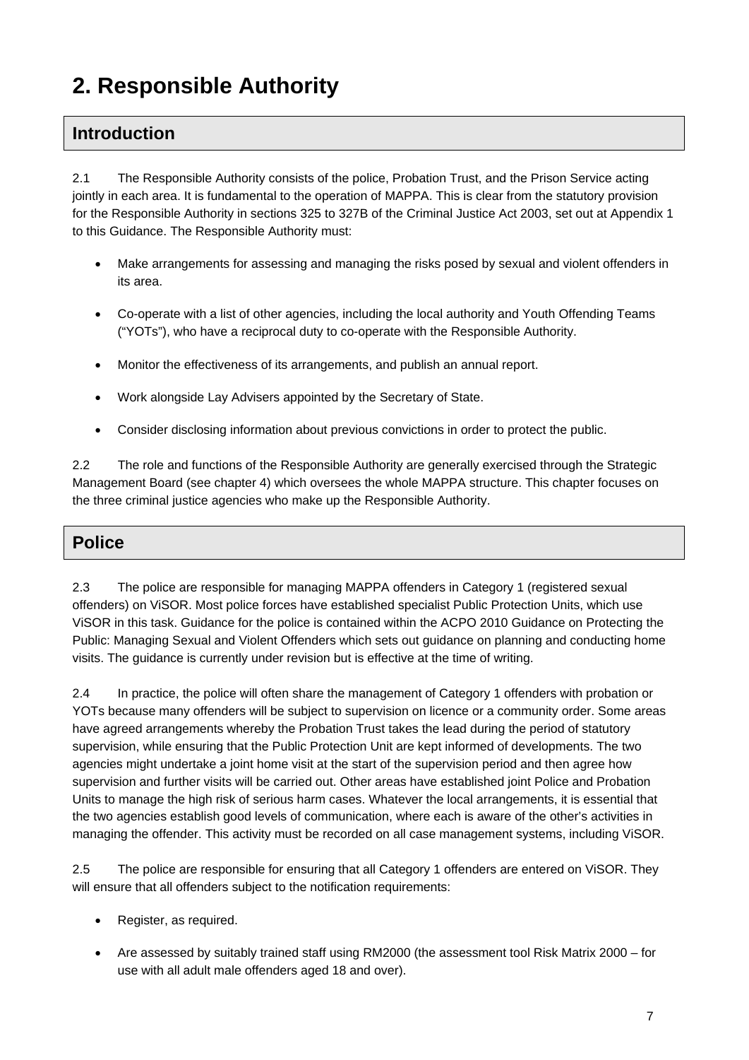# 2. Responsible Authority

## Introduction

2.1 The Responsible Authority consists of the police, Probation Trust, and the Prison Service acting jointly in each area. It is fundamental to the operation of MAPPA. This is clear from the statutory provision for the Responsible Authority in sections 325 to 327B of the Criminal Justice Act 2003, set out at Appendix 1 to this Guidance. The Responsible Authority must:

- Make arrangements for assessing and managing the risks posed by sexual and violent offenders in its area.
- Co-operate with a list of other agencies, including the local authority and Youth Offending Teams ("YOTs"), who have a reciprocal duty to co-operate with the Responsible Authority.
- Monitor the effectiveness of its arrangements, and publish an annual report.
- Work alongside Lay Advisers appointed by the Secretary of State.
- Consider disclosing information about previous convictions in order to protect the public.

2.2 The role and functions of the Responsible Authority are generally exercised through the Strategic Management Board (see chapter 4) which oversees the whole MAPPA structure. This chapter focuses on the three criminal justice agencies who make up the Responsible Authority.

## Police

2.3 The police are responsible for managing MAPPA offenders in Category 1 (registered sexual offenders) on ViSOR. Most police forces have established specialist Public Protection Units, which use ViSOR in this task. Guidance for the police is contained within the ACPO 2010 Guidance on Protecting the Public: Managing Sexual and Violent Offenders which sets out guidance on planning and conducting home visits. The guidance is currently under revision but is effective at the time of writing.

2.4 In practice, the police will often share the management of Category 1 offenders with probation or YOTs because many offenders will be subject to supervision on licence or a community order. Some areas have agreed arrangements whereby the Probation Trust takes the lead during the period of statutory supervision, while ensuring that the Public Protection Unit are kept informed of developments. The two agencies might undertake a joint home visit at the start of the supervision period and then agree how supervision and further visits will be carried out. Other areas have established joint Police and Probation Units to manage the high risk of serious harm cases. Whatever the local arrangements, it is essential that the two agencies establish good levels of communication, where each is aware of the other's activities in managing the offender. This activity must be recorded on all case management systems, including ViSOR.

2.5 The police are responsible for ensuring that all Category 1 offenders are entered on ViSOR. They will ensure that all offenders subject to the notification requirements:

- Register, as required.
- Are assessed by suitably trained staff using RM2000 (the assessment tool Risk Matrix 2000 – for use with all adult male offenders aged 18 and over).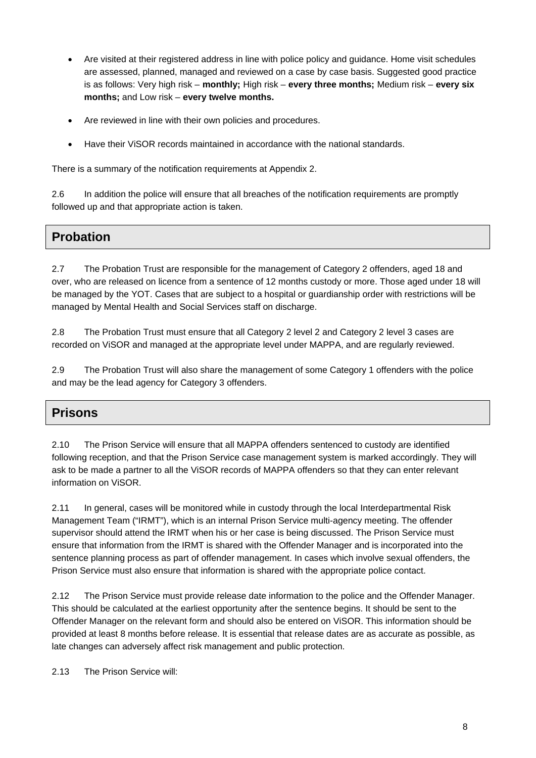- Are visited at their registered address in line with police policy and guidance. Home visit schedules are assessed, planned, managed and reviewed on a case by case basis. Suggested good practice is as follows: Very high risk – **monthly;** High risk – **every three months;** Medium risk – **every six months;** and Low risk – **every twelve months.**

- Are reviewed in line with their own policies and procedures.

- Have their ViSOR records maintained in accordance with the national standards.

There is a summary of the notification requirements at Appendix 2.

2.6 In addition the police will ensure that all breaches of the notification requirements are promptly followed up and that appropriate action is taken.

## Probation

2.7 The Probation Trust are responsible for the management of Category 2 offenders, aged 18 and over, who are released on licence from a sentence of 12 months custody or more. Those aged under 18 will be managed by the YOT. Cases that are subject to a hospital or guardianship order with restrictions will be managed by Mental Health and Social Services staff on discharge.

2.8 The Probation Trust must ensure that all Category 2 level 2 and Category 2 level 3 cases are recorded on ViSOR and managed at the appropriate level under MAPPA, and are regularly reviewed.

2.9 The Probation Trust will also share the management of some Category 1 offenders with the police and may be the lead agency for Category 3 offenders.

## Prisons

2.10 The Prison Service will ensure that all MAPPA offenders sentenced to custody are identified following reception, and that the Prison Service case management system is marked accordingly. They will ask to be made a partner to all the ViSOR records of MAPPA offenders so that they can enter relevant information on ViSOR.

2.11 In general, cases will be monitored while in custody through the local Interdepartmental Risk Management Team ("IRMT"), which is an internal Prison Service multi-agency meeting. The offender supervisor should attend the IRMT when his or her case is being discussed. The Prison Service must ensure that information from the IRMT is shared with the Offender Manager and is incorporated into the sentence planning process as part of offender management. In cases which involve sexual offenders, the Prison Service must also ensure that information is shared with the appropriate police contact.

2.12 The Prison Service must provide release date information to the police and the Offender Manager. This should be calculated at the earliest opportunity after the sentence begins. It should be sent to the Offender Manager on the relevant form and should also be entered on ViSOR. This information should be provided at least 8 months before release. It is essential that release dates are as accurate as possible, as late changes can adversely affect risk management and public protection.

2.13 The Prison Service will: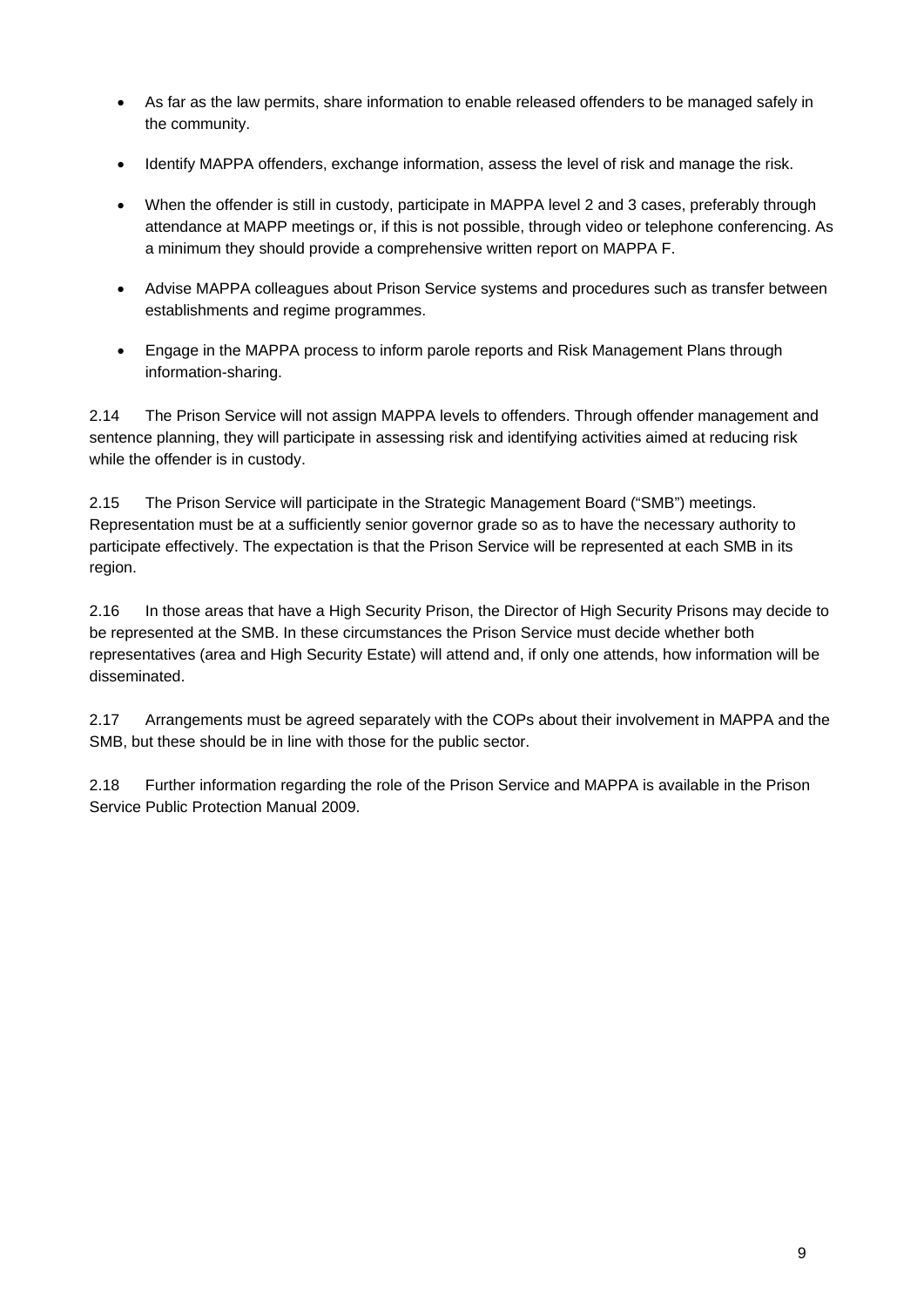- As far as the law permits, share information to enable released offenders to be managed safely in the community.
- Identify MAPPA offenders, exchange information, assess the level of risk and manage the risk.
- When the offender is still in custody, participate in MAPPA level 2 and 3 cases, preferably through attendance at MAPP meetings or, if this is not possible, through video or telephone conferencing. As a minimum they should provide a comprehensive written report on MAPPA F.
- Advise MAPPA colleagues about Prison Service systems and procedures such as transfer between establishments and regime programmes.
- Engage in the MAPPA process to inform parole reports and Risk Management Plans through information-sharing.

2.14 The Prison Service will not assign MAPPA levels to offenders. Through offender management and sentence planning, they will participate in assessing risk and identifying activities aimed at reducing risk while the offender is in custody.

2.15 The Prison Service will participate in the Strategic Management Board ("SMB") meetings. Representation must be at a sufficiently senior governor grade so as to have the necessary authority to participate effectively. The expectation is that the Prison Service will be represented at each SMB in its region.

2.16 In those areas that have a High Security Prison, the Director of High Security Prisons may decide to be represented at the SMB. In these circumstances the Prison Service must decide whether both representatives (area and High Security Estate) will attend and, if only one attends, how information will be disseminated.

2.17 Arrangements must be agreed separately with the COPs about their involvement in MAPPA and the SMB, but these should be in line with those for the public sector.

2.18 Further information regarding the role of the Prison Service and MAPPA is available in the Prison Service Public Protection Manual 2009.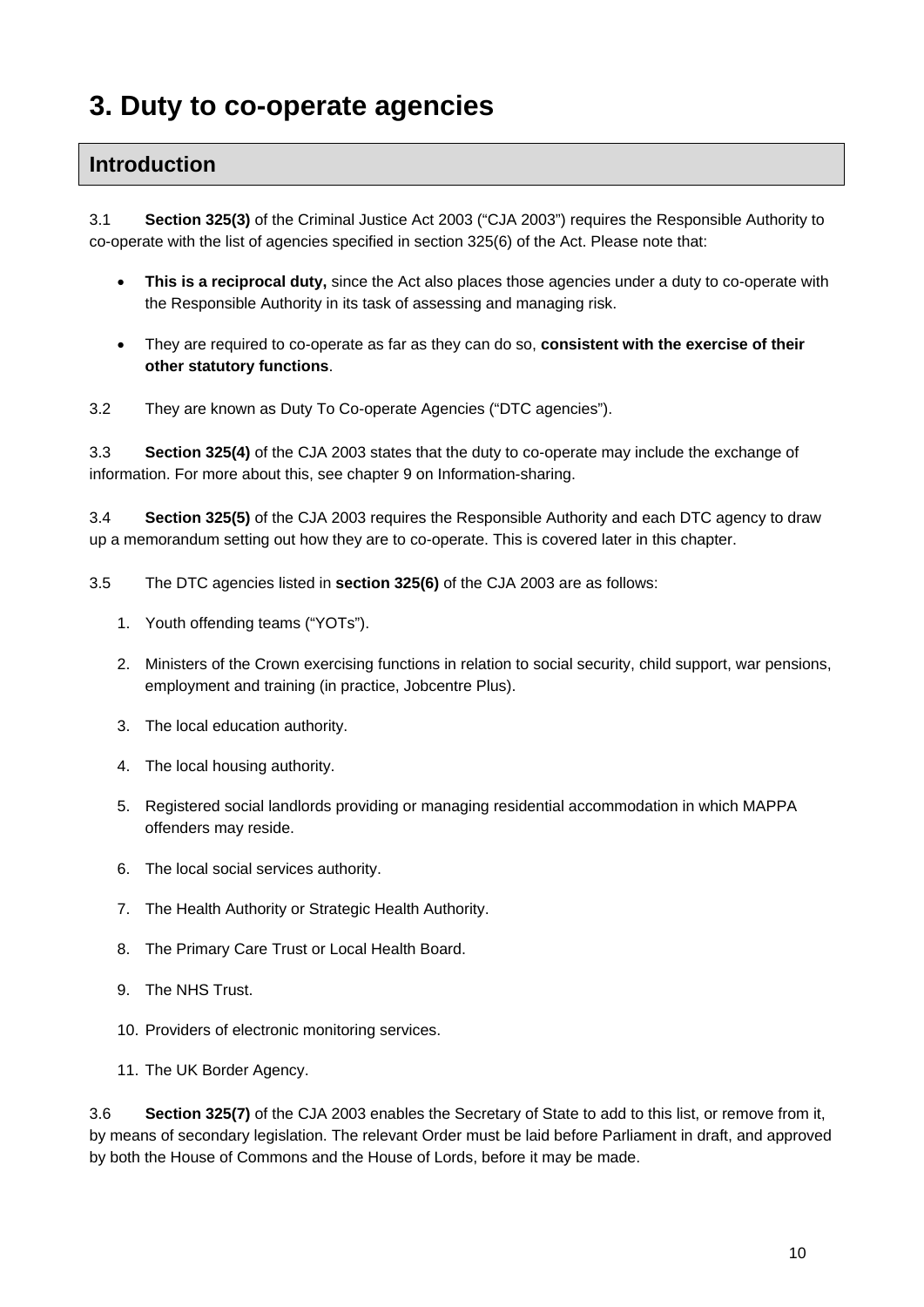# 3. Duty to co-operate agencies

## Introduction

3.1 **Section 325(3)** of the Criminal Justice Act 2003 ("CJA 2003") requires the Responsible Authority to co-operate with the list of agencies specified in section 325(6) of the Act. Please note that:

- **This is a reciprocal duty,** since the Act also places those agencies under a duty to co-operate with the Responsible Authority in its task of assessing and managing risk.
- They are required to co-operate as far as they can do so, **consistent with the exercise of their other statutory functions**.

3.2 They are known as Duty To Co-operate Agencies ("DTC agencies").

3.3 **Section 325(4)** of the CJA 2003 states that the duty to co-operate may include the exchange of information. For more about this, see chapter 9 on Information-sharing.

3.4 **Section 325(5)** of the CJA 2003 requires the Responsible Authority and each DTC agency to draw up a memorandum setting out how they are to co-operate. This is covered later in this chapter.

3.5 The DTC agencies listed in **section 325(6)** of the CJA 2003 are as follows:

1. Youth offending teams ("YOTs").
2. Ministers of the Crown exercising functions in relation to social security, child support, war pensions, employment and training (in practice, Jobcentre Plus).
3. The local education authority.
4. The local housing authority.
5. Registered social landlords providing or managing residential accommodation in which MAPPA offenders may reside.
6. The local social services authority.
7. The Health Authority or Strategic Health Authority.
8. The Primary Care Trust or Local Health Board.
9. The NHS Trust.
10. Providers of electronic monitoring services.
11. The UK Border Agency.

3.6 **Section 325(7)** of the CJA 2003 enables the Secretary of State to add to this list, or remove from it, by means of secondary legislation. The relevant Order must be laid before Parliament in draft, and approved by both the House of Commons and the House of Lords, before it may be made.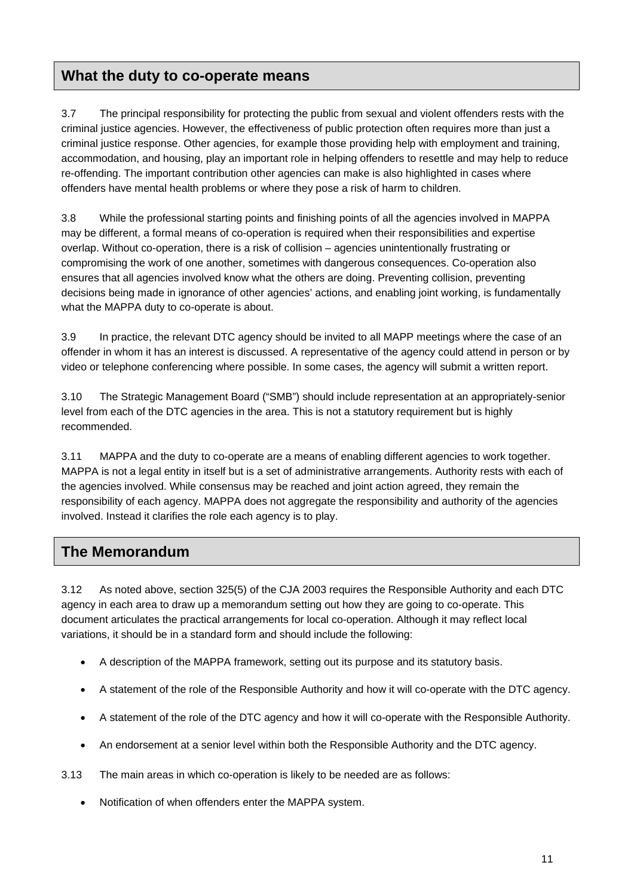## What the duty to co-operate means

3.7 The principal responsibility for protecting the public from sexual and violent offenders rests with the criminal justice agencies. However, the effectiveness of public protection often requires more than just a criminal justice response. Other agencies, for example those providing help with employment and training, accommodation, and housing, play an important role in helping offenders to resettle and may help to reduce re-offending. The important contribution other agencies can make is also highlighted in cases where offenders have mental health problems or where they pose a risk of harm to children.

3.8 While the professional starting points and finishing points of all the agencies involved in MAPPA may be different, a formal means of co-operation is required when their responsibilities and expertise overlap. Without co-operation, there is a risk of collision – agencies unintentionally frustrating or compromising the work of one another, sometimes with dangerous consequences. Co-operation also ensures that all agencies involved know what the others are doing. Preventing collision, preventing decisions being made in ignorance of other agencies' actions, and enabling joint working, is fundamentally what the MAPPA duty to co-operate is about.

3.9 In practice, the relevant DTC agency should be invited to all MAPP meetings where the case of an offender in whom it has an interest is discussed. A representative of the agency could attend in person or by video or telephone conferencing where possible. In some cases, the agency will submit a written report.

3.10 The Strategic Management Board ("SMB") should include representation at an appropriately-senior level from each of the DTC agencies in the area. This is not a statutory requirement but is highly recommended.

3.11 MAPPA and the duty to co-operate are a means of enabling different agencies to work together. MAPPA is not a legal entity in itself but is a set of administrative arrangements. Authority rests with each of the agencies involved. While consensus may be reached and joint action agreed, they remain the responsibility of each agency. MAPPA does not aggregate the responsibility and authority of the agencies involved. Instead it clarifies the role each agency is to play.

## The Memorandum

3.12 As noted above, section 325(5) of the CJA 2003 requires the Responsible Authority and each DTC agency in each area to draw up a memorandum setting out how they are going to co-operate. This document articulates the practical arrangements for local co-operation. Although it may reflect local variations, it should be in a standard form and should include the following:

- A description of the MAPPA framework, setting out its purpose and its statutory basis.
- A statement of the role of the Responsible Authority and how it will co-operate with the DTC agency.
- A statement of the role of the DTC agency and how it will co-operate with the Responsible Authority.
- An endorsement at a senior level within both the Responsible Authority and the DTC agency.

3.13 The main areas in which co-operation is likely to be needed are as follows:

- Notification of when offenders enter the MAPPA system.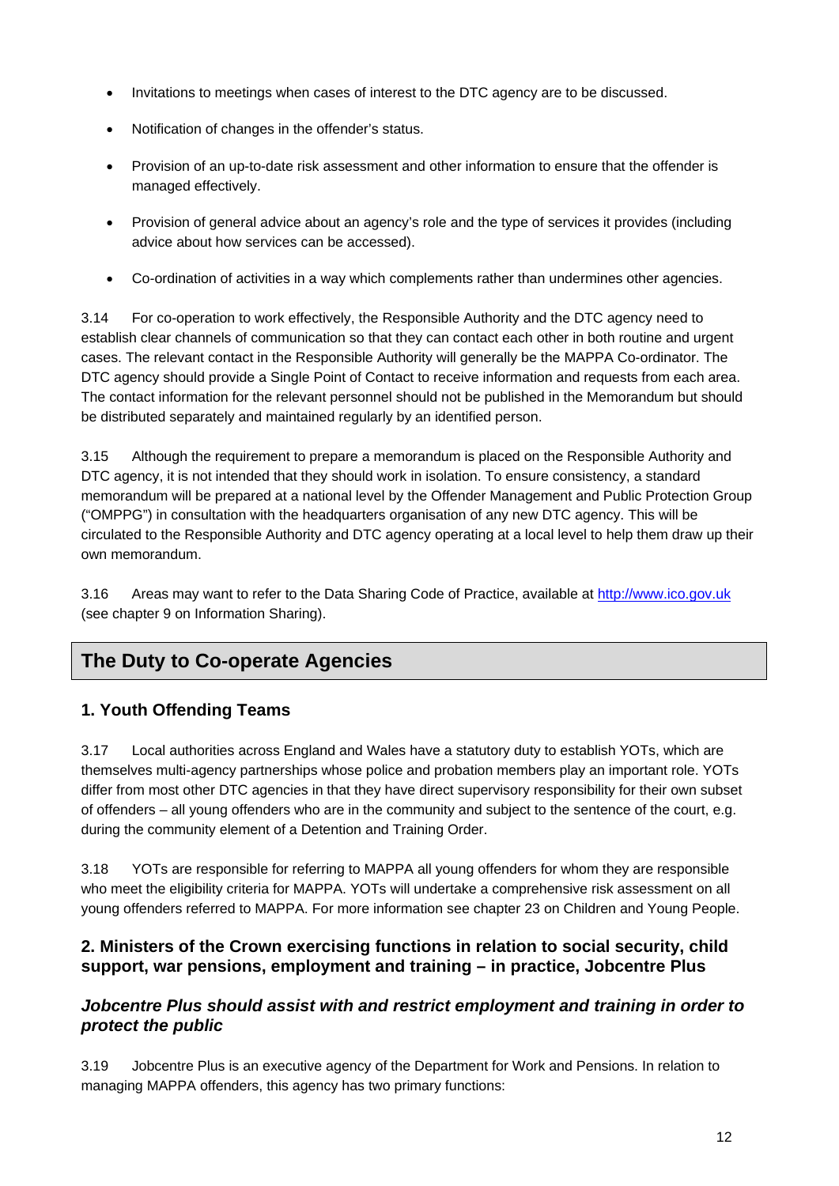- Invitations to meetings when cases of interest to the DTC agency are to be discussed.
- Notification of changes in the offender's status.
- Provision of an up-to-date risk assessment and other information to ensure that the offender is managed effectively.
- Provision of general advice about an agency's role and the type of services it provides (including advice about how services can be accessed).
- Co-ordination of activities in a way which complements rather than undermines other agencies.

3.14 For co-operation to work effectively, the Responsible Authority and the DTC agency need to establish clear channels of communication so that they can contact each other in both routine and urgent cases. The relevant contact in the Responsible Authority will generally be the MAPPA Co-ordinator. The DTC agency should provide a Single Point of Contact to receive information and requests from each area. The contact information for the relevant personnel should not be published in the Memorandum but should be distributed separately and maintained regularly by an identified person.

3.15 Although the requirement to prepare a memorandum is placed on the Responsible Authority and DTC agency, it is not intended that they should work in isolation. To ensure consistency, a standard memorandum will be prepared at a national level by the Offender Management and Public Protection Group ("OMPPG") in consultation with the headquarters organisation of any new DTC agency. This will be circulated to the Responsible Authority and DTC agency operating at a local level to help them draw up their own memorandum.

3.16 Areas may want to refer to the Data Sharing Code of Practice, available at http://www.ico.gov.uk (see chapter 9 on Information Sharing).

## The Duty to Co-operate Agencies

### 1. Youth Offending Teams

3.17 Local authorities across England and Wales have a statutory duty to establish YOTs, which are themselves multi-agency partnerships whose police and probation members play an important role. YOTs differ from most other DTC agencies in that they have direct supervisory responsibility for their own subset of offenders – all young offenders who are in the community and subject to the sentence of the court, e.g. during the community element of a Detention and Training Order.

3.18 YOTs are responsible for referring to MAPPA all young offenders for whom they are responsible who meet the eligibility criteria for MAPPA. YOTs will undertake a comprehensive risk assessment on all young offenders referred to MAPPA. For more information see chapter 23 on Children and Young People.

### 2. Ministers of the Crown exercising functions in relation to social security, child support, war pensions, employment and training – in practice, Jobcentre Plus

#### *Jobcentre Plus should assist with and restrict employment and training in order to protect the public*

3.19 Jobcentre Plus is an executive agency of the Department for Work and Pensions. In relation to managing MAPPA offenders, this agency has two primary functions: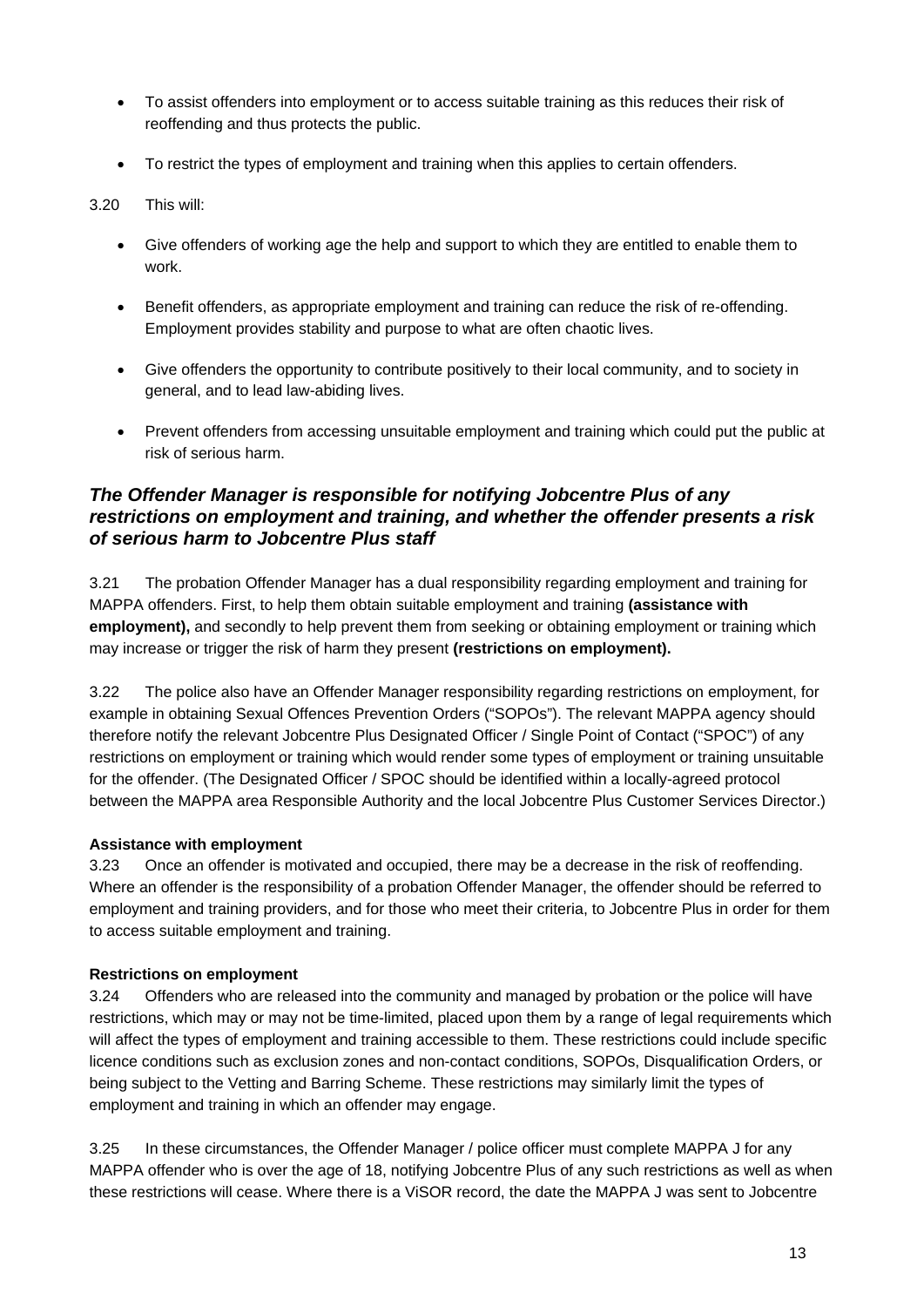- To assist offenders into employment or to access suitable training as this reduces their risk of reoffending and thus protects the public.
- To restrict the types of employment and training when this applies to certain offenders.

3.20 This will:

- Give offenders of working age the help and support to which they are entitled to enable them to work.
- Benefit offenders, as appropriate employment and training can reduce the risk of re-offending. Employment provides stability and purpose to what are often chaotic lives.
- Give offenders the opportunity to contribute positively to their local community, and to society in general, and to lead law-abiding lives.
- Prevent offenders from accessing unsuitable employment and training which could put the public at risk of serious harm.

### *The Offender Manager is responsible for notifying Jobcentre Plus of any restrictions on employment and training, and whether the offender presents a risk of serious harm to Jobcentre Plus staff*

3.21 The probation Offender Manager has a dual responsibility regarding employment and training for MAPPA offenders. First, to help them obtain suitable employment and training **(assistance with employment),** and secondly to help prevent them from seeking or obtaining employment or training which may increase or trigger the risk of harm they present **(restrictions on employment).**

3.22 The police also have an Offender Manager responsibility regarding restrictions on employment, for example in obtaining Sexual Offences Prevention Orders ("SOPOs"). The relevant MAPPA agency should therefore notify the relevant Jobcentre Plus Designated Officer / Single Point of Contact ("SPOC") of any restrictions on employment or training which would render some types of employment or training unsuitable for the offender. (The Designated Officer / SPOC should be identified within a locally-agreed protocol between the MAPPA area Responsible Authority and the local Jobcentre Plus Customer Services Director.)

**Assistance with employment**

3.23 Once an offender is motivated and occupied, there may be a decrease in the risk of reoffending. Where an offender is the responsibility of a probation Offender Manager, the offender should be referred to employment and training providers, and for those who meet their criteria, to Jobcentre Plus in order for them to access suitable employment and training.

**Restrictions on employment**

3.24 Offenders who are released into the community and managed by probation or the police will have restrictions, which may or may not be time-limited, placed upon them by a range of legal requirements which will affect the types of employment and training accessible to them. These restrictions could include specific licence conditions such as exclusion zones and non-contact conditions, SOPOs, Disqualification Orders, or being subject to the Vetting and Barring Scheme. These restrictions may similarly limit the types of employment and training in which an offender may engage.

3.25 In these circumstances, the Offender Manager / police officer must complete MAPPA J for any MAPPA offender who is over the age of 18, notifying Jobcentre Plus of any such restrictions as well as when these restrictions will cease. Where there is a ViSOR record, the date the MAPPA J was sent to Jobcentre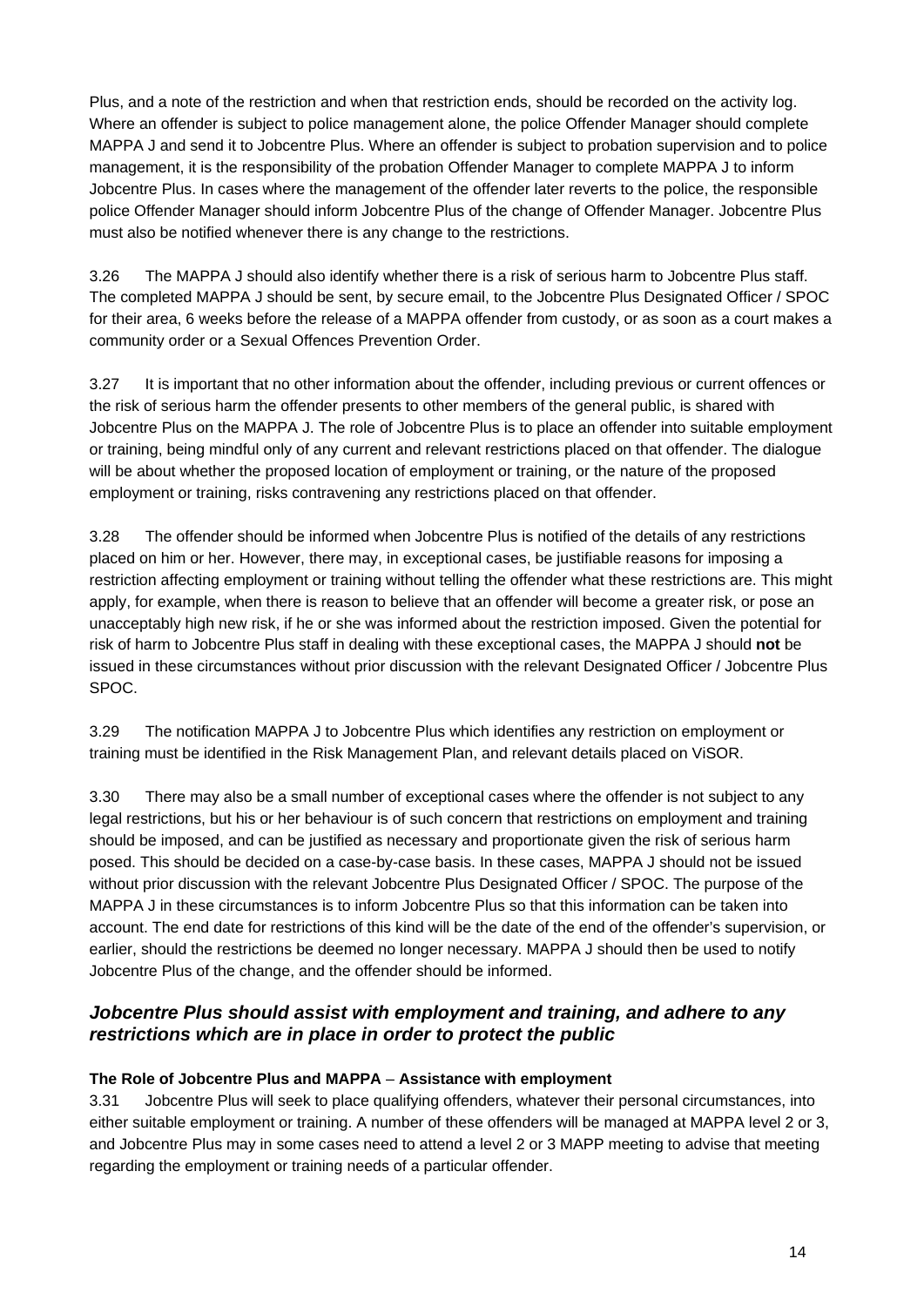Plus, and a note of the restriction and when that restriction ends, should be recorded on the activity log. Where an offender is subject to police management alone, the police Offender Manager should complete MAPPA J and send it to Jobcentre Plus. Where an offender is subject to probation supervision and to police management, it is the responsibility of the probation Offender Manager to complete MAPPA J to inform Jobcentre Plus. In cases where the management of the offender later reverts to the police, the responsible police Offender Manager should inform Jobcentre Plus of the change of Offender Manager. Jobcentre Plus must also be notified whenever there is any change to the restrictions.

3.26 The MAPPA J should also identify whether there is a risk of serious harm to Jobcentre Plus staff. The completed MAPPA J should be sent, by secure email, to the Jobcentre Plus Designated Officer / SPOC for their area, 6 weeks before the release of a MAPPA offender from custody, or as soon as a court makes a community order or a Sexual Offences Prevention Order.

3.27 It is important that no other information about the offender, including previous or current offences or the risk of serious harm the offender presents to other members of the general public, is shared with Jobcentre Plus on the MAPPA J. The role of Jobcentre Plus is to place an offender into suitable employment or training, being mindful only of any current and relevant restrictions placed on that offender. The dialogue will be about whether the proposed location of employment or training, or the nature of the proposed employment or training, risks contravening any restrictions placed on that offender.

3.28 The offender should be informed when Jobcentre Plus is notified of the details of any restrictions placed on him or her. However, there may, in exceptional cases, be justifiable reasons for imposing a restriction affecting employment or training without telling the offender what these restrictions are. This might apply, for example, when there is reason to believe that an offender will become a greater risk, or pose an unacceptably high new risk, if he or she was informed about the restriction imposed. Given the potential for risk of harm to Jobcentre Plus staff in dealing with these exceptional cases, the MAPPA J should **not** be issued in these circumstances without prior discussion with the relevant Designated Officer / Jobcentre Plus SPOC.

3.29 The notification MAPPA J to Jobcentre Plus which identifies any restriction on employment or training must be identified in the Risk Management Plan, and relevant details placed on ViSOR.

3.30 There may also be a small number of exceptional cases where the offender is not subject to any legal restrictions, but his or her behaviour is of such concern that restrictions on employment and training should be imposed, and can be justified as necessary and proportionate given the risk of serious harm posed. This should be decided on a case-by-case basis. In these cases, MAPPA J should not be issued without prior discussion with the relevant Jobcentre Plus Designated Officer / SPOC. The purpose of the MAPPA J in these circumstances is to inform Jobcentre Plus so that this information can be taken into account. The end date for restrictions of this kind will be the date of the end of the offender's supervision, or earlier, should the restrictions be deemed no longer necessary. MAPPA J should then be used to notify Jobcentre Plus of the change, and the offender should be informed.

### *Jobcentre Plus should assist with employment and training, and adhere to any restrictions which are in place in order to protect the public*

**The Role of Jobcentre Plus and MAPPA – Assistance with employment**

3.31 Jobcentre Plus will seek to place qualifying offenders, whatever their personal circumstances, into either suitable employment or training. A number of these offenders will be managed at MAPPA level 2 or 3, and Jobcentre Plus may in some cases need to attend a level 2 or 3 MAPP meeting to advise that meeting regarding the employment or training needs of a particular offender.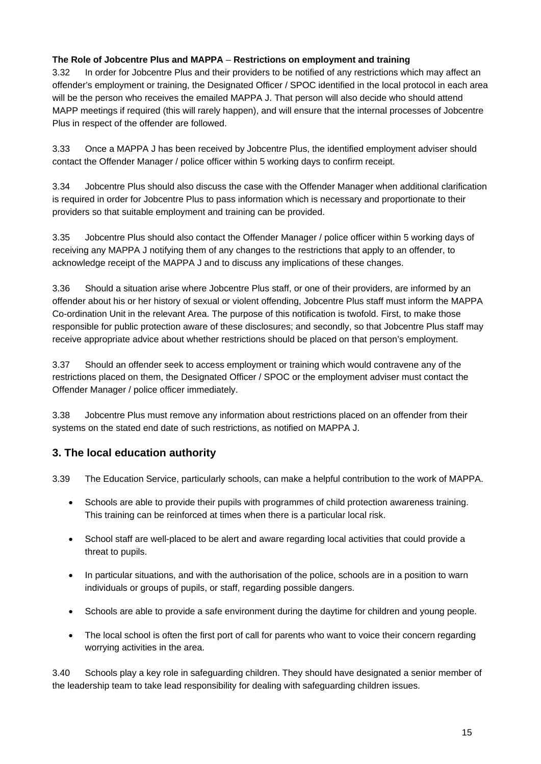**The Role of Jobcentre Plus and MAPPA – Restrictions on employment and training**

3.32 In order for Jobcentre Plus and their providers to be notified of any restrictions which may affect an offender's employment or training, the Designated Officer / SPOC identified in the local protocol in each area will be the person who receives the emailed MAPPA J. That person will also decide who should attend MAPP meetings if required (this will rarely happen), and will ensure that the internal processes of Jobcentre Plus in respect of the offender are followed.

3.33 Once a MAPPA J has been received by Jobcentre Plus, the identified employment adviser should contact the Offender Manager / police officer within 5 working days to confirm receipt.

3.34 Jobcentre Plus should also discuss the case with the Offender Manager when additional clarification is required in order for Jobcentre Plus to pass information which is necessary and proportionate to their providers so that suitable employment and training can be provided.

3.35 Jobcentre Plus should also contact the Offender Manager / police officer within 5 working days of receiving any MAPPA J notifying them of any changes to the restrictions that apply to an offender, to acknowledge receipt of the MAPPA J and to discuss any implications of these changes.

3.36 Should a situation arise where Jobcentre Plus staff, or one of their providers, are informed by an offender about his or her history of sexual or violent offending, Jobcentre Plus staff must inform the MAPPA Co-ordination Unit in the relevant Area. The purpose of this notification is twofold. First, to make those responsible for public protection aware of these disclosures; and secondly, so that Jobcentre Plus staff may receive appropriate advice about whether restrictions should be placed on that person's employment.

3.37 Should an offender seek to access employment or training which would contravene any of the restrictions placed on them, the Designated Officer / SPOC or the employment adviser must contact the Offender Manager / police officer immediately.

3.38 Jobcentre Plus must remove any information about restrictions placed on an offender from their systems on the stated end date of such restrictions, as notified on MAPPA J.

## 3. The local education authority

3.39 The Education Service, particularly schools, can make a helpful contribution to the work of MAPPA.

- Schools are able to provide their pupils with programmes of child protection awareness training. This training can be reinforced at times when there is a particular local risk.
- School staff are well-placed to be alert and aware regarding local activities that could provide a threat to pupils.
- In particular situations, and with the authorisation of the police, schools are in a position to warn individuals or groups of pupils, or staff, regarding possible dangers.
- Schools are able to provide a safe environment during the daytime for children and young people.
- The local school is often the first port of call for parents who want to voice their concern regarding worrying activities in the area.

3.40 Schools play a key role in safeguarding children. They should have designated a senior member of the leadership team to take lead responsibility for dealing with safeguarding children issues.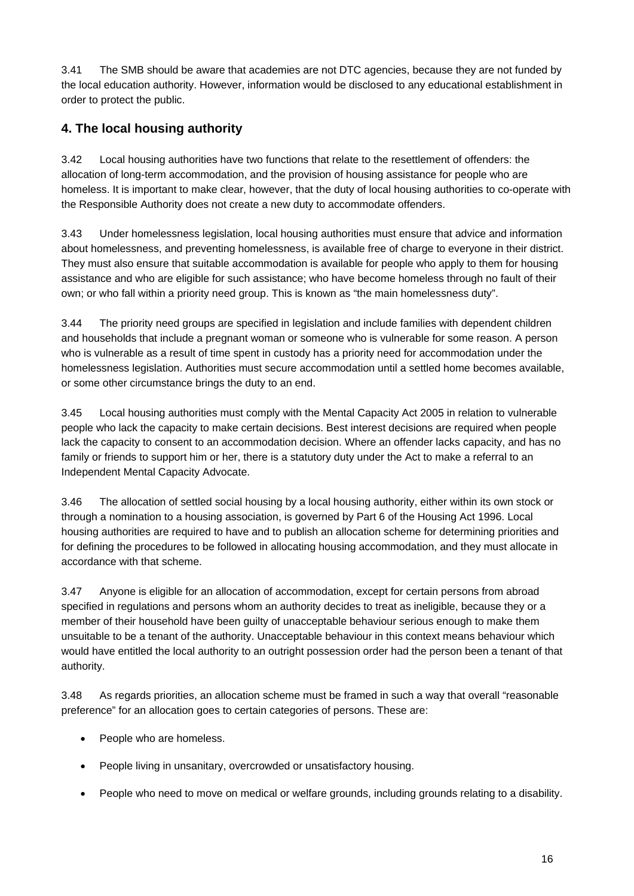3.41 The SMB should be aware that academies are not DTC agencies, because they are not funded by the local education authority. However, information would be disclosed to any educational establishment in order to protect the public.

## 4. The local housing authority

3.42 Local housing authorities have two functions that relate to the resettlement of offenders: the allocation of long-term accommodation, and the provision of housing assistance for people who are homeless. It is important to make clear, however, that the duty of local housing authorities to co-operate with the Responsible Authority does not create a new duty to accommodate offenders.

3.43 Under homelessness legislation, local housing authorities must ensure that advice and information about homelessness, and preventing homelessness, is available free of charge to everyone in their district. They must also ensure that suitable accommodation is available for people who apply to them for housing assistance and who are eligible for such assistance; who have become homeless through no fault of their own; or who fall within a priority need group. This is known as "the main homelessness duty".

3.44 The priority need groups are specified in legislation and include families with dependent children and households that include a pregnant woman or someone who is vulnerable for some reason. A person who is vulnerable as a result of time spent in custody has a priority need for accommodation under the homelessness legislation. Authorities must secure accommodation until a settled home becomes available, or some other circumstance brings the duty to an end.

3.45 Local housing authorities must comply with the Mental Capacity Act 2005 in relation to vulnerable people who lack the capacity to make certain decisions. Best interest decisions are required when people lack the capacity to consent to an accommodation decision. Where an offender lacks capacity, and has no family or friends to support him or her, there is a statutory duty under the Act to make a referral to an Independent Mental Capacity Advocate.

3.46 The allocation of settled social housing by a local housing authority, either within its own stock or through a nomination to a housing association, is governed by Part 6 of the Housing Act 1996. Local housing authorities are required to have and to publish an allocation scheme for determining priorities and for defining the procedures to be followed in allocating housing accommodation, and they must allocate in accordance with that scheme.

3.47 Anyone is eligible for an allocation of accommodation, except for certain persons from abroad specified in regulations and persons whom an authority decides to treat as ineligible, because they or a member of their household have been guilty of unacceptable behaviour serious enough to make them unsuitable to be a tenant of the authority. Unacceptable behaviour in this context means behaviour which would have entitled the local authority to an outright possession order had the person been a tenant of that authority.

3.48 As regards priorities, an allocation scheme must be framed in such a way that overall "reasonable preference" for an allocation goes to certain categories of persons. These are:

- People who are homeless.
- People living in unsanitary, overcrowded or unsatisfactory housing.
- People who need to move on medical or welfare grounds, including grounds relating to a disability.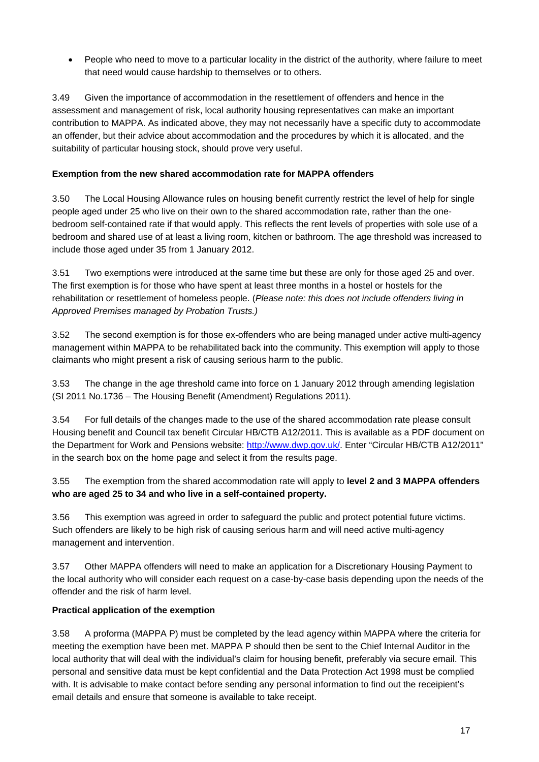- People who need to move to a particular locality in the district of the authority, where failure to meet that need would cause hardship to themselves or to others.

3.49 Given the importance of accommodation in the resettlement of offenders and hence in the assessment and management of risk, local authority housing representatives can make an important contribution to MAPPA. As indicated above, they may not necessarily have a specific duty to accommodate an offender, but their advice about accommodation and the procedures by which it is allocated, and the suitability of particular housing stock, should prove very useful.

**Exemption from the new shared accommodation rate for MAPPA offenders**

3.50 The Local Housing Allowance rules on housing benefit currently restrict the level of help for single people aged under 25 who live on their own to the shared accommodation rate, rather than the one-bedroom self-contained rate if that would apply. This reflects the rent levels of properties with sole use of a bedroom and shared use of at least a living room, kitchen or bathroom. The age threshold was increased to include those aged under 35 from 1 January 2012.

3.51 Two exemptions were introduced at the same time but these are only for those aged 25 and over. The first exemption is for those who have spent at least three months in a hostel or hostels for the rehabilitation or resettlement of homeless people. (*Please note: this does not include offenders living in Approved Premises managed by Probation Trusts.)*

3.52 The second exemption is for those ex-offenders who are being managed under active multi-agency management within MAPPA to be rehabilitated back into the community. This exemption will apply to those claimants who might present a risk of causing serious harm to the public.

3.53 The change in the age threshold came into force on 1 January 2012 through amending legislation (SI 2011 No.1736 – The Housing Benefit (Amendment) Regulations 2011).

3.54 For full details of the changes made to the use of the shared accommodation rate please consult Housing benefit and Council tax benefit Circular HB/CTB A12/2011. This is available as a PDF document on the Department for Work and Pensions website: http://www.dwp.gov.uk/. Enter "Circular HB/CTB A12/2011" in the search box on the home page and select it from the results page.

3.55 The exemption from the shared accommodation rate will apply to **level 2 and 3 MAPPA offenders who are aged 25 to 34 and who live in a self-contained property.**

3.56 This exemption was agreed in order to safeguard the public and protect potential future victims. Such offenders are likely to be high risk of causing serious harm and will need active multi-agency management and intervention.

3.57 Other MAPPA offenders will need to make an application for a Discretionary Housing Payment to the local authority who will consider each request on a case-by-case basis depending upon the needs of the offender and the risk of harm level.

**Practical application of the exemption**

3.58 A proforma (MAPPA P) must be completed by the lead agency within MAPPA where the criteria for meeting the exemption have been met. MAPPA P should then be sent to the Chief Internal Auditor in the local authority that will deal with the individual's claim for housing benefit, preferably via secure email. This personal and sensitive data must be kept confidential and the Data Protection Act 1998 must be complied with. It is advisable to make contact before sending any personal information to find out the receipient's email details and ensure that someone is available to take receipt.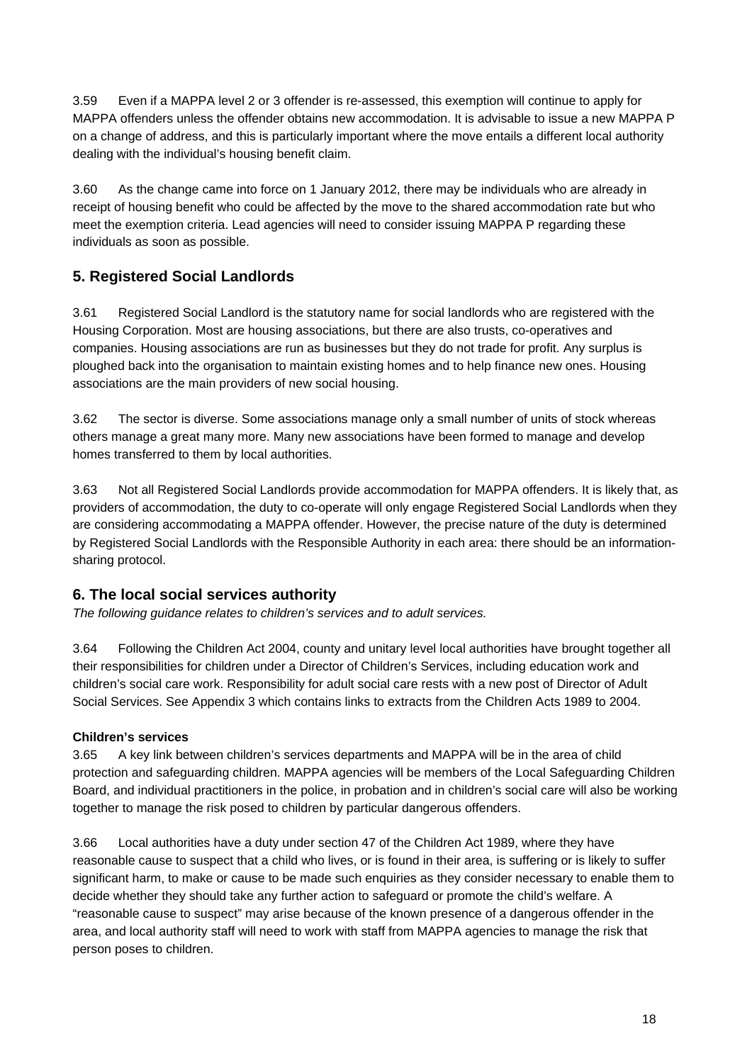3.59 Even if a MAPPA level 2 or 3 offender is re-assessed, this exemption will continue to apply for MAPPA offenders unless the offender obtains new accommodation. It is advisable to issue a new MAPPA P on a change of address, and this is particularly important where the move entails a different local authority dealing with the individual's housing benefit claim.

3.60 As the change came into force on 1 January 2012, there may be individuals who are already in receipt of housing benefit who could be affected by the move to the shared accommodation rate but who meet the exemption criteria. Lead agencies will need to consider issuing MAPPA P regarding these individuals as soon as possible.

## 5. Registered Social Landlords

3.61 Registered Social Landlord is the statutory name for social landlords who are registered with the Housing Corporation. Most are housing associations, but there are also trusts, co-operatives and companies. Housing associations are run as businesses but they do not trade for profit. Any surplus is ploughed back into the organisation to maintain existing homes and to help finance new ones. Housing associations are the main providers of new social housing.

3.62 The sector is diverse. Some associations manage only a small number of units of stock whereas others manage a great many more. Many new associations have been formed to manage and develop homes transferred to them by local authorities.

3.63 Not all Registered Social Landlords provide accommodation for MAPPA offenders. It is likely that, as providers of accommodation, the duty to co-operate will only engage Registered Social Landlords when they are considering accommodating a MAPPA offender. However, the precise nature of the duty is determined by Registered Social Landlords with the Responsible Authority in each area: there should be an information-sharing protocol.

## 6. The local social services authority

*The following guidance relates to children's services and to adult services.*

3.64 Following the Children Act 2004, county and unitary level local authorities have brought together all their responsibilities for children under a Director of Children's Services, including education work and children's social care work. Responsibility for adult social care rests with a new post of Director of Adult Social Services. See Appendix 3 which contains links to extracts from the Children Acts 1989 to 2004.

**Children's services**

3.65 A key link between children's services departments and MAPPA will be in the area of child protection and safeguarding children. MAPPA agencies will be members of the Local Safeguarding Children Board, and individual practitioners in the police, in probation and in children's social care will also be working together to manage the risk posed to children by particular dangerous offenders.

3.66 Local authorities have a duty under section 47 of the Children Act 1989, where they have reasonable cause to suspect that a child who lives, or is found in their area, is suffering or is likely to suffer significant harm, to make or cause to be made such enquiries as they consider necessary to enable them to decide whether they should take any further action to safeguard or promote the child's welfare. A "reasonable cause to suspect" may arise because of the known presence of a dangerous offender in the area, and local authority staff will need to work with staff from MAPPA agencies to manage the risk that person poses to children.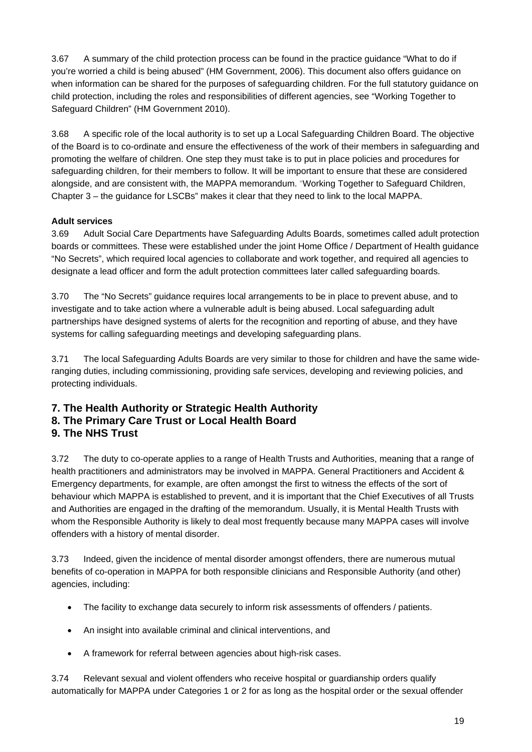3.67 A summary of the child protection process can be found in the practice guidance "What to do if you're worried a child is being abused" (HM Government, 2006). This document also offers guidance on when information can be shared for the purposes of safeguarding children. For the full statutory guidance on child protection, including the roles and responsibilities of different agencies, see "Working Together to Safeguard Children" (HM Government 2010).

3.68 A specific role of the local authority is to set up a Local Safeguarding Children Board. The objective of the Board is to co-ordinate and ensure the effectiveness of the work of their members in safeguarding and promoting the welfare of children. One step they must take is to put in place policies and procedures for safeguarding children, for their members to follow. It will be important to ensure that these are considered alongside, and are consistent with, the MAPPA memorandum. "Working Together to Safeguard Children, Chapter 3 – the guidance for LSCBs" makes it clear that they need to link to the local MAPPA.

**Adult services**

3.69 Adult Social Care Departments have Safeguarding Adults Boards, sometimes called adult protection boards or committees. These were established under the joint Home Office / Department of Health guidance "No Secrets", which required local agencies to collaborate and work together, and required all agencies to designate a lead officer and form the adult protection committees later called safeguarding boards.

3.70 The "No Secrets" guidance requires local arrangements to be in place to prevent abuse, and to investigate and to take action where a vulnerable adult is being abused. Local safeguarding adult partnerships have designed systems of alerts for the recognition and reporting of abuse, and they have systems for calling safeguarding meetings and developing safeguarding plans.

3.71 The local Safeguarding Adults Boards are very similar to those for children and have the same wide-ranging duties, including commissioning, providing safe services, developing and reviewing policies, and protecting individuals.

## 7. The Health Authority or Strategic Health Authority
## 8. The Primary Care Trust or Local Health Board
## 9. The NHS Trust

3.72 The duty to co-operate applies to a range of Health Trusts and Authorities, meaning that a range of health practitioners and administrators may be involved in MAPPA. General Practitioners and Accident & Emergency departments, for example, are often amongst the first to witness the effects of the sort of behaviour which MAPPA is established to prevent, and it is important that the Chief Executives of all Trusts and Authorities are engaged in the drafting of the memorandum. Usually, it is Mental Health Trusts with whom the Responsible Authority is likely to deal most frequently because many MAPPA cases will involve offenders with a history of mental disorder.

3.73 Indeed, given the incidence of mental disorder amongst offenders, there are numerous mutual benefits of co-operation in MAPPA for both responsible clinicians and Responsible Authority (and other) agencies, including:

- The facility to exchange data securely to inform risk assessments of offenders / patients.
- An insight into available criminal and clinical interventions, and
- A framework for referral between agencies about high-risk cases.

3.74 Relevant sexual and violent offenders who receive hospital or guardianship orders qualify automatically for MAPPA under Categories 1 or 2 for as long as the hospital order or the sexual offender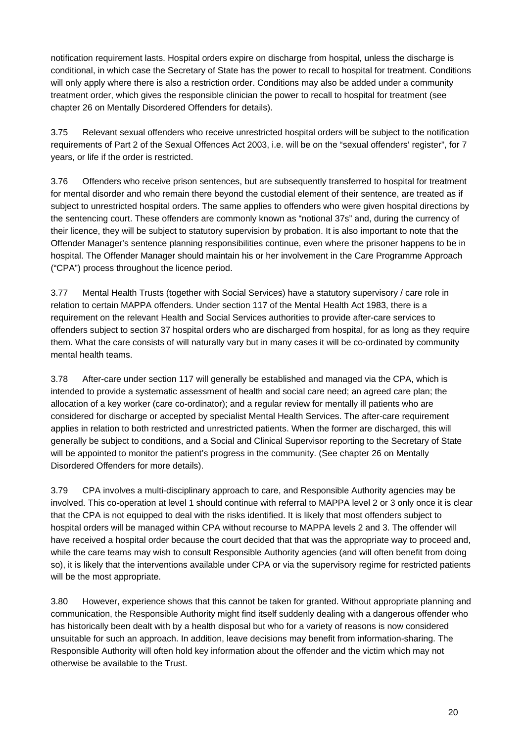notification requirement lasts. Hospital orders expire on discharge from hospital, unless the discharge is conditional, in which case the Secretary of State has the power to recall to hospital for treatment. Conditions will only apply where there is also a restriction order. Conditions may also be added under a community treatment order, which gives the responsible clinician the power to recall to hospital for treatment (see chapter 26 on Mentally Disordered Offenders for details).

3.75 Relevant sexual offenders who receive unrestricted hospital orders will be subject to the notification requirements of Part 2 of the Sexual Offences Act 2003, i.e. will be on the "sexual offenders' register", for 7 years, or life if the order is restricted.

3.76 Offenders who receive prison sentences, but are subsequently transferred to hospital for treatment for mental disorder and who remain there beyond the custodial element of their sentence, are treated as if subject to unrestricted hospital orders. The same applies to offenders who were given hospital directions by the sentencing court. These offenders are commonly known as "notional 37s" and, during the currency of their licence, they will be subject to statutory supervision by probation. It is also important to note that the Offender Manager's sentence planning responsibilities continue, even where the prisoner happens to be in hospital. The Offender Manager should maintain his or her involvement in the Care Programme Approach ("CPA") process throughout the licence period.

3.77 Mental Health Trusts (together with Social Services) have a statutory supervisory / care role in relation to certain MAPPA offenders. Under section 117 of the Mental Health Act 1983, there is a requirement on the relevant Health and Social Services authorities to provide after-care services to offenders subject to section 37 hospital orders who are discharged from hospital, for as long as they require them. What the care consists of will naturally vary but in many cases it will be co-ordinated by community mental health teams.

3.78 After-care under section 117 will generally be established and managed via the CPA, which is intended to provide a systematic assessment of health and social care need; an agreed care plan; the allocation of a key worker (care co-ordinator); and a regular review for mentally ill patients who are considered for discharge or accepted by specialist Mental Health Services. The after-care requirement applies in relation to both restricted and unrestricted patients. When the former are discharged, this will generally be subject to conditions, and a Social and Clinical Supervisor reporting to the Secretary of State will be appointed to monitor the patient's progress in the community. (See chapter 26 on Mentally Disordered Offenders for more details).

3.79 CPA involves a multi-disciplinary approach to care, and Responsible Authority agencies may be involved. This co-operation at level 1 should continue with referral to MAPPA level 2 or 3 only once it is clear that the CPA is not equipped to deal with the risks identified. It is likely that most offenders subject to hospital orders will be managed within CPA without recourse to MAPPA levels 2 and 3. The offender will have received a hospital order because the court decided that that was the appropriate way to proceed and, while the care teams may wish to consult Responsible Authority agencies (and will often benefit from doing so), it is likely that the interventions available under CPA or via the supervisory regime for restricted patients will be the most appropriate.

3.80 However, experience shows that this cannot be taken for granted. Without appropriate planning and communication, the Responsible Authority might find itself suddenly dealing with a dangerous offender who has historically been dealt with by a health disposal but who for a variety of reasons is now considered unsuitable for such an approach. In addition, leave decisions may benefit from information-sharing. The Responsible Authority will often hold key information about the offender and the victim which may not otherwise be available to the Trust.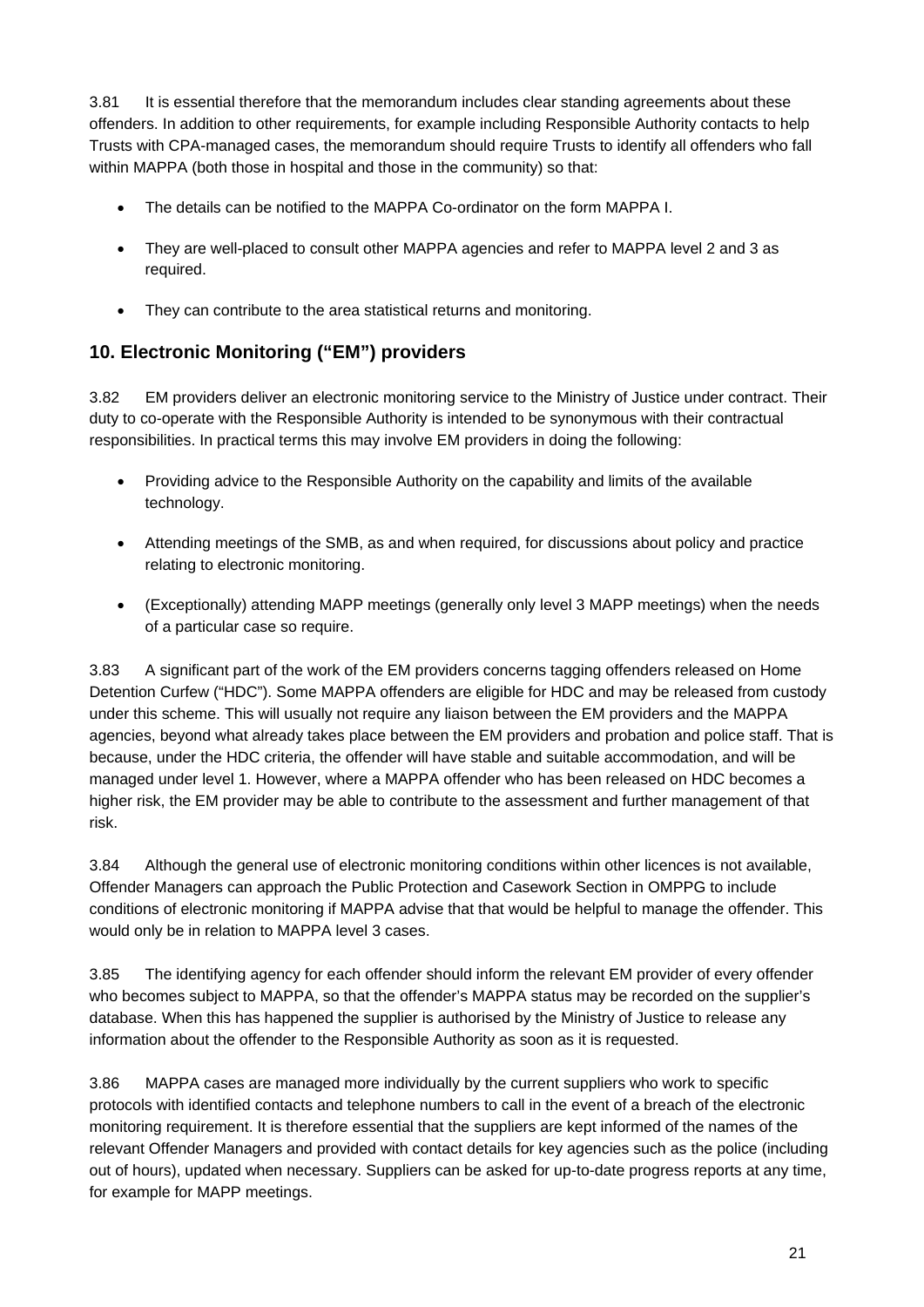3.81 It is essential therefore that the memorandum includes clear standing agreements about these offenders. In addition to other requirements, for example including Responsible Authority contacts to help Trusts with CPA-managed cases, the memorandum should require Trusts to identify all offenders who fall within MAPPA (both those in hospital and those in the community) so that:

- The details can be notified to the MAPPA Co-ordinator on the form MAPPA I.
- They are well-placed to consult other MAPPA agencies and refer to MAPPA level 2 and 3 as required.
- They can contribute to the area statistical returns and monitoring.

## 10. Electronic Monitoring ("EM") providers

3.82 EM providers deliver an electronic monitoring service to the Ministry of Justice under contract. Their duty to co-operate with the Responsible Authority is intended to be synonymous with their contractual responsibilities. In practical terms this may involve EM providers in doing the following:

- Providing advice to the Responsible Authority on the capability and limits of the available technology.
- Attending meetings of the SMB, as and when required, for discussions about policy and practice relating to electronic monitoring.
- (Exceptionally) attending MAPP meetings (generally only level 3 MAPP meetings) when the needs of a particular case so require.

3.83 A significant part of the work of the EM providers concerns tagging offenders released on Home Detention Curfew ("HDC"). Some MAPPA offenders are eligible for HDC and may be released from custody under this scheme. This will usually not require any liaison between the EM providers and the MAPPA agencies, beyond what already takes place between the EM providers and probation and police staff. That is because, under the HDC criteria, the offender will have stable and suitable accommodation, and will be managed under level 1. However, where a MAPPA offender who has been released on HDC becomes a higher risk, the EM provider may be able to contribute to the assessment and further management of that risk.

3.84 Although the general use of electronic monitoring conditions within other licences is not available, Offender Managers can approach the Public Protection and Casework Section in OMPPG to include conditions of electronic monitoring if MAPPA advise that that would be helpful to manage the offender. This would only be in relation to MAPPA level 3 cases.

3.85 The identifying agency for each offender should inform the relevant EM provider of every offender who becomes subject to MAPPA, so that the offender's MAPPA status may be recorded on the supplier's database. When this has happened the supplier is authorised by the Ministry of Justice to release any information about the offender to the Responsible Authority as soon as it is requested.

3.86 MAPPA cases are managed more individually by the current suppliers who work to specific protocols with identified contacts and telephone numbers to call in the event of a breach of the electronic monitoring requirement. It is therefore essential that the suppliers are kept informed of the names of the relevant Offender Managers and provided with contact details for key agencies such as the police (including out of hours), updated when necessary. Suppliers can be asked for up-to-date progress reports at any time, for example for MAPP meetings.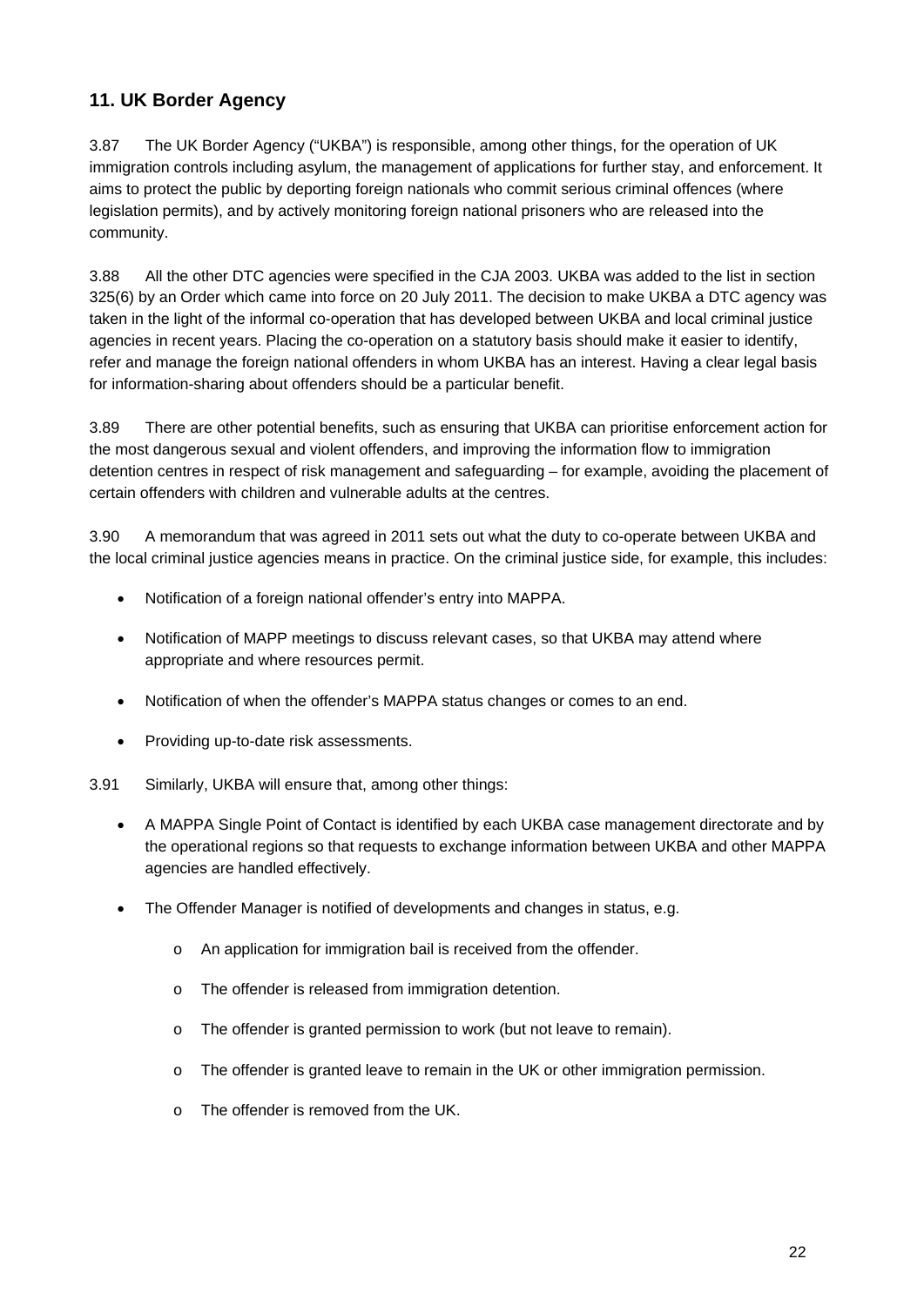## 11. UK Border Agency

3.87 The UK Border Agency ("UKBA") is responsible, among other things, for the operation of UK immigration controls including asylum, the management of applications for further stay, and enforcement. It aims to protect the public by deporting foreign nationals who commit serious criminal offences (where legislation permits), and by actively monitoring foreign national prisoners who are released into the community.

3.88 All the other DTC agencies were specified in the CJA 2003. UKBA was added to the list in section 325(6) by an Order which came into force on 20 July 2011. The decision to make UKBA a DTC agency was taken in the light of the informal co-operation that has developed between UKBA and local criminal justice agencies in recent years. Placing the co-operation on a statutory basis should make it easier to identify, refer and manage the foreign national offenders in whom UKBA has an interest. Having a clear legal basis for information-sharing about offenders should be a particular benefit.

3.89 There are other potential benefits, such as ensuring that UKBA can prioritise enforcement action for the most dangerous sexual and violent offenders, and improving the information flow to immigration detention centres in respect of risk management and safeguarding – for example, avoiding the placement of certain offenders with children and vulnerable adults at the centres.

3.90 A memorandum that was agreed in 2011 sets out what the duty to co-operate between UKBA and the local criminal justice agencies means in practice. On the criminal justice side, for example, this includes:

- Notification of a foreign national offender's entry into MAPPA.
- Notification of MAPP meetings to discuss relevant cases, so that UKBA may attend where appropriate and where resources permit.
- Notification of when the offender's MAPPA status changes or comes to an end.
- Providing up-to-date risk assessments.

3.91 Similarly, UKBA will ensure that, among other things:

- A MAPPA Single Point of Contact is identified by each UKBA case management directorate and by the operational regions so that requests to exchange information between UKBA and other MAPPA agencies are handled effectively.
- The Offender Manager is notified of developments and changes in status, e.g.
  - An application for immigration bail is received from the offender.
  - The offender is released from immigration detention.
  - The offender is granted permission to work (but not leave to remain).
  - The offender is granted leave to remain in the UK or other immigration permission.
  - The offender is removed from the UK.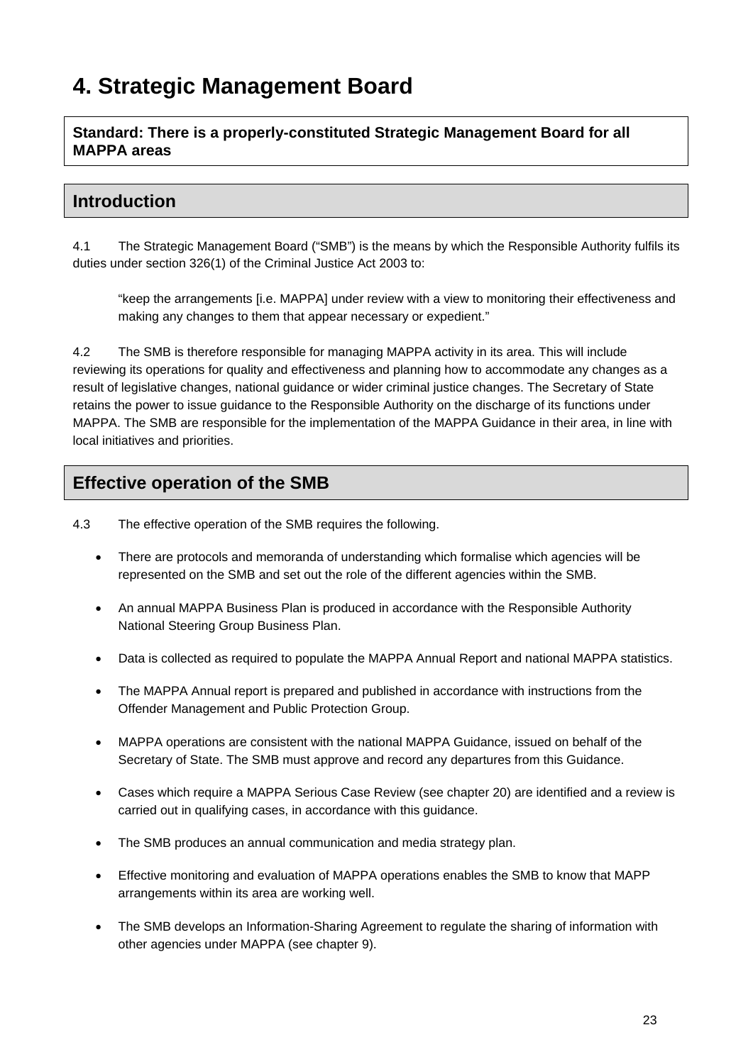# 4. Strategic Management Board

**Standard: There is a properly-constituted Strategic Management Board for all MAPPA areas**

## Introduction

4.1 The Strategic Management Board ("SMB") is the means by which the Responsible Authority fulfils its duties under section 326(1) of the Criminal Justice Act 2003 to:

> "keep the arrangements [i.e. MAPPA] under review with a view to monitoring their effectiveness and making any changes to them that appear necessary or expedient."

4.2 The SMB is therefore responsible for managing MAPPA activity in its area. This will include reviewing its operations for quality and effectiveness and planning how to accommodate any changes as a result of legislative changes, national guidance or wider criminal justice changes. The Secretary of State retains the power to issue guidance to the Responsible Authority on the discharge of its functions under MAPPA. The SMB are responsible for the implementation of the MAPPA Guidance in their area, in line with local initiatives and priorities.

## Effective operation of the SMB

4.3 The effective operation of the SMB requires the following.

- There are protocols and memoranda of understanding which formalise which agencies will be represented on the SMB and set out the role of the different agencies within the SMB.
- An annual MAPPA Business Plan is produced in accordance with the Responsible Authority National Steering Group Business Plan.
- Data is collected as required to populate the MAPPA Annual Report and national MAPPA statistics.
- The MAPPA Annual report is prepared and published in accordance with instructions from the Offender Management and Public Protection Group.
- MAPPA operations are consistent with the national MAPPA Guidance, issued on behalf of the Secretary of State. The SMB must approve and record any departures from this Guidance.
- Cases which require a MAPPA Serious Case Review (see chapter 20) are identified and a review is carried out in qualifying cases, in accordance with this guidance.
- The SMB produces an annual communication and media strategy plan.
- Effective monitoring and evaluation of MAPPA operations enables the SMB to know that MAPP arrangements within its area are working well.
- The SMB develops an Information-Sharing Agreement to regulate the sharing of information with other agencies under MAPPA (see chapter 9).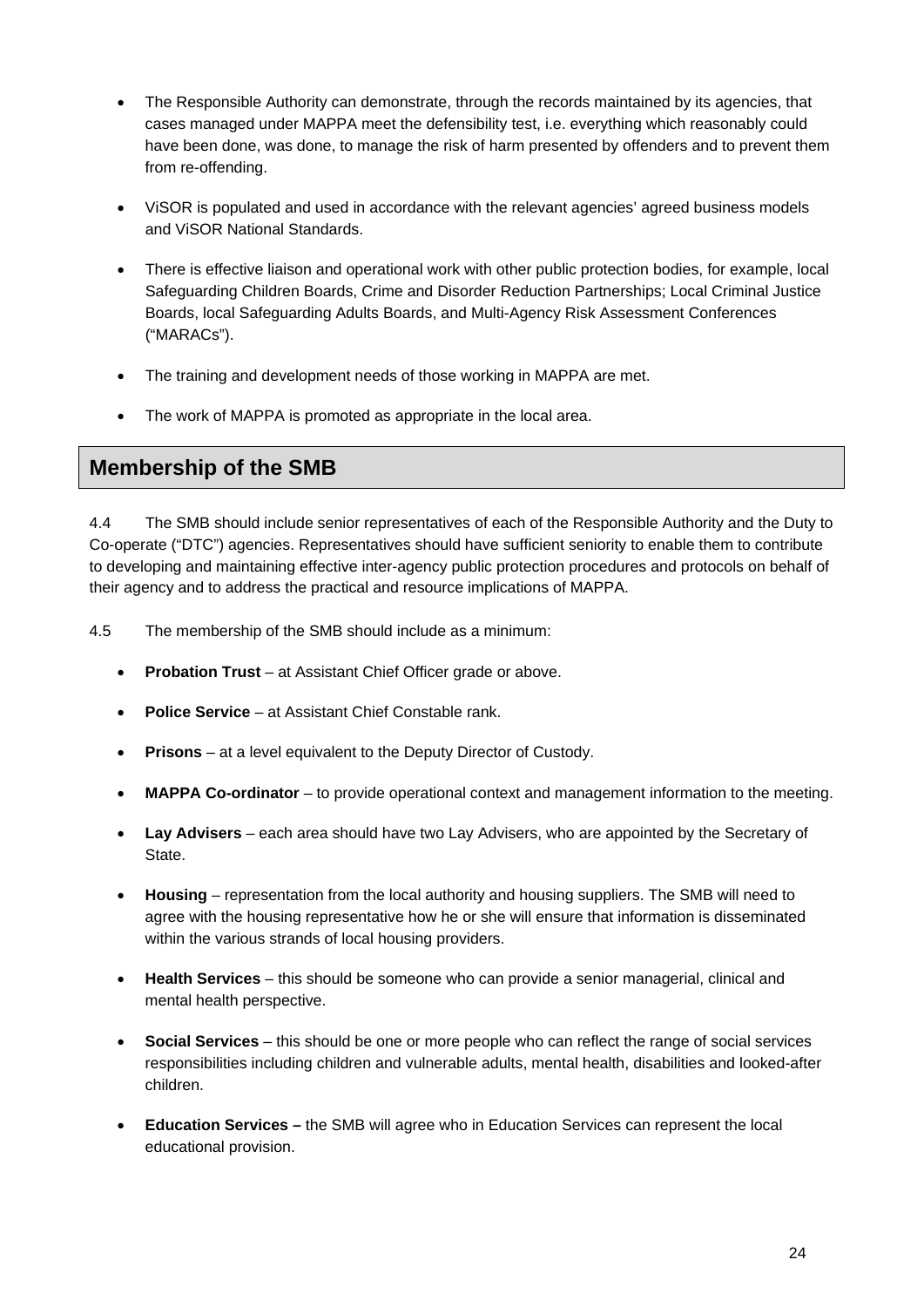- The Responsible Authority can demonstrate, through the records maintained by its agencies, that cases managed under MAPPA meet the defensibility test, i.e. everything which reasonably could have been done, was done, to manage the risk of harm presented by offenders and to prevent them from re-offending.

- ViSOR is populated and used in accordance with the relevant agencies' agreed business models and ViSOR National Standards.

- There is effective liaison and operational work with other public protection bodies, for example, local Safeguarding Children Boards, Crime and Disorder Reduction Partnerships; Local Criminal Justice Boards, local Safeguarding Adults Boards, and Multi-Agency Risk Assessment Conferences ("MARACs").

- The training and development needs of those working in MAPPA are met.

- The work of MAPPA is promoted as appropriate in the local area.

## Membership of the SMB

4.4 The SMB should include senior representatives of each of the Responsible Authority and the Duty to Co-operate ("DTC") agencies. Representatives should have sufficient seniority to enable them to contribute to developing and maintaining effective inter-agency public protection procedures and protocols on behalf of their agency and to address the practical and resource implications of MAPPA.

4.5 The membership of the SMB should include as a minimum:

- **Probation Trust** – at Assistant Chief Officer grade or above.

- **Police Service** – at Assistant Chief Constable rank.

- **Prisons** – at a level equivalent to the Deputy Director of Custody.

- **MAPPA Co-ordinator** – to provide operational context and management information to the meeting.

- **Lay Advisers** – each area should have two Lay Advisers, who are appointed by the Secretary of State.

- **Housing** – representation from the local authority and housing suppliers. The SMB will need to agree with the housing representative how he or she will ensure that information is disseminated within the various strands of local housing providers.

- **Health Services** – this should be someone who can provide a senior managerial, clinical and mental health perspective.

- **Social Services** – this should be one or more people who can reflect the range of social services responsibilities including children and vulnerable adults, mental health, disabilities and looked-after children.

- **Education Services –** the SMB will agree who in Education Services can represent the local educational provision.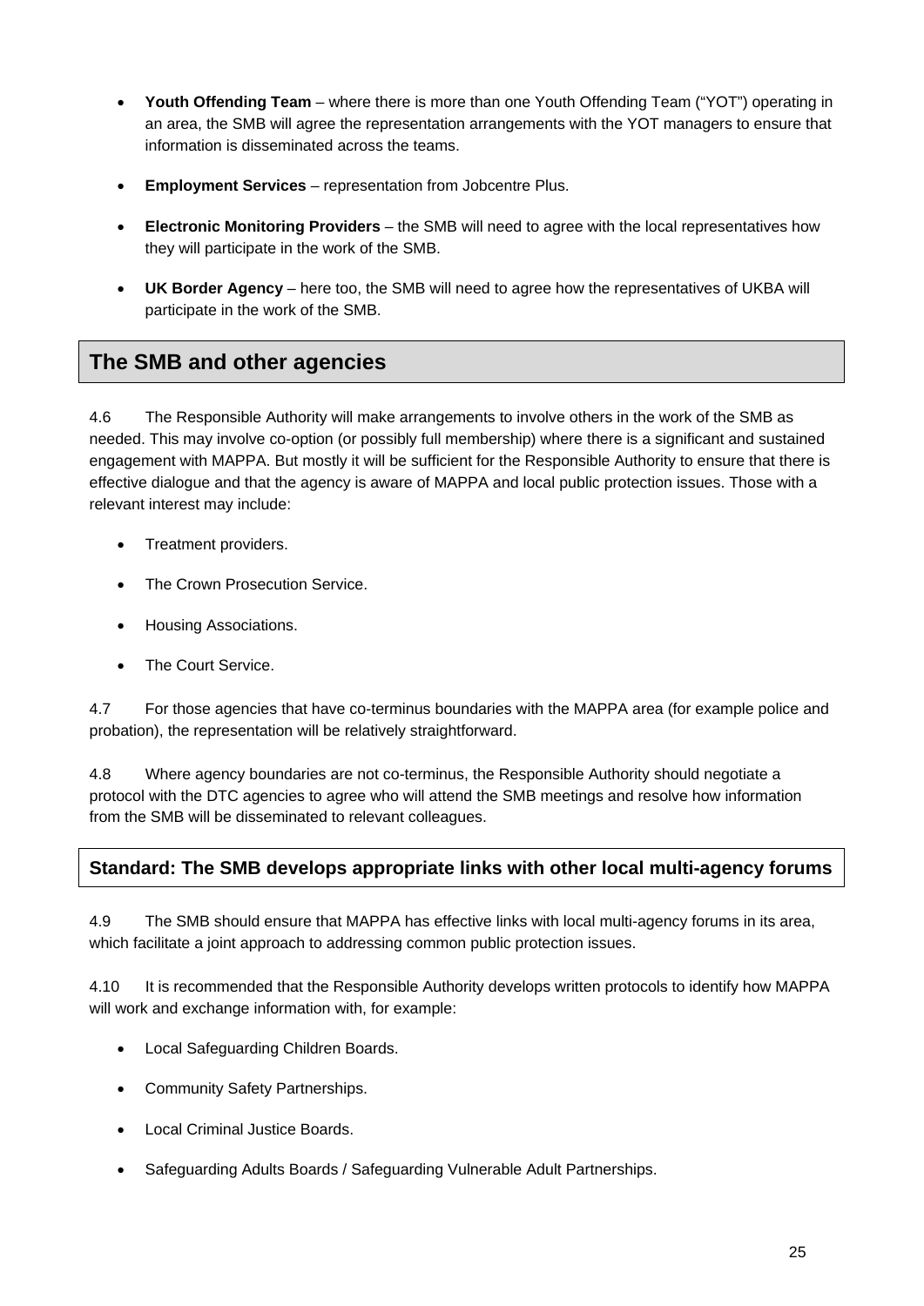- **Youth Offending Team** – where there is more than one Youth Offending Team ("YOT") operating in an area, the SMB will agree the representation arrangements with the YOT managers to ensure that information is disseminated across the teams.

- **Employment Services** – representation from Jobcentre Plus.

- **Electronic Monitoring Providers** – the SMB will need to agree with the local representatives how they will participate in the work of the SMB.

- **UK Border Agency** – here too, the SMB will need to agree how the representatives of UKBA will participate in the work of the SMB.

## The SMB and other agencies

4.6 The Responsible Authority will make arrangements to involve others in the work of the SMB as needed. This may involve co-option (or possibly full membership) where there is a significant and sustained engagement with MAPPA. But mostly it will be sufficient for the Responsible Authority to ensure that there is effective dialogue and that the agency is aware of MAPPA and local public protection issues. Those with a relevant interest may include:

- Treatment providers.

- The Crown Prosecution Service.

- Housing Associations.

- The Court Service.

4.7 For those agencies that have co-terminus boundaries with the MAPPA area (for example police and probation), the representation will be relatively straightforward.

4.8 Where agency boundaries are not co-terminus, the Responsible Authority should negotiate a protocol with the DTC agencies to agree who will attend the SMB meetings and resolve how information from the SMB will be disseminated to relevant colleagues.

### Standard: The SMB develops appropriate links with other local multi-agency forums

4.9 The SMB should ensure that MAPPA has effective links with local multi-agency forums in its area, which facilitate a joint approach to addressing common public protection issues.

4.10 It is recommended that the Responsible Authority develops written protocols to identify how MAPPA will work and exchange information with, for example:

- Local Safeguarding Children Boards.

- Community Safety Partnerships.

- Local Criminal Justice Boards.

- Safeguarding Adults Boards / Safeguarding Vulnerable Adult Partnerships.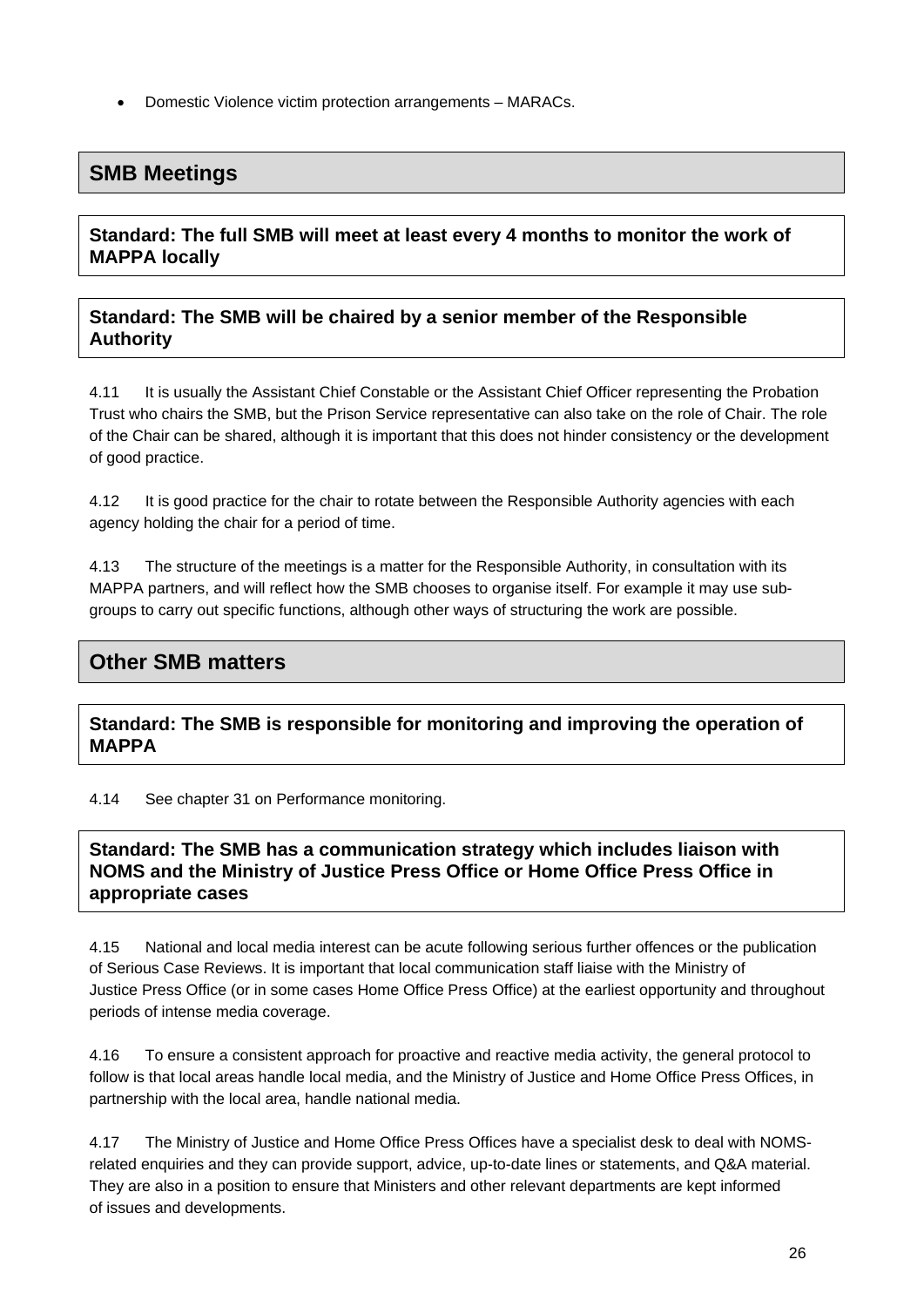- Domestic Violence victim protection arrangements – MARACs.

## SMB Meetings

**Standard: The full SMB will meet at least every 4 months to monitor the work of MAPPA locally**

**Standard: The SMB will be chaired by a senior member of the Responsible Authority**

4.11 It is usually the Assistant Chief Constable or the Assistant Chief Officer representing the Probation Trust who chairs the SMB, but the Prison Service representative can also take on the role of Chair. The role of the Chair can be shared, although it is important that this does not hinder consistency or the development of good practice.

4.12 It is good practice for the chair to rotate between the Responsible Authority agencies with each agency holding the chair for a period of time.

4.13 The structure of the meetings is a matter for the Responsible Authority, in consultation with its MAPPA partners, and will reflect how the SMB chooses to organise itself. For example it may use sub-groups to carry out specific functions, although other ways of structuring the work are possible.

## Other SMB matters

**Standard: The SMB is responsible for monitoring and improving the operation of MAPPA**

4.14 See chapter 31 on Performance monitoring.

**Standard: The SMB has a communication strategy which includes liaison with NOMS and the Ministry of Justice Press Office or Home Office Press Office in appropriate cases**

4.15 National and local media interest can be acute following serious further offences or the publication of Serious Case Reviews. It is important that local communication staff liaise with the Ministry of Justice Press Office (or in some cases Home Office Press Office) at the earliest opportunity and throughout periods of intense media coverage.

4.16 To ensure a consistent approach for proactive and reactive media activity, the general protocol to follow is that local areas handle local media, and the Ministry of Justice and Home Office Press Offices, in partnership with the local area, handle national media.

4.17 The Ministry of Justice and Home Office Press Offices have a specialist desk to deal with NOMS-related enquiries and they can provide support, advice, up-to-date lines or statements, and Q&A material. They are also in a position to ensure that Ministers and other relevant departments are kept informed of issues and developments.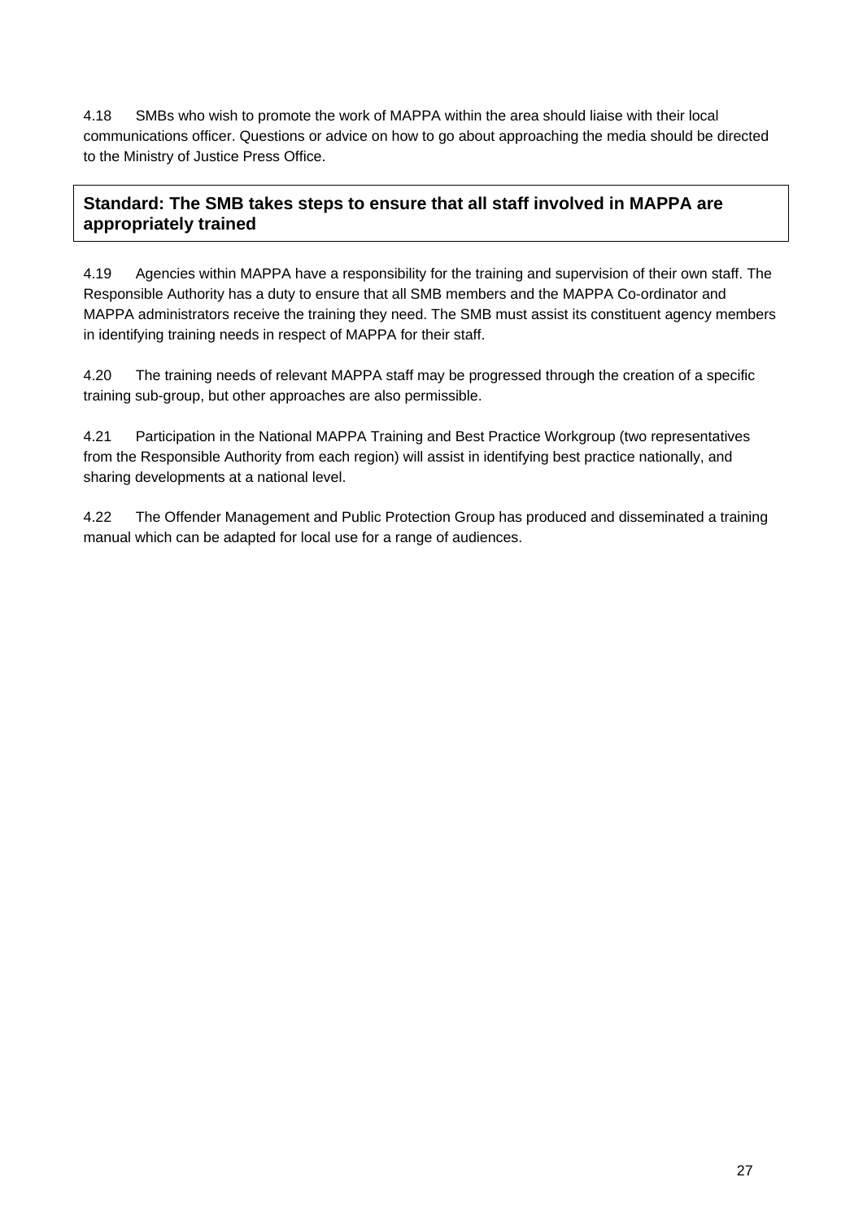4.18 SMBs who wish to promote the work of MAPPA within the area should liaise with their local communications officer. Questions or advice on how to go about approaching the media should be directed to the Ministry of Justice Press Office.

**Standard: The SMB takes steps to ensure that all staff involved in MAPPA are appropriately trained**

4.19 Agencies within MAPPA have a responsibility for the training and supervision of their own staff. The Responsible Authority has a duty to ensure that all SMB members and the MAPPA Co-ordinator and MAPPA administrators receive the training they need. The SMB must assist its constituent agency members in identifying training needs in respect of MAPPA for their staff.

4.20 The training needs of relevant MAPPA staff may be progressed through the creation of a specific training sub-group, but other approaches are also permissible.

4.21 Participation in the National MAPPA Training and Best Practice Workgroup (two representatives from the Responsible Authority from each region) will assist in identifying best practice nationally, and sharing developments at a national level.

4.22 The Offender Management and Public Protection Group has produced and disseminated a training manual which can be adapted for local use for a range of audiences.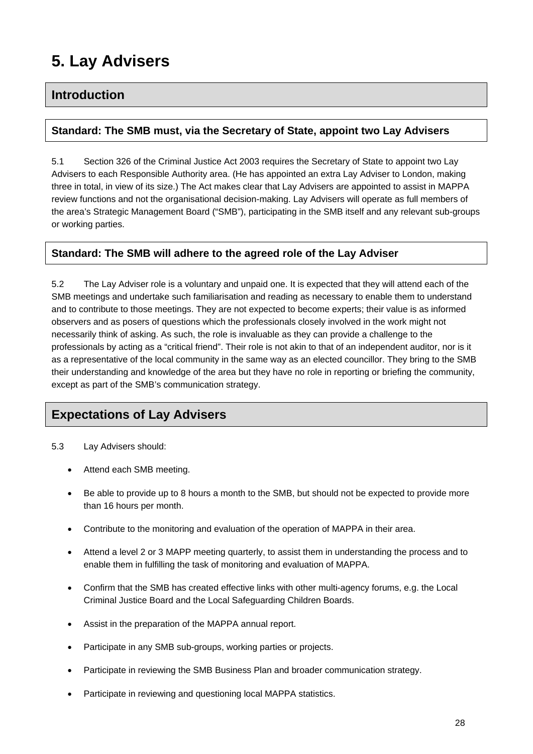# 5. Lay Advisers

## Introduction

### Standard: The SMB must, via the Secretary of State, appoint two Lay Advisers

5.1 Section 326 of the Criminal Justice Act 2003 requires the Secretary of State to appoint two Lay Advisers to each Responsible Authority area. (He has appointed an extra Lay Adviser to London, making three in total, in view of its size.) The Act makes clear that Lay Advisers are appointed to assist in MAPPA review functions and not the organisational decision-making. Lay Advisers will operate as full members of the area's Strategic Management Board ("SMB"), participating in the SMB itself and any relevant sub-groups or working parties.

### Standard: The SMB will adhere to the agreed role of the Lay Adviser

5.2 The Lay Adviser role is a voluntary and unpaid one. It is expected that they will attend each of the SMB meetings and undertake such familiarisation and reading as necessary to enable them to understand and to contribute to those meetings. They are not expected to become experts; their value is as informed observers and as posers of questions which the professionals closely involved in the work might not necessarily think of asking. As such, the role is invaluable as they can provide a challenge to the professionals by acting as a "critical friend". Their role is not akin to that of an independent auditor, nor is it as a representative of the local community in the same way as an elected councillor. They bring to the SMB their understanding and knowledge of the area but they have no role in reporting or briefing the community, except as part of the SMB's communication strategy.

## Expectations of Lay Advisers

5.3 Lay Advisers should:

- Attend each SMB meeting.
- Be able to provide up to 8 hours a month to the SMB, but should not be expected to provide more than 16 hours per month.
- Contribute to the monitoring and evaluation of the operation of MAPPA in their area.
- Attend a level 2 or 3 MAPP meeting quarterly, to assist them in understanding the process and to enable them in fulfilling the task of monitoring and evaluation of MAPPA.
- Confirm that the SMB has created effective links with other multi-agency forums, e.g. the Local Criminal Justice Board and the Local Safeguarding Children Boards.
- Assist in the preparation of the MAPPA annual report.
- Participate in any SMB sub-groups, working parties or projects.
- Participate in reviewing the SMB Business Plan and broader communication strategy.
- Participate in reviewing and questioning local MAPPA statistics.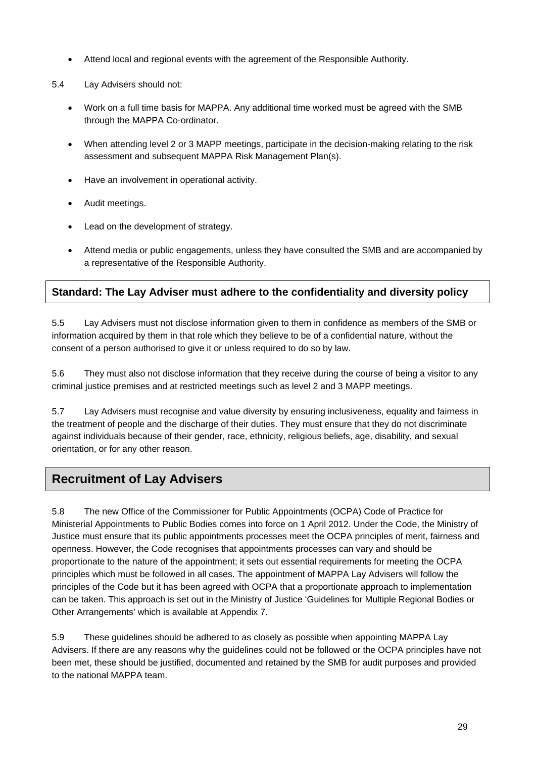- Attend local and regional events with the agreement of the Responsible Authority.

5.4 Lay Advisers should not:

- Work on a full time basis for MAPPA. Any additional time worked must be agreed with the SMB through the MAPPA Co-ordinator.
- When attending level 2 or 3 MAPP meetings, participate in the decision-making relating to the risk assessment and subsequent MAPPA Risk Management Plan(s).
- Have an involvement in operational activity.
- Audit meetings.
- Lead on the development of strategy.
- Attend media or public engagements, unless they have consulted the SMB and are accompanied by a representative of the Responsible Authority.

**Standard: The Lay Adviser must adhere to the confidentiality and diversity policy**

5.5 Lay Advisers must not disclose information given to them in confidence as members of the SMB or information acquired by them in that role which they believe to be of a confidential nature, without the consent of a person authorised to give it or unless required to do so by law.

5.6 They must also not disclose information that they receive during the course of being a visitor to any criminal justice premises and at restricted meetings such as level 2 and 3 MAPP meetings.

5.7 Lay Advisers must recognise and value diversity by ensuring inclusiveness, equality and fairness in the treatment of people and the discharge of their duties. They must ensure that they do not discriminate against individuals because of their gender, race, ethnicity, religious beliefs, age, disability, and sexual orientation, or for any other reason.

## Recruitment of Lay Advisers

5.8 The new Office of the Commissioner for Public Appointments (OCPA) Code of Practice for Ministerial Appointments to Public Bodies comes into force on 1 April 2012. Under the Code, the Ministry of Justice must ensure that its public appointments processes meet the OCPA principles of merit, fairness and openness. However, the Code recognises that appointments processes can vary and should be proportionate to the nature of the appointment; it sets out essential requirements for meeting the OCPA principles which must be followed in all cases. The appointment of MAPPA Lay Advisers will follow the principles of the Code but it has been agreed with OCPA that a proportionate approach to implementation can be taken. This approach is set out in the Ministry of Justice 'Guidelines for Multiple Regional Bodies or Other Arrangements' which is available at Appendix 7.

5.9 These guidelines should be adhered to as closely as possible when appointing MAPPA Lay Advisers. If there are any reasons why the guidelines could not be followed or the OCPA principles have not been met, these should be justified, documented and retained by the SMB for audit purposes and provided to the national MAPPA team.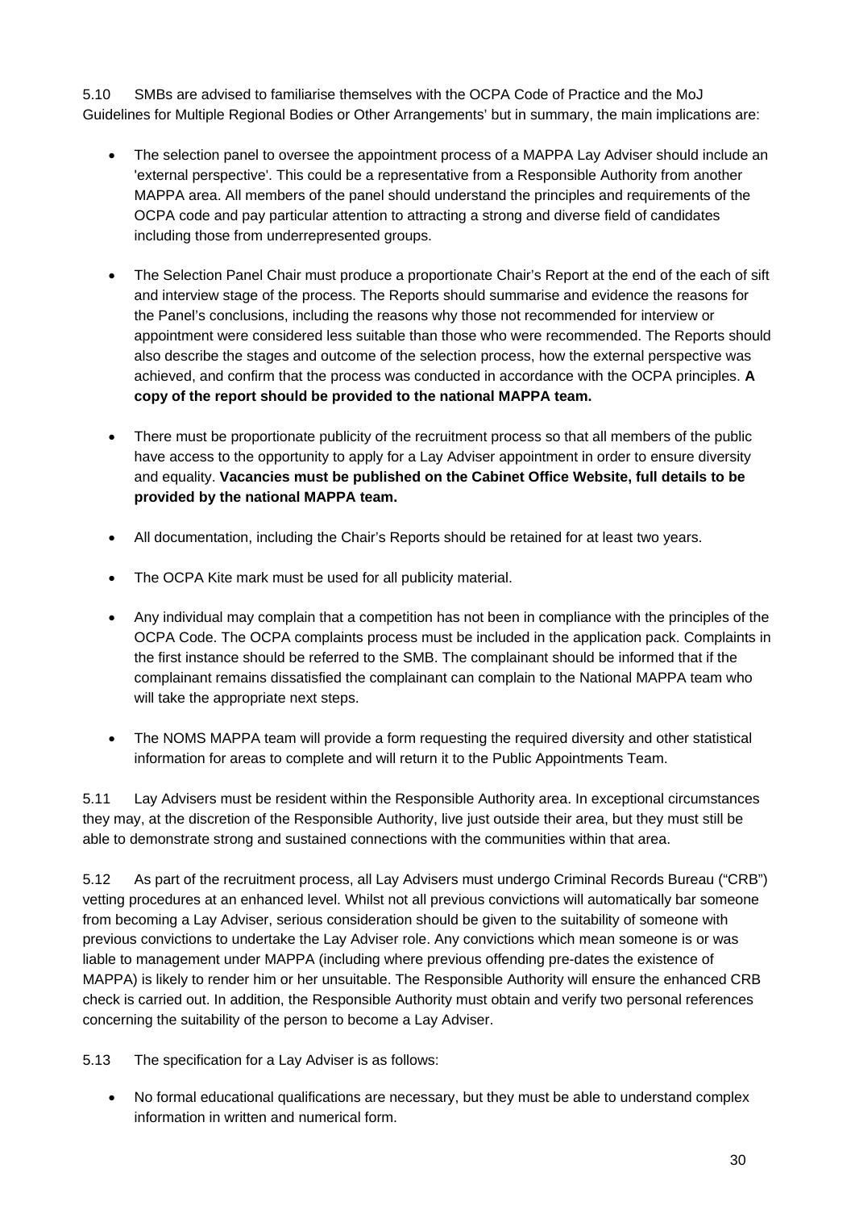5.10 SMBs are advised to familiarise themselves with the OCPA Code of Practice and the MoJ Guidelines for Multiple Regional Bodies or Other Arrangements' but in summary, the main implications are:

- The selection panel to oversee the appointment process of a MAPPA Lay Adviser should include an 'external perspective'. This could be a representative from a Responsible Authority from another MAPPA area. All members of the panel should understand the principles and requirements of the OCPA code and pay particular attention to attracting a strong and diverse field of candidates including those from underrepresented groups.

- The Selection Panel Chair must produce a proportionate Chair's Report at the end of the each of sift and interview stage of the process. The Reports should summarise and evidence the reasons for the Panel's conclusions, including the reasons why those not recommended for interview or appointment were considered less suitable than those who were recommended. The Reports should also describe the stages and outcome of the selection process, how the external perspective was achieved, and confirm that the process was conducted in accordance with the OCPA principles. **A copy of the report should be provided to the national MAPPA team.**

- There must be proportionate publicity of the recruitment process so that all members of the public have access to the opportunity to apply for a Lay Adviser appointment in order to ensure diversity and equality. **Vacancies must be published on the Cabinet Office Website, full details to be provided by the national MAPPA team.**

- All documentation, including the Chair's Reports should be retained for at least two years.

- The OCPA Kite mark must be used for all publicity material.

- Any individual may complain that a competition has not been in compliance with the principles of the OCPA Code. The OCPA complaints process must be included in the application pack. Complaints in the first instance should be referred to the SMB. The complainant should be informed that if the complainant remains dissatisfied the complainant can complain to the National MAPPA team who will take the appropriate next steps.

- The NOMS MAPPA team will provide a form requesting the required diversity and other statistical information for areas to complete and will return it to the Public Appointments Team.

5.11 Lay Advisers must be resident within the Responsible Authority area. In exceptional circumstances they may, at the discretion of the Responsible Authority, live just outside their area, but they must still be able to demonstrate strong and sustained connections with the communities within that area.

5.12 As part of the recruitment process, all Lay Advisers must undergo Criminal Records Bureau ("CRB") vetting procedures at an enhanced level. Whilst not all previous convictions will automatically bar someone from becoming a Lay Adviser, serious consideration should be given to the suitability of someone with previous convictions to undertake the Lay Adviser role. Any convictions which mean someone is or was liable to management under MAPPA (including where previous offending pre-dates the existence of MAPPA) is likely to render him or her unsuitable. The Responsible Authority will ensure the enhanced CRB check is carried out. In addition, the Responsible Authority must obtain and verify two personal references concerning the suitability of the person to become a Lay Adviser.

5.13 The specification for a Lay Adviser is as follows:

- No formal educational qualifications are necessary, but they must be able to understand complex information in written and numerical form.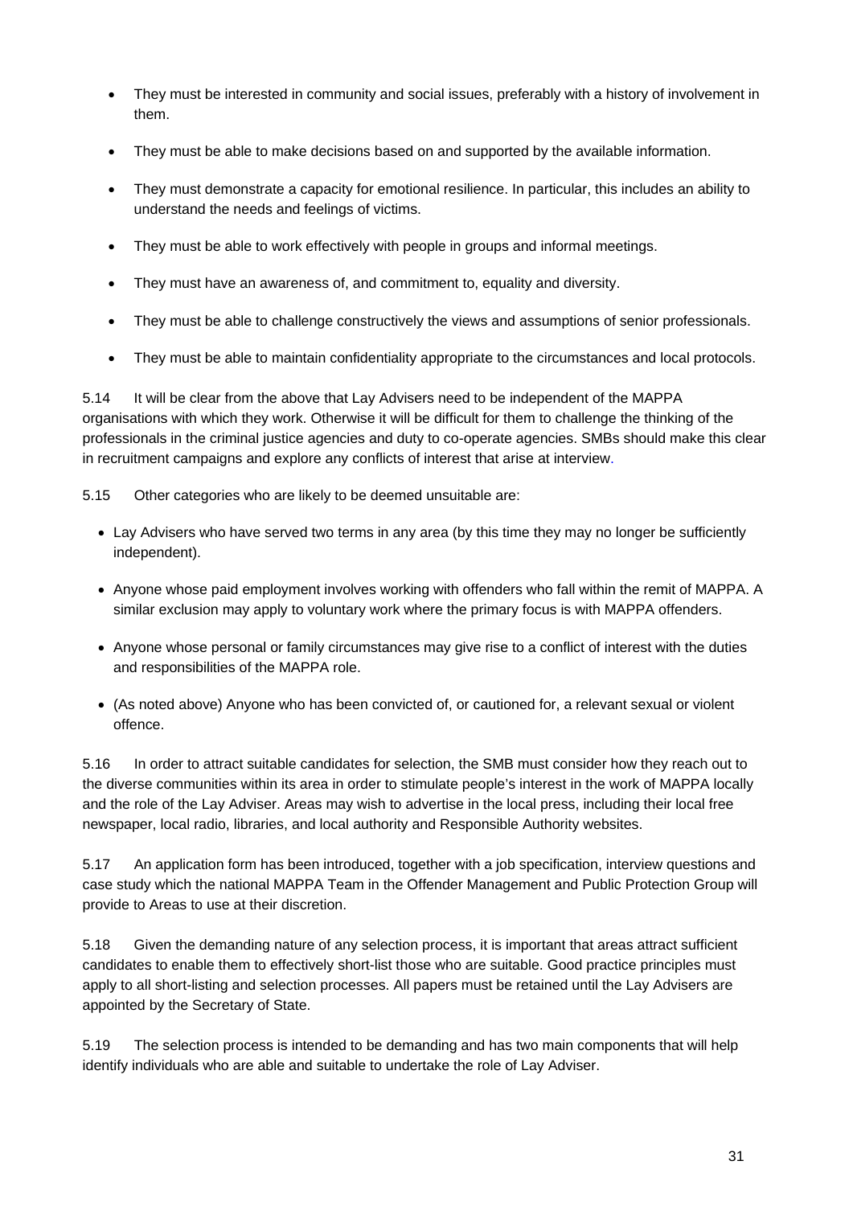- They must be interested in community and social issues, preferably with a history of involvement in them.
- They must be able to make decisions based on and supported by the available information.
- They must demonstrate a capacity for emotional resilience. In particular, this includes an ability to understand the needs and feelings of victims.
- They must be able to work effectively with people in groups and informal meetings.
- They must have an awareness of, and commitment to, equality and diversity.
- They must be able to challenge constructively the views and assumptions of senior professionals.
- They must be able to maintain confidentiality appropriate to the circumstances and local protocols.

5.14 It will be clear from the above that Lay Advisers need to be independent of the MAPPA organisations with which they work. Otherwise it will be difficult for them to challenge the thinking of the professionals in the criminal justice agencies and duty to co-operate agencies. SMBs should make this clear in recruitment campaigns and explore any conflicts of interest that arise at interview.

5.15 Other categories who are likely to be deemed unsuitable are:

- Lay Advisers who have served two terms in any area (by this time they may no longer be sufficiently independent).
- Anyone whose paid employment involves working with offenders who fall within the remit of MAPPA. A similar exclusion may apply to voluntary work where the primary focus is with MAPPA offenders.
- Anyone whose personal or family circumstances may give rise to a conflict of interest with the duties and responsibilities of the MAPPA role.
- (As noted above) Anyone who has been convicted of, or cautioned for, a relevant sexual or violent offence.

5.16 In order to attract suitable candidates for selection, the SMB must consider how they reach out to the diverse communities within its area in order to stimulate people's interest in the work of MAPPA locally and the role of the Lay Adviser. Areas may wish to advertise in the local press, including their local free newspaper, local radio, libraries, and local authority and Responsible Authority websites.

5.17 An application form has been introduced, together with a job specification, interview questions and case study which the national MAPPA Team in the Offender Management and Public Protection Group will provide to Areas to use at their discretion.

5.18 Given the demanding nature of any selection process, it is important that areas attract sufficient candidates to enable them to effectively short-list those who are suitable. Good practice principles must apply to all short-listing and selection processes. All papers must be retained until the Lay Advisers are appointed by the Secretary of State.

5.19 The selection process is intended to be demanding and has two main components that will help identify individuals who are able and suitable to undertake the role of Lay Adviser.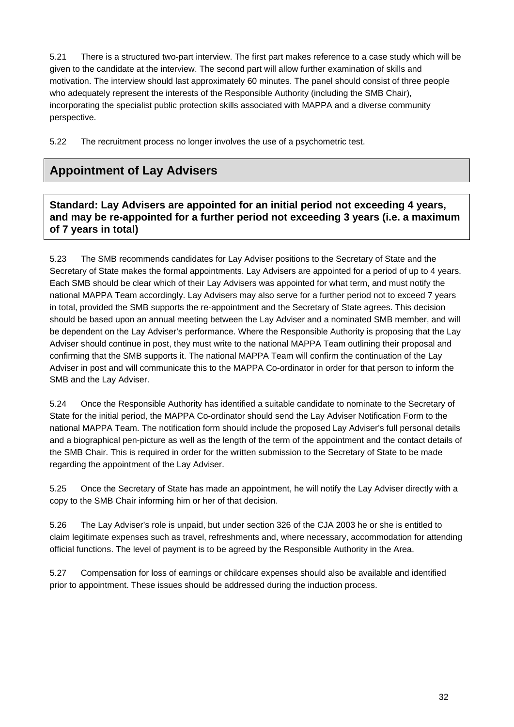5.21 There is a structured two-part interview. The first part makes reference to a case study which will be given to the candidate at the interview. The second part will allow further examination of skills and motivation. The interview should last approximately 60 minutes. The panel should consist of three people who adequately represent the interests of the Responsible Authority (including the SMB Chair), incorporating the specialist public protection skills associated with MAPPA and a diverse community perspective.

5.22 The recruitment process no longer involves the use of a psychometric test.

## Appointment of Lay Advisers

**Standard: Lay Advisers are appointed for an initial period not exceeding 4 years, and may be re-appointed for a further period not exceeding 3 years (i.e. a maximum of 7 years in total)**

5.23 The SMB recommends candidates for Lay Adviser positions to the Secretary of State and the Secretary of State makes the formal appointments. Lay Advisers are appointed for a period of up to 4 years. Each SMB should be clear which of their Lay Advisers was appointed for what term, and must notify the national MAPPA Team accordingly. Lay Advisers may also serve for a further period not to exceed 7 years in total, provided the SMB supports the re-appointment and the Secretary of State agrees. This decision should be based upon an annual meeting between the Lay Adviser and a nominated SMB member, and will be dependent on the Lay Adviser's performance. Where the Responsible Authority is proposing that the Lay Adviser should continue in post, they must write to the national MAPPA Team outlining their proposal and confirming that the SMB supports it. The national MAPPA Team will confirm the continuation of the Lay Adviser in post and will communicate this to the MAPPA Co-ordinator in order for that person to inform the SMB and the Lay Adviser.

5.24 Once the Responsible Authority has identified a suitable candidate to nominate to the Secretary of State for the initial period, the MAPPA Co-ordinator should send the Lay Adviser Notification Form to the national MAPPA Team. The notification form should include the proposed Lay Adviser's full personal details and a biographical pen-picture as well as the length of the term of the appointment and the contact details of the SMB Chair. This is required in order for the written submission to the Secretary of State to be made regarding the appointment of the Lay Adviser.

5.25 Once the Secretary of State has made an appointment, he will notify the Lay Adviser directly with a copy to the SMB Chair informing him or her of that decision.

5.26 The Lay Adviser's role is unpaid, but under section 326 of the CJA 2003 he or she is entitled to claim legitimate expenses such as travel, refreshments and, where necessary, accommodation for attending official functions. The level of payment is to be agreed by the Responsible Authority in the Area.

5.27 Compensation for loss of earnings or childcare expenses should also be available and identified prior to appointment. These issues should be addressed during the induction process.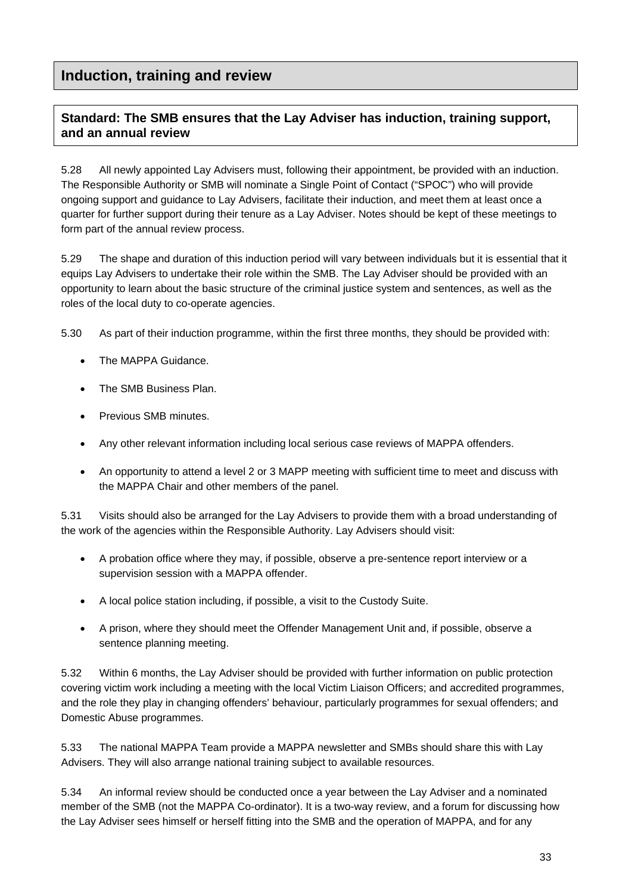## Induction, training and review

### Standard: The SMB ensures that the Lay Adviser has induction, training support, and an annual review

5.28 All newly appointed Lay Advisers must, following their appointment, be provided with an induction. The Responsible Authority or SMB will nominate a Single Point of Contact ("SPOC") who will provide ongoing support and guidance to Lay Advisers, facilitate their induction, and meet them at least once a quarter for further support during their tenure as a Lay Adviser. Notes should be kept of these meetings to form part of the annual review process.

5.29 The shape and duration of this induction period will vary between individuals but it is essential that it equips Lay Advisers to undertake their role within the SMB. The Lay Adviser should be provided with an opportunity to learn about the basic structure of the criminal justice system and sentences, as well as the roles of the local duty to co-operate agencies.

5.30 As part of their induction programme, within the first three months, they should be provided with:

- The MAPPA Guidance.
- The SMB Business Plan.
- Previous SMB minutes.
- Any other relevant information including local serious case reviews of MAPPA offenders.
- An opportunity to attend a level 2 or 3 MAPP meeting with sufficient time to meet and discuss with the MAPPA Chair and other members of the panel.

5.31 Visits should also be arranged for the Lay Advisers to provide them with a broad understanding of the work of the agencies within the Responsible Authority. Lay Advisers should visit:

- A probation office where they may, if possible, observe a pre-sentence report interview or a supervision session with a MAPPA offender.
- A local police station including, if possible, a visit to the Custody Suite.
- A prison, where they should meet the Offender Management Unit and, if possible, observe a sentence planning meeting.

5.32 Within 6 months, the Lay Adviser should be provided with further information on public protection covering victim work including a meeting with the local Victim Liaison Officers; and accredited programmes, and the role they play in changing offenders' behaviour, particularly programmes for sexual offenders; and Domestic Abuse programmes.

5.33 The national MAPPA Team provide a MAPPA newsletter and SMBs should share this with Lay Advisers. They will also arrange national training subject to available resources.

5.34 An informal review should be conducted once a year between the Lay Adviser and a nominated member of the SMB (not the MAPPA Co-ordinator). It is a two-way review, and a forum for discussing how the Lay Adviser sees himself or herself fitting into the SMB and the operation of MAPPA, and for any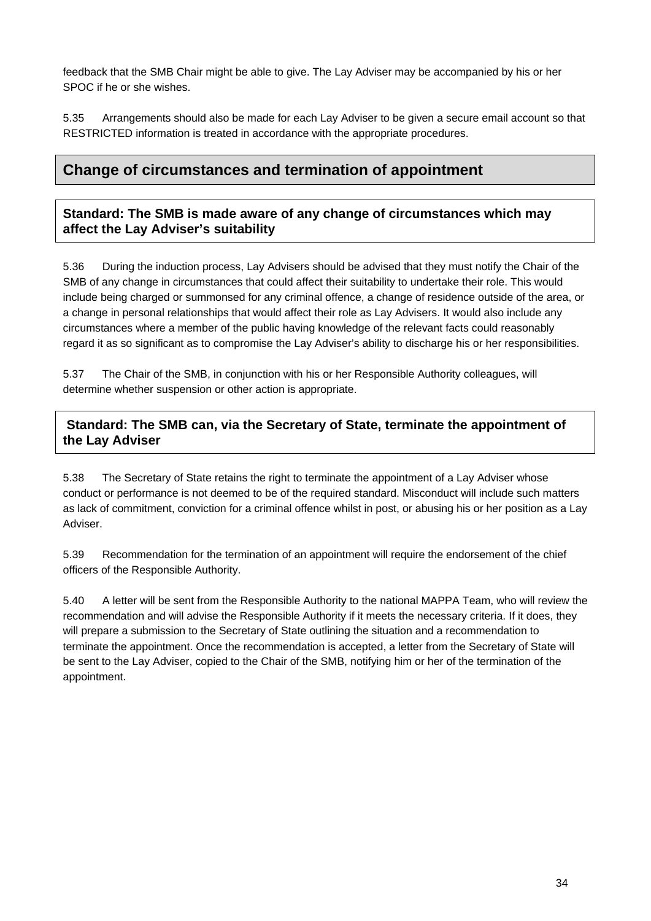feedback that the SMB Chair might be able to give. The Lay Adviser may be accompanied by his or her SPOC if he or she wishes.

5.35 Arrangements should also be made for each Lay Adviser to be given a secure email account so that RESTRICTED information is treated in accordance with the appropriate procedures.

## Change of circumstances and termination of appointment

### Standard: The SMB is made aware of any change of circumstances which may affect the Lay Adviser's suitability

5.36 During the induction process, Lay Advisers should be advised that they must notify the Chair of the SMB of any change in circumstances that could affect their suitability to undertake their role. This would include being charged or summonsed for any criminal offence, a change of residence outside of the area, or a change in personal relationships that would affect their role as Lay Advisers. It would also include any circumstances where a member of the public having knowledge of the relevant facts could reasonably regard it as so significant as to compromise the Lay Adviser's ability to discharge his or her responsibilities.

5.37 The Chair of the SMB, in conjunction with his or her Responsible Authority colleagues, will determine whether suspension or other action is appropriate.

### Standard: The SMB can, via the Secretary of State, terminate the appointment of the Lay Adviser

5.38 The Secretary of State retains the right to terminate the appointment of a Lay Adviser whose conduct or performance is not deemed to be of the required standard. Misconduct will include such matters as lack of commitment, conviction for a criminal offence whilst in post, or abusing his or her position as a Lay Adviser.

5.39 Recommendation for the termination of an appointment will require the endorsement of the chief officers of the Responsible Authority.

5.40 A letter will be sent from the Responsible Authority to the national MAPPA Team, who will review the recommendation and will advise the Responsible Authority if it meets the necessary criteria. If it does, they will prepare a submission to the Secretary of State outlining the situation and a recommendation to terminate the appointment. Once the recommendation is accepted, a letter from the Secretary of State will be sent to the Lay Adviser, copied to the Chair of the SMB, notifying him or her of the termination of the appointment.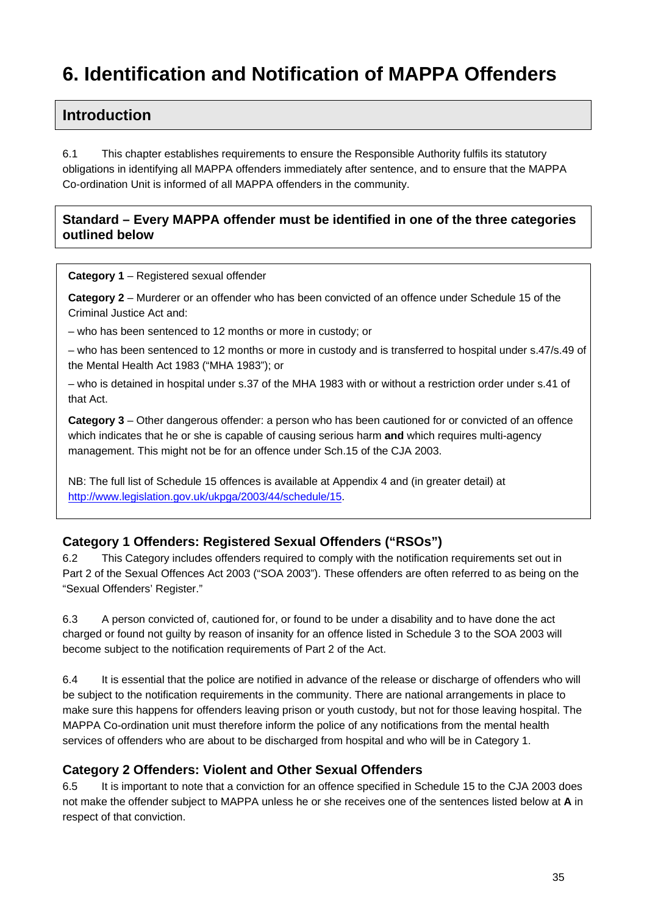# 6. Identification and Notification of MAPPA Offenders

## Introduction

6.1 This chapter establishes requirements to ensure the Responsible Authority fulfils its statutory obligations in identifying all MAPPA offenders immediately after sentence, and to ensure that the MAPPA Co-ordination Unit is informed of all MAPPA offenders in the community.

### Standard – Every MAPPA offender must be identified in one of the three categories outlined below

**Category 1** – Registered sexual offender

**Category 2** – Murderer or an offender who has been convicted of an offence under Schedule 15 of the Criminal Justice Act and:

– who has been sentenced to 12 months or more in custody; or

– who has been sentenced to 12 months or more in custody and is transferred to hospital under s.47/s.49 of the Mental Health Act 1983 ("MHA 1983"); or

– who is detained in hospital under s.37 of the MHA 1983 with or without a restriction order under s.41 of that Act.

**Category 3** – Other dangerous offender: a person who has been cautioned for or convicted of an offence which indicates that he or she is capable of causing serious harm **and** which requires multi-agency management. This might not be for an offence under Sch.15 of the CJA 2003.

NB: The full list of Schedule 15 offences is available at Appendix 4 and (in greater detail) at http://www.legislation.gov.uk/ukpga/2003/44/schedule/15.

### Category 1 Offenders: Registered Sexual Offenders ("RSOs")

6.2 This Category includes offenders required to comply with the notification requirements set out in Part 2 of the Sexual Offences Act 2003 ("SOA 2003"). These offenders are often referred to as being on the "Sexual Offenders' Register."

6.3 A person convicted of, cautioned for, or found to be under a disability and to have done the act charged or found not guilty by reason of insanity for an offence listed in Schedule 3 to the SOA 2003 will become subject to the notification requirements of Part 2 of the Act.

6.4 It is essential that the police are notified in advance of the release or discharge of offenders who will be subject to the notification requirements in the community. There are national arrangements in place to make sure this happens for offenders leaving prison or youth custody, but not for those leaving hospital. The MAPPA Co-ordination unit must therefore inform the police of any notifications from the mental health services of offenders who are about to be discharged from hospital and who will be in Category 1.

### Category 2 Offenders: Violent and Other Sexual Offenders

6.5 It is important to note that a conviction for an offence specified in Schedule 15 to the CJA 2003 does not make the offender subject to MAPPA unless he or she receives one of the sentences listed below at **A** in respect of that conviction.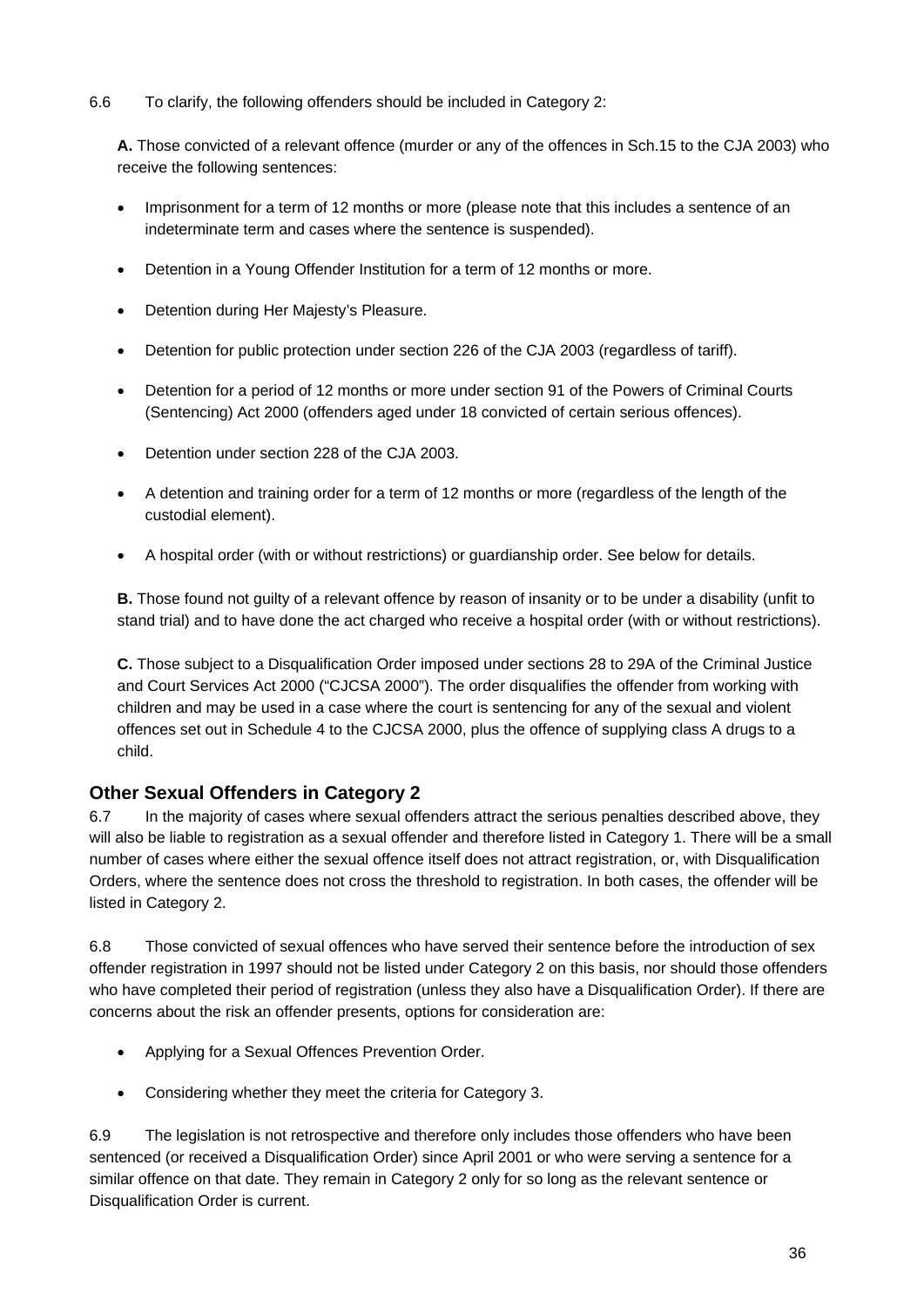6.6 To clarify, the following offenders should be included in Category 2:

**A.** Those convicted of a relevant offence (murder or any of the offences in Sch.15 to the CJA 2003) who receive the following sentences:

- Imprisonment for a term of 12 months or more (please note that this includes a sentence of an indeterminate term and cases where the sentence is suspended).
- Detention in a Young Offender Institution for a term of 12 months or more.
- Detention during Her Majesty's Pleasure.
- Detention for public protection under section 226 of the CJA 2003 (regardless of tariff).
- Detention for a period of 12 months or more under section 91 of the Powers of Criminal Courts (Sentencing) Act 2000 (offenders aged under 18 convicted of certain serious offences).
- Detention under section 228 of the CJA 2003.
- A detention and training order for a term of 12 months or more (regardless of the length of the custodial element).
- A hospital order (with or without restrictions) or guardianship order. See below for details.

**B.** Those found not guilty of a relevant offence by reason of insanity or to be under a disability (unfit to stand trial) and to have done the act charged who receive a hospital order (with or without restrictions).

**C.** Those subject to a Disqualification Order imposed under sections 28 to 29A of the Criminal Justice and Court Services Act 2000 ("CJCSA 2000"). The order disqualifies the offender from working with children and may be used in a case where the court is sentencing for any of the sexual and violent offences set out in Schedule 4 to the CJCSA 2000, plus the offence of supplying class A drugs to a child.

## Other Sexual Offenders in Category 2

6.7 In the majority of cases where sexual offenders attract the serious penalties described above, they will also be liable to registration as a sexual offender and therefore listed in Category 1. There will be a small number of cases where either the sexual offence itself does not attract registration, or, with Disqualification Orders, where the sentence does not cross the threshold to registration. In both cases, the offender will be listed in Category 2.

6.8 Those convicted of sexual offences who have served their sentence before the introduction of sex offender registration in 1997 should not be listed under Category 2 on this basis, nor should those offenders who have completed their period of registration (unless they also have a Disqualification Order). If there are concerns about the risk an offender presents, options for consideration are:

- Applying for a Sexual Offences Prevention Order.
- Considering whether they meet the criteria for Category 3.

6.9 The legislation is not retrospective and therefore only includes those offenders who have been sentenced (or received a Disqualification Order) since April 2001 or who were serving a sentence for a similar offence on that date. They remain in Category 2 only for so long as the relevant sentence or Disqualification Order is current.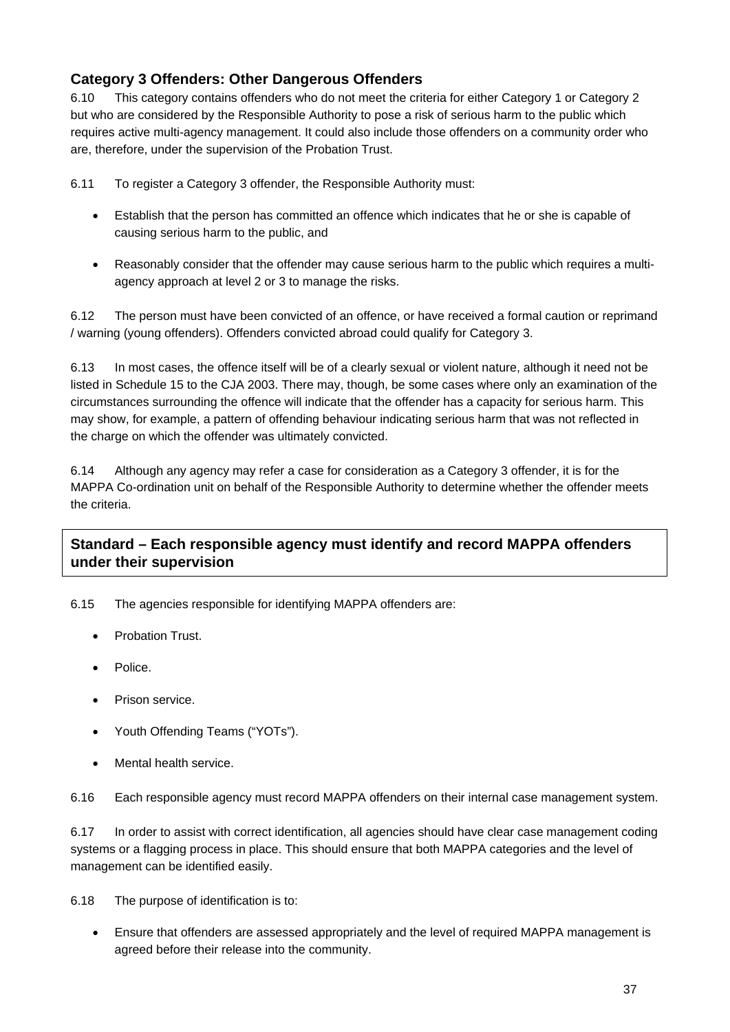### Category 3 Offenders: Other Dangerous Offenders

6.10 This category contains offenders who do not meet the criteria for either Category 1 or Category 2 but who are considered by the Responsible Authority to pose a risk of serious harm to the public which requires active multi-agency management. It could also include those offenders on a community order who are, therefore, under the supervision of the Probation Trust.

6.11 To register a Category 3 offender, the Responsible Authority must:

- Establish that the person has committed an offence which indicates that he or she is capable of causing serious harm to the public, and
- Reasonably consider that the offender may cause serious harm to the public which requires a multi-agency approach at level 2 or 3 to manage the risks.

6.12 The person must have been convicted of an offence, or have received a formal caution or reprimand / warning (young offenders). Offenders convicted abroad could qualify for Category 3.

6.13 In most cases, the offence itself will be of a clearly sexual or violent nature, although it need not be listed in Schedule 15 to the CJA 2003. There may, though, be some cases where only an examination of the circumstances surrounding the offence will indicate that the offender has a capacity for serious harm. This may show, for example, a pattern of offending behaviour indicating serious harm that was not reflected in the charge on which the offender was ultimately convicted.

6.14 Although any agency may refer a case for consideration as a Category 3 offender, it is for the MAPPA Co-ordination unit on behalf of the Responsible Authority to determine whether the offender meets the criteria.

### Standard – Each responsible agency must identify and record MAPPA offenders under their supervision

6.15 The agencies responsible for identifying MAPPA offenders are:

- Probation Trust.
- Police.
- Prison service.
- Youth Offending Teams ("YOTs").
- Mental health service.

6.16 Each responsible agency must record MAPPA offenders on their internal case management system.

6.17 In order to assist with correct identification, all agencies should have clear case management coding systems or a flagging process in place. This should ensure that both MAPPA categories and the level of management can be identified easily.

6.18 The purpose of identification is to:

- Ensure that offenders are assessed appropriately and the level of required MAPPA management is agreed before their release into the community.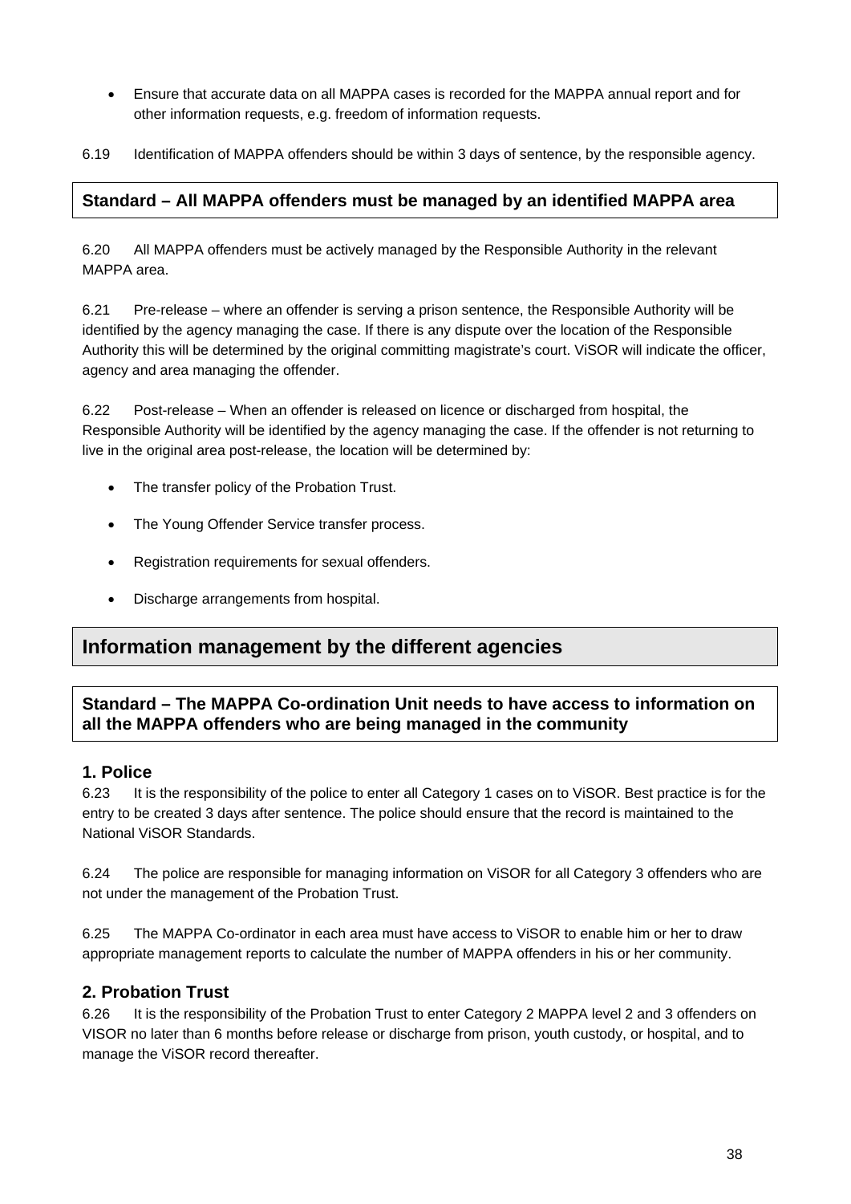- Ensure that accurate data on all MAPPA cases is recorded for the MAPPA annual report and for other information requests, e.g. freedom of information requests.

6.19 Identification of MAPPA offenders should be within 3 days of sentence, by the responsible agency.

**Standard – All MAPPA offenders must be managed by an identified MAPPA area**

6.20 All MAPPA offenders must be actively managed by the Responsible Authority in the relevant MAPPA area.

6.21 Pre-release – where an offender is serving a prison sentence, the Responsible Authority will be identified by the agency managing the case. If there is any dispute over the location of the Responsible Authority this will be determined by the original committing magistrate's court. ViSOR will indicate the officer, agency and area managing the offender.

6.22 Post-release – When an offender is released on licence or discharged from hospital, the Responsible Authority will be identified by the agency managing the case. If the offender is not returning to live in the original area post-release, the location will be determined by:

- The transfer policy of the Probation Trust.
- The Young Offender Service transfer process.
- Registration requirements for sexual offenders.
- Discharge arrangements from hospital.

## Information management by the different agencies

**Standard – The MAPPA Co-ordination Unit needs to have access to information on all the MAPPA offenders who are being managed in the community**

### 1. Police

6.23 It is the responsibility of the police to enter all Category 1 cases on to ViSOR. Best practice is for the entry to be created 3 days after sentence. The police should ensure that the record is maintained to the National ViSOR Standards.

6.24 The police are responsible for managing information on ViSOR for all Category 3 offenders who are not under the management of the Probation Trust.

6.25 The MAPPA Co-ordinator in each area must have access to ViSOR to enable him or her to draw appropriate management reports to calculate the number of MAPPA offenders in his or her community.

### 2. Probation Trust

6.26 It is the responsibility of the Probation Trust to enter Category 2 MAPPA level 2 and 3 offenders on VISOR no later than 6 months before release or discharge from prison, youth custody, or hospital, and to manage the ViSOR record thereafter.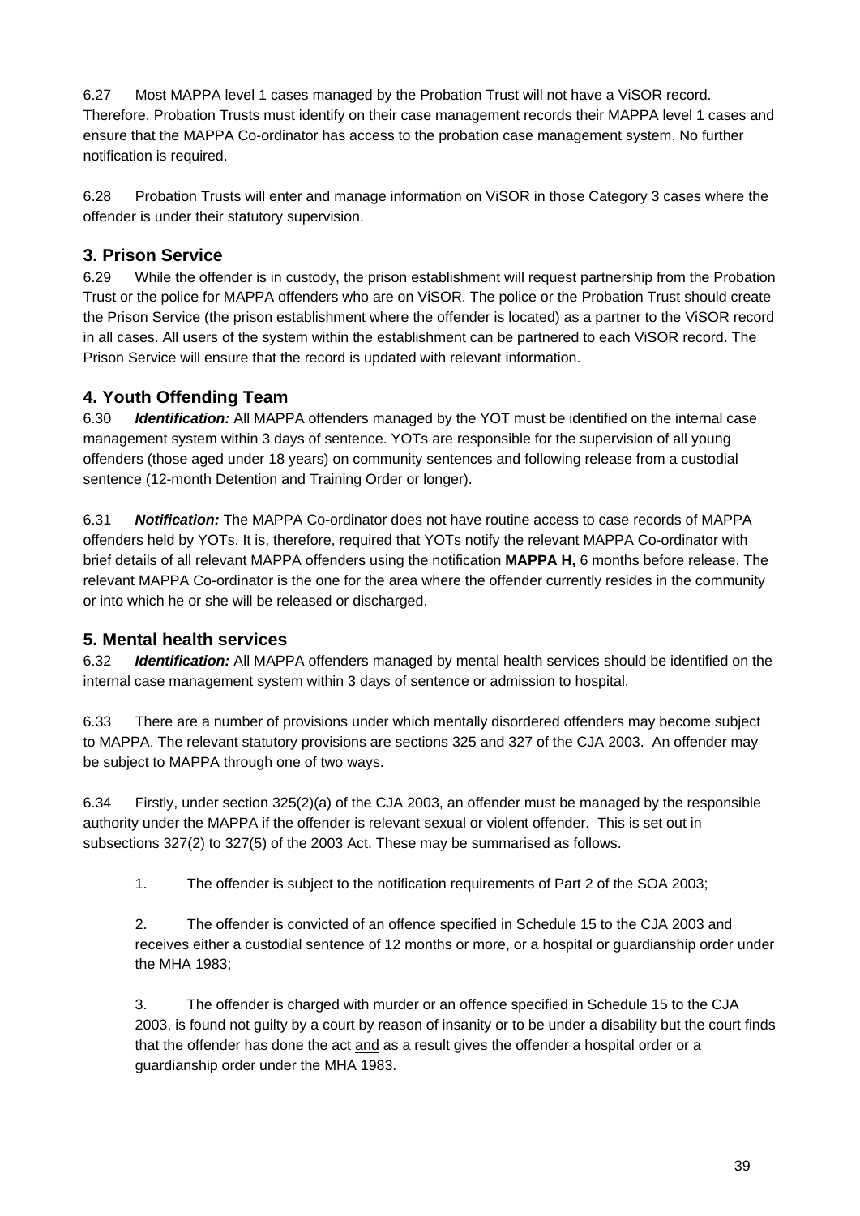6.27 Most MAPPA level 1 cases managed by the Probation Trust will not have a ViSOR record. Therefore, Probation Trusts must identify on their case management records their MAPPA level 1 cases and ensure that the MAPPA Co-ordinator has access to the probation case management system. No further notification is required.

6.28 Probation Trusts will enter and manage information on ViSOR in those Category 3 cases where the offender is under their statutory supervision.

### 3. Prison Service

6.29 While the offender is in custody, the prison establishment will request partnership from the Probation Trust or the police for MAPPA offenders who are on ViSOR. The police or the Probation Trust should create the Prison Service (the prison establishment where the offender is located) as a partner to the ViSOR record in all cases. All users of the system within the establishment can be partnered to each ViSOR record. The Prison Service will ensure that the record is updated with relevant information.

### 4. Youth Offending Team

6.30 ***Identification:*** All MAPPA offenders managed by the YOT must be identified on the internal case management system within 3 days of sentence. YOTs are responsible for the supervision of all young offenders (those aged under 18 years) on community sentences and following release from a custodial sentence (12-month Detention and Training Order or longer).

6.31 ***Notification:*** The MAPPA Co-ordinator does not have routine access to case records of MAPPA offenders held by YOTs. It is, therefore, required that YOTs notify the relevant MAPPA Co-ordinator with brief details of all relevant MAPPA offenders using the notification **MAPPA H,** 6 months before release. The relevant MAPPA Co-ordinator is the one for the area where the offender currently resides in the community or into which he or she will be released or discharged.

### 5. Mental health services

6.32 ***Identification:*** All MAPPA offenders managed by mental health services should be identified on the internal case management system within 3 days of sentence or admission to hospital.

6.33 There are a number of provisions under which mentally disordered offenders may become subject to MAPPA. The relevant statutory provisions are sections 325 and 327 of the CJA 2003. An offender may be subject to MAPPA through one of two ways.

6.34 Firstly, under section 325(2)(a) of the CJA 2003, an offender must be managed by the responsible authority under the MAPPA if the offender is relevant sexual or violent offender. This is set out in subsections 327(2) to 327(5) of the 2003 Act. These may be summarised as follows.

1. The offender is subject to the notification requirements of Part 2 of the SOA 2003;

2. The offender is convicted of an offence specified in Schedule 15 to the CJA 2003 and receives either a custodial sentence of 12 months or more, or a hospital or guardianship order under the MHA 1983;

3. The offender is charged with murder or an offence specified in Schedule 15 to the CJA 2003, is found not guilty by a court by reason of insanity or to be under a disability but the court finds that the offender has done the act and as a result gives the offender a hospital order or a guardianship order under the MHA 1983.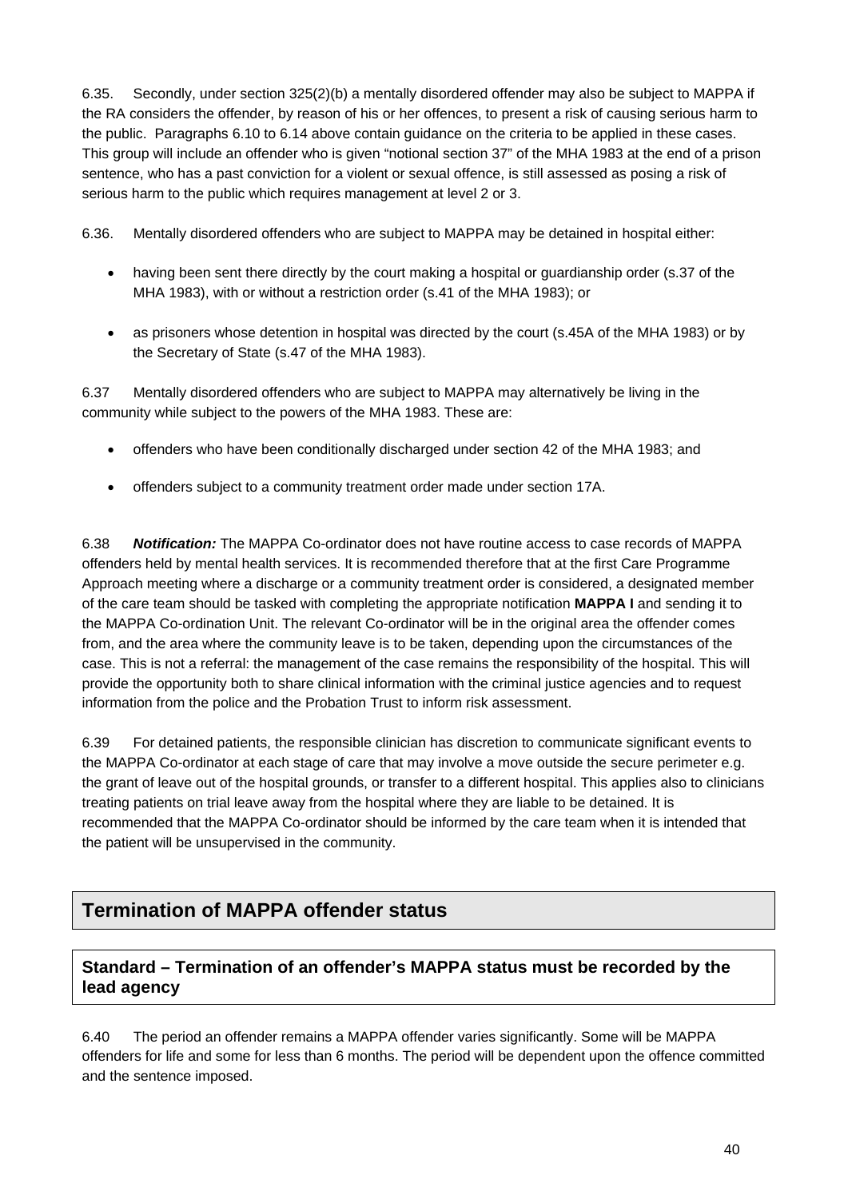6.35. Secondly, under section 325(2)(b) a mentally disordered offender may also be subject to MAPPA if the RA considers the offender, by reason of his or her offences, to present a risk of causing serious harm to the public. Paragraphs 6.10 to 6.14 above contain guidance on the criteria to be applied in these cases. This group will include an offender who is given "notional section 37" of the MHA 1983 at the end of a prison sentence, who has a past conviction for a violent or sexual offence, is still assessed as posing a risk of serious harm to the public which requires management at level 2 or 3.

6.36. Mentally disordered offenders who are subject to MAPPA may be detained in hospital either:

- having been sent there directly by the court making a hospital or guardianship order (s.37 of the MHA 1983), with or without a restriction order (s.41 of the MHA 1983); or
- as prisoners whose detention in hospital was directed by the court (s.45A of the MHA 1983) or by the Secretary of State (s.47 of the MHA 1983).

6.37 Mentally disordered offenders who are subject to MAPPA may alternatively be living in the community while subject to the powers of the MHA 1983. These are:

- offenders who have been conditionally discharged under section 42 of the MHA 1983; and
- offenders subject to a community treatment order made under section 17A.

6.38 ***Notification:*** The MAPPA Co-ordinator does not have routine access to case records of MAPPA offenders held by mental health services. It is recommended therefore that at the first Care Programme Approach meeting where a discharge or a community treatment order is considered, a designated member of the care team should be tasked with completing the appropriate notification **MAPPA I** and sending it to the MAPPA Co-ordination Unit. The relevant Co-ordinator will be in the original area the offender comes from, and the area where the community leave is to be taken, depending upon the circumstances of the case. This is not a referral: the management of the case remains the responsibility of the hospital. This will provide the opportunity both to share clinical information with the criminal justice agencies and to request information from the police and the Probation Trust to inform risk assessment.

6.39 For detained patients, the responsible clinician has discretion to communicate significant events to the MAPPA Co-ordinator at each stage of care that may involve a move outside the secure perimeter e.g. the grant of leave out of the hospital grounds, or transfer to a different hospital. This applies also to clinicians treating patients on trial leave away from the hospital where they are liable to be detained. It is recommended that the MAPPA Co-ordinator should be informed by the care team when it is intended that the patient will be unsupervised in the community.

## Termination of MAPPA offender status

### Standard – Termination of an offender's MAPPA status must be recorded by the lead agency

6.40 The period an offender remains a MAPPA offender varies significantly. Some will be MAPPA offenders for life and some for less than 6 months. The period will be dependent upon the offence committed and the sentence imposed.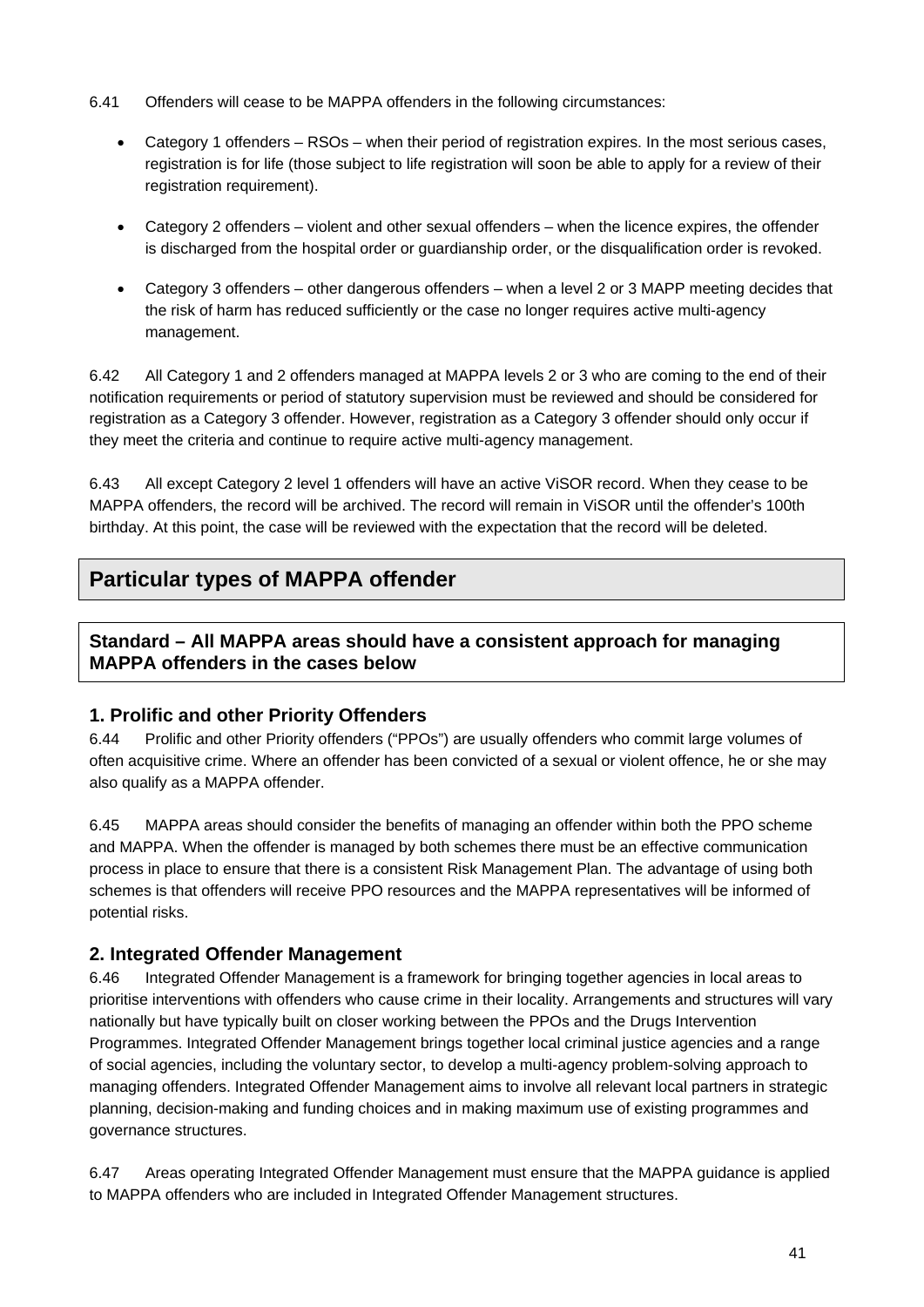6.41 Offenders will cease to be MAPPA offenders in the following circumstances:

- Category 1 offenders – RSOs – when their period of registration expires. In the most serious cases, registration is for life (those subject to life registration will soon be able to apply for a review of their registration requirement).
- Category 2 offenders – violent and other sexual offenders – when the licence expires, the offender is discharged from the hospital order or guardianship order, or the disqualification order is revoked.
- Category 3 offenders – other dangerous offenders – when a level 2 or 3 MAPP meeting decides that the risk of harm has reduced sufficiently or the case no longer requires active multi-agency management.

6.42 All Category 1 and 2 offenders managed at MAPPA levels 2 or 3 who are coming to the end of their notification requirements or period of statutory supervision must be reviewed and should be considered for registration as a Category 3 offender. However, registration as a Category 3 offender should only occur if they meet the criteria and continue to require active multi-agency management.

6.43 All except Category 2 level 1 offenders will have an active ViSOR record. When they cease to be MAPPA offenders, the record will be archived. The record will remain in ViSOR until the offender's 100th birthday. At this point, the case will be reviewed with the expectation that the record will be deleted.

## Particular types of MAPPA offender

**Standard – All MAPPA areas should have a consistent approach for managing MAPPA offenders in the cases below**

### 1. Prolific and other Priority Offenders

6.44 Prolific and other Priority offenders ("PPOs") are usually offenders who commit large volumes of often acquisitive crime. Where an offender has been convicted of a sexual or violent offence, he or she may also qualify as a MAPPA offender.

6.45 MAPPA areas should consider the benefits of managing an offender within both the PPO scheme and MAPPA. When the offender is managed by both schemes there must be an effective communication process in place to ensure that there is a consistent Risk Management Plan. The advantage of using both schemes is that offenders will receive PPO resources and the MAPPA representatives will be informed of potential risks.

### 2. Integrated Offender Management

6.46 Integrated Offender Management is a framework for bringing together agencies in local areas to prioritise interventions with offenders who cause crime in their locality. Arrangements and structures will vary nationally but have typically built on closer working between the PPOs and the Drugs Intervention Programmes. Integrated Offender Management brings together local criminal justice agencies and a range of social agencies, including the voluntary sector, to develop a multi-agency problem-solving approach to managing offenders. Integrated Offender Management aims to involve all relevant local partners in strategic planning, decision-making and funding choices and in making maximum use of existing programmes and governance structures.

6.47 Areas operating Integrated Offender Management must ensure that the MAPPA guidance is applied to MAPPA offenders who are included in Integrated Offender Management structures.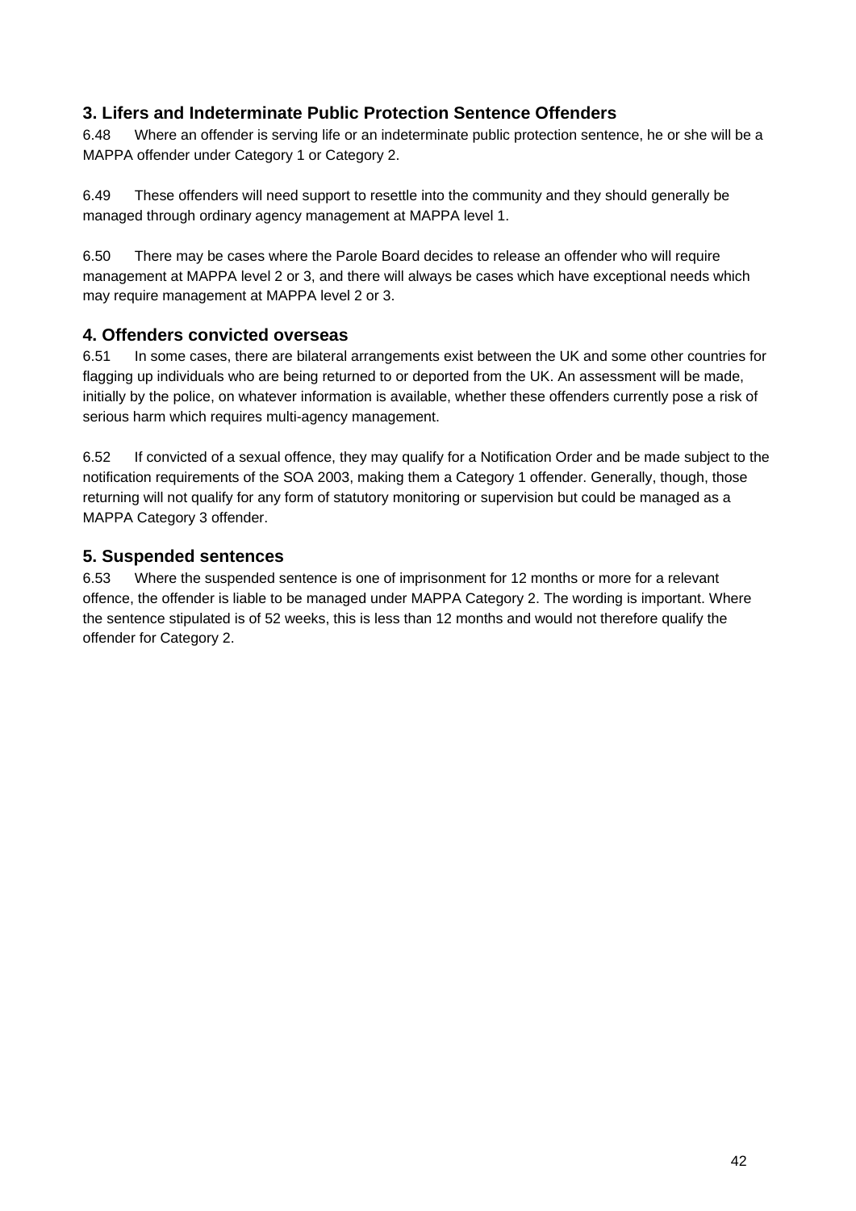### 3. Lifers and Indeterminate Public Protection Sentence Offenders

6.48 Where an offender is serving life or an indeterminate public protection sentence, he or she will be a MAPPA offender under Category 1 or Category 2.

6.49 These offenders will need support to resettle into the community and they should generally be managed through ordinary agency management at MAPPA level 1.

6.50 There may be cases where the Parole Board decides to release an offender who will require management at MAPPA level 2 or 3, and there will always be cases which have exceptional needs which may require management at MAPPA level 2 or 3.

### 4. Offenders convicted overseas

6.51 In some cases, there are bilateral arrangements exist between the UK and some other countries for flagging up individuals who are being returned to or deported from the UK. An assessment will be made, initially by the police, on whatever information is available, whether these offenders currently pose a risk of serious harm which requires multi-agency management.

6.52 If convicted of a sexual offence, they may qualify for a Notification Order and be made subject to the notification requirements of the SOA 2003, making them a Category 1 offender. Generally, though, those returning will not qualify for any form of statutory monitoring or supervision but could be managed as a MAPPA Category 3 offender.

### 5. Suspended sentences

6.53 Where the suspended sentence is one of imprisonment for 12 months or more for a relevant offence, the offender is liable to be managed under MAPPA Category 2. The wording is important. Where the sentence stipulated is of 52 weeks, this is less than 12 months and would not therefore qualify the offender for Category 2.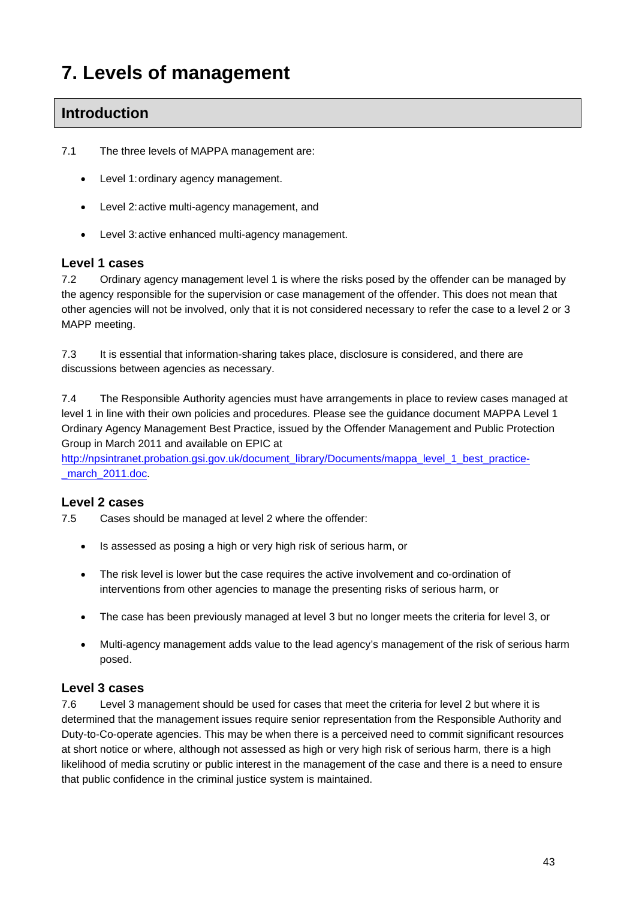# 7. Levels of management

## Introduction

7.1 The three levels of MAPPA management are:

- Level 1: ordinary agency management.
- Level 2: active multi-agency management, and
- Level 3: active enhanced multi-agency management.

### Level 1 cases

7.2 Ordinary agency management level 1 is where the risks posed by the offender can be managed by the agency responsible for the supervision or case management of the offender. This does not mean that other agencies will not be involved, only that it is not considered necessary to refer the case to a level 2 or 3 MAPP meeting.

7.3 It is essential that information-sharing takes place, disclosure is considered, and there are discussions between agencies as necessary.

7.4 The Responsible Authority agencies must have arrangements in place to review cases managed at level 1 in line with their own policies and procedures. Please see the guidance document MAPPA Level 1 Ordinary Agency Management Best Practice, issued by the Offender Management and Public Protection Group in March 2011 and available on EPIC at http://npsintranet.probation.gsi.gov.uk/document_library/Documents/mappa_level_1_best_practice-_march_2011.doc.

### Level 2 cases

7.5 Cases should be managed at level 2 where the offender:

- Is assessed as posing a high or very high risk of serious harm, or
- The risk level is lower but the case requires the active involvement and co-ordination of interventions from other agencies to manage the presenting risks of serious harm, or
- The case has been previously managed at level 3 but no longer meets the criteria for level 3, or
- Multi-agency management adds value to the lead agency's management of the risk of serious harm posed.

### Level 3 cases

7.6 Level 3 management should be used for cases that meet the criteria for level 2 but where it is determined that the management issues require senior representation from the Responsible Authority and Duty-to-Co-operate agencies. This may be when there is a perceived need to commit significant resources at short notice or where, although not assessed as high or very high risk of serious harm, there is a high likelihood of media scrutiny or public interest in the management of the case and there is a need to ensure that public confidence in the criminal justice system is maintained.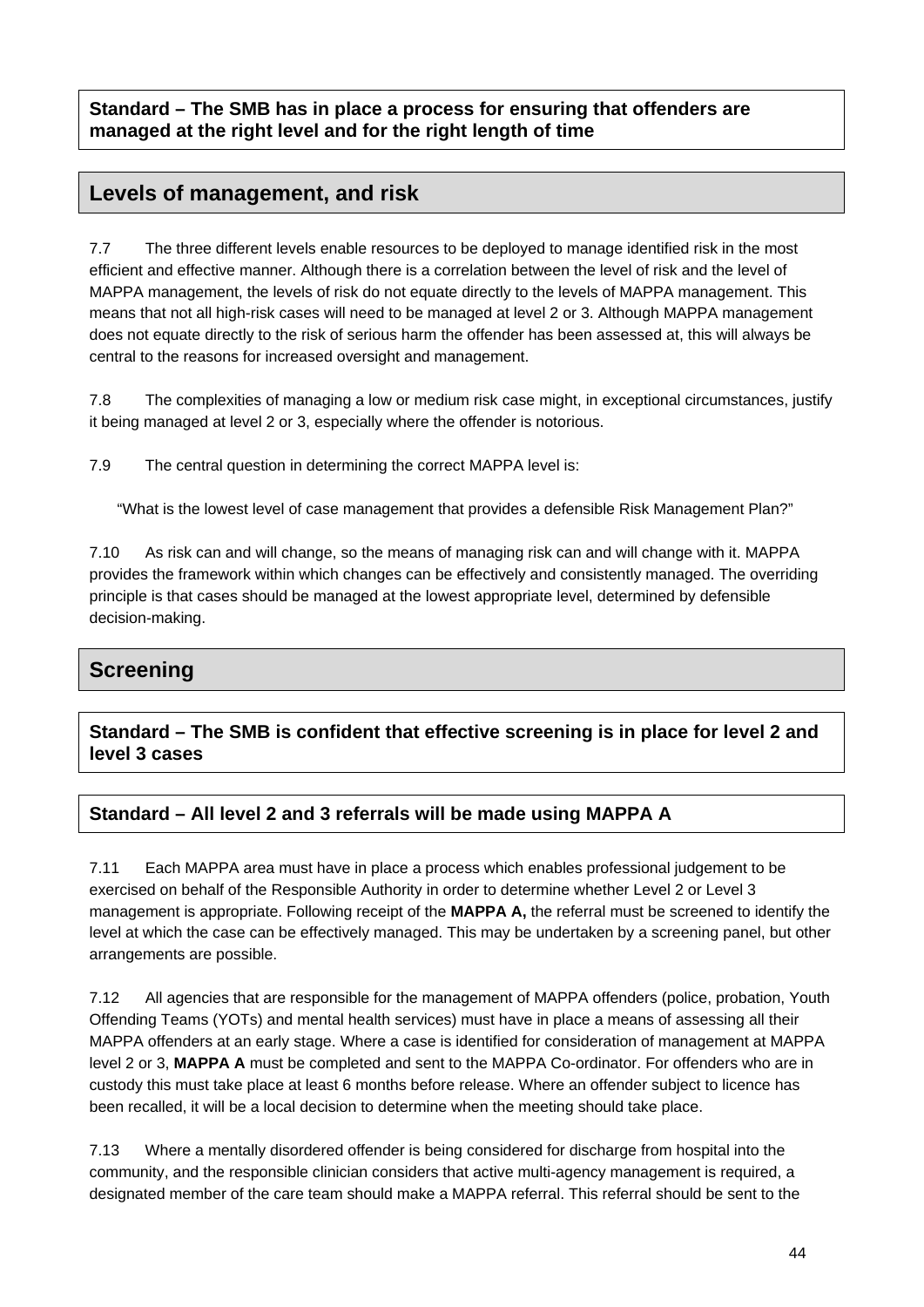**Standard – The SMB has in place a process for ensuring that offenders are managed at the right level and for the right length of time**

## Levels of management, and risk

7.7 The three different levels enable resources to be deployed to manage identified risk in the most efficient and effective manner. Although there is a correlation between the level of risk and the level of MAPPA management, the levels of risk do not equate directly to the levels of MAPPA management. This means that not all high-risk cases will need to be managed at level 2 or 3. Although MAPPA management does not equate directly to the risk of serious harm the offender has been assessed at, this will always be central to the reasons for increased oversight and management.

7.8 The complexities of managing a low or medium risk case might, in exceptional circumstances, justify it being managed at level 2 or 3, especially where the offender is notorious.

7.9 The central question in determining the correct MAPPA level is:

"What is the lowest level of case management that provides a defensible Risk Management Plan?"

7.10 As risk can and will change, so the means of managing risk can and will change with it. MAPPA provides the framework within which changes can be effectively and consistently managed. The overriding principle is that cases should be managed at the lowest appropriate level, determined by defensible decision-making.

## Screening

**Standard – The SMB is confident that effective screening is in place for level 2 and level 3 cases**

**Standard – All level 2 and 3 referrals will be made using MAPPA A**

7.11 Each MAPPA area must have in place a process which enables professional judgement to be exercised on behalf of the Responsible Authority in order to determine whether Level 2 or Level 3 management is appropriate. Following receipt of the **MAPPA A,** the referral must be screened to identify the level at which the case can be effectively managed. This may be undertaken by a screening panel, but other arrangements are possible.

7.12 All agencies that are responsible for the management of MAPPA offenders (police, probation, Youth Offending Teams (YOTs) and mental health services) must have in place a means of assessing all their MAPPA offenders at an early stage. Where a case is identified for consideration of management at MAPPA level 2 or 3, **MAPPA A** must be completed and sent to the MAPPA Co-ordinator. For offenders who are in custody this must take place at least 6 months before release. Where an offender subject to licence has been recalled, it will be a local decision to determine when the meeting should take place.

7.13 Where a mentally disordered offender is being considered for discharge from hospital into the community, and the responsible clinician considers that active multi-agency management is required, a designated member of the care team should make a MAPPA referral. This referral should be sent to the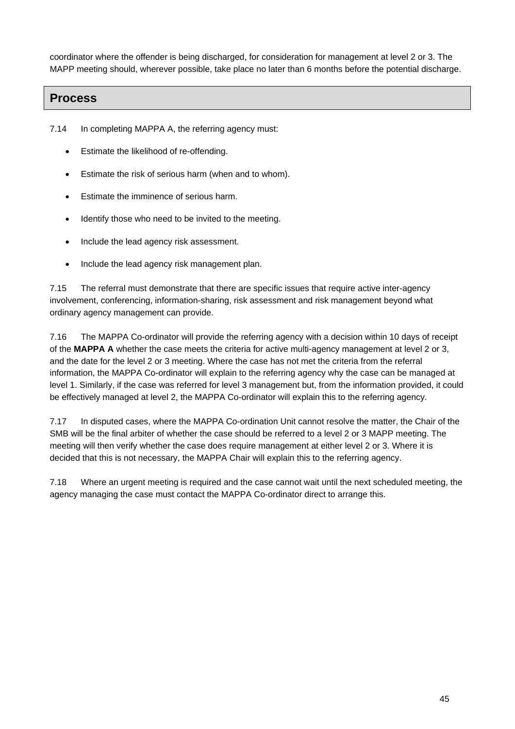coordinator where the offender is being discharged, for consideration for management at level 2 or 3. The MAPP meeting should, wherever possible, take place no later than 6 months before the potential discharge.

## Process

7.14 In completing MAPPA A, the referring agency must:

- Estimate the likelihood of re-offending.
- Estimate the risk of serious harm (when and to whom).
- Estimate the imminence of serious harm.
- Identify those who need to be invited to the meeting.
- Include the lead agency risk assessment.
- Include the lead agency risk management plan.

7.15 The referral must demonstrate that there are specific issues that require active inter-agency involvement, conferencing, information-sharing, risk assessment and risk management beyond what ordinary agency management can provide.

7.16 The MAPPA Co-ordinator will provide the referring agency with a decision within 10 days of receipt of the **MAPPA A** whether the case meets the criteria for active multi-agency management at level 2 or 3, and the date for the level 2 or 3 meeting. Where the case has not met the criteria from the referral information, the MAPPA Co-ordinator will explain to the referring agency why the case can be managed at level 1. Similarly, if the case was referred for level 3 management but, from the information provided, it could be effectively managed at level 2, the MAPPA Co-ordinator will explain this to the referring agency.

7.17 In disputed cases, where the MAPPA Co-ordination Unit cannot resolve the matter, the Chair of the SMB will be the final arbiter of whether the case should be referred to a level 2 or 3 MAPP meeting. The meeting will then verify whether the case does require management at either level 2 or 3. Where it is decided that this is not necessary, the MAPPA Chair will explain this to the referring agency.

7.18 Where an urgent meeting is required and the case cannot wait until the next scheduled meeting, the agency managing the case must contact the MAPPA Co-ordinator direct to arrange this.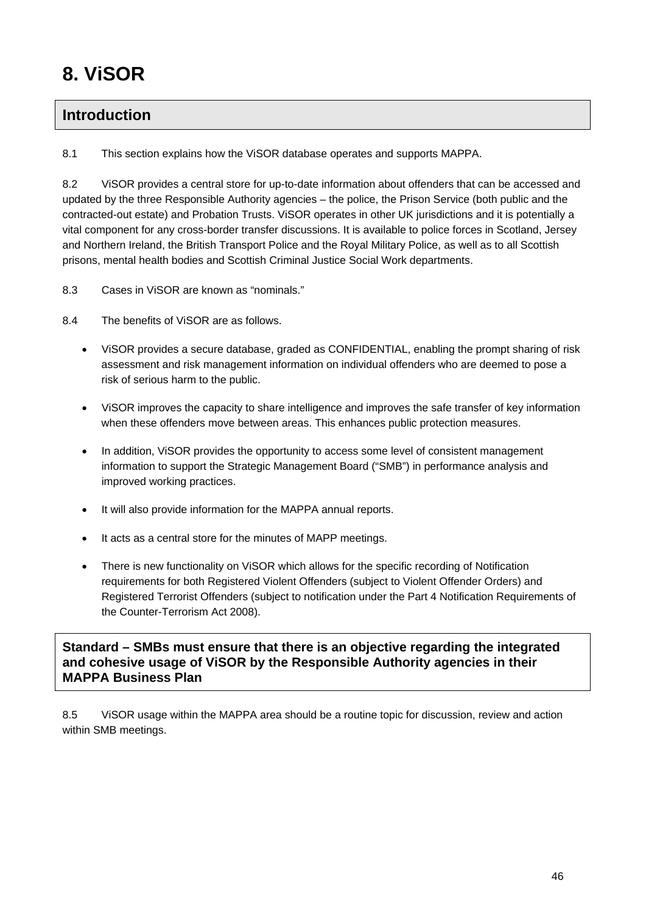# 8. ViSOR

## Introduction

8.1 This section explains how the ViSOR database operates and supports MAPPA.

8.2 ViSOR provides a central store for up-to-date information about offenders that can be accessed and updated by the three Responsible Authority agencies – the police, the Prison Service (both public and the contracted-out estate) and Probation Trusts. ViSOR operates in other UK jurisdictions and it is potentially a vital component for any cross-border transfer discussions. It is available to police forces in Scotland, Jersey and Northern Ireland, the British Transport Police and the Royal Military Police, as well as to all Scottish prisons, mental health bodies and Scottish Criminal Justice Social Work departments.

8.3 Cases in ViSOR are known as "nominals."

8.4 The benefits of ViSOR are as follows.

- ViSOR provides a secure database, graded as CONFIDENTIAL, enabling the prompt sharing of risk assessment and risk management information on individual offenders who are deemed to pose a risk of serious harm to the public.
- ViSOR improves the capacity to share intelligence and improves the safe transfer of key information when these offenders move between areas. This enhances public protection measures.
- In addition, ViSOR provides the opportunity to access some level of consistent management information to support the Strategic Management Board ("SMB") in performance analysis and improved working practices.
- It will also provide information for the MAPPA annual reports.
- It acts as a central store for the minutes of MAPP meetings.
- There is new functionality on ViSOR which allows for the specific recording of Notification requirements for both Registered Violent Offenders (subject to Violent Offender Orders) and Registered Terrorist Offenders (subject to notification under the Part 4 Notification Requirements of the Counter-Terrorism Act 2008).

**Standard – SMBs must ensure that there is an objective regarding the integrated and cohesive usage of ViSOR by the Responsible Authority agencies in their MAPPA Business Plan**

8.5 ViSOR usage within the MAPPA area should be a routine topic for discussion, review and action within SMB meetings.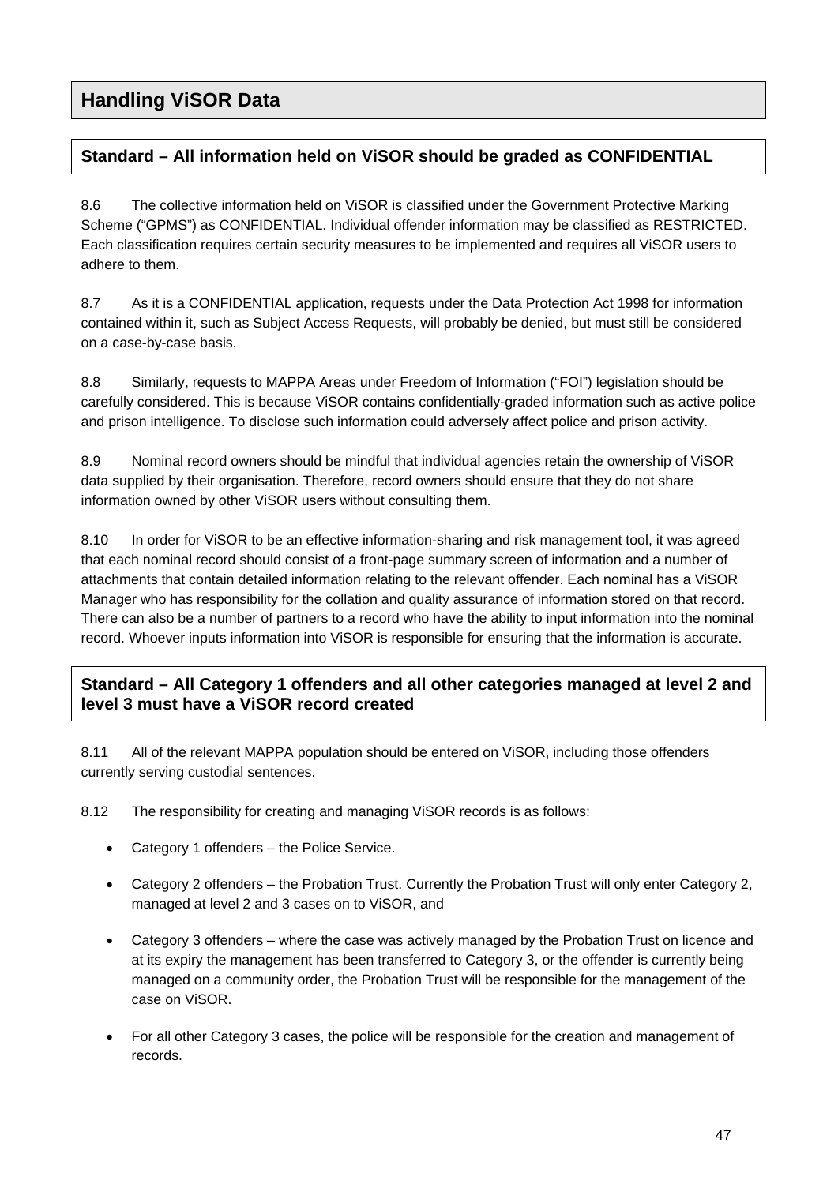## Handling ViSOR Data

### Standard – All information held on ViSOR should be graded as CONFIDENTIAL

8.6 The collective information held on ViSOR is classified under the Government Protective Marking Scheme ("GPMS") as CONFIDENTIAL. Individual offender information may be classified as RESTRICTED. Each classification requires certain security measures to be implemented and requires all ViSOR users to adhere to them.

8.7 As it is a CONFIDENTIAL application, requests under the Data Protection Act 1998 for information contained within it, such as Subject Access Requests, will probably be denied, but must still be considered on a case-by-case basis.

8.8 Similarly, requests to MAPPA Areas under Freedom of Information ("FOI") legislation should be carefully considered. This is because ViSOR contains confidentially-graded information such as active police and prison intelligence. To disclose such information could adversely affect police and prison activity.

8.9 Nominal record owners should be mindful that individual agencies retain the ownership of ViSOR data supplied by their organisation. Therefore, record owners should ensure that they do not share information owned by other ViSOR users without consulting them.

8.10 In order for ViSOR to be an effective information-sharing and risk management tool, it was agreed that each nominal record should consist of a front-page summary screen of information and a number of attachments that contain detailed information relating to the relevant offender. Each nominal has a ViSOR Manager who has responsibility for the collation and quality assurance of information stored on that record. There can also be a number of partners to a record who have the ability to input information into the nominal record. Whoever inputs information into ViSOR is responsible for ensuring that the information is accurate.

### Standard – All Category 1 offenders and all other categories managed at level 2 and level 3 must have a ViSOR record created

8.11 All of the relevant MAPPA population should be entered on ViSOR, including those offenders currently serving custodial sentences.

8.12 The responsibility for creating and managing ViSOR records is as follows:

- Category 1 offenders – the Police Service.
- Category 2 offenders – the Probation Trust. Currently the Probation Trust will only enter Category 2, managed at level 2 and 3 cases on to ViSOR, and
- Category 3 offenders – where the case was actively managed by the Probation Trust on licence and at its expiry the management has been transferred to Category 3, or the offender is currently being managed on a community order, the Probation Trust will be responsible for the management of the case on ViSOR.
- For all other Category 3 cases, the police will be responsible for the creation and management of records.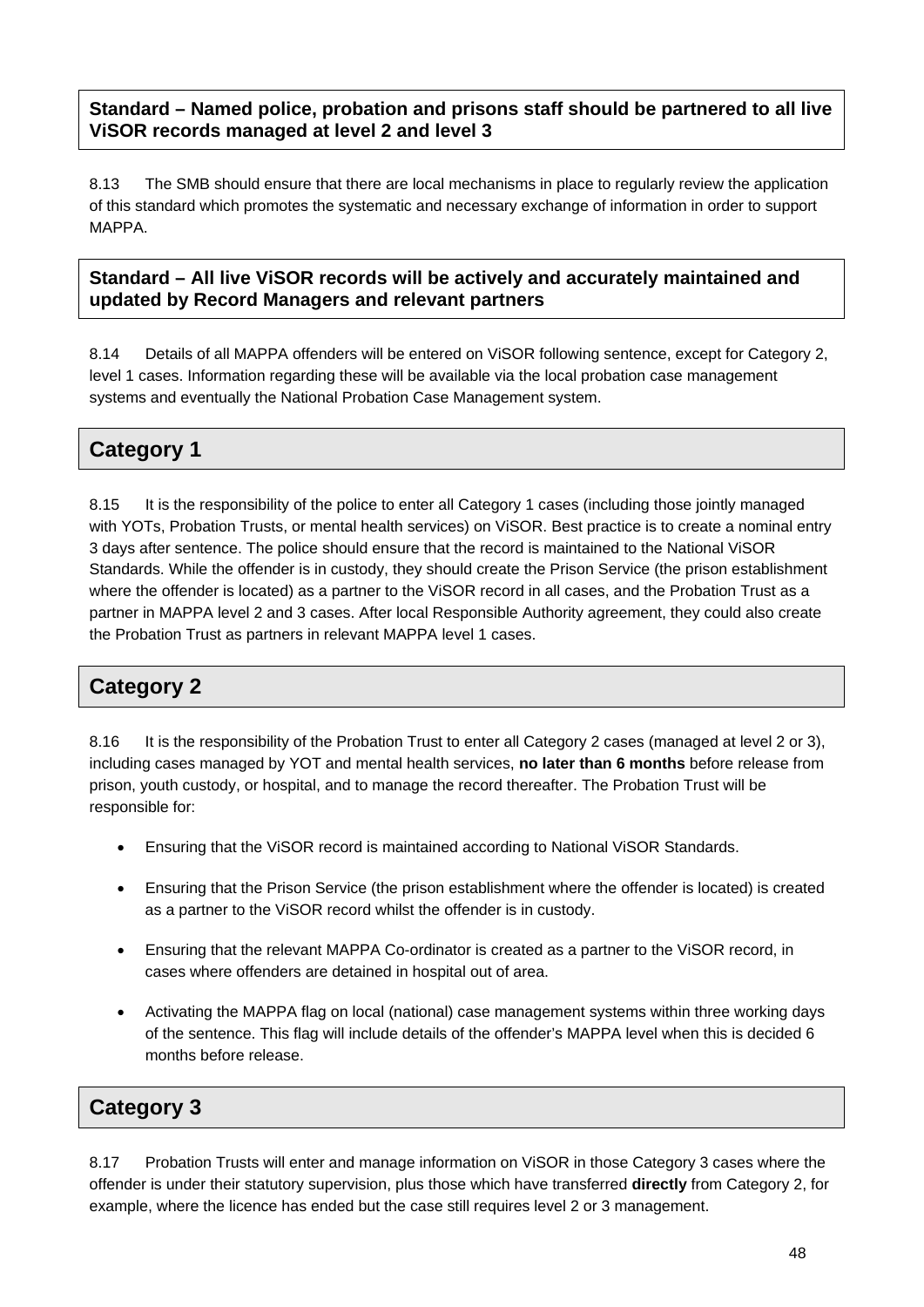**Standard – Named police, probation and prisons staff should be partnered to all live ViSOR records managed at level 2 and level 3**

8.13 The SMB should ensure that there are local mechanisms in place to regularly review the application of this standard which promotes the systematic and necessary exchange of information in order to support MAPPA.

**Standard – All live ViSOR records will be actively and accurately maintained and updated by Record Managers and relevant partners**

8.14 Details of all MAPPA offenders will be entered on ViSOR following sentence, except for Category 2, level 1 cases. Information regarding these will be available via the local probation case management systems and eventually the National Probation Case Management system.

## Category 1

8.15 It is the responsibility of the police to enter all Category 1 cases (including those jointly managed with YOTs, Probation Trusts, or mental health services) on ViSOR. Best practice is to create a nominal entry 3 days after sentence. The police should ensure that the record is maintained to the National ViSOR Standards. While the offender is in custody, they should create the Prison Service (the prison establishment where the offender is located) as a partner to the ViSOR record in all cases, and the Probation Trust as a partner in MAPPA level 2 and 3 cases. After local Responsible Authority agreement, they could also create the Probation Trust as partners in relevant MAPPA level 1 cases.

## Category 2

8.16 It is the responsibility of the Probation Trust to enter all Category 2 cases (managed at level 2 or 3), including cases managed by YOT and mental health services, **no later than 6 months** before release from prison, youth custody, or hospital, and to manage the record thereafter. The Probation Trust will be responsible for:

- Ensuring that the ViSOR record is maintained according to National ViSOR Standards.
- Ensuring that the Prison Service (the prison establishment where the offender is located) is created as a partner to the ViSOR record whilst the offender is in custody.
- Ensuring that the relevant MAPPA Co-ordinator is created as a partner to the ViSOR record, in cases where offenders are detained in hospital out of area.
- Activating the MAPPA flag on local (national) case management systems within three working days of the sentence. This flag will include details of the offender's MAPPA level when this is decided 6 months before release.

## Category 3

8.17 Probation Trusts will enter and manage information on ViSOR in those Category 3 cases where the offender is under their statutory supervision, plus those which have transferred **directly** from Category 2, for example, where the licence has ended but the case still requires level 2 or 3 management.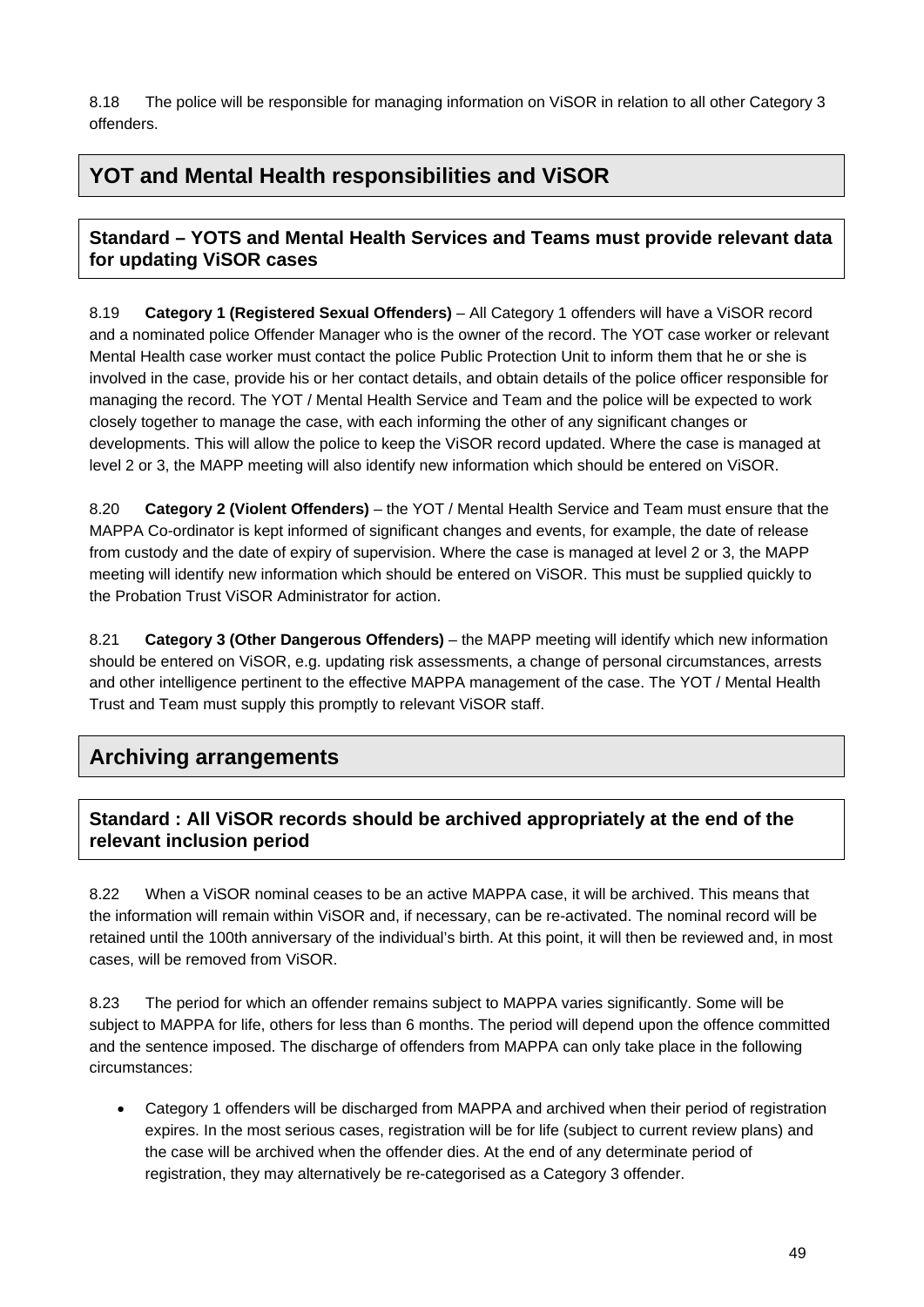8.18 The police will be responsible for managing information on ViSOR in relation to all other Category 3 offenders.

## YOT and Mental Health responsibilities and ViSOR

### Standard – YOTS and Mental Health Services and Teams must provide relevant data for updating ViSOR cases

8.19 **Category 1 (Registered Sexual Offenders)** – All Category 1 offenders will have a ViSOR record and a nominated police Offender Manager who is the owner of the record. The YOT case worker or relevant Mental Health case worker must contact the police Public Protection Unit to inform them that he or she is involved in the case, provide his or her contact details, and obtain details of the police officer responsible for managing the record. The YOT / Mental Health Service and Team and the police will be expected to work closely together to manage the case, with each informing the other of any significant changes or developments. This will allow the police to keep the ViSOR record updated. Where the case is managed at level 2 or 3, the MAPP meeting will also identify new information which should be entered on ViSOR.

8.20 **Category 2 (Violent Offenders)** – the YOT / Mental Health Service and Team must ensure that the MAPPA Co-ordinator is kept informed of significant changes and events, for example, the date of release from custody and the date of expiry of supervision. Where the case is managed at level 2 or 3, the MAPP meeting will identify new information which should be entered on ViSOR. This must be supplied quickly to the Probation Trust ViSOR Administrator for action.

8.21 **Category 3 (Other Dangerous Offenders)** – the MAPP meeting will identify which new information should be entered on ViSOR, e.g. updating risk assessments, a change of personal circumstances, arrests and other intelligence pertinent to the effective MAPPA management of the case. The YOT / Mental Health Trust and Team must supply this promptly to relevant ViSOR staff.

## Archiving arrangements

### Standard : All ViSOR records should be archived appropriately at the end of the relevant inclusion period

8.22 When a ViSOR nominal ceases to be an active MAPPA case, it will be archived. This means that the information will remain within ViSOR and, if necessary, can be re-activated. The nominal record will be retained until the 100th anniversary of the individual's birth. At this point, it will then be reviewed and, in most cases, will be removed from ViSOR.

8.23 The period for which an offender remains subject to MAPPA varies significantly. Some will be subject to MAPPA for life, others for less than 6 months. The period will depend upon the offence committed and the sentence imposed. The discharge of offenders from MAPPA can only take place in the following circumstances:

- Category 1 offenders will be discharged from MAPPA and archived when their period of registration expires. In the most serious cases, registration will be for life (subject to current review plans) and the case will be archived when the offender dies. At the end of any determinate period of registration, they may alternatively be re-categorised as a Category 3 offender.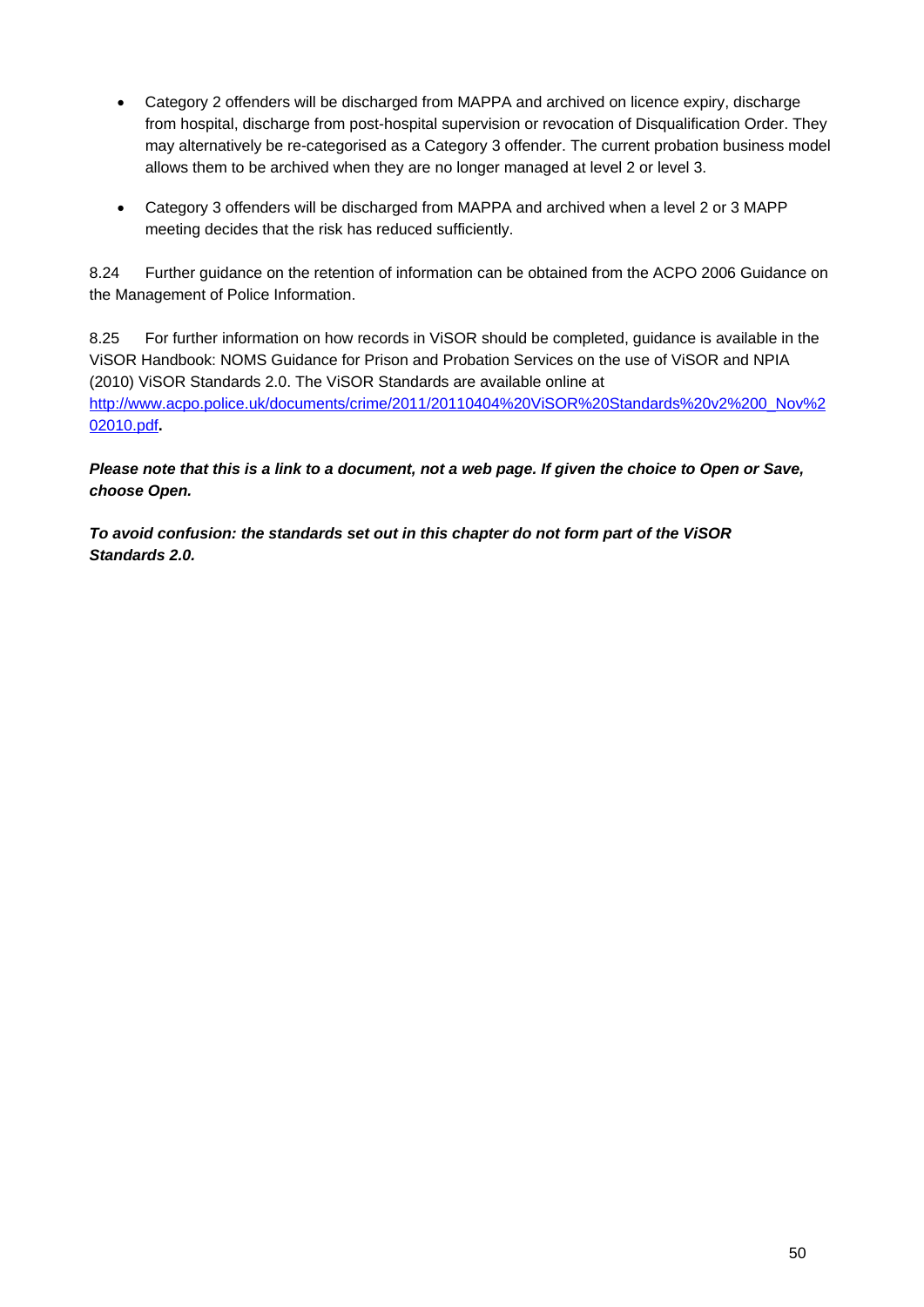- Category 2 offenders will be discharged from MAPPA and archived on licence expiry, discharge from hospital, discharge from post-hospital supervision or revocation of Disqualification Order. They may alternatively be re-categorised as a Category 3 offender. The current probation business model allows them to be archived when they are no longer managed at level 2 or level 3.

- Category 3 offenders will be discharged from MAPPA and archived when a level 2 or 3 MAPP meeting decides that the risk has reduced sufficiently.

8.24 Further guidance on the retention of information can be obtained from the ACPO 2006 Guidance on the Management of Police Information.

8.25 For further information on how records in ViSOR should be completed, guidance is available in the ViSOR Handbook: NOMS Guidance for Prison and Probation Services on the use of ViSOR and NPIA (2010) ViSOR Standards 2.0. The ViSOR Standards are available online at [http://www.acpo.police.uk/documents/crime/2011/20110404%20ViSOR%20Standards%20v2%200_Nov%202010.pdf](http://www.acpo.police.uk/documents/crime/2011/20110404%20ViSOR%20Standards%20v2%200_Nov%202010.pdf)**.**

***Please note that this is a link to a document, not a web page. If given the choice to Open or Save, choose Open.***

***To avoid confusion: the standards set out in this chapter do not form part of the ViSOR Standards 2.0.***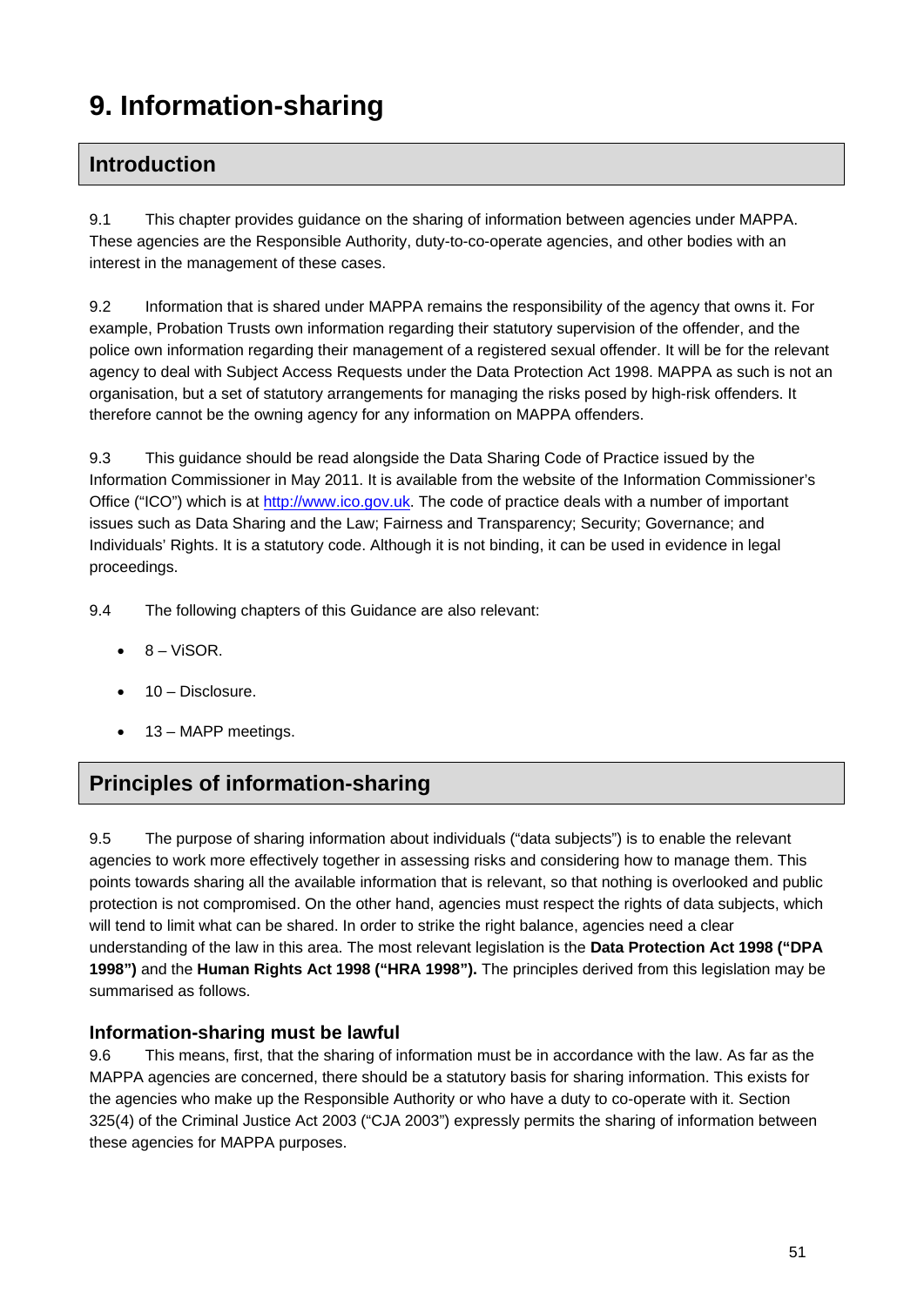# 9. Information-sharing

## Introduction

9.1 This chapter provides guidance on the sharing of information between agencies under MAPPA. These agencies are the Responsible Authority, duty-to-co-operate agencies, and other bodies with an interest in the management of these cases.

9.2 Information that is shared under MAPPA remains the responsibility of the agency that owns it. For example, Probation Trusts own information regarding their statutory supervision of the offender, and the police own information regarding their management of a registered sexual offender. It will be for the relevant agency to deal with Subject Access Requests under the Data Protection Act 1998. MAPPA as such is not an organisation, but a set of statutory arrangements for managing the risks posed by high-risk offenders. It therefore cannot be the owning agency for any information on MAPPA offenders.

9.3 This guidance should be read alongside the Data Sharing Code of Practice issued by the Information Commissioner in May 2011. It is available from the website of the Information Commissioner's Office ("ICO") which is at http://www.ico.gov.uk. The code of practice deals with a number of important issues such as Data Sharing and the Law; Fairness and Transparency; Security; Governance; and Individuals' Rights. It is a statutory code. Although it is not binding, it can be used in evidence in legal proceedings.

9.4 The following chapters of this Guidance are also relevant:

- 8 – ViSOR.
- 10 – Disclosure.
- 13 – MAPP meetings.

## Principles of information-sharing

9.5 The purpose of sharing information about individuals ("data subjects") is to enable the relevant agencies to work more effectively together in assessing risks and considering how to manage them. This points towards sharing all the available information that is relevant, so that nothing is overlooked and public protection is not compromised. On the other hand, agencies must respect the rights of data subjects, which will tend to limit what can be shared. In order to strike the right balance, agencies need a clear understanding of the law in this area. The most relevant legislation is the **Data Protection Act 1998 ("DPA 1998")** and the **Human Rights Act 1998 ("HRA 1998").** The principles derived from this legislation may be summarised as follows.

### Information-sharing must be lawful

9.6 This means, first, that the sharing of information must be in accordance with the law. As far as the MAPPA agencies are concerned, there should be a statutory basis for sharing information. This exists for the agencies who make up the Responsible Authority or who have a duty to co-operate with it. Section 325(4) of the Criminal Justice Act 2003 ("CJA 2003") expressly permits the sharing of information between these agencies for MAPPA purposes.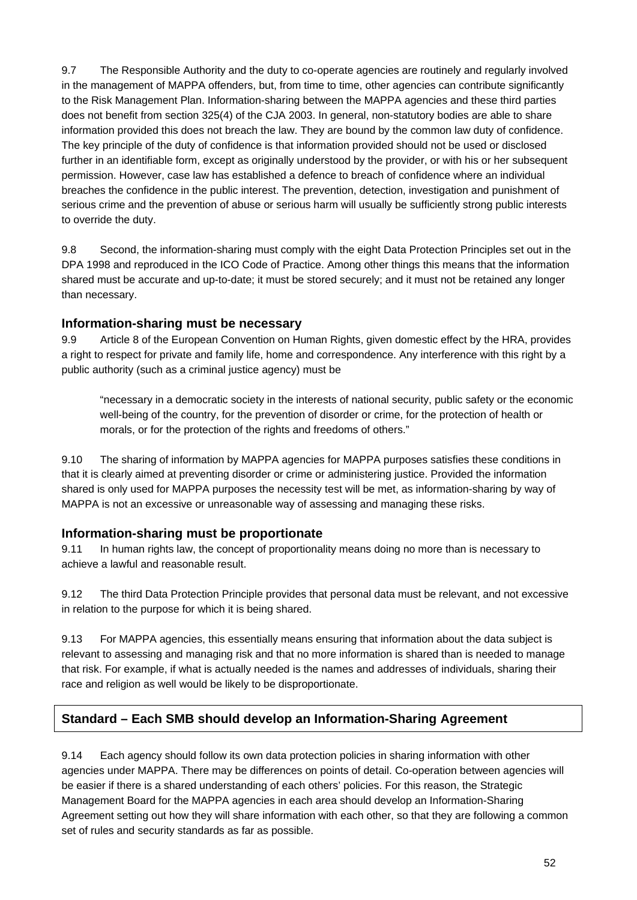9.7 The Responsible Authority and the duty to co-operate agencies are routinely and regularly involved in the management of MAPPA offenders, but, from time to time, other agencies can contribute significantly to the Risk Management Plan. Information-sharing between the MAPPA agencies and these third parties does not benefit from section 325(4) of the CJA 2003. In general, non-statutory bodies are able to share information provided this does not breach the law. They are bound by the common law duty of confidence. The key principle of the duty of confidence is that information provided should not be used or disclosed further in an identifiable form, except as originally understood by the provider, or with his or her subsequent permission. However, case law has established a defence to breach of confidence where an individual breaches the confidence in the public interest. The prevention, detection, investigation and punishment of serious crime and the prevention of abuse or serious harm will usually be sufficiently strong public interests to override the duty.

9.8 Second, the information-sharing must comply with the eight Data Protection Principles set out in the DPA 1998 and reproduced in the ICO Code of Practice. Among other things this means that the information shared must be accurate and up-to-date; it must be stored securely; and it must not be retained any longer than necessary.

### Information-sharing must be necessary

9.9 Article 8 of the European Convention on Human Rights, given domestic effect by the HRA, provides a right to respect for private and family life, home and correspondence. Any interference with this right by a public authority (such as a criminal justice agency) must be

> "necessary in a democratic society in the interests of national security, public safety or the economic well-being of the country, for the prevention of disorder or crime, for the protection of health or morals, or for the protection of the rights and freedoms of others."

9.10 The sharing of information by MAPPA agencies for MAPPA purposes satisfies these conditions in that it is clearly aimed at preventing disorder or crime or administering justice. Provided the information shared is only used for MAPPA purposes the necessity test will be met, as information-sharing by way of MAPPA is not an excessive or unreasonable way of assessing and managing these risks.

### Information-sharing must be proportionate

9.11 In human rights law, the concept of proportionality means doing no more than is necessary to achieve a lawful and reasonable result.

9.12 The third Data Protection Principle provides that personal data must be relevant, and not excessive in relation to the purpose for which it is being shared.

9.13 For MAPPA agencies, this essentially means ensuring that information about the data subject is relevant to assessing and managing risk and that no more information is shared than is needed to manage that risk. For example, if what is actually needed is the names and addresses of individuals, sharing their race and religion as well would be likely to be disproportionate.

### Standard – Each SMB should develop an Information-Sharing Agreement

9.14 Each agency should follow its own data protection policies in sharing information with other agencies under MAPPA. There may be differences on points of detail. Co-operation between agencies will be easier if there is a shared understanding of each others' policies. For this reason, the Strategic Management Board for the MAPPA agencies in each area should develop an Information-Sharing Agreement setting out how they will share information with each other, so that they are following a common set of rules and security standards as far as possible.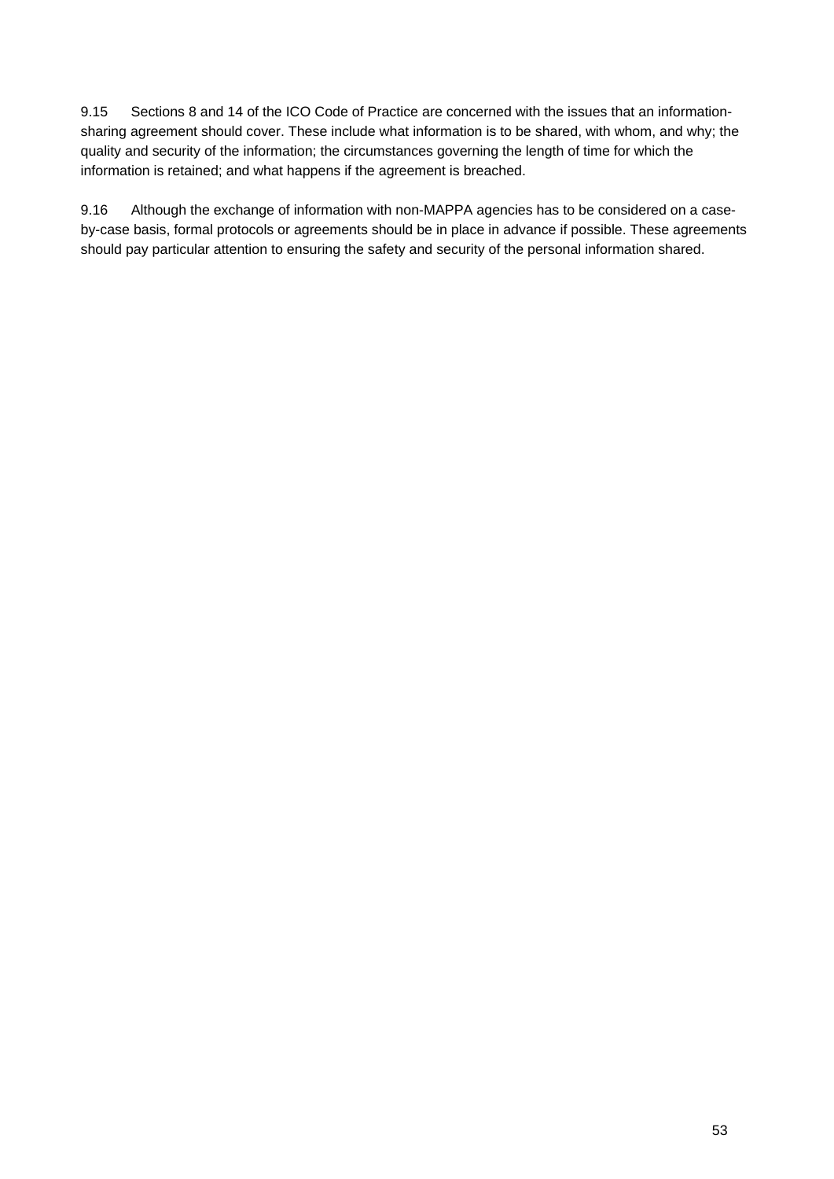9.15 Sections 8 and 14 of the ICO Code of Practice are concerned with the issues that an information-sharing agreement should cover. These include what information is to be shared, with whom, and why; the quality and security of the information; the circumstances governing the length of time for which the information is retained; and what happens if the agreement is breached.

9.16 Although the exchange of information with non-MAPPA agencies has to be considered on a case-by-case basis, formal protocols or agreements should be in place in advance if possible. These agreements should pay particular attention to ensuring the safety and security of the personal information shared.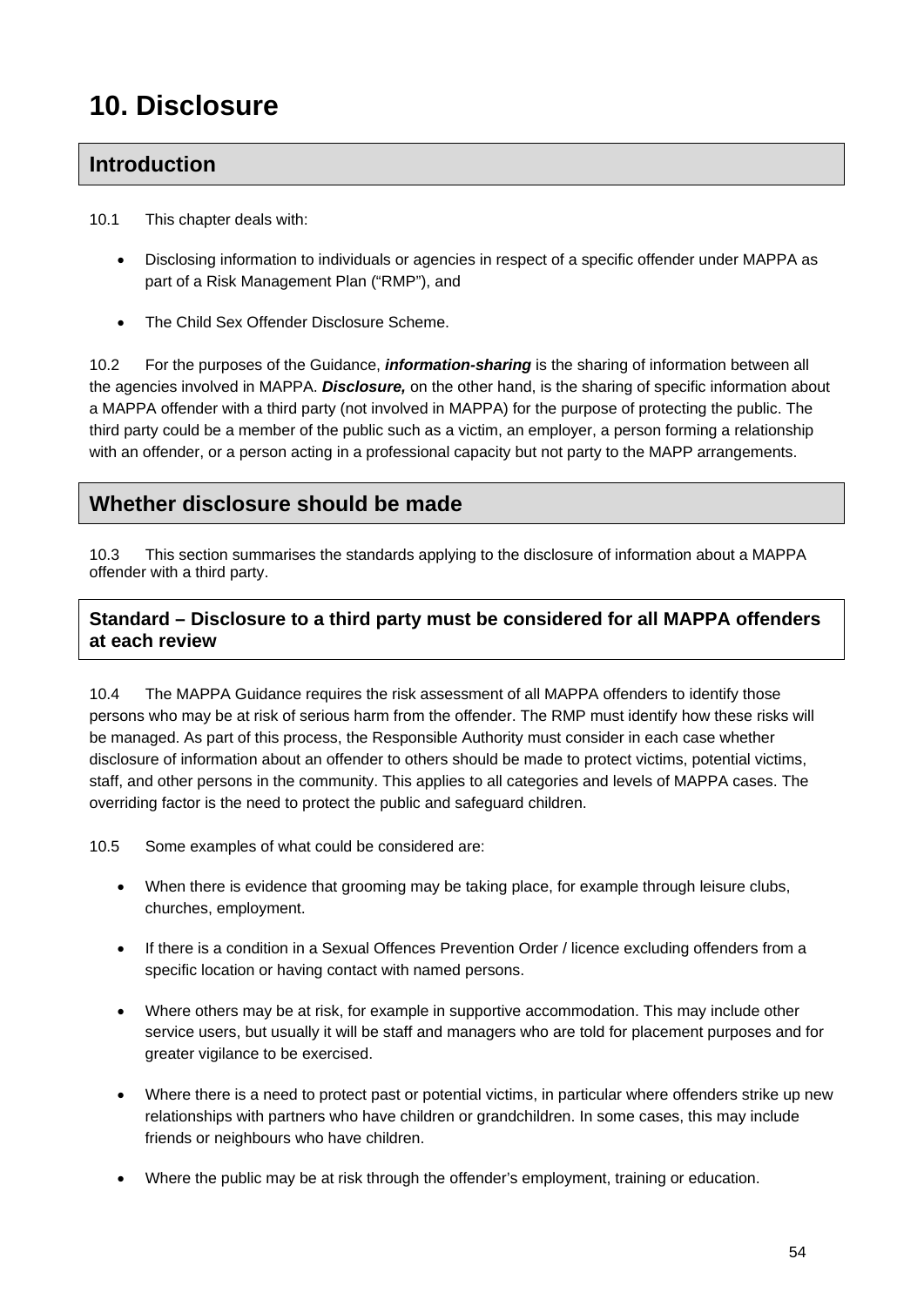# 10. Disclosure

## Introduction

10.1 This chapter deals with:

- Disclosing information to individuals or agencies in respect of a specific offender under MAPPA as part of a Risk Management Plan ("RMP"), and
- The Child Sex Offender Disclosure Scheme.

10.2 For the purposes of the Guidance, ***information-sharing*** is the sharing of information between all the agencies involved in MAPPA. ***Disclosure,*** on the other hand, is the sharing of specific information about a MAPPA offender with a third party (not involved in MAPPA) for the purpose of protecting the public. The third party could be a member of the public such as a victim, an employer, a person forming a relationship with an offender, or a person acting in a professional capacity but not party to the MAPP arrangements.

## Whether disclosure should be made

10.3 This section summarises the standards applying to the disclosure of information about a MAPPA offender with a third party.

### Standard – Disclosure to a third party must be considered for all MAPPA offenders at each review

10.4 The MAPPA Guidance requires the risk assessment of all MAPPA offenders to identify those persons who may be at risk of serious harm from the offender. The RMP must identify how these risks will be managed. As part of this process, the Responsible Authority must consider in each case whether disclosure of information about an offender to others should be made to protect victims, potential victims, staff, and other persons in the community. This applies to all categories and levels of MAPPA cases. The overriding factor is the need to protect the public and safeguard children.

10.5 Some examples of what could be considered are:

- When there is evidence that grooming may be taking place, for example through leisure clubs, churches, employment.
- If there is a condition in a Sexual Offences Prevention Order / licence excluding offenders from a specific location or having contact with named persons.
- Where others may be at risk, for example in supportive accommodation. This may include other service users, but usually it will be staff and managers who are told for placement purposes and for greater vigilance to be exercised.
- Where there is a need to protect past or potential victims, in particular where offenders strike up new relationships with partners who have children or grandchildren. In some cases, this may include friends or neighbours who have children.
- Where the public may be at risk through the offender's employment, training or education.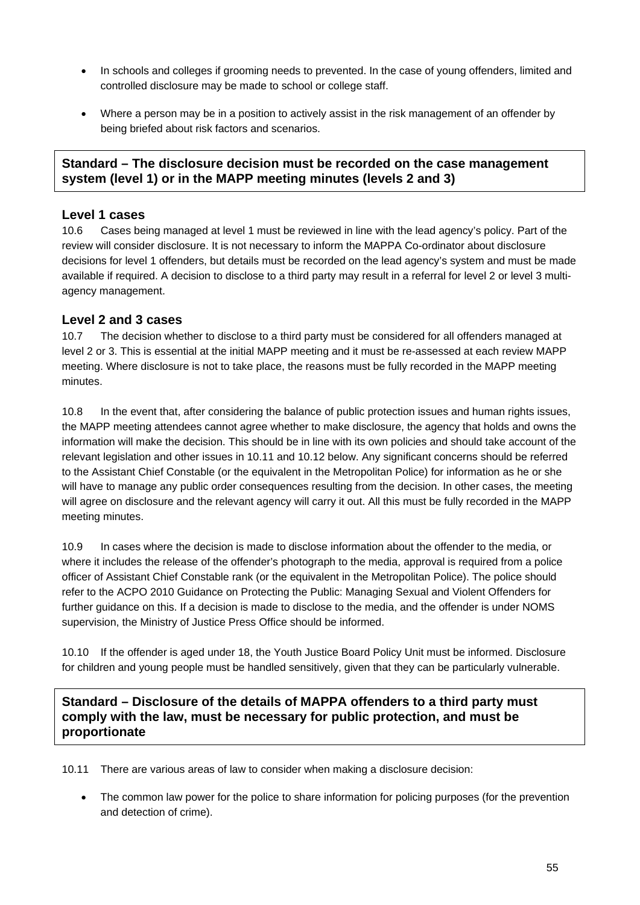- In schools and colleges if grooming needs to prevented. In the case of young offenders, limited and controlled disclosure may be made to school or college staff.
- Where a person may be in a position to actively assist in the risk management of an offender by being briefed about risk factors and scenarios.

**Standard – The disclosure decision must be recorded on the case management system (level 1) or in the MAPP meeting minutes (levels 2 and 3)**

### Level 1 cases

10.6 Cases being managed at level 1 must be reviewed in line with the lead agency's policy. Part of the review will consider disclosure. It is not necessary to inform the MAPPA Co-ordinator about disclosure decisions for level 1 offenders, but details must be recorded on the lead agency's system and must be made available if required. A decision to disclose to a third party may result in a referral for level 2 or level 3 multi-agency management.

### Level 2 and 3 cases

10.7 The decision whether to disclose to a third party must be considered for all offenders managed at level 2 or 3. This is essential at the initial MAPP meeting and it must be re-assessed at each review MAPP meeting. Where disclosure is not to take place, the reasons must be fully recorded in the MAPP meeting minutes.

10.8 In the event that, after considering the balance of public protection issues and human rights issues, the MAPP meeting attendees cannot agree whether to make disclosure, the agency that holds and owns the information will make the decision. This should be in line with its own policies and should take account of the relevant legislation and other issues in 10.11 and 10.12 below. Any significant concerns should be referred to the Assistant Chief Constable (or the equivalent in the Metropolitan Police) for information as he or she will have to manage any public order consequences resulting from the decision. In other cases, the meeting will agree on disclosure and the relevant agency will carry it out. All this must be fully recorded in the MAPP meeting minutes.

10.9 In cases where the decision is made to disclose information about the offender to the media, or where it includes the release of the offender's photograph to the media, approval is required from a police officer of Assistant Chief Constable rank (or the equivalent in the Metropolitan Police). The police should refer to the ACPO 2010 Guidance on Protecting the Public: Managing Sexual and Violent Offenders for further guidance on this. If a decision is made to disclose to the media, and the offender is under NOMS supervision, the Ministry of Justice Press Office should be informed.

10.10 If the offender is aged under 18, the Youth Justice Board Policy Unit must be informed. Disclosure for children and young people must be handled sensitively, given that they can be particularly vulnerable.

**Standard – Disclosure of the details of MAPPA offenders to a third party must comply with the law, must be necessary for public protection, and must be proportionate**

10.11 There are various areas of law to consider when making a disclosure decision:

- The common law power for the police to share information for policing purposes (for the prevention and detection of crime).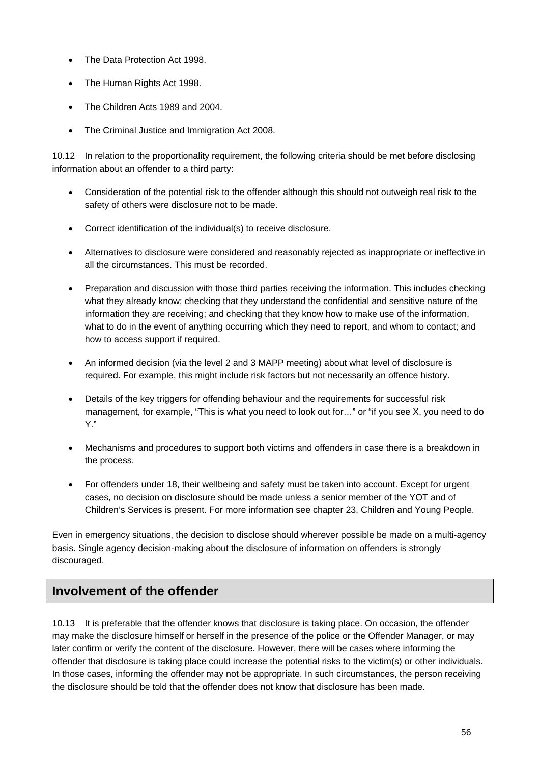- The Data Protection Act 1998.
- The Human Rights Act 1998.
- The Children Acts 1989 and 2004.
- The Criminal Justice and Immigration Act 2008.

10.12 In relation to the proportionality requirement, the following criteria should be met before disclosing information about an offender to a third party:

- Consideration of the potential risk to the offender although this should not outweigh real risk to the safety of others were disclosure not to be made.
- Correct identification of the individual(s) to receive disclosure.
- Alternatives to disclosure were considered and reasonably rejected as inappropriate or ineffective in all the circumstances. This must be recorded.
- Preparation and discussion with those third parties receiving the information. This includes checking what they already know; checking that they understand the confidential and sensitive nature of the information they are receiving; and checking that they know how to make use of the information, what to do in the event of anything occurring which they need to report, and whom to contact; and how to access support if required.
- An informed decision (via the level 2 and 3 MAPP meeting) about what level of disclosure is required. For example, this might include risk factors but not necessarily an offence history.
- Details of the key triggers for offending behaviour and the requirements for successful risk management, for example, "This is what you need to look out for…" or "if you see X, you need to do Y."
- Mechanisms and procedures to support both victims and offenders in case there is a breakdown in the process.
- For offenders under 18, their wellbeing and safety must be taken into account. Except for urgent cases, no decision on disclosure should be made unless a senior member of the YOT and of Children's Services is present. For more information see chapter 23, Children and Young People.

Even in emergency situations, the decision to disclose should wherever possible be made on a multi-agency basis. Single agency decision-making about the disclosure of information on offenders is strongly discouraged.

## Involvement of the offender

10.13 It is preferable that the offender knows that disclosure is taking place. On occasion, the offender may make the disclosure himself or herself in the presence of the police or the Offender Manager, or may later confirm or verify the content of the disclosure. However, there will be cases where informing the offender that disclosure is taking place could increase the potential risks to the victim(s) or other individuals. In those cases, informing the offender may not be appropriate. In such circumstances, the person receiving the disclosure should be told that the offender does not know that disclosure has been made.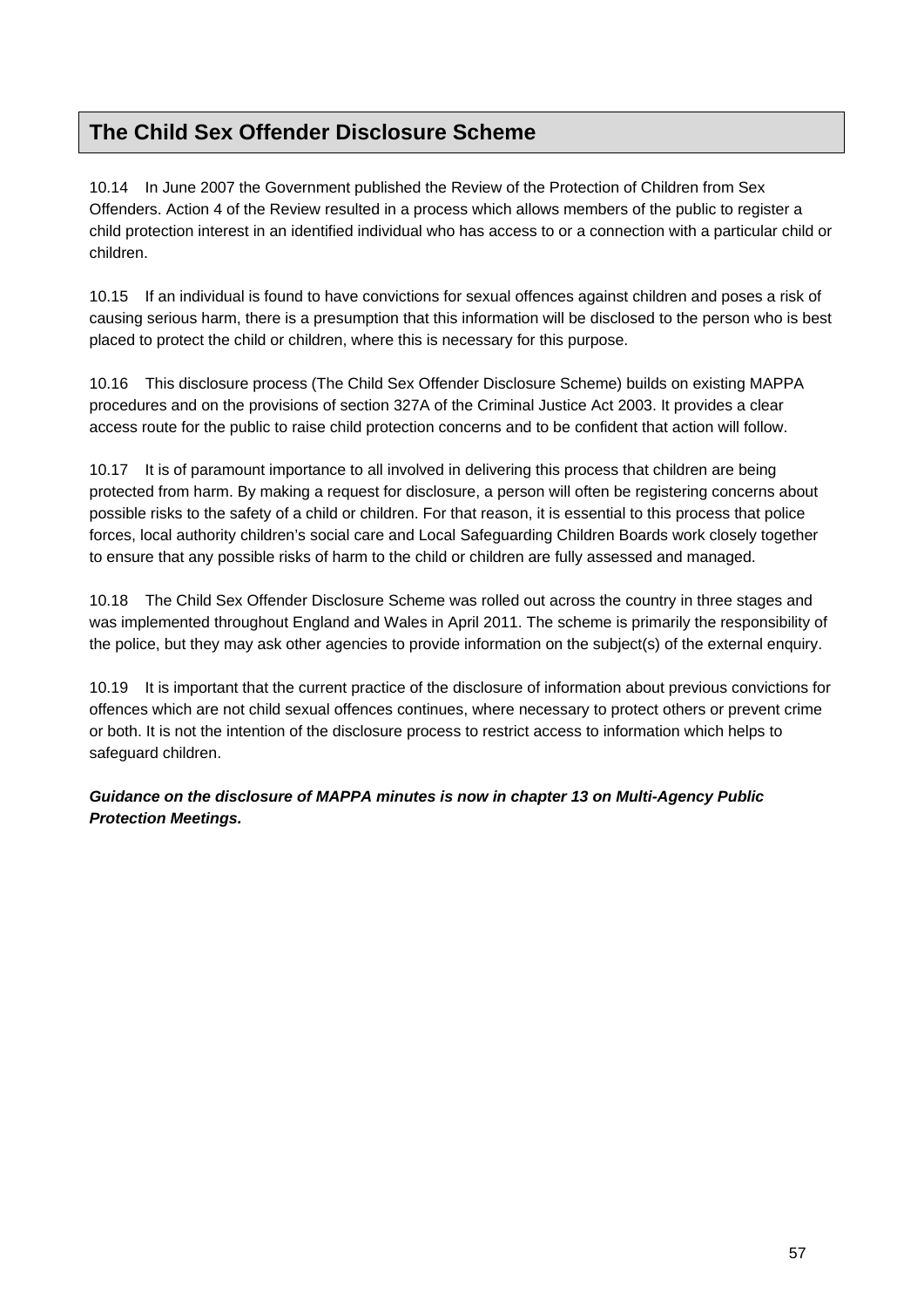## The Child Sex Offender Disclosure Scheme

10.14 In June 2007 the Government published the Review of the Protection of Children from Sex Offenders. Action 4 of the Review resulted in a process which allows members of the public to register a child protection interest in an identified individual who has access to or a connection with a particular child or children.

10.15 If an individual is found to have convictions for sexual offences against children and poses a risk of causing serious harm, there is a presumption that this information will be disclosed to the person who is best placed to protect the child or children, where this is necessary for this purpose.

10.16 This disclosure process (The Child Sex Offender Disclosure Scheme) builds on existing MAPPA procedures and on the provisions of section 327A of the Criminal Justice Act 2003. It provides a clear access route for the public to raise child protection concerns and to be confident that action will follow.

10.17 It is of paramount importance to all involved in delivering this process that children are being protected from harm. By making a request for disclosure, a person will often be registering concerns about possible risks to the safety of a child or children. For that reason, it is essential to this process that police forces, local authority children's social care and Local Safeguarding Children Boards work closely together to ensure that any possible risks of harm to the child or children are fully assessed and managed.

10.18 The Child Sex Offender Disclosure Scheme was rolled out across the country in three stages and was implemented throughout England and Wales in April 2011. The scheme is primarily the responsibility of the police, but they may ask other agencies to provide information on the subject(s) of the external enquiry.

10.19 It is important that the current practice of the disclosure of information about previous convictions for offences which are not child sexual offences continues, where necessary to protect others or prevent crime or both. It is not the intention of the disclosure process to restrict access to information which helps to safeguard children.

***Guidance on the disclosure of MAPPA minutes is now in chapter 13 on Multi-Agency Public Protection Meetings.***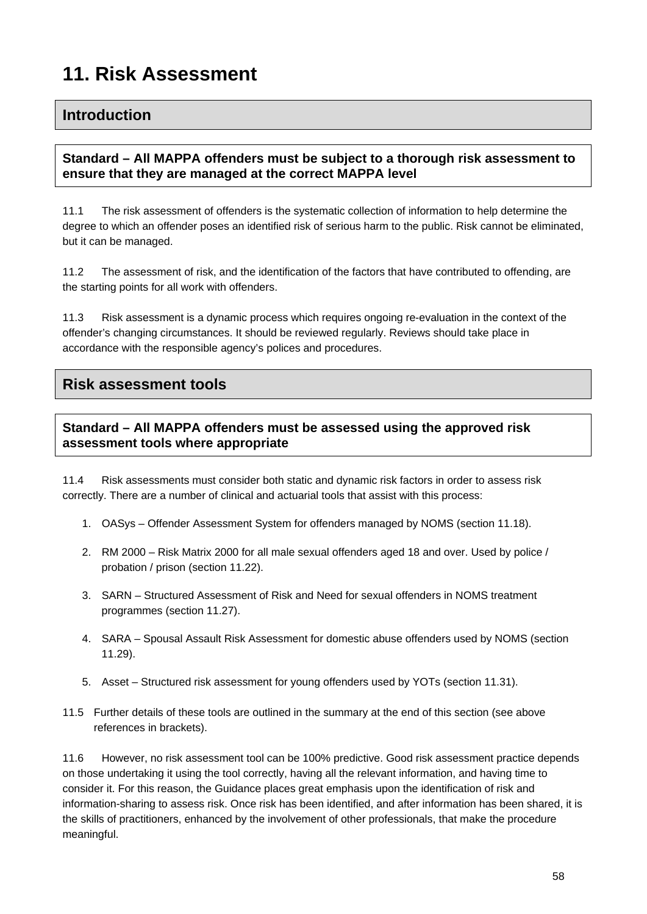# 11. Risk Assessment

## Introduction

**Standard – All MAPPA offenders must be subject to a thorough risk assessment to ensure that they are managed at the correct MAPPA level**

11.1 The risk assessment of offenders is the systematic collection of information to help determine the degree to which an offender poses an identified risk of serious harm to the public. Risk cannot be eliminated, but it can be managed.

11.2 The assessment of risk, and the identification of the factors that have contributed to offending, are the starting points for all work with offenders.

11.3 Risk assessment is a dynamic process which requires ongoing re-evaluation in the context of the offender's changing circumstances. It should be reviewed regularly. Reviews should take place in accordance with the responsible agency's polices and procedures.

## Risk assessment tools

**Standard – All MAPPA offenders must be assessed using the approved risk assessment tools where appropriate**

11.4 Risk assessments must consider both static and dynamic risk factors in order to assess risk correctly. There are a number of clinical and actuarial tools that assist with this process:

1. OASys – Offender Assessment System for offenders managed by NOMS (section 11.18).
2. RM 2000 – Risk Matrix 2000 for all male sexual offenders aged 18 and over. Used by police / probation / prison (section 11.22).
3. SARN – Structured Assessment of Risk and Need for sexual offenders in NOMS treatment programmes (section 11.27).
4. SARA – Spousal Assault Risk Assessment for domestic abuse offenders used by NOMS (section 11.29).
5. Asset – Structured risk assessment for young offenders used by YOTs (section 11.31).

11.5 Further details of these tools are outlined in the summary at the end of this section (see above references in brackets).

11.6 However, no risk assessment tool can be 100% predictive. Good risk assessment practice depends on those undertaking it using the tool correctly, having all the relevant information, and having time to consider it. For this reason, the Guidance places great emphasis upon the identification of risk and information-sharing to assess risk. Once risk has been identified, and after information has been shared, it is the skills of practitioners, enhanced by the involvement of other professionals, that make the procedure meaningful.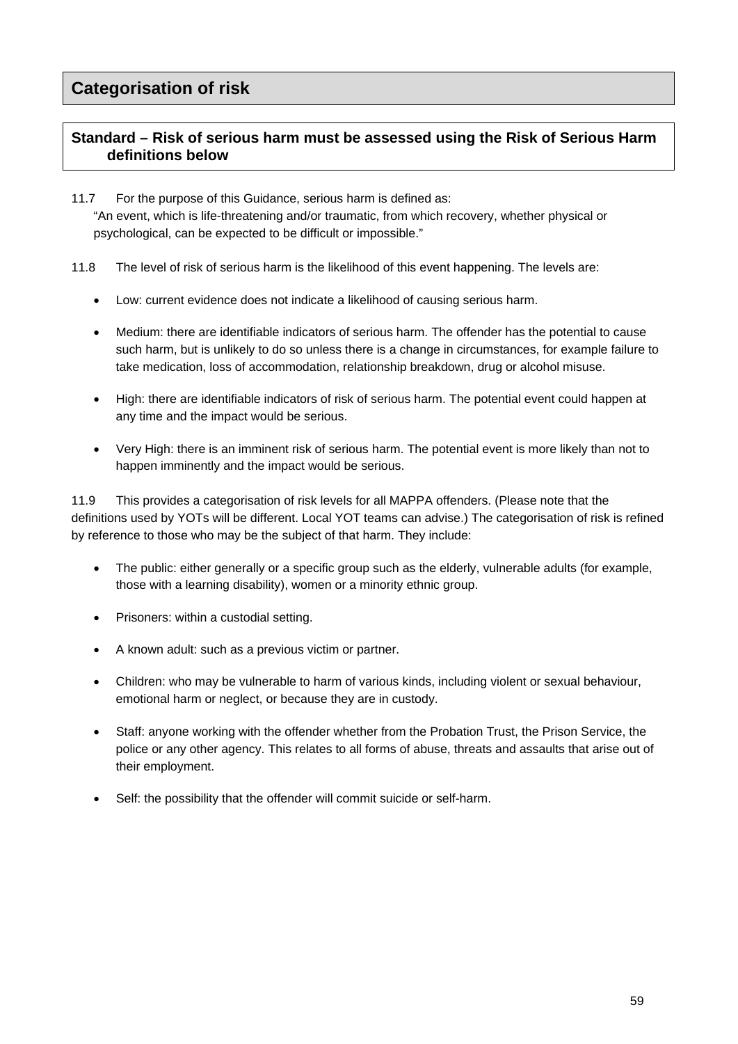## Categorisation of risk

### Standard – Risk of serious harm must be assessed using the Risk of Serious Harm definitions below

11.7 For the purpose of this Guidance, serious harm is defined as:
"An event, which is life-threatening and/or traumatic, from which recovery, whether physical or psychological, can be expected to be difficult or impossible."

11.8 The level of risk of serious harm is the likelihood of this event happening. The levels are:

- Low: current evidence does not indicate a likelihood of causing serious harm.
- Medium: there are identifiable indicators of serious harm. The offender has the potential to cause such harm, but is unlikely to do so unless there is a change in circumstances, for example failure to take medication, loss of accommodation, relationship breakdown, drug or alcohol misuse.
- High: there are identifiable indicators of risk of serious harm. The potential event could happen at any time and the impact would be serious.
- Very High: there is an imminent risk of serious harm. The potential event is more likely than not to happen imminently and the impact would be serious.

11.9 This provides a categorisation of risk levels for all MAPPA offenders. (Please note that the definitions used by YOTs will be different. Local YOT teams can advise.) The categorisation of risk is refined by reference to those who may be the subject of that harm. They include:

- The public: either generally or a specific group such as the elderly, vulnerable adults (for example, those with a learning disability), women or a minority ethnic group.
- Prisoners: within a custodial setting.
- A known adult: such as a previous victim or partner.
- Children: who may be vulnerable to harm of various kinds, including violent or sexual behaviour, emotional harm or neglect, or because they are in custody.
- Staff: anyone working with the offender whether from the Probation Trust, the Prison Service, the police or any other agency. This relates to all forms of abuse, threats and assaults that arise out of their employment.
- Self: the possibility that the offender will commit suicide or self-harm.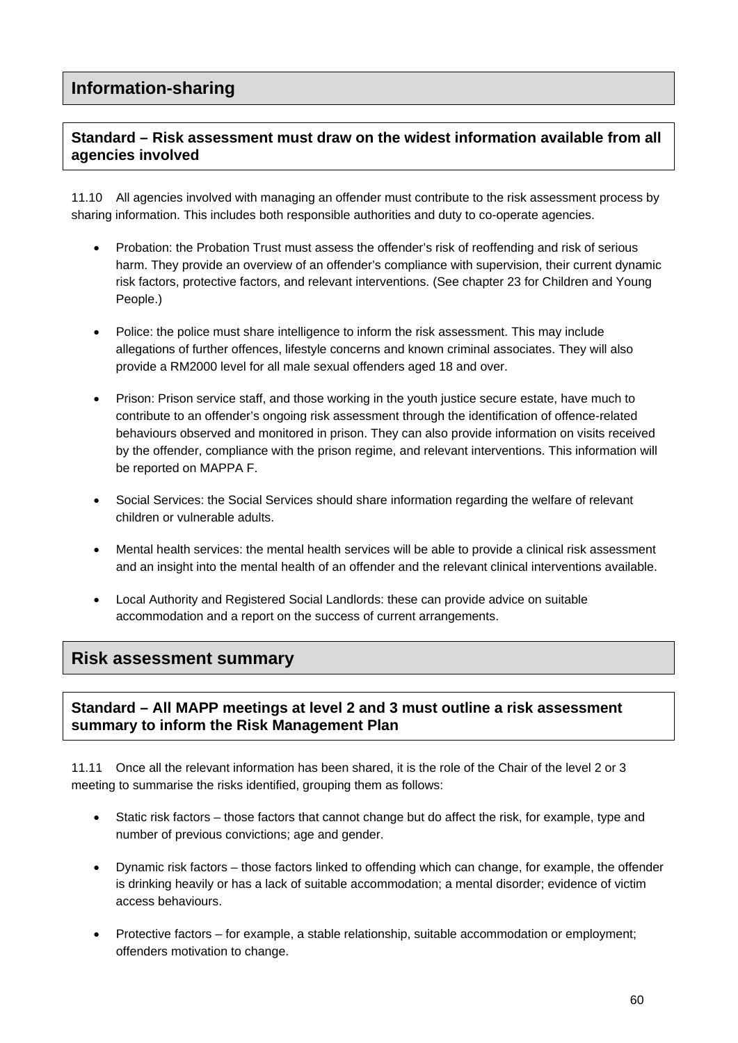## Information-sharing

### Standard – Risk assessment must draw on the widest information available from all agencies involved

11.10 All agencies involved with managing an offender must contribute to the risk assessment process by sharing information. This includes both responsible authorities and duty to co-operate agencies.

- Probation: the Probation Trust must assess the offender's risk of reoffending and risk of serious harm. They provide an overview of an offender's compliance with supervision, their current dynamic risk factors, protective factors, and relevant interventions. (See chapter 23 for Children and Young People.)
- Police: the police must share intelligence to inform the risk assessment. This may include allegations of further offences, lifestyle concerns and known criminal associates. They will also provide a RM2000 level for all male sexual offenders aged 18 and over.
- Prison: Prison service staff, and those working in the youth justice secure estate, have much to contribute to an offender's ongoing risk assessment through the identification of offence-related behaviours observed and monitored in prison. They can also provide information on visits received by the offender, compliance with the prison regime, and relevant interventions. This information will be reported on MAPPA F.
- Social Services: the Social Services should share information regarding the welfare of relevant children or vulnerable adults.
- Mental health services: the mental health services will be able to provide a clinical risk assessment and an insight into the mental health of an offender and the relevant clinical interventions available.
- Local Authority and Registered Social Landlords: these can provide advice on suitable accommodation and a report on the success of current arrangements.

## Risk assessment summary

### Standard – All MAPP meetings at level 2 and 3 must outline a risk assessment summary to inform the Risk Management Plan

11.11 Once all the relevant information has been shared, it is the role of the Chair of the level 2 or 3 meeting to summarise the risks identified, grouping them as follows:

- Static risk factors – those factors that cannot change but do affect the risk, for example, type and number of previous convictions; age and gender.
- Dynamic risk factors – those factors linked to offending which can change, for example, the offender is drinking heavily or has a lack of suitable accommodation; a mental disorder; evidence of victim access behaviours.
- Protective factors – for example, a stable relationship, suitable accommodation or employment; offenders motivation to change.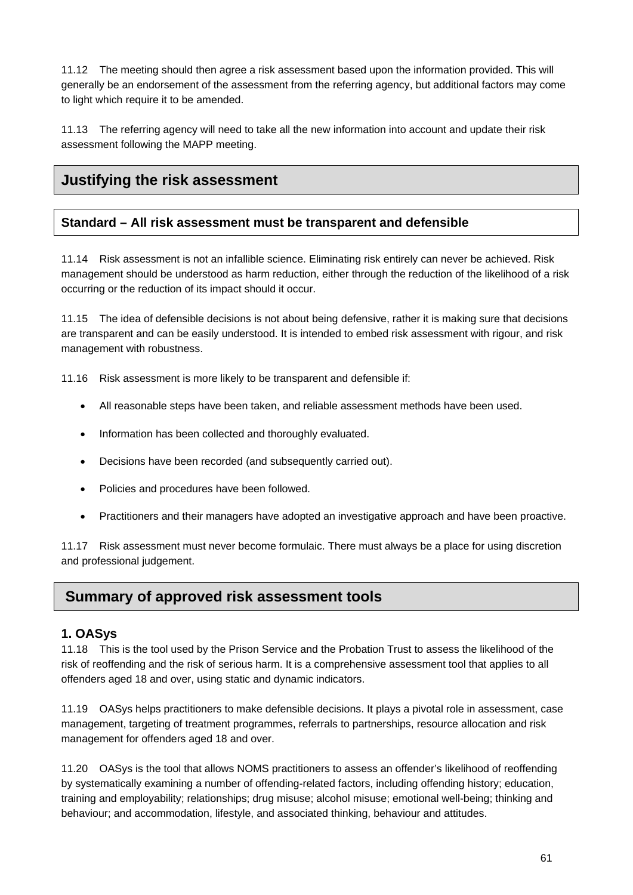11.12 The meeting should then agree a risk assessment based upon the information provided. This will generally be an endorsement of the assessment from the referring agency, but additional factors may come to light which require it to be amended.

11.13 The referring agency will need to take all the new information into account and update their risk assessment following the MAPP meeting.

## Justifying the risk assessment

### Standard – All risk assessment must be transparent and defensible

11.14 Risk assessment is not an infallible science. Eliminating risk entirely can never be achieved. Risk management should be understood as harm reduction, either through the reduction of the likelihood of a risk occurring or the reduction of its impact should it occur.

11.15 The idea of defensible decisions is not about being defensive, rather it is making sure that decisions are transparent and can be easily understood. It is intended to embed risk assessment with rigour, and risk management with robustness.

11.16 Risk assessment is more likely to be transparent and defensible if:

- All reasonable steps have been taken, and reliable assessment methods have been used.
- Information has been collected and thoroughly evaluated.
- Decisions have been recorded (and subsequently carried out).
- Policies and procedures have been followed.
- Practitioners and their managers have adopted an investigative approach and have been proactive.

11.17 Risk assessment must never become formulaic. There must always be a place for using discretion and professional judgement.

## Summary of approved risk assessment tools

### 1. OASys

11.18 This is the tool used by the Prison Service and the Probation Trust to assess the likelihood of the risk of reoffending and the risk of serious harm. It is a comprehensive assessment tool that applies to all offenders aged 18 and over, using static and dynamic indicators.

11.19 OASys helps practitioners to make defensible decisions. It plays a pivotal role in assessment, case management, targeting of treatment programmes, referrals to partnerships, resource allocation and risk management for offenders aged 18 and over.

11.20 OASys is the tool that allows NOMS practitioners to assess an offender's likelihood of reoffending by systematically examining a number of offending-related factors, including offending history; education, training and employability; relationships; drug misuse; alcohol misuse; emotional well-being; thinking and behaviour; and accommodation, lifestyle, and associated thinking, behaviour and attitudes.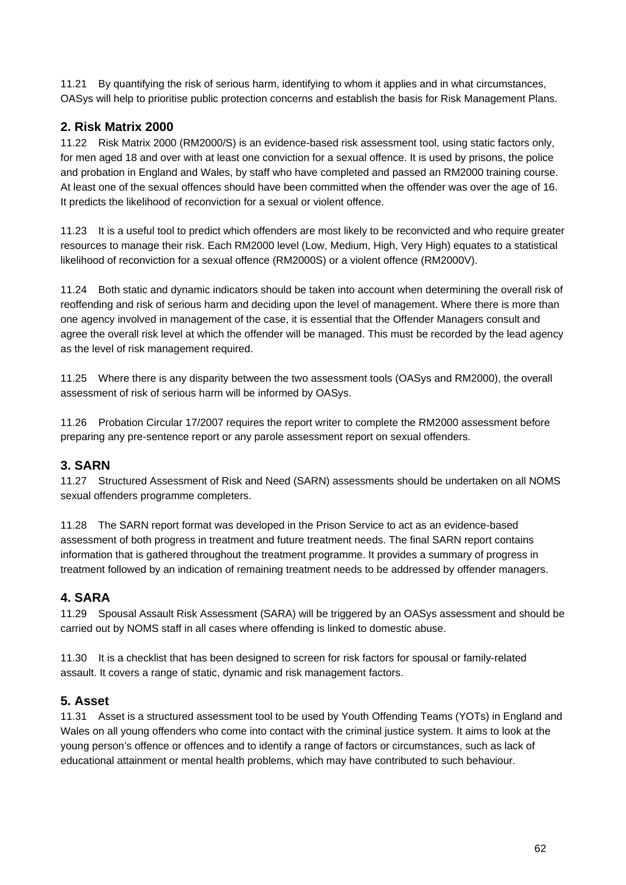11.21 By quantifying the risk of serious harm, identifying to whom it applies and in what circumstances, OASys will help to prioritise public protection concerns and establish the basis for Risk Management Plans.

## 2. Risk Matrix 2000

11.22 Risk Matrix 2000 (RM2000/S) is an evidence-based risk assessment tool, using static factors only, for men aged 18 and over with at least one conviction for a sexual offence. It is used by prisons, the police and probation in England and Wales, by staff who have completed and passed an RM2000 training course. At least one of the sexual offences should have been committed when the offender was over the age of 16. It predicts the likelihood of reconviction for a sexual or violent offence.

11.23 It is a useful tool to predict which offenders are most likely to be reconvicted and who require greater resources to manage their risk. Each RM2000 level (Low, Medium, High, Very High) equates to a statistical likelihood of reconviction for a sexual offence (RM2000S) or a violent offence (RM2000V).

11.24 Both static and dynamic indicators should be taken into account when determining the overall risk of reoffending and risk of serious harm and deciding upon the level of management. Where there is more than one agency involved in management of the case, it is essential that the Offender Managers consult and agree the overall risk level at which the offender will be managed. This must be recorded by the lead agency as the level of risk management required.

11.25 Where there is any disparity between the two assessment tools (OASys and RM2000), the overall assessment of risk of serious harm will be informed by OASys.

11.26 Probation Circular 17/2007 requires the report writer to complete the RM2000 assessment before preparing any pre-sentence report or any parole assessment report on sexual offenders.

## 3. SARN

11.27 Structured Assessment of Risk and Need (SARN) assessments should be undertaken on all NOMS sexual offenders programme completers.

11.28 The SARN report format was developed in the Prison Service to act as an evidence-based assessment of both progress in treatment and future treatment needs. The final SARN report contains information that is gathered throughout the treatment programme. It provides a summary of progress in treatment followed by an indication of remaining treatment needs to be addressed by offender managers.

## 4. SARA

11.29 Spousal Assault Risk Assessment (SARA) will be triggered by an OASys assessment and should be carried out by NOMS staff in all cases where offending is linked to domestic abuse.

11.30 It is a checklist that has been designed to screen for risk factors for spousal or family-related assault. It covers a range of static, dynamic and risk management factors.

## 5. Asset

11.31 Asset is a structured assessment tool to be used by Youth Offending Teams (YOTs) in England and Wales on all young offenders who come into contact with the criminal justice system. It aims to look at the young person's offence or offences and to identify a range of factors or circumstances, such as lack of educational attainment or mental health problems, which may have contributed to such behaviour.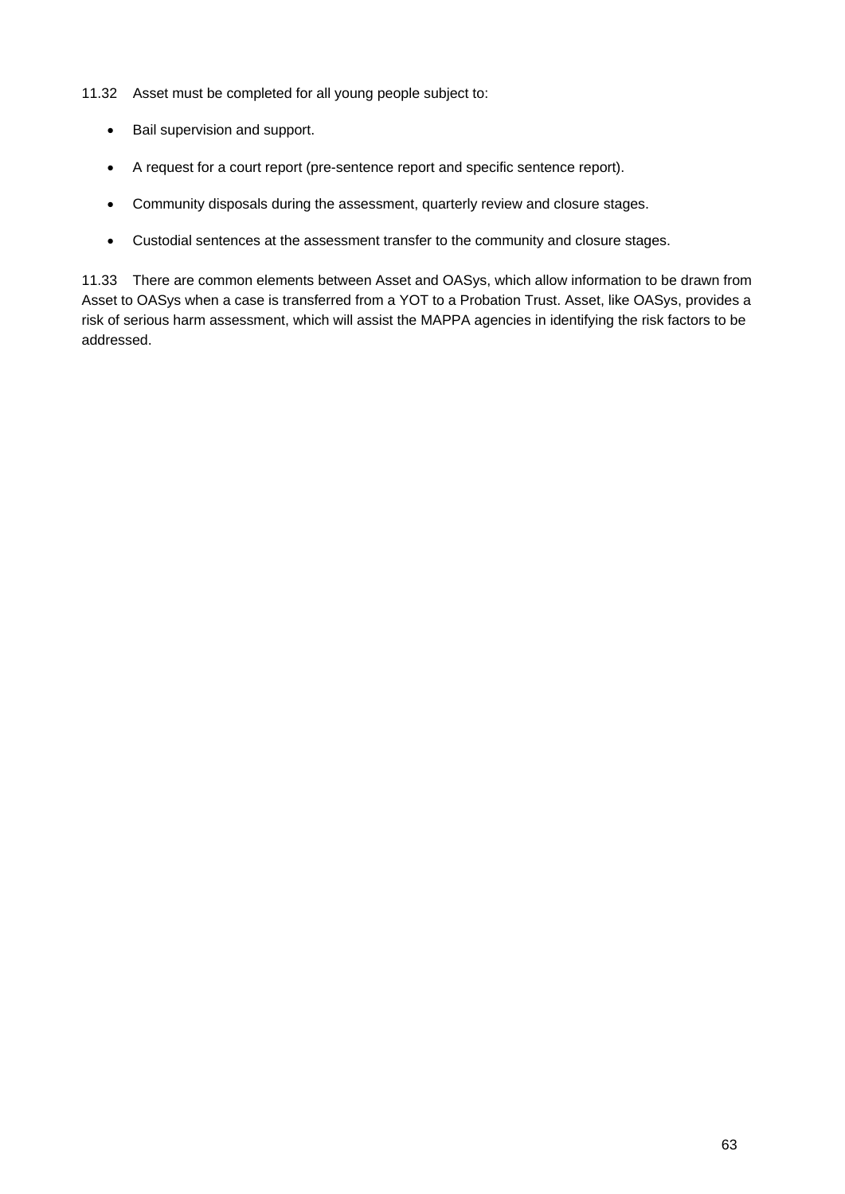11.32 Asset must be completed for all young people subject to:

- Bail supervision and support.
- A request for a court report (pre-sentence report and specific sentence report).
- Community disposals during the assessment, quarterly review and closure stages.
- Custodial sentences at the assessment transfer to the community and closure stages.

11.33 There are common elements between Asset and OASys, which allow information to be drawn from Asset to OASys when a case is transferred from a YOT to a Probation Trust. Asset, like OASys, provides a risk of serious harm assessment, which will assist the MAPPA agencies in identifying the risk factors to be addressed.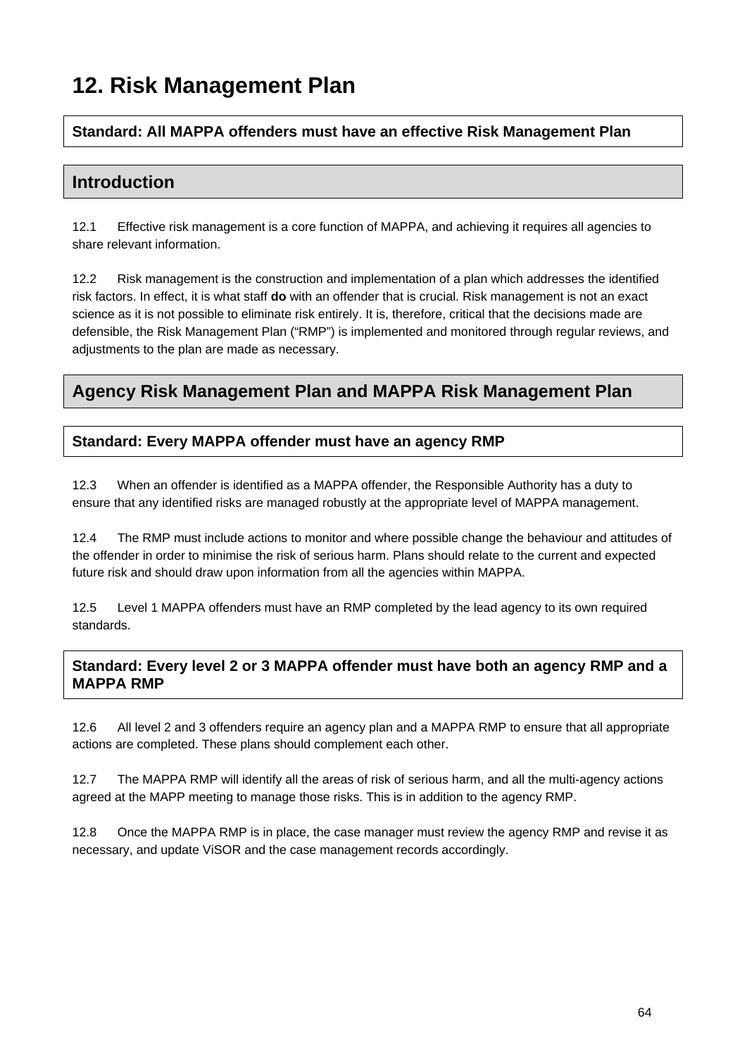# 12. Risk Management Plan

**Standard: All MAPPA offenders must have an effective Risk Management Plan**

## Introduction

12.1 Effective risk management is a core function of MAPPA, and achieving it requires all agencies to share relevant information.

12.2 Risk management is the construction and implementation of a plan which addresses the identified risk factors. In effect, it is what staff **do** with an offender that is crucial. Risk management is not an exact science as it is not possible to eliminate risk entirely. It is, therefore, critical that the decisions made are defensible, the Risk Management Plan ("RMP") is implemented and monitored through regular reviews, and adjustments to the plan are made as necessary.

## Agency Risk Management Plan and MAPPA Risk Management Plan

**Standard: Every MAPPA offender must have an agency RMP**

12.3 When an offender is identified as a MAPPA offender, the Responsible Authority has a duty to ensure that any identified risks are managed robustly at the appropriate level of MAPPA management.

12.4 The RMP must include actions to monitor and where possible change the behaviour and attitudes of the offender in order to minimise the risk of serious harm. Plans should relate to the current and expected future risk and should draw upon information from all the agencies within MAPPA.

12.5 Level 1 MAPPA offenders must have an RMP completed by the lead agency to its own required standards.

**Standard: Every level 2 or 3 MAPPA offender must have both an agency RMP and a MAPPA RMP**

12.6 All level 2 and 3 offenders require an agency plan and a MAPPA RMP to ensure that all appropriate actions are completed. These plans should complement each other.

12.7 The MAPPA RMP will identify all the areas of risk of serious harm, and all the multi-agency actions agreed at the MAPP meeting to manage those risks. This is in addition to the agency RMP.

12.8 Once the MAPPA RMP is in place, the case manager must review the agency RMP and revise it as necessary, and update ViSOR and the case management records accordingly.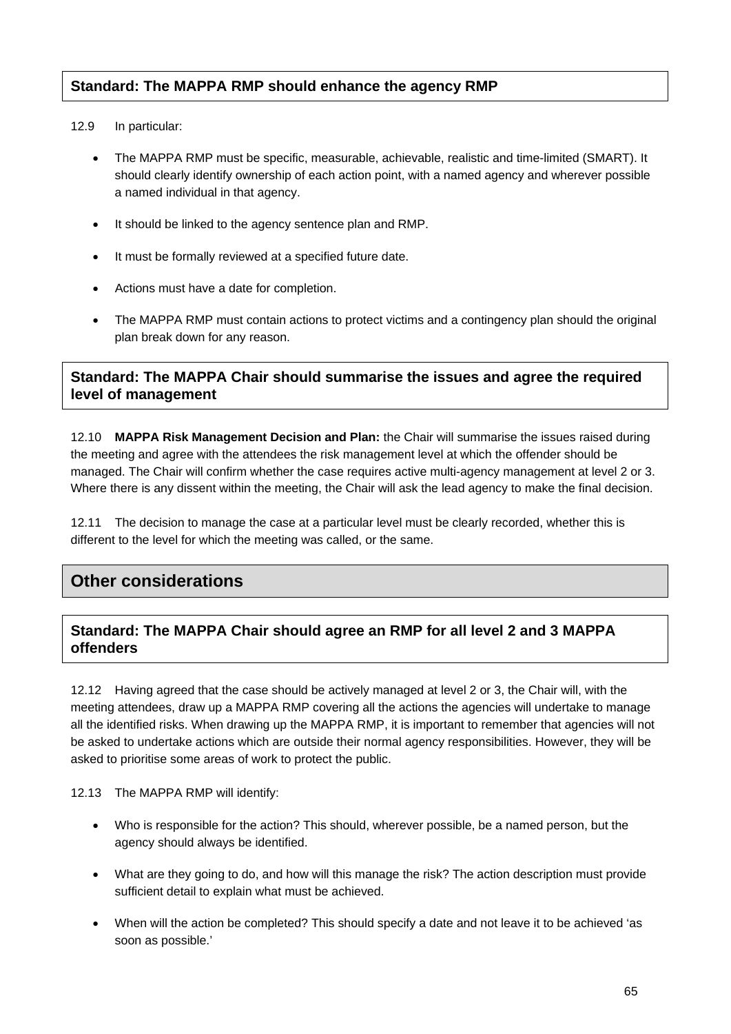**Standard: The MAPPA RMP should enhance the agency RMP**

12.9 In particular:

- The MAPPA RMP must be specific, measurable, achievable, realistic and time-limited (SMART). It should clearly identify ownership of each action point, with a named agency and wherever possible a named individual in that agency.
- It should be linked to the agency sentence plan and RMP.
- It must be formally reviewed at a specified future date.
- Actions must have a date for completion.
- The MAPPA RMP must contain actions to protect victims and a contingency plan should the original plan break down for any reason.

**Standard: The MAPPA Chair should summarise the issues and agree the required level of management**

12.10 **MAPPA Risk Management Decision and Plan:** the Chair will summarise the issues raised during the meeting and agree with the attendees the risk management level at which the offender should be managed. The Chair will confirm whether the case requires active multi-agency management at level 2 or 3. Where there is any dissent within the meeting, the Chair will ask the lead agency to make the final decision.

12.11 The decision to manage the case at a particular level must be clearly recorded, whether this is different to the level for which the meeting was called, or the same.

## Other considerations

**Standard: The MAPPA Chair should agree an RMP for all level 2 and 3 MAPPA offenders**

12.12 Having agreed that the case should be actively managed at level 2 or 3, the Chair will, with the meeting attendees, draw up a MAPPA RMP covering all the actions the agencies will undertake to manage all the identified risks. When drawing up the MAPPA RMP, it is important to remember that agencies will not be asked to undertake actions which are outside their normal agency responsibilities. However, they will be asked to prioritise some areas of work to protect the public.

12.13 The MAPPA RMP will identify:

- Who is responsible for the action? This should, wherever possible, be a named person, but the agency should always be identified.
- What are they going to do, and how will this manage the risk? The action description must provide sufficient detail to explain what must be achieved.
- When will the action be completed? This should specify a date and not leave it to be achieved 'as soon as possible.'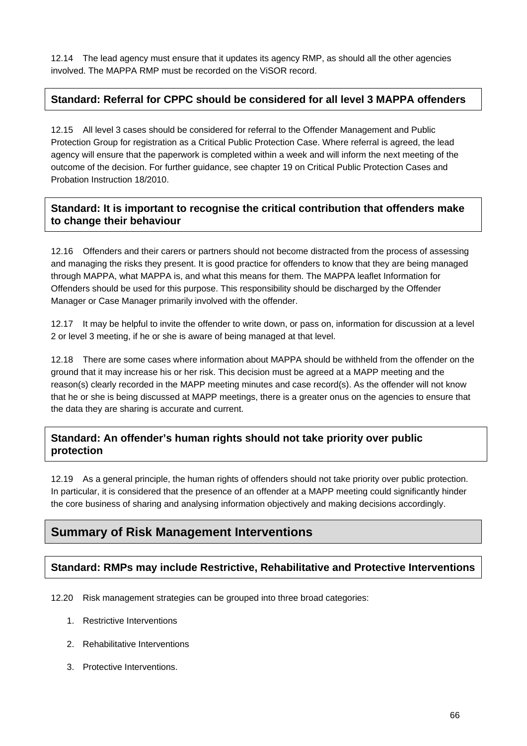12.14 The lead agency must ensure that it updates its agency RMP, as should all the other agencies involved. The MAPPA RMP must be recorded on the ViSOR record.

**Standard: Referral for CPPC should be considered for all level 3 MAPPA offenders**

12.15 All level 3 cases should be considered for referral to the Offender Management and Public Protection Group for registration as a Critical Public Protection Case. Where referral is agreed, the lead agency will ensure that the paperwork is completed within a week and will inform the next meeting of the outcome of the decision. For further guidance, see chapter 19 on Critical Public Protection Cases and Probation Instruction 18/2010.

**Standard: It is important to recognise the critical contribution that offenders make to change their behaviour**

12.16 Offenders and their carers or partners should not become distracted from the process of assessing and managing the risks they present. It is good practice for offenders to know that they are being managed through MAPPA, what MAPPA is, and what this means for them. The MAPPA leaflet Information for Offenders should be used for this purpose. This responsibility should be discharged by the Offender Manager or Case Manager primarily involved with the offender.

12.17 It may be helpful to invite the offender to write down, or pass on, information for discussion at a level 2 or level 3 meeting, if he or she is aware of being managed at that level.

12.18 There are some cases where information about MAPPA should be withheld from the offender on the ground that it may increase his or her risk. This decision must be agreed at a MAPP meeting and the reason(s) clearly recorded in the MAPP meeting minutes and case record(s). As the offender will not know that he or she is being discussed at MAPP meetings, there is a greater onus on the agencies to ensure that the data they are sharing is accurate and current.

**Standard: An offender's human rights should not take priority over public protection**

12.19 As a general principle, the human rights of offenders should not take priority over public protection. In particular, it is considered that the presence of an offender at a MAPP meeting could significantly hinder the core business of sharing and analysing information objectively and making decisions accordingly.

## Summary of Risk Management Interventions

**Standard: RMPs may include Restrictive, Rehabilitative and Protective Interventions**

12.20 Risk management strategies can be grouped into three broad categories:

1. Restrictive Interventions
2. Rehabilitative Interventions
3. Protective Interventions.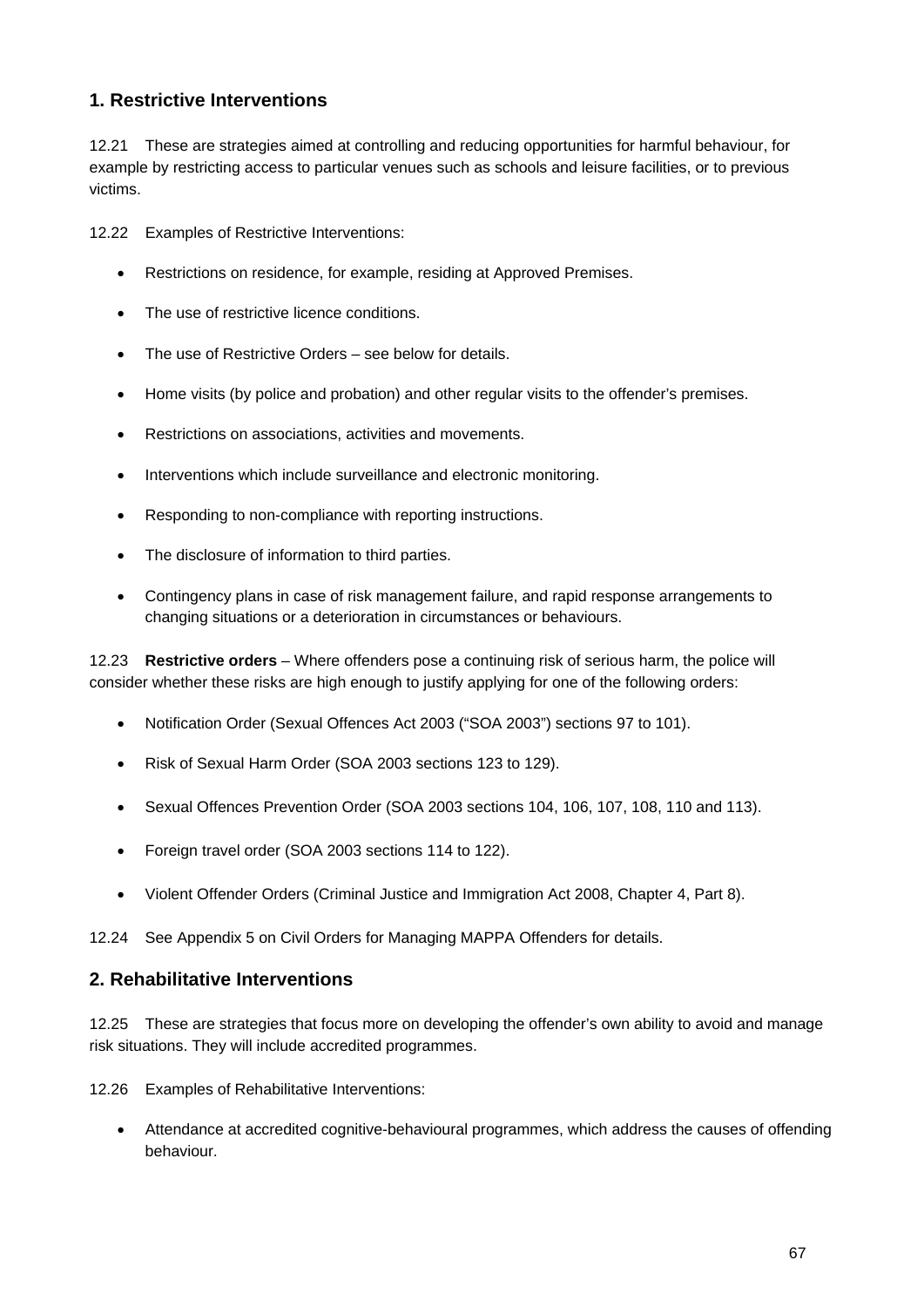## 1. Restrictive Interventions

12.21 These are strategies aimed at controlling and reducing opportunities for harmful behaviour, for example by restricting access to particular venues such as schools and leisure facilities, or to previous victims.

12.22 Examples of Restrictive Interventions:

- Restrictions on residence, for example, residing at Approved Premises.
- The use of restrictive licence conditions.
- The use of Restrictive Orders – see below for details.
- Home visits (by police and probation) and other regular visits to the offender's premises.
- Restrictions on associations, activities and movements.
- Interventions which include surveillance and electronic monitoring.
- Responding to non-compliance with reporting instructions.
- The disclosure of information to third parties.
- Contingency plans in case of risk management failure, and rapid response arrangements to changing situations or a deterioration in circumstances or behaviours.

12.23 **Restrictive orders** – Where offenders pose a continuing risk of serious harm, the police will consider whether these risks are high enough to justify applying for one of the following orders:

- Notification Order (Sexual Offences Act 2003 ("SOA 2003") sections 97 to 101).
- Risk of Sexual Harm Order (SOA 2003 sections 123 to 129).
- Sexual Offences Prevention Order (SOA 2003 sections 104, 106, 107, 108, 110 and 113).
- Foreign travel order (SOA 2003 sections 114 to 122).
- Violent Offender Orders (Criminal Justice and Immigration Act 2008, Chapter 4, Part 8).

12.24 See Appendix 5 on Civil Orders for Managing MAPPA Offenders for details.

## 2. Rehabilitative Interventions

12.25 These are strategies that focus more on developing the offender's own ability to avoid and manage risk situations. They will include accredited programmes.

12.26 Examples of Rehabilitative Interventions:

- Attendance at accredited cognitive-behavioural programmes, which address the causes of offending behaviour.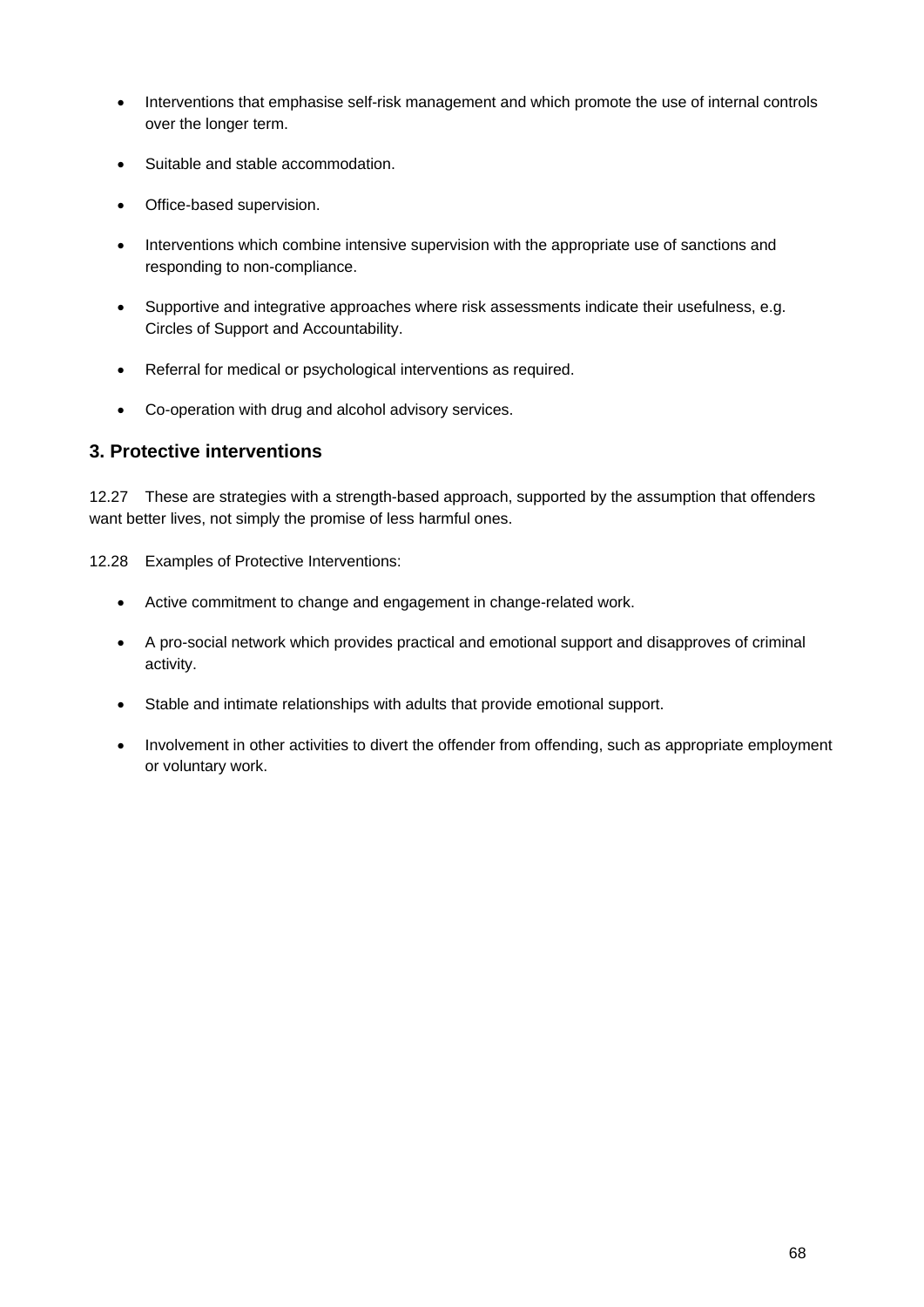- Interventions that emphasise self-risk management and which promote the use of internal controls over the longer term.
- Suitable and stable accommodation.
- Office-based supervision.
- Interventions which combine intensive supervision with the appropriate use of sanctions and responding to non-compliance.
- Supportive and integrative approaches where risk assessments indicate their usefulness, e.g. Circles of Support and Accountability.
- Referral for medical or psychological interventions as required.
- Co-operation with drug and alcohol advisory services.

### 3. Protective interventions

12.27 These are strategies with a strength-based approach, supported by the assumption that offenders want better lives, not simply the promise of less harmful ones.

12.28 Examples of Protective Interventions:

- Active commitment to change and engagement in change-related work.
- A pro-social network which provides practical and emotional support and disapproves of criminal activity.
- Stable and intimate relationships with adults that provide emotional support.
- Involvement in other activities to divert the offender from offending, such as appropriate employment or voluntary work.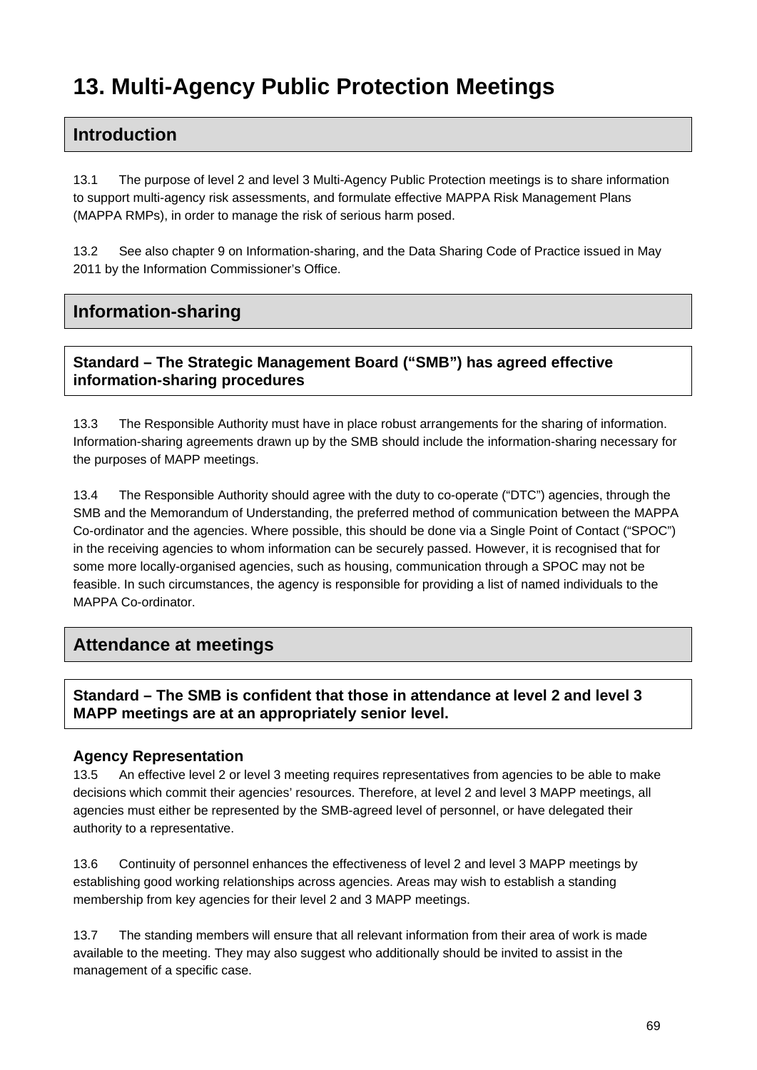# 13. Multi-Agency Public Protection Meetings

## Introduction

13.1 The purpose of level 2 and level 3 Multi-Agency Public Protection meetings is to share information to support multi-agency risk assessments, and formulate effective MAPPA Risk Management Plans (MAPPA RMPs), in order to manage the risk of serious harm posed.

13.2 See also chapter 9 on Information-sharing, and the Data Sharing Code of Practice issued in May 2011 by the Information Commissioner's Office.

## Information-sharing

### Standard – The Strategic Management Board ("SMB") has agreed effective information-sharing procedures

13.3 The Responsible Authority must have in place robust arrangements for the sharing of information. Information-sharing agreements drawn up by the SMB should include the information-sharing necessary for the purposes of MAPP meetings.

13.4 The Responsible Authority should agree with the duty to co-operate ("DTC") agencies, through the SMB and the Memorandum of Understanding, the preferred method of communication between the MAPPA Co-ordinator and the agencies. Where possible, this should be done via a Single Point of Contact ("SPOC") in the receiving agencies to whom information can be securely passed. However, it is recognised that for some more locally-organised agencies, such as housing, communication through a SPOC may not be feasible. In such circumstances, the agency is responsible for providing a list of named individuals to the MAPPA Co-ordinator.

## Attendance at meetings

### Standard – The SMB is confident that those in attendance at level 2 and level 3 MAPP meetings are at an appropriately senior level.

### Agency Representation

13.5 An effective level 2 or level 3 meeting requires representatives from agencies to be able to make decisions which commit their agencies' resources. Therefore, at level 2 and level 3 MAPP meetings, all agencies must either be represented by the SMB-agreed level of personnel, or have delegated their authority to a representative.

13.6 Continuity of personnel enhances the effectiveness of level 2 and level 3 MAPP meetings by establishing good working relationships across agencies. Areas may wish to establish a standing membership from key agencies for their level 2 and 3 MAPP meetings.

13.7 The standing members will ensure that all relevant information from their area of work is made available to the meeting. They may also suggest who additionally should be invited to assist in the management of a specific case.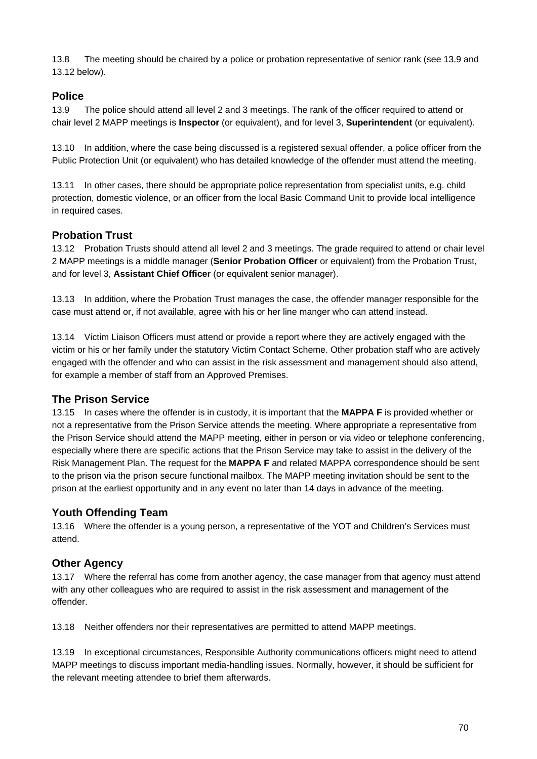13.8 The meeting should be chaired by a police or probation representative of senior rank (see 13.9 and 13.12 below).

### Police

13.9 The police should attend all level 2 and 3 meetings. The rank of the officer required to attend or chair level 2 MAPP meetings is **Inspector** (or equivalent), and for level 3, **Superintendent** (or equivalent).

13.10 In addition, where the case being discussed is a registered sexual offender, a police officer from the Public Protection Unit (or equivalent) who has detailed knowledge of the offender must attend the meeting.

13.11 In other cases, there should be appropriate police representation from specialist units, e.g. child protection, domestic violence, or an officer from the local Basic Command Unit to provide local intelligence in required cases.

### Probation Trust

13.12 Probation Trusts should attend all level 2 and 3 meetings. The grade required to attend or chair level 2 MAPP meetings is a middle manager (**Senior Probation Officer** or equivalent) from the Probation Trust, and for level 3, **Assistant Chief Officer** (or equivalent senior manager).

13.13 In addition, where the Probation Trust manages the case, the offender manager responsible for the case must attend or, if not available, agree with his or her line manger who can attend instead.

13.14 Victim Liaison Officers must attend or provide a report where they are actively engaged with the victim or his or her family under the statutory Victim Contact Scheme. Other probation staff who are actively engaged with the offender and who can assist in the risk assessment and management should also attend, for example a member of staff from an Approved Premises.

### The Prison Service

13.15 In cases where the offender is in custody, it is important that the **MAPPA F** is provided whether or not a representative from the Prison Service attends the meeting. Where appropriate a representative from the Prison Service should attend the MAPP meeting, either in person or via video or telephone conferencing, especially where there are specific actions that the Prison Service may take to assist in the delivery of the Risk Management Plan. The request for the **MAPPA F** and related MAPPA correspondence should be sent to the prison via the prison secure functional mailbox. The MAPP meeting invitation should be sent to the prison at the earliest opportunity and in any event no later than 14 days in advance of the meeting.

### Youth Offending Team

13.16 Where the offender is a young person, a representative of the YOT and Children's Services must attend.

### Other Agency

13.17 Where the referral has come from another agency, the case manager from that agency must attend with any other colleagues who are required to assist in the risk assessment and management of the offender.

13.18 Neither offenders nor their representatives are permitted to attend MAPP meetings.

13.19 In exceptional circumstances, Responsible Authority communications officers might need to attend MAPP meetings to discuss important media-handling issues. Normally, however, it should be sufficient for the relevant meeting attendee to brief them afterwards.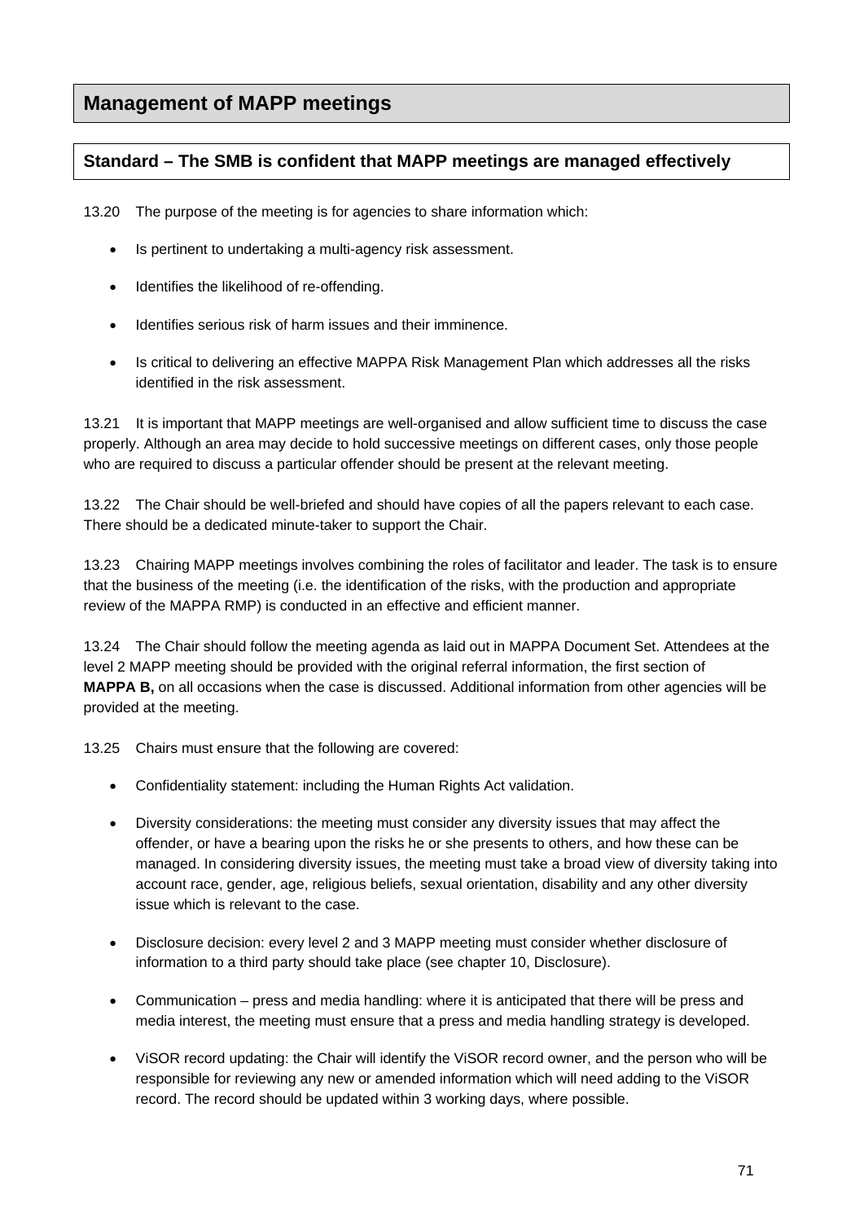## Management of MAPP meetings

### Standard – The SMB is confident that MAPP meetings are managed effectively

13.20 The purpose of the meeting is for agencies to share information which:

- Is pertinent to undertaking a multi-agency risk assessment.
- Identifies the likelihood of re-offending.
- Identifies serious risk of harm issues and their imminence.
- Is critical to delivering an effective MAPPA Risk Management Plan which addresses all the risks identified in the risk assessment.

13.21 It is important that MAPP meetings are well-organised and allow sufficient time to discuss the case properly. Although an area may decide to hold successive meetings on different cases, only those people who are required to discuss a particular offender should be present at the relevant meeting.

13.22 The Chair should be well-briefed and should have copies of all the papers relevant to each case. There should be a dedicated minute-taker to support the Chair.

13.23 Chairing MAPP meetings involves combining the roles of facilitator and leader. The task is to ensure that the business of the meeting (i.e. the identification of the risks, with the production and appropriate review of the MAPPA RMP) is conducted in an effective and efficient manner.

13.24 The Chair should follow the meeting agenda as laid out in MAPPA Document Set. Attendees at the level 2 MAPP meeting should be provided with the original referral information, the first section of **MAPPA B,** on all occasions when the case is discussed. Additional information from other agencies will be provided at the meeting.

13.25 Chairs must ensure that the following are covered:

- Confidentiality statement: including the Human Rights Act validation.
- Diversity considerations: the meeting must consider any diversity issues that may affect the offender, or have a bearing upon the risks he or she presents to others, and how these can be managed. In considering diversity issues, the meeting must take a broad view of diversity taking into account race, gender, age, religious beliefs, sexual orientation, disability and any other diversity issue which is relevant to the case.
- Disclosure decision: every level 2 and 3 MAPP meeting must consider whether disclosure of information to a third party should take place (see chapter 10, Disclosure).
- Communication – press and media handling: where it is anticipated that there will be press and media interest, the meeting must ensure that a press and media handling strategy is developed.
- ViSOR record updating: the Chair will identify the ViSOR record owner, and the person who will be responsible for reviewing any new or amended information which will need adding to the ViSOR record. The record should be updated within 3 working days, where possible.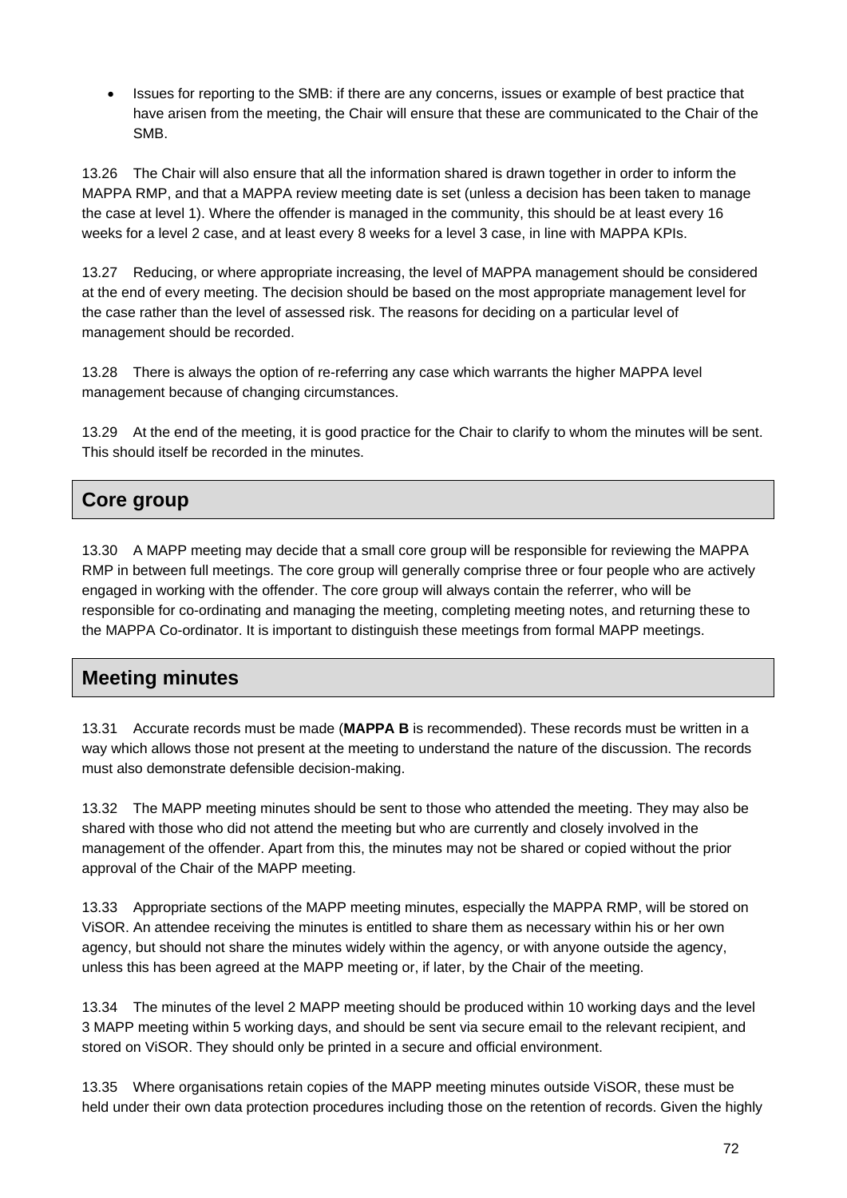- Issues for reporting to the SMB: if there are any concerns, issues or example of best practice that have arisen from the meeting, the Chair will ensure that these are communicated to the Chair of the SMB.

13.26 The Chair will also ensure that all the information shared is drawn together in order to inform the MAPPA RMP, and that a MAPPA review meeting date is set (unless a decision has been taken to manage the case at level 1). Where the offender is managed in the community, this should be at least every 16 weeks for a level 2 case, and at least every 8 weeks for a level 3 case, in line with MAPPA KPIs.

13.27 Reducing, or where appropriate increasing, the level of MAPPA management should be considered at the end of every meeting. The decision should be based on the most appropriate management level for the case rather than the level of assessed risk. The reasons for deciding on a particular level of management should be recorded.

13.28 There is always the option of re-referring any case which warrants the higher MAPPA level management because of changing circumstances.

13.29 At the end of the meeting, it is good practice for the Chair to clarify to whom the minutes will be sent. This should itself be recorded in the minutes.

## Core group

13.30 A MAPP meeting may decide that a small core group will be responsible for reviewing the MAPPA RMP in between full meetings. The core group will generally comprise three or four people who are actively engaged in working with the offender. The core group will always contain the referrer, who will be responsible for co-ordinating and managing the meeting, completing meeting notes, and returning these to the MAPPA Co-ordinator. It is important to distinguish these meetings from formal MAPP meetings.

## Meeting minutes

13.31 Accurate records must be made (**MAPPA B** is recommended). These records must be written in a way which allows those not present at the meeting to understand the nature of the discussion. The records must also demonstrate defensible decision-making.

13.32 The MAPP meeting minutes should be sent to those who attended the meeting. They may also be shared with those who did not attend the meeting but who are currently and closely involved in the management of the offender. Apart from this, the minutes may not be shared or copied without the prior approval of the Chair of the MAPP meeting.

13.33 Appropriate sections of the MAPP meeting minutes, especially the MAPPA RMP, will be stored on ViSOR. An attendee receiving the minutes is entitled to share them as necessary within his or her own agency, but should not share the minutes widely within the agency, or with anyone outside the agency, unless this has been agreed at the MAPP meeting or, if later, by the Chair of the meeting.

13.34 The minutes of the level 2 MAPP meeting should be produced within 10 working days and the level 3 MAPP meeting within 5 working days, and should be sent via secure email to the relevant recipient, and stored on ViSOR. They should only be printed in a secure and official environment.

13.35 Where organisations retain copies of the MAPP meeting minutes outside ViSOR, these must be held under their own data protection procedures including those on the retention of records. Given the highly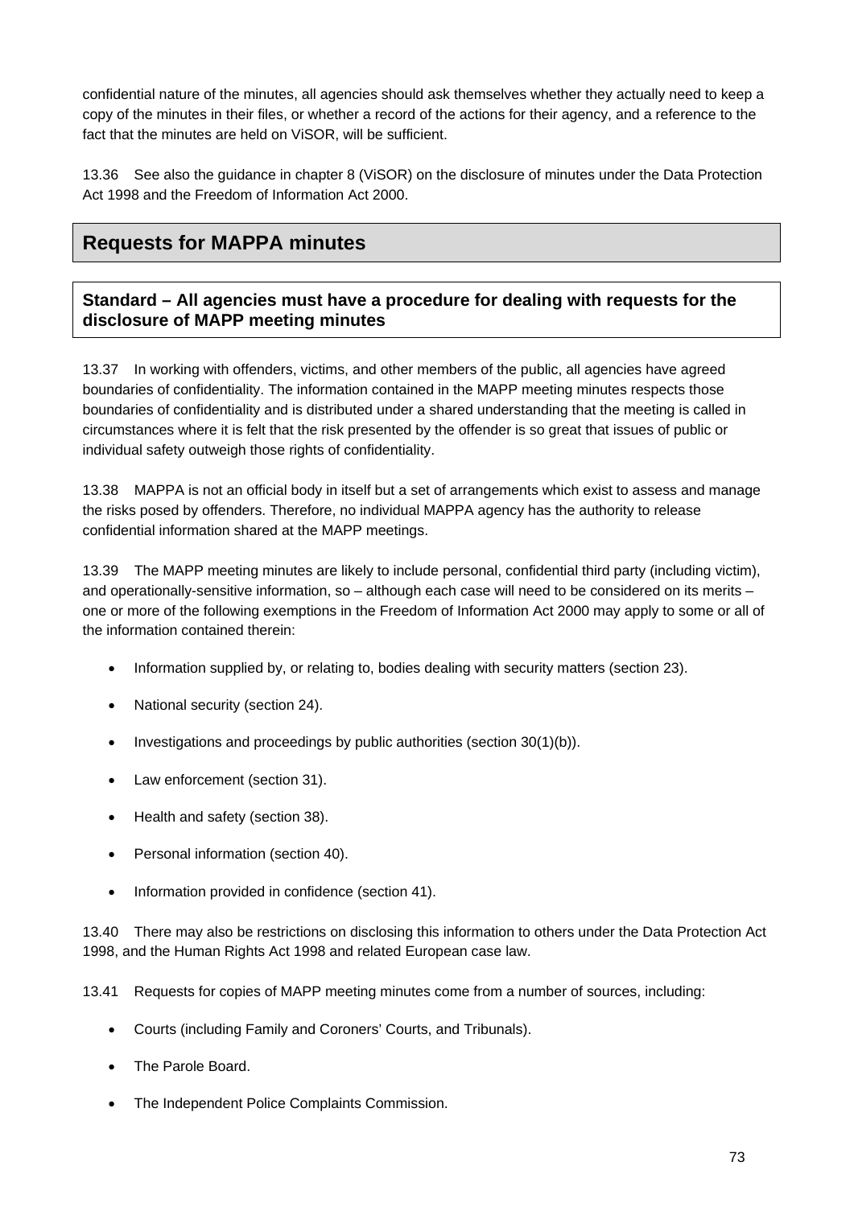confidential nature of the minutes, all agencies should ask themselves whether they actually need to keep a copy of the minutes in their files, or whether a record of the actions for their agency, and a reference to the fact that the minutes are held on ViSOR, will be sufficient.

13.36 See also the guidance in chapter 8 (ViSOR) on the disclosure of minutes under the Data Protection Act 1998 and the Freedom of Information Act 2000.

## Requests for MAPPA minutes

### Standard – All agencies must have a procedure for dealing with requests for the disclosure of MAPP meeting minutes

13.37 In working with offenders, victims, and other members of the public, all agencies have agreed boundaries of confidentiality. The information contained in the MAPP meeting minutes respects those boundaries of confidentiality and is distributed under a shared understanding that the meeting is called in circumstances where it is felt that the risk presented by the offender is so great that issues of public or individual safety outweigh those rights of confidentiality.

13.38 MAPPA is not an official body in itself but a set of arrangements which exist to assess and manage the risks posed by offenders. Therefore, no individual MAPPA agency has the authority to release confidential information shared at the MAPP meetings.

13.39 The MAPP meeting minutes are likely to include personal, confidential third party (including victim), and operationally-sensitive information, so – although each case will need to be considered on its merits – one or more of the following exemptions in the Freedom of Information Act 2000 may apply to some or all of the information contained therein:

- Information supplied by, or relating to, bodies dealing with security matters (section 23).
- National security (section 24).
- Investigations and proceedings by public authorities (section 30(1)(b)).
- Law enforcement (section 31).
- Health and safety (section 38).
- Personal information (section 40).
- Information provided in confidence (section 41).

13.40 There may also be restrictions on disclosing this information to others under the Data Protection Act 1998, and the Human Rights Act 1998 and related European case law.

13.41 Requests for copies of MAPP meeting minutes come from a number of sources, including:

- Courts (including Family and Coroners' Courts, and Tribunals).
- The Parole Board.
- The Independent Police Complaints Commission.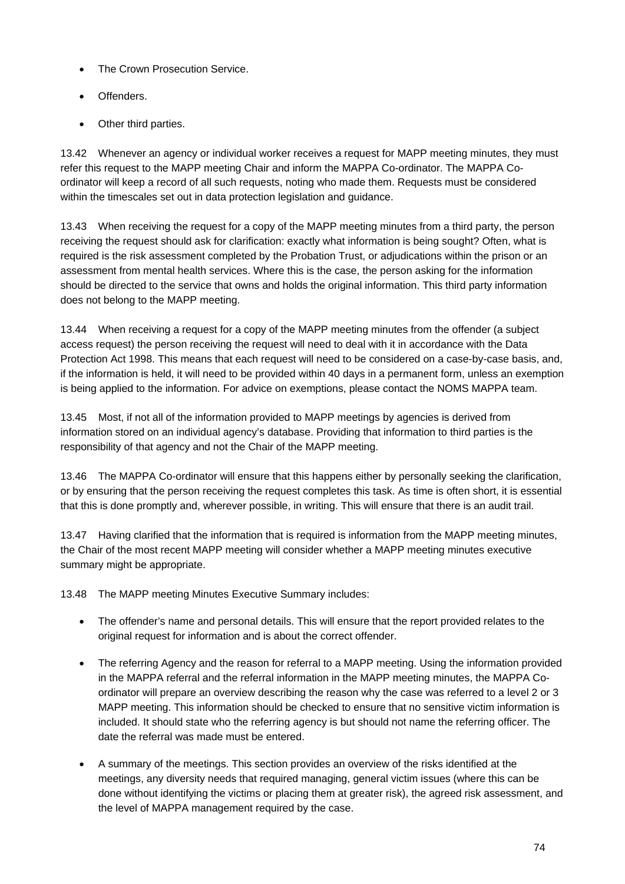- The Crown Prosecution Service.
- Offenders.
- Other third parties.

13.42 Whenever an agency or individual worker receives a request for MAPP meeting minutes, they must refer this request to the MAPP meeting Chair and inform the MAPPA Co-ordinator. The MAPPA Co-ordinator will keep a record of all such requests, noting who made them. Requests must be considered within the timescales set out in data protection legislation and guidance.

13.43 When receiving the request for a copy of the MAPP meeting minutes from a third party, the person receiving the request should ask for clarification: exactly what information is being sought? Often, what is required is the risk assessment completed by the Probation Trust, or adjudications within the prison or an assessment from mental health services. Where this is the case, the person asking for the information should be directed to the service that owns and holds the original information. This third party information does not belong to the MAPP meeting.

13.44 When receiving a request for a copy of the MAPP meeting minutes from the offender (a subject access request) the person receiving the request will need to deal with it in accordance with the Data Protection Act 1998. This means that each request will need to be considered on a case-by-case basis, and, if the information is held, it will need to be provided within 40 days in a permanent form, unless an exemption is being applied to the information. For advice on exemptions, please contact the NOMS MAPPA team.

13.45 Most, if not all of the information provided to MAPP meetings by agencies is derived from information stored on an individual agency's database. Providing that information to third parties is the responsibility of that agency and not the Chair of the MAPP meeting.

13.46 The MAPPA Co-ordinator will ensure that this happens either by personally seeking the clarification, or by ensuring that the person receiving the request completes this task. As time is often short, it is essential that this is done promptly and, wherever possible, in writing. This will ensure that there is an audit trail.

13.47 Having clarified that the information that is required is information from the MAPP meeting minutes, the Chair of the most recent MAPP meeting will consider whether a MAPP meeting minutes executive summary might be appropriate.

13.48 The MAPP meeting Minutes Executive Summary includes:

- The offender's name and personal details. This will ensure that the report provided relates to the original request for information and is about the correct offender.
- The referring Agency and the reason for referral to a MAPP meeting. Using the information provided in the MAPPA referral and the referral information in the MAPP meeting minutes, the MAPPA Co-ordinator will prepare an overview describing the reason why the case was referred to a level 2 or 3 MAPP meeting. This information should be checked to ensure that no sensitive victim information is included. It should state who the referring agency is but should not name the referring officer. The date the referral was made must be entered.
- A summary of the meetings. This section provides an overview of the risks identified at the meetings, any diversity needs that required managing, general victim issues (where this can be done without identifying the victims or placing them at greater risk), the agreed risk assessment, and the level of MAPPA management required by the case.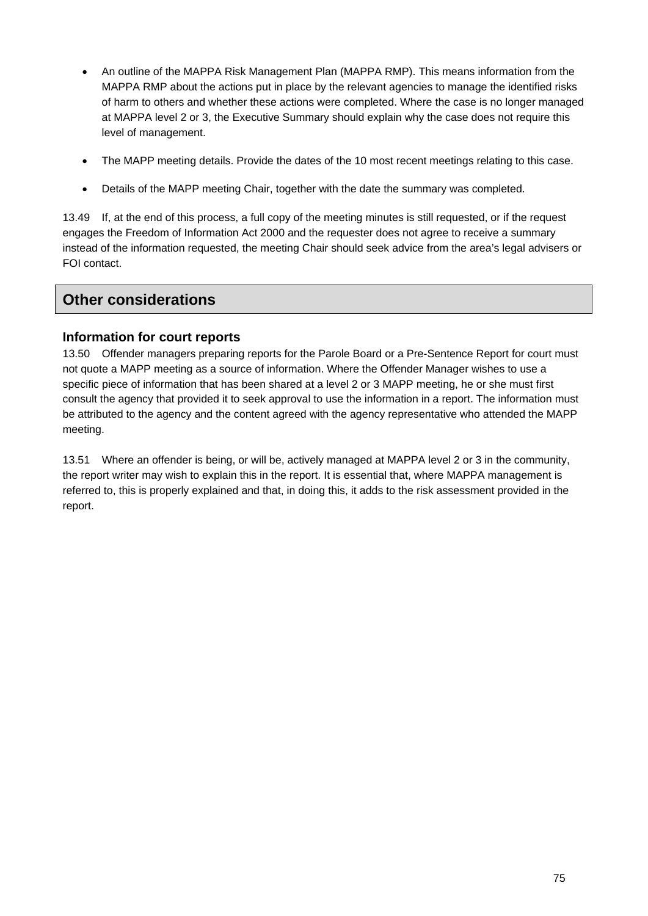- An outline of the MAPPA Risk Management Plan (MAPPA RMP). This means information from the MAPPA RMP about the actions put in place by the relevant agencies to manage the identified risks of harm to others and whether these actions were completed. Where the case is no longer managed at MAPPA level 2 or 3, the Executive Summary should explain why the case does not require this level of management.

- The MAPP meeting details. Provide the dates of the 10 most recent meetings relating to this case.

- Details of the MAPP meeting Chair, together with the date the summary was completed.

13.49 If, at the end of this process, a full copy of the meeting minutes is still requested, or if the request engages the Freedom of Information Act 2000 and the requester does not agree to receive a summary instead of the information requested, the meeting Chair should seek advice from the area's legal advisers or FOI contact.

## Other considerations

### Information for court reports

13.50 Offender managers preparing reports for the Parole Board or a Pre-Sentence Report for court must not quote a MAPP meeting as a source of information. Where the Offender Manager wishes to use a specific piece of information that has been shared at a level 2 or 3 MAPP meeting, he or she must first consult the agency that provided it to seek approval to use the information in a report. The information must be attributed to the agency and the content agreed with the agency representative who attended the MAPP meeting.

13.51 Where an offender is being, or will be, actively managed at MAPPA level 2 or 3 in the community, the report writer may wish to explain this in the report. It is essential that, where MAPPA management is referred to, this is properly explained and that, in doing this, it adds to the risk assessment provided in the report.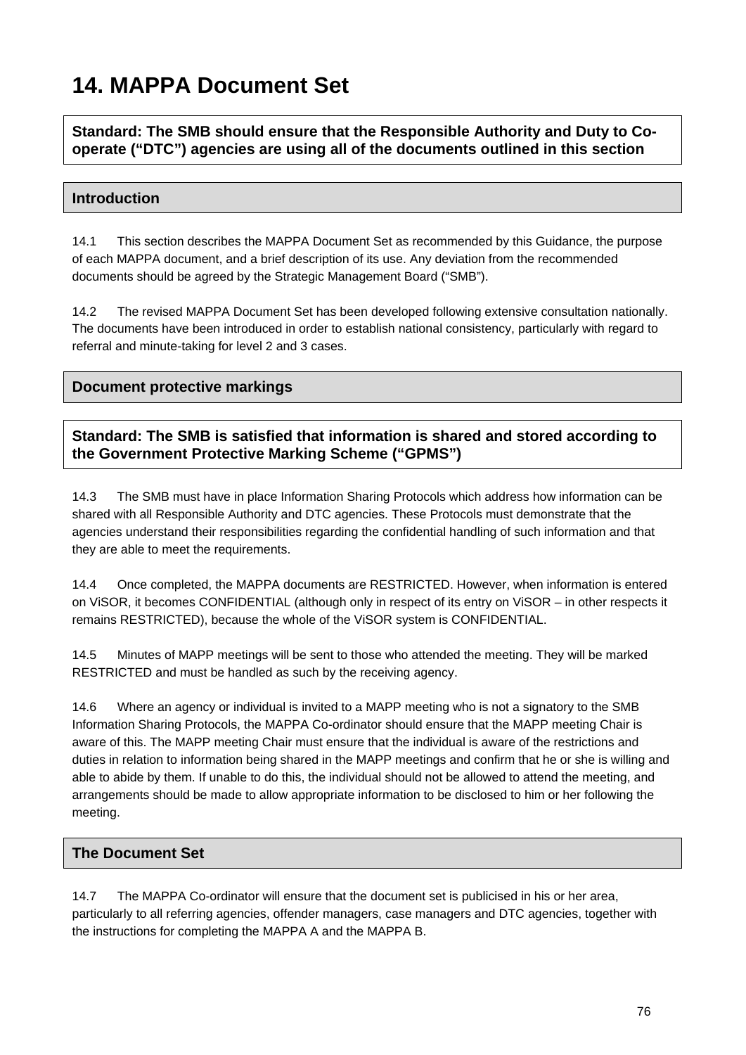# 14. MAPPA Document Set

**Standard: The SMB should ensure that the Responsible Authority and Duty to Co-operate (“DTC”) agencies are using all of the documents outlined in this section**

## Introduction

14.1 This section describes the MAPPA Document Set as recommended by this Guidance, the purpose of each MAPPA document, and a brief description of its use. Any deviation from the recommended documents should be agreed by the Strategic Management Board (“SMB”).

14.2 The revised MAPPA Document Set has been developed following extensive consultation nationally. The documents have been introduced in order to establish national consistency, particularly with regard to referral and minute-taking for level 2 and 3 cases.

## Document protective markings

**Standard: The SMB is satisfied that information is shared and stored according to the Government Protective Marking Scheme (“GPMS”)**

14.3 The SMB must have in place Information Sharing Protocols which address how information can be shared with all Responsible Authority and DTC agencies. These Protocols must demonstrate that the agencies understand their responsibilities regarding the confidential handling of such information and that they are able to meet the requirements.

14.4 Once completed, the MAPPA documents are RESTRICTED. However, when information is entered on ViSOR, it becomes CONFIDENTIAL (although only in respect of its entry on ViSOR – in other respects it remains RESTRICTED), because the whole of the ViSOR system is CONFIDENTIAL.

14.5 Minutes of MAPP meetings will be sent to those who attended the meeting. They will be marked RESTRICTED and must be handled as such by the receiving agency.

14.6 Where an agency or individual is invited to a MAPP meeting who is not a signatory to the SMB Information Sharing Protocols, the MAPPA Co-ordinator should ensure that the MAPP meeting Chair is aware of this. The MAPP meeting Chair must ensure that the individual is aware of the restrictions and duties in relation to information being shared in the MAPP meetings and confirm that he or she is willing and able to abide by them. If unable to do this, the individual should not be allowed to attend the meeting, and arrangements should be made to allow appropriate information to be disclosed to him or her following the meeting.

## The Document Set

14.7 The MAPPA Co-ordinator will ensure that the document set is publicised in his or her area, particularly to all referring agencies, offender managers, case managers and DTC agencies, together with the instructions for completing the MAPPA A and the MAPPA B.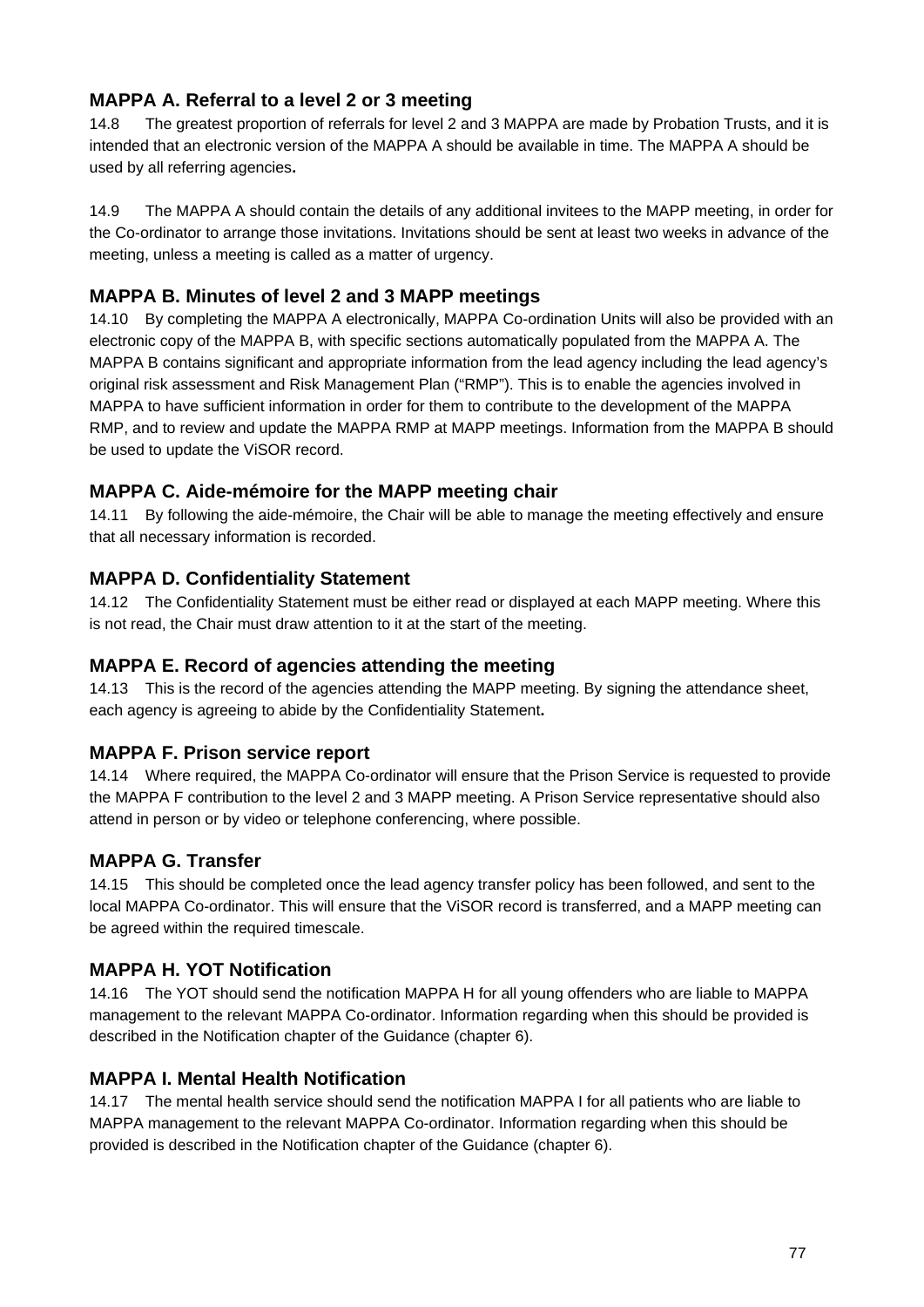### MAPPA A. Referral to a level 2 or 3 meeting

14.8 The greatest proportion of referrals for level 2 and 3 MAPPA are made by Probation Trusts, and it is intended that an electronic version of the MAPPA A should be available in time. The MAPPA A should be used by all referring agencies**.**

14.9 The MAPPA A should contain the details of any additional invitees to the MAPP meeting, in order for the Co-ordinator to arrange those invitations. Invitations should be sent at least two weeks in advance of the meeting, unless a meeting is called as a matter of urgency.

### MAPPA B. Minutes of level 2 and 3 MAPP meetings

14.10 By completing the MAPPA A electronically, MAPPA Co-ordination Units will also be provided with an electronic copy of the MAPPA B, with specific sections automatically populated from the MAPPA A. The MAPPA B contains significant and appropriate information from the lead agency including the lead agency's original risk assessment and Risk Management Plan ("RMP"). This is to enable the agencies involved in MAPPA to have sufficient information in order for them to contribute to the development of the MAPPA RMP, and to review and update the MAPPA RMP at MAPP meetings. Information from the MAPPA B should be used to update the ViSOR record.

### MAPPA C. Aide-mémoire for the MAPP meeting chair

14.11 By following the aide-mémoire, the Chair will be able to manage the meeting effectively and ensure that all necessary information is recorded.

### MAPPA D. Confidentiality Statement

14.12 The Confidentiality Statement must be either read or displayed at each MAPP meeting. Where this is not read, the Chair must draw attention to it at the start of the meeting.

### MAPPA E. Record of agencies attending the meeting

14.13 This is the record of the agencies attending the MAPP meeting. By signing the attendance sheet, each agency is agreeing to abide by the Confidentiality Statement**.**

### MAPPA F. Prison service report

14.14 Where required, the MAPPA Co-ordinator will ensure that the Prison Service is requested to provide the MAPPA F contribution to the level 2 and 3 MAPP meeting. A Prison Service representative should also attend in person or by video or telephone conferencing, where possible.

### MAPPA G. Transfer

14.15 This should be completed once the lead agency transfer policy has been followed, and sent to the local MAPPA Co-ordinator. This will ensure that the ViSOR record is transferred, and a MAPP meeting can be agreed within the required timescale.

### MAPPA H. YOT Notification

14.16 The YOT should send the notification MAPPA H for all young offenders who are liable to MAPPA management to the relevant MAPPA Co-ordinator. Information regarding when this should be provided is described in the Notification chapter of the Guidance (chapter 6).

### MAPPA I. Mental Health Notification

14.17 The mental health service should send the notification MAPPA I for all patients who are liable to MAPPA management to the relevant MAPPA Co-ordinator. Information regarding when this should be provided is described in the Notification chapter of the Guidance (chapter 6).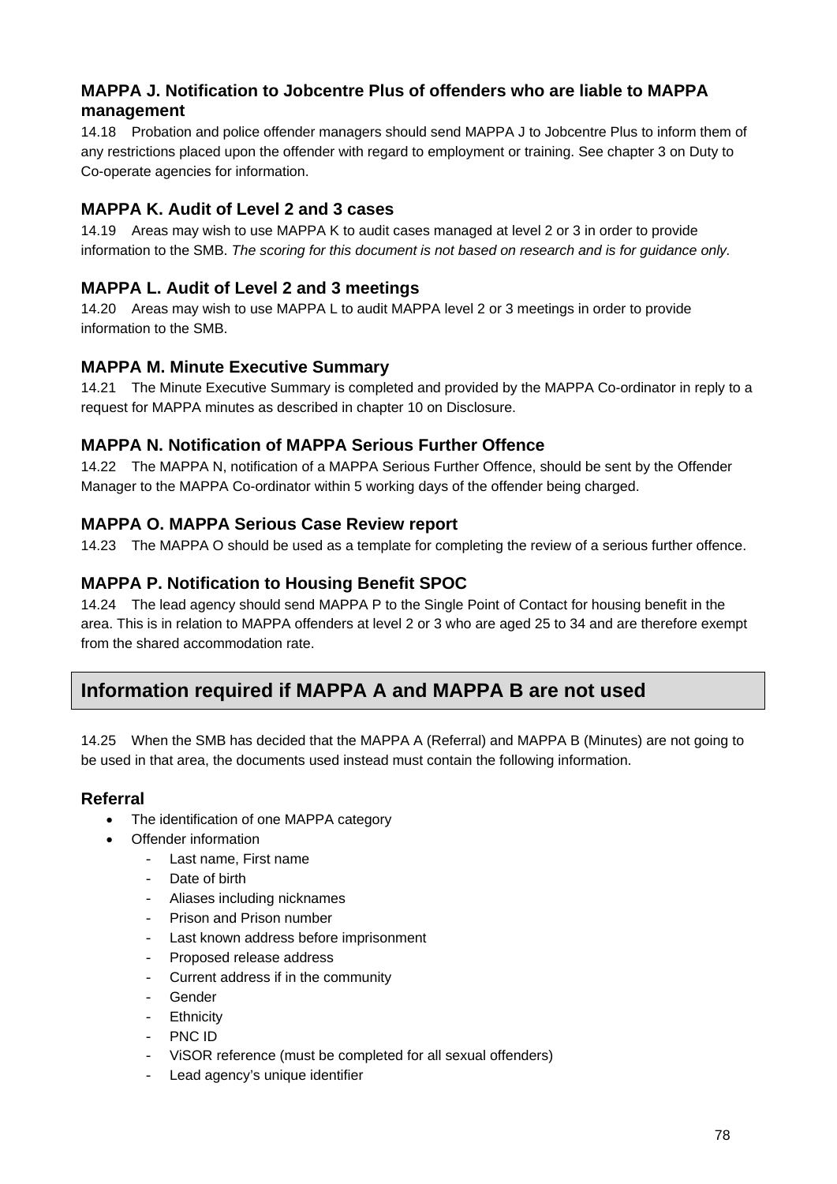### MAPPA J. Notification to Jobcentre Plus of offenders who are liable to MAPPA management

14.18 Probation and police offender managers should send MAPPA J to Jobcentre Plus to inform them of any restrictions placed upon the offender with regard to employment or training. See chapter 3 on Duty to Co-operate agencies for information.

### MAPPA K. Audit of Level 2 and 3 cases

14.19 Areas may wish to use MAPPA K to audit cases managed at level 2 or 3 in order to provide information to the SMB. *The scoring for this document is not based on research and is for guidance only.*

### MAPPA L. Audit of Level 2 and 3 meetings

14.20 Areas may wish to use MAPPA L to audit MAPPA level 2 or 3 meetings in order to provide information to the SMB.

### MAPPA M. Minute Executive Summary

14.21 The Minute Executive Summary is completed and provided by the MAPPA Co-ordinator in reply to a request for MAPPA minutes as described in chapter 10 on Disclosure.

### MAPPA N. Notification of MAPPA Serious Further Offence

14.22 The MAPPA N, notification of a MAPPA Serious Further Offence, should be sent by the Offender Manager to the MAPPA Co-ordinator within 5 working days of the offender being charged.

### MAPPA O. MAPPA Serious Case Review report

14.23 The MAPPA O should be used as a template for completing the review of a serious further offence.

### MAPPA P. Notification to Housing Benefit SPOC

14.24 The lead agency should send MAPPA P to the Single Point of Contact for housing benefit in the area. This is in relation to MAPPA offenders at level 2 or 3 who are aged 25 to 34 and are therefore exempt from the shared accommodation rate.

## Information required if MAPPA A and MAPPA B are not used

14.25 When the SMB has decided that the MAPPA A (Referral) and MAPPA B (Minutes) are not going to be used in that area, the documents used instead must contain the following information.

### Referral

- The identification of one MAPPA category
- Offender information
  - Last name, First name
  - Date of birth
  - Aliases including nicknames
  - Prison and Prison number
  - Last known address before imprisonment
  - Proposed release address
  - Current address if in the community
  - Gender
  - Ethnicity
  - PNC ID
  - ViSOR reference (must be completed for all sexual offenders)
  - Lead agency's unique identifier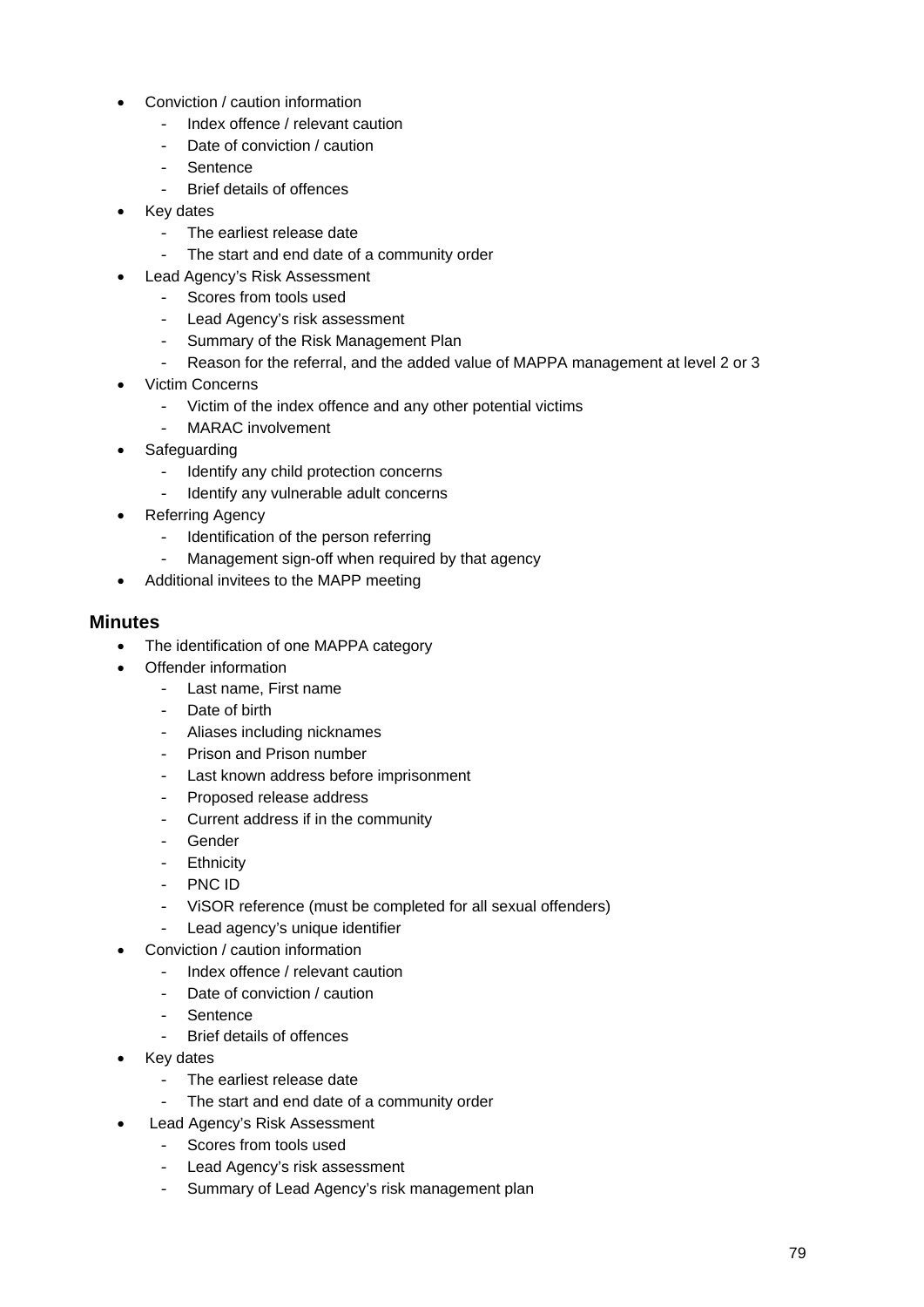- Conviction / caution information
    - Index offence / relevant caution
    - Date of conviction / caution
    - Sentence
    - Brief details of offences
- Key dates
    - The earliest release date
    - The start and end date of a community order
- Lead Agency's Risk Assessment
    - Scores from tools used
    - Lead Agency's risk assessment
    - Summary of the Risk Management Plan
    - Reason for the referral, and the added value of MAPPA management at level 2 or 3
- Victim Concerns
    - Victim of the index offence and any other potential victims
    - MARAC involvement
- Safeguarding
    - Identify any child protection concerns
    - Identify any vulnerable adult concerns
- Referring Agency
    - Identification of the person referring
    - Management sign-off when required by that agency
- Additional invitees to the MAPP meeting

### Minutes

- The identification of one MAPPA category
- Offender information
    - Last name, First name
    - Date of birth
    - Aliases including nicknames
    - Prison and Prison number
    - Last known address before imprisonment
    - Proposed release address
    - Current address if in the community
    - Gender
    - Ethnicity
    - PNC ID
    - ViSOR reference (must be completed for all sexual offenders)
    - Lead agency's unique identifier
- Conviction / caution information
    - Index offence / relevant caution
    - Date of conviction / caution
    - Sentence
    - Brief details of offences
- Key dates
    - The earliest release date
    - The start and end date of a community order
- Lead Agency's Risk Assessment
    - Scores from tools used
    - Lead Agency's risk assessment
    - Summary of Lead Agency's risk management plan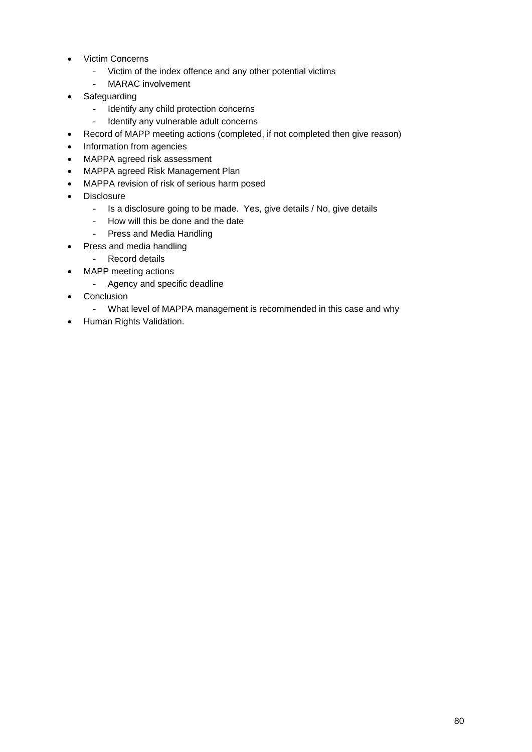- Victim Concerns
    - Victim of the index offence and any other potential victims
    - MARAC involvement
- Safeguarding
    - Identify any child protection concerns
    - Identify any vulnerable adult concerns
- Record of MAPP meeting actions (completed, if not completed then give reason)
- Information from agencies
- MAPPA agreed risk assessment
- MAPPA agreed Risk Management Plan
- MAPPA revision of risk of serious harm posed
- Disclosure
    - Is a disclosure going to be made. Yes, give details / No, give details
    - How will this be done and the date
    - Press and Media Handling
- Press and media handling
    - Record details
- MAPP meeting actions
    - Agency and specific deadline
- Conclusion
    - What level of MAPPA management is recommended in this case and why
- Human Rights Validation.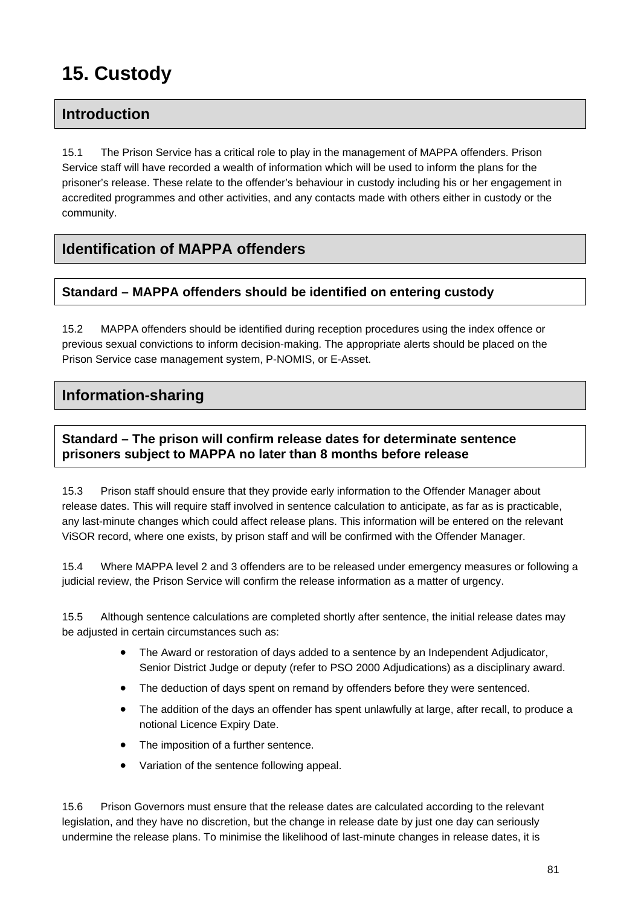# 15. Custody

## Introduction

15.1 The Prison Service has a critical role to play in the management of MAPPA offenders. Prison Service staff will have recorded a wealth of information which will be used to inform the plans for the prisoner's release. These relate to the offender's behaviour in custody including his or her engagement in accredited programmes and other activities, and any contacts made with others either in custody or the community.

## Identification of MAPPA offenders

### Standard – MAPPA offenders should be identified on entering custody

15.2 MAPPA offenders should be identified during reception procedures using the index offence or previous sexual convictions to inform decision-making. The appropriate alerts should be placed on the Prison Service case management system, P-NOMIS, or E-Asset.

## Information-sharing

### Standard – The prison will confirm release dates for determinate sentence prisoners subject to MAPPA no later than 8 months before release

15.3 Prison staff should ensure that they provide early information to the Offender Manager about release dates. This will require staff involved in sentence calculation to anticipate, as far as is practicable, any last-minute changes which could affect release plans. This information will be entered on the relevant ViSOR record, where one exists, by prison staff and will be confirmed with the Offender Manager.

15.4 Where MAPPA level 2 and 3 offenders are to be released under emergency measures or following a judicial review, the Prison Service will confirm the release information as a matter of urgency.

15.5 Although sentence calculations are completed shortly after sentence, the initial release dates may be adjusted in certain circumstances such as:

- The Award or restoration of days added to a sentence by an Independent Adjudicator, Senior District Judge or deputy (refer to PSO 2000 Adjudications) as a disciplinary award.
- The deduction of days spent on remand by offenders before they were sentenced.
- The addition of the days an offender has spent unlawfully at large, after recall, to produce a notional Licence Expiry Date.
- The imposition of a further sentence.
- Variation of the sentence following appeal.

15.6 Prison Governors must ensure that the release dates are calculated according to the relevant legislation, and they have no discretion, but the change in release date by just one day can seriously undermine the release plans. To minimise the likelihood of last-minute changes in release dates, it is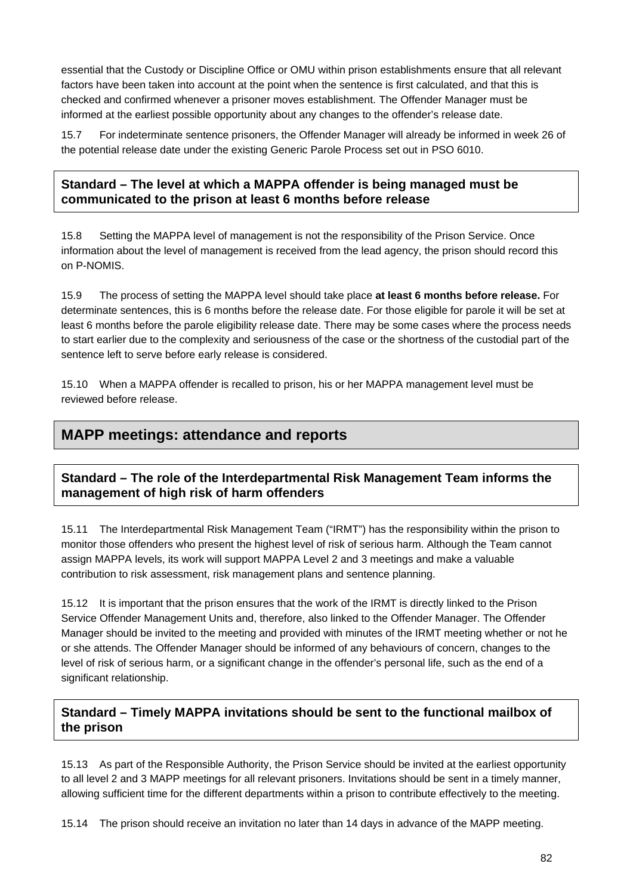essential that the Custody or Discipline Office or OMU within prison establishments ensure that all relevant factors have been taken into account at the point when the sentence is first calculated, and that this is checked and confirmed whenever a prisoner moves establishment. The Offender Manager must be informed at the earliest possible opportunity about any changes to the offender's release date.

15.7 For indeterminate sentence prisoners, the Offender Manager will already be informed in week 26 of the potential release date under the existing Generic Parole Process set out in PSO 6010.

**Standard – The level at which a MAPPA offender is being managed must be communicated to the prison at least 6 months before release**

15.8 Setting the MAPPA level of management is not the responsibility of the Prison Service. Once information about the level of management is received from the lead agency, the prison should record this on P-NOMIS.

15.9 The process of setting the MAPPA level should take place **at least 6 months before release.** For determinate sentences, this is 6 months before the release date. For those eligible for parole it will be set at least 6 months before the parole eligibility release date. There may be some cases where the process needs to start earlier due to the complexity and seriousness of the case or the shortness of the custodial part of the sentence left to serve before early release is considered.

15.10 When a MAPPA offender is recalled to prison, his or her MAPPA management level must be reviewed before release.

## MAPP meetings: attendance and reports

**Standard – The role of the Interdepartmental Risk Management Team informs the management of high risk of harm offenders**

15.11 The Interdepartmental Risk Management Team ("IRMT") has the responsibility within the prison to monitor those offenders who present the highest level of risk of serious harm. Although the Team cannot assign MAPPA levels, its work will support MAPPA Level 2 and 3 meetings and make a valuable contribution to risk assessment, risk management plans and sentence planning.

15.12 It is important that the prison ensures that the work of the IRMT is directly linked to the Prison Service Offender Management Units and, therefore, also linked to the Offender Manager. The Offender Manager should be invited to the meeting and provided with minutes of the IRMT meeting whether or not he or she attends. The Offender Manager should be informed of any behaviours of concern, changes to the level of risk of serious harm, or a significant change in the offender's personal life, such as the end of a significant relationship.

**Standard – Timely MAPPA invitations should be sent to the functional mailbox of the prison**

15.13 As part of the Responsible Authority, the Prison Service should be invited at the earliest opportunity to all level 2 and 3 MAPP meetings for all relevant prisoners. Invitations should be sent in a timely manner, allowing sufficient time for the different departments within a prison to contribute effectively to the meeting.

15.14 The prison should receive an invitation no later than 14 days in advance of the MAPP meeting.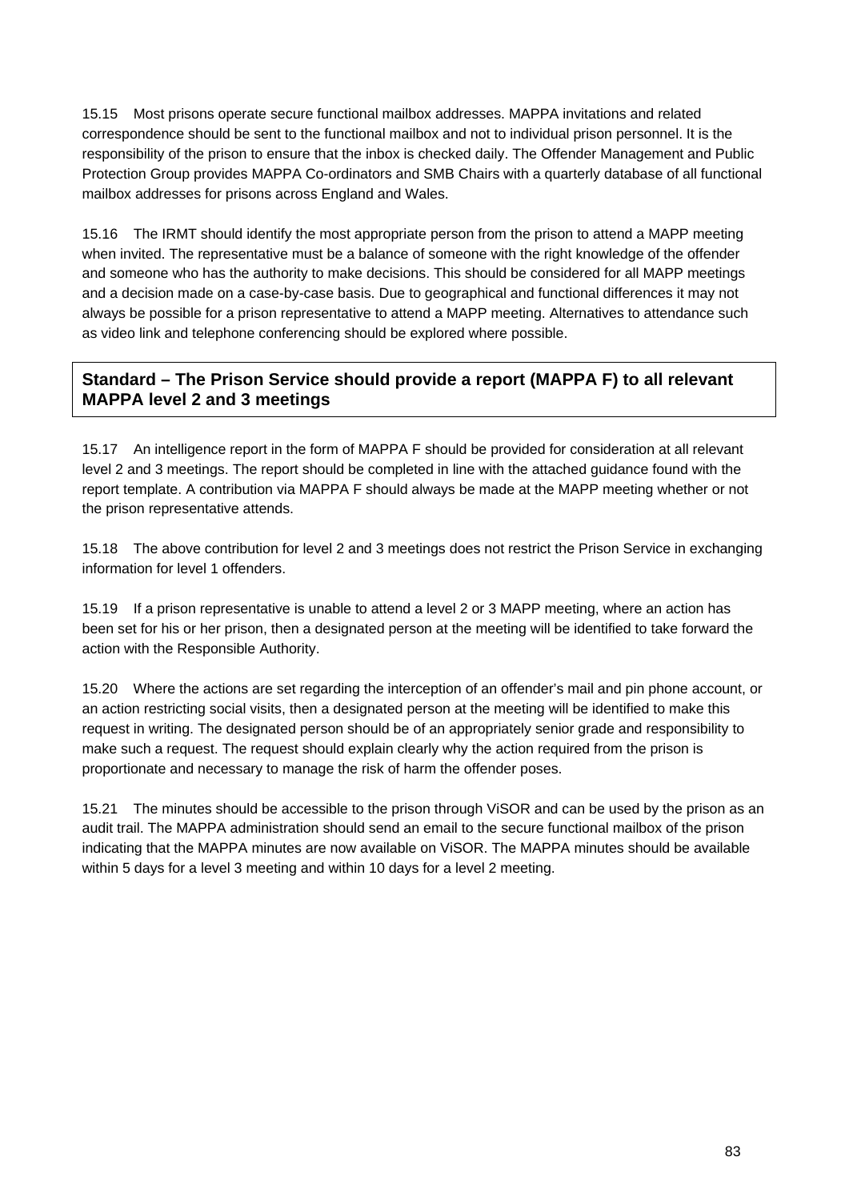15.15 Most prisons operate secure functional mailbox addresses. MAPPA invitations and related correspondence should be sent to the functional mailbox and not to individual prison personnel. It is the responsibility of the prison to ensure that the inbox is checked daily. The Offender Management and Public Protection Group provides MAPPA Co-ordinators and SMB Chairs with a quarterly database of all functional mailbox addresses for prisons across England and Wales.

15.16 The IRMT should identify the most appropriate person from the prison to attend a MAPP meeting when invited. The representative must be a balance of someone with the right knowledge of the offender and someone who has the authority to make decisions. This should be considered for all MAPP meetings and a decision made on a case-by-case basis. Due to geographical and functional differences it may not always be possible for a prison representative to attend a MAPP meeting. Alternatives to attendance such as video link and telephone conferencing should be explored where possible.

**Standard – The Prison Service should provide a report (MAPPA F) to all relevant MAPPA level 2 and 3 meetings**

15.17 An intelligence report in the form of MAPPA F should be provided for consideration at all relevant level 2 and 3 meetings. The report should be completed in line with the attached guidance found with the report template. A contribution via MAPPA F should always be made at the MAPP meeting whether or not the prison representative attends.

15.18 The above contribution for level 2 and 3 meetings does not restrict the Prison Service in exchanging information for level 1 offenders.

15.19 If a prison representative is unable to attend a level 2 or 3 MAPP meeting, where an action has been set for his or her prison, then a designated person at the meeting will be identified to take forward the action with the Responsible Authority.

15.20 Where the actions are set regarding the interception of an offender's mail and pin phone account, or an action restricting social visits, then a designated person at the meeting will be identified to make this request in writing. The designated person should be of an appropriately senior grade and responsibility to make such a request. The request should explain clearly why the action required from the prison is proportionate and necessary to manage the risk of harm the offender poses.

15.21 The minutes should be accessible to the prison through ViSOR and can be used by the prison as an audit trail. The MAPPA administration should send an email to the secure functional mailbox of the prison indicating that the MAPPA minutes are now available on ViSOR. The MAPPA minutes should be available within 5 days for a level 3 meeting and within 10 days for a level 2 meeting.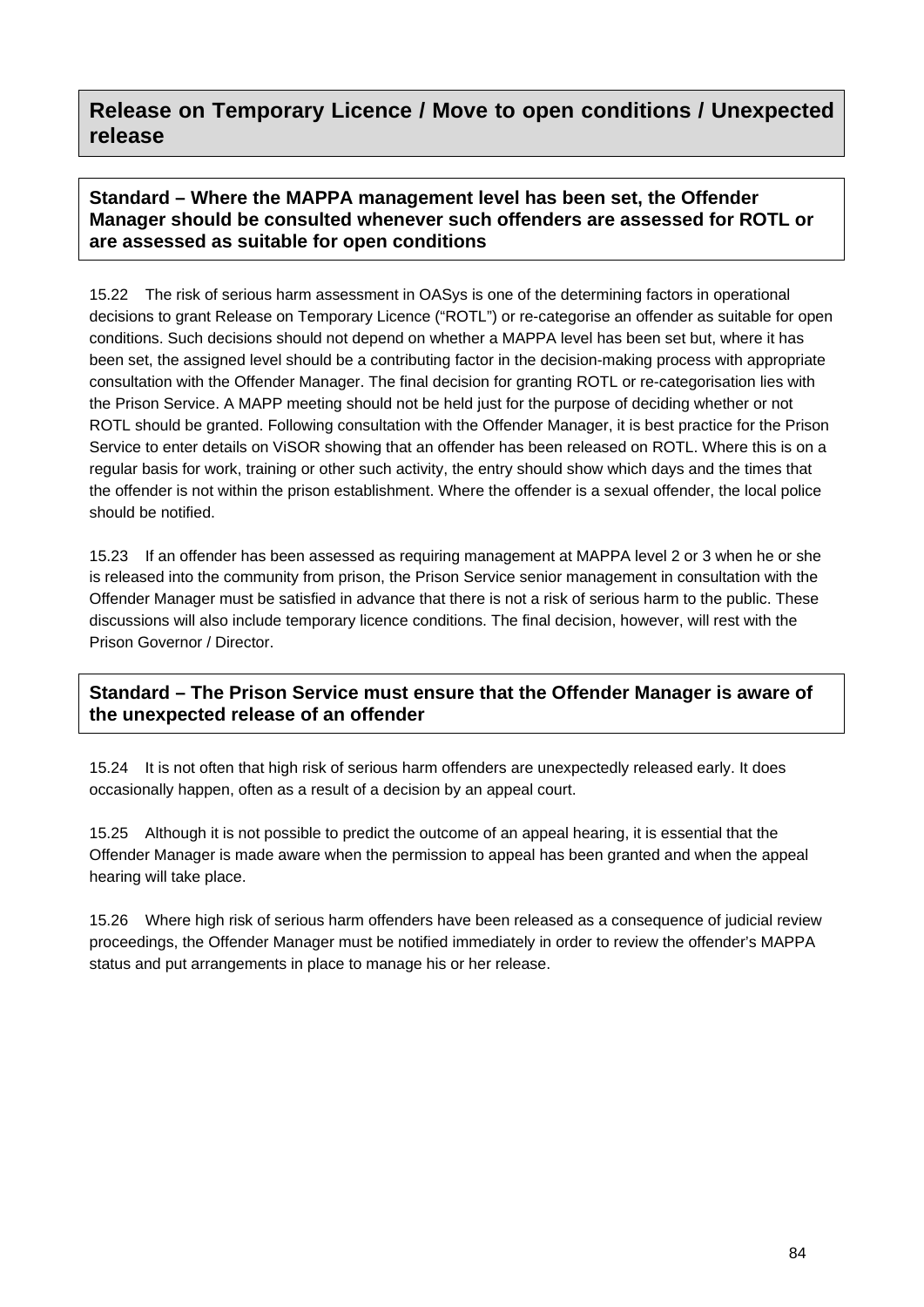## Release on Temporary Licence / Move to open conditions / Unexpected release

**Standard – Where the MAPPA management level has been set, the Offender Manager should be consulted whenever such offenders are assessed for ROTL or are assessed as suitable for open conditions**

15.22 The risk of serious harm assessment in OASys is one of the determining factors in operational decisions to grant Release on Temporary Licence ("ROTL") or re-categorise an offender as suitable for open conditions. Such decisions should not depend on whether a MAPPA level has been set but, where it has been set, the assigned level should be a contributing factor in the decision-making process with appropriate consultation with the Offender Manager. The final decision for granting ROTL or re-categorisation lies with the Prison Service. A MAPP meeting should not be held just for the purpose of deciding whether or not ROTL should be granted. Following consultation with the Offender Manager, it is best practice for the Prison Service to enter details on ViSOR showing that an offender has been released on ROTL. Where this is on a regular basis for work, training or other such activity, the entry should show which days and the times that the offender is not within the prison establishment. Where the offender is a sexual offender, the local police should be notified.

15.23 If an offender has been assessed as requiring management at MAPPA level 2 or 3 when he or she is released into the community from prison, the Prison Service senior management in consultation with the Offender Manager must be satisfied in advance that there is not a risk of serious harm to the public. These discussions will also include temporary licence conditions. The final decision, however, will rest with the Prison Governor / Director.

**Standard – The Prison Service must ensure that the Offender Manager is aware of the unexpected release of an offender**

15.24 It is not often that high risk of serious harm offenders are unexpectedly released early. It does occasionally happen, often as a result of a decision by an appeal court.

15.25 Although it is not possible to predict the outcome of an appeal hearing, it is essential that the Offender Manager is made aware when the permission to appeal has been granted and when the appeal hearing will take place.

15.26 Where high risk of serious harm offenders have been released as a consequence of judicial review proceedings, the Offender Manager must be notified immediately in order to review the offender's MAPPA status and put arrangements in place to manage his or her release.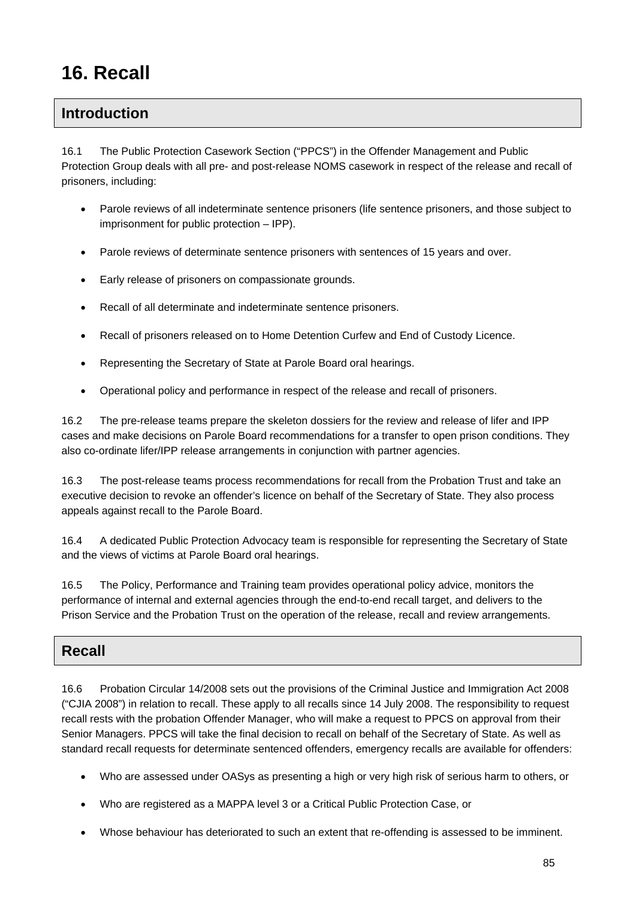# 16. Recall

## Introduction

16.1 The Public Protection Casework Section ("PPCS") in the Offender Management and Public Protection Group deals with all pre- and post-release NOMS casework in respect of the release and recall of prisoners, including:

- Parole reviews of all indeterminate sentence prisoners (life sentence prisoners, and those subject to imprisonment for public protection – IPP).
- Parole reviews of determinate sentence prisoners with sentences of 15 years and over.
- Early release of prisoners on compassionate grounds.
- Recall of all determinate and indeterminate sentence prisoners.
- Recall of prisoners released on to Home Detention Curfew and End of Custody Licence.
- Representing the Secretary of State at Parole Board oral hearings.
- Operational policy and performance in respect of the release and recall of prisoners.

16.2 The pre-release teams prepare the skeleton dossiers for the review and release of lifer and IPP cases and make decisions on Parole Board recommendations for a transfer to open prison conditions. They also co-ordinate lifer/IPP release arrangements in conjunction with partner agencies.

16.3 The post-release teams process recommendations for recall from the Probation Trust and take an executive decision to revoke an offender's licence on behalf of the Secretary of State. They also process appeals against recall to the Parole Board.

16.4 A dedicated Public Protection Advocacy team is responsible for representing the Secretary of State and the views of victims at Parole Board oral hearings.

16.5 The Policy, Performance and Training team provides operational policy advice, monitors the performance of internal and external agencies through the end-to-end recall target, and delivers to the Prison Service and the Probation Trust on the operation of the release, recall and review arrangements.

## Recall

16.6 Probation Circular 14/2008 sets out the provisions of the Criminal Justice and Immigration Act 2008 ("CJIA 2008") in relation to recall. These apply to all recalls since 14 July 2008. The responsibility to request recall rests with the probation Offender Manager, who will make a request to PPCS on approval from their Senior Managers. PPCS will take the final decision to recall on behalf of the Secretary of State. As well as standard recall requests for determinate sentenced offenders, emergency recalls are available for offenders:

- Who are assessed under OASys as presenting a high or very high risk of serious harm to others, or
- Who are registered as a MAPPA level 3 or a Critical Public Protection Case, or
- Whose behaviour has deteriorated to such an extent that re-offending is assessed to be imminent.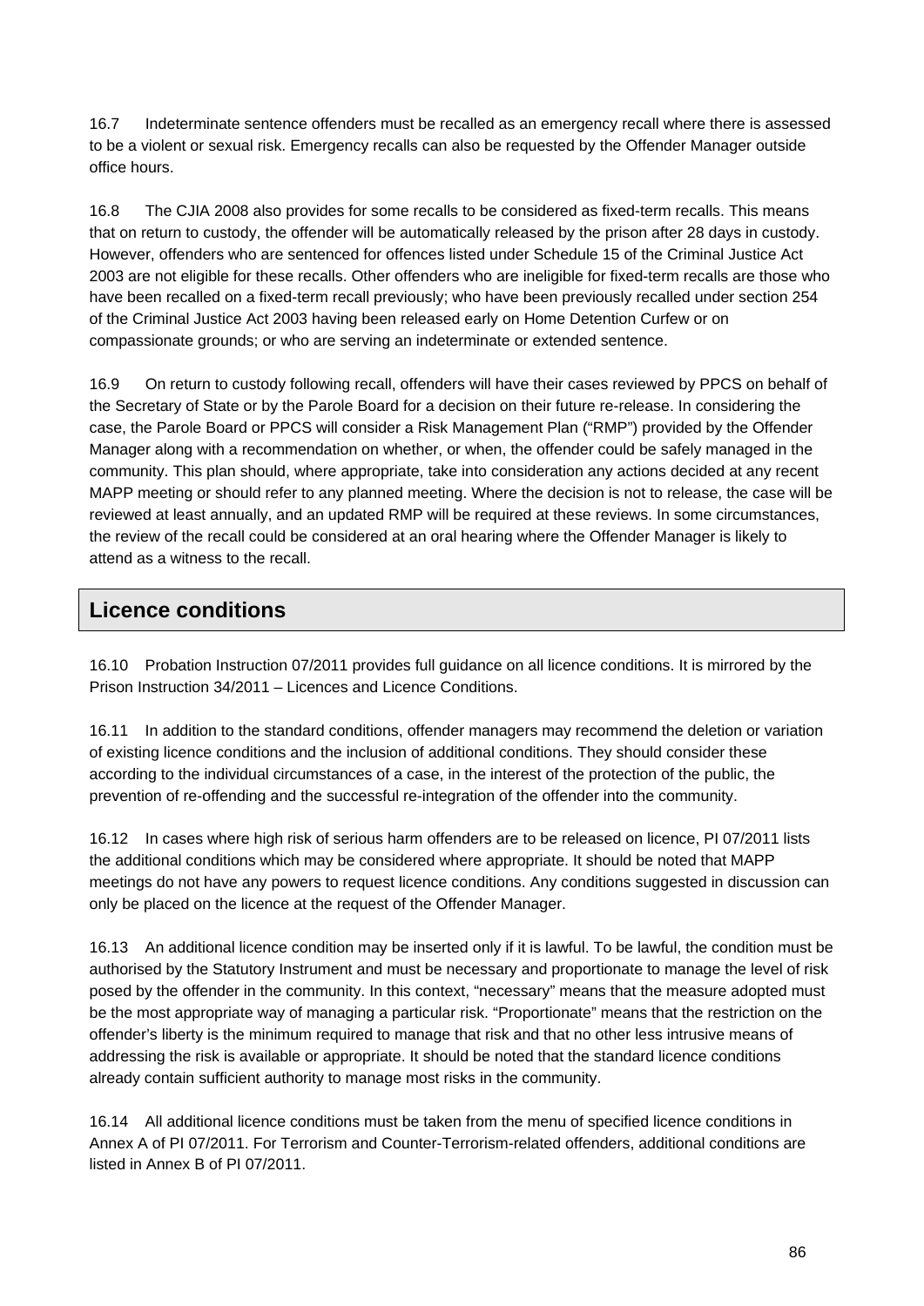16.7 Indeterminate sentence offenders must be recalled as an emergency recall where there is assessed to be a violent or sexual risk. Emergency recalls can also be requested by the Offender Manager outside office hours.

16.8 The CJIA 2008 also provides for some recalls to be considered as fixed-term recalls. This means that on return to custody, the offender will be automatically released by the prison after 28 days in custody. However, offenders who are sentenced for offences listed under Schedule 15 of the Criminal Justice Act 2003 are not eligible for these recalls. Other offenders who are ineligible for fixed-term recalls are those who have been recalled on a fixed-term recall previously; who have been previously recalled under section 254 of the Criminal Justice Act 2003 having been released early on Home Detention Curfew or on compassionate grounds; or who are serving an indeterminate or extended sentence.

16.9 On return to custody following recall, offenders will have their cases reviewed by PPCS on behalf of the Secretary of State or by the Parole Board for a decision on their future re-release. In considering the case, the Parole Board or PPCS will consider a Risk Management Plan ("RMP") provided by the Offender Manager along with a recommendation on whether, or when, the offender could be safely managed in the community. This plan should, where appropriate, take into consideration any actions decided at any recent MAPP meeting or should refer to any planned meeting. Where the decision is not to release, the case will be reviewed at least annually, and an updated RMP will be required at these reviews. In some circumstances, the review of the recall could be considered at an oral hearing where the Offender Manager is likely to attend as a witness to the recall.

## Licence conditions

16.10 Probation Instruction 07/2011 provides full guidance on all licence conditions. It is mirrored by the Prison Instruction 34/2011 – Licences and Licence Conditions.

16.11 In addition to the standard conditions, offender managers may recommend the deletion or variation of existing licence conditions and the inclusion of additional conditions. They should consider these according to the individual circumstances of a case, in the interest of the protection of the public, the prevention of re-offending and the successful re-integration of the offender into the community.

16.12 In cases where high risk of serious harm offenders are to be released on licence, PI 07/2011 lists the additional conditions which may be considered where appropriate. It should be noted that MAPP meetings do not have any powers to request licence conditions. Any conditions suggested in discussion can only be placed on the licence at the request of the Offender Manager.

16.13 An additional licence condition may be inserted only if it is lawful. To be lawful, the condition must be authorised by the Statutory Instrument and must be necessary and proportionate to manage the level of risk posed by the offender in the community. In this context, "necessary" means that the measure adopted must be the most appropriate way of managing a particular risk. "Proportionate" means that the restriction on the offender's liberty is the minimum required to manage that risk and that no other less intrusive means of addressing the risk is available or appropriate. It should be noted that the standard licence conditions already contain sufficient authority to manage most risks in the community.

16.14 All additional licence conditions must be taken from the menu of specified licence conditions in Annex A of PI 07/2011. For Terrorism and Counter-Terrorism-related offenders, additional conditions are listed in Annex B of PI 07/2011.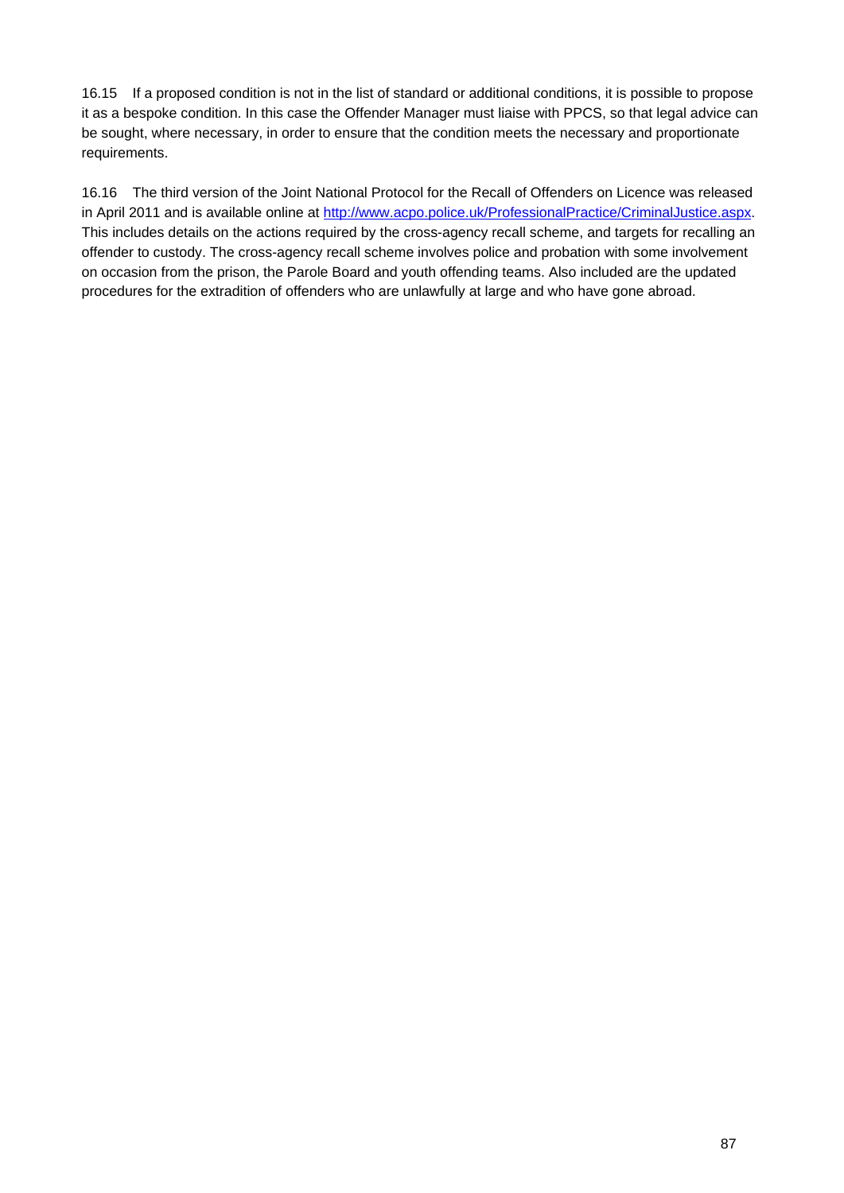16.15 If a proposed condition is not in the list of standard or additional conditions, it is possible to propose it as a bespoke condition. In this case the Offender Manager must liaise with PPCS, so that legal advice can be sought, where necessary, in order to ensure that the condition meets the necessary and proportionate requirements.

16.16 The third version of the Joint National Protocol for the Recall of Offenders on Licence was released in April 2011 and is available online at [http://www.acpo.police.uk/ProfessionalPractice/CriminalJustice.aspx](http://www.acpo.police.uk/ProfessionalPractice/CriminalJustice.aspx). This includes details on the actions required by the cross-agency recall scheme, and targets for recalling an offender to custody. The cross-agency recall scheme involves police and probation with some involvement on occasion from the prison, the Parole Board and youth offending teams. Also included are the updated procedures for the extradition of offenders who are unlawfully at large and who have gone abroad.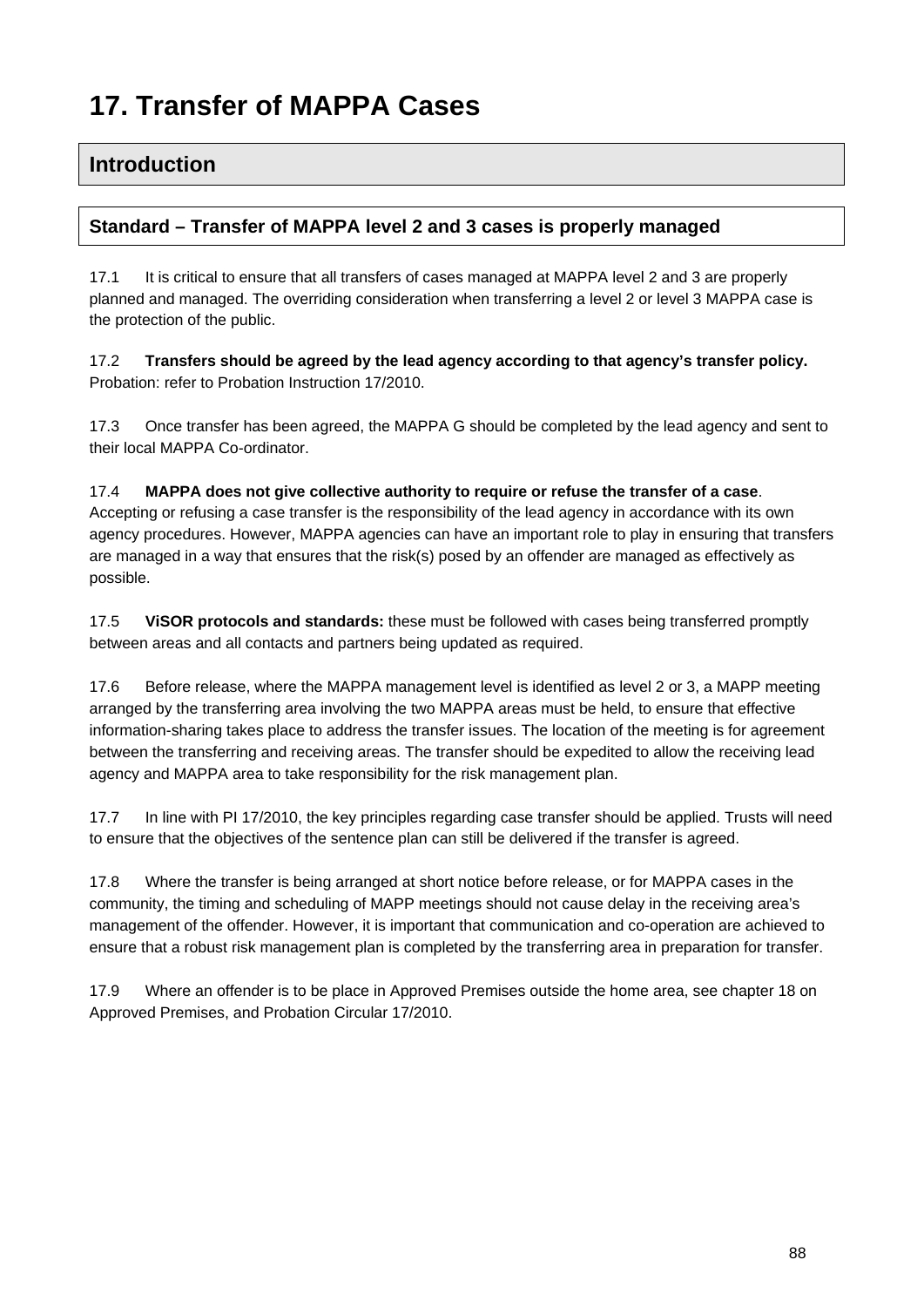# 17. Transfer of MAPPA Cases

## Introduction

### Standard – Transfer of MAPPA level 2 and 3 cases is properly managed

17.1 It is critical to ensure that all transfers of cases managed at MAPPA level 2 and 3 are properly planned and managed. The overriding consideration when transferring a level 2 or level 3 MAPPA case is the protection of the public.

17.2 **Transfers should be agreed by the lead agency according to that agency's transfer policy.** Probation: refer to Probation Instruction 17/2010.

17.3 Once transfer has been agreed, the MAPPA G should be completed by the lead agency and sent to their local MAPPA Co-ordinator.

17.4 **MAPPA does not give collective authority to require or refuse the transfer of a case**. Accepting or refusing a case transfer is the responsibility of the lead agency in accordance with its own agency procedures. However, MAPPA agencies can have an important role to play in ensuring that transfers are managed in a way that ensures that the risk(s) posed by an offender are managed as effectively as possible.

17.5 **ViSOR protocols and standards:** these must be followed with cases being transferred promptly between areas and all contacts and partners being updated as required.

17.6 Before release, where the MAPPA management level is identified as level 2 or 3, a MAPP meeting arranged by the transferring area involving the two MAPPA areas must be held, to ensure that effective information-sharing takes place to address the transfer issues. The location of the meeting is for agreement between the transferring and receiving areas. The transfer should be expedited to allow the receiving lead agency and MAPPA area to take responsibility for the risk management plan.

17.7 In line with PI 17/2010, the key principles regarding case transfer should be applied. Trusts will need to ensure that the objectives of the sentence plan can still be delivered if the transfer is agreed.

17.8 Where the transfer is being arranged at short notice before release, or for MAPPA cases in the community, the timing and scheduling of MAPP meetings should not cause delay in the receiving area's management of the offender. However, it is important that communication and co-operation are achieved to ensure that a robust risk management plan is completed by the transferring area in preparation for transfer.

17.9 Where an offender is to be place in Approved Premises outside the home area, see chapter 18 on Approved Premises, and Probation Circular 17/2010.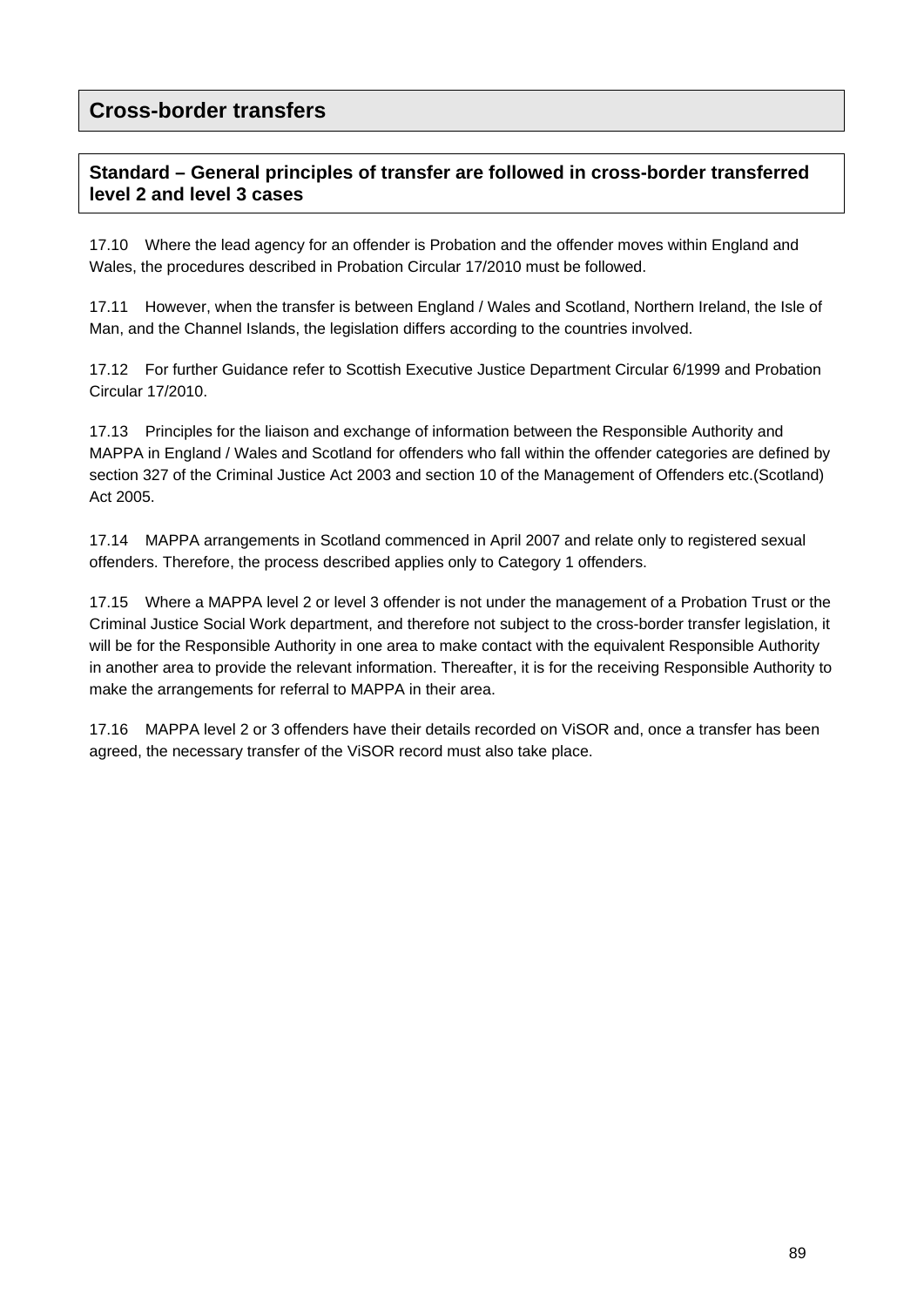## Cross-border transfers

### Standard – General principles of transfer are followed in cross-border transferred level 2 and level 3 cases

17.10 Where the lead agency for an offender is Probation and the offender moves within England and Wales, the procedures described in Probation Circular 17/2010 must be followed.

17.11 However, when the transfer is between England / Wales and Scotland, Northern Ireland, the Isle of Man, and the Channel Islands, the legislation differs according to the countries involved.

17.12 For further Guidance refer to Scottish Executive Justice Department Circular 6/1999 and Probation Circular 17/2010.

17.13 Principles for the liaison and exchange of information between the Responsible Authority and MAPPA in England / Wales and Scotland for offenders who fall within the offender categories are defined by section 327 of the Criminal Justice Act 2003 and section 10 of the Management of Offenders etc.(Scotland) Act 2005.

17.14 MAPPA arrangements in Scotland commenced in April 2007 and relate only to registered sexual offenders. Therefore, the process described applies only to Category 1 offenders.

17.15 Where a MAPPA level 2 or level 3 offender is not under the management of a Probation Trust or the Criminal Justice Social Work department, and therefore not subject to the cross-border transfer legislation, it will be for the Responsible Authority in one area to make contact with the equivalent Responsible Authority in another area to provide the relevant information. Thereafter, it is for the receiving Responsible Authority to make the arrangements for referral to MAPPA in their area.

17.16 MAPPA level 2 or 3 offenders have their details recorded on ViSOR and, once a transfer has been agreed, the necessary transfer of the ViSOR record must also take place.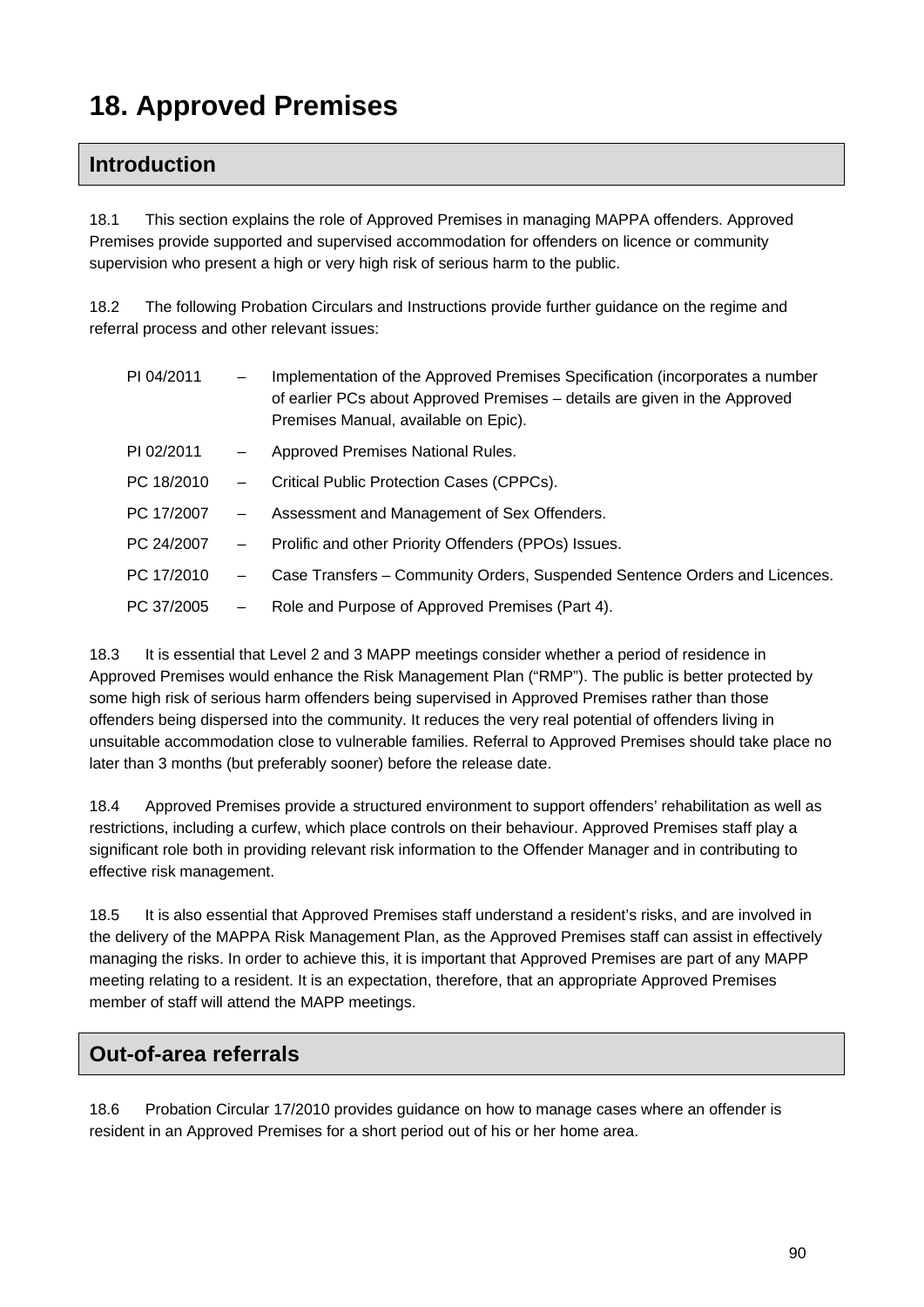# 18. Approved Premises

## Introduction

18.1 This section explains the role of Approved Premises in managing MAPPA offenders. Approved Premises provide supported and supervised accommodation for offenders on licence or community supervision who present a high or very high risk of serious harm to the public.

18.2 The following Probation Circulars and Instructions provide further guidance on the regime and referral process and other relevant issues:

| | | |
|---|---|---|
| PI 04/2011 | – | Implementation of the Approved Premises Specification (incorporates a number of earlier PCs about Approved Premises – details are given in the Approved Premises Manual, available on Epic). |
| PI 02/2011 | – | Approved Premises National Rules. |
| PC 18/2010 | – | Critical Public Protection Cases (CPPCs). |
| PC 17/2007 | – | Assessment and Management of Sex Offenders. |
| PC 24/2007 | – | Prolific and other Priority Offenders (PPOs) Issues. |
| PC 17/2010 | – | Case Transfers – Community Orders, Suspended Sentence Orders and Licences. |
| PC 37/2005 | – | Role and Purpose of Approved Premises (Part 4). |

18.3 It is essential that Level 2 and 3 MAPP meetings consider whether a period of residence in Approved Premises would enhance the Risk Management Plan ("RMP"). The public is better protected by some high risk of serious harm offenders being supervised in Approved Premises rather than those offenders being dispersed into the community. It reduces the very real potential of offenders living in unsuitable accommodation close to vulnerable families. Referral to Approved Premises should take place no later than 3 months (but preferably sooner) before the release date.

18.4 Approved Premises provide a structured environment to support offenders' rehabilitation as well as restrictions, including a curfew, which place controls on their behaviour. Approved Premises staff play a significant role both in providing relevant risk information to the Offender Manager and in contributing to effective risk management.

18.5 It is also essential that Approved Premises staff understand a resident's risks, and are involved in the delivery of the MAPPA Risk Management Plan, as the Approved Premises staff can assist in effectively managing the risks. In order to achieve this, it is important that Approved Premises are part of any MAPP meeting relating to a resident. It is an expectation, therefore, that an appropriate Approved Premises member of staff will attend the MAPP meetings.

## Out-of-area referrals

18.6 Probation Circular 17/2010 provides guidance on how to manage cases where an offender is resident in an Approved Premises for a short period out of his or her home area.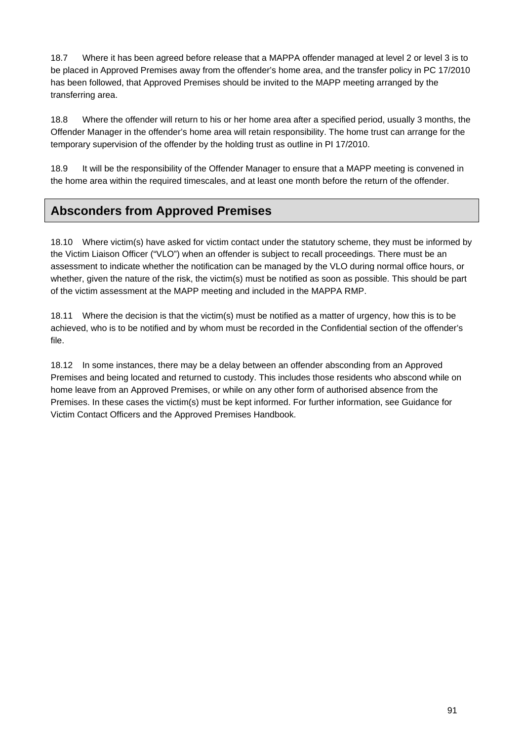18.7 Where it has been agreed before release that a MAPPA offender managed at level 2 or level 3 is to be placed in Approved Premises away from the offender's home area, and the transfer policy in PC 17/2010 has been followed, that Approved Premises should be invited to the MAPP meeting arranged by the transferring area.

18.8 Where the offender will return to his or her home area after a specified period, usually 3 months, the Offender Manager in the offender's home area will retain responsibility. The home trust can arrange for the temporary supervision of the offender by the holding trust as outline in PI 17/2010.

18.9 It will be the responsibility of the Offender Manager to ensure that a MAPP meeting is convened in the home area within the required timescales, and at least one month before the return of the offender.

## Absconders from Approved Premises

18.10 Where victim(s) have asked for victim contact under the statutory scheme, they must be informed by the Victim Liaison Officer ("VLO") when an offender is subject to recall proceedings. There must be an assessment to indicate whether the notification can be managed by the VLO during normal office hours, or whether, given the nature of the risk, the victim(s) must be notified as soon as possible. This should be part of the victim assessment at the MAPP meeting and included in the MAPPA RMP.

18.11 Where the decision is that the victim(s) must be notified as a matter of urgency, how this is to be achieved, who is to be notified and by whom must be recorded in the Confidential section of the offender's file.

18.12 In some instances, there may be a delay between an offender absconding from an Approved Premises and being located and returned to custody. This includes those residents who abscond while on home leave from an Approved Premises, or while on any other form of authorised absence from the Premises. In these cases the victim(s) must be kept informed. For further information, see Guidance for Victim Contact Officers and the Approved Premises Handbook.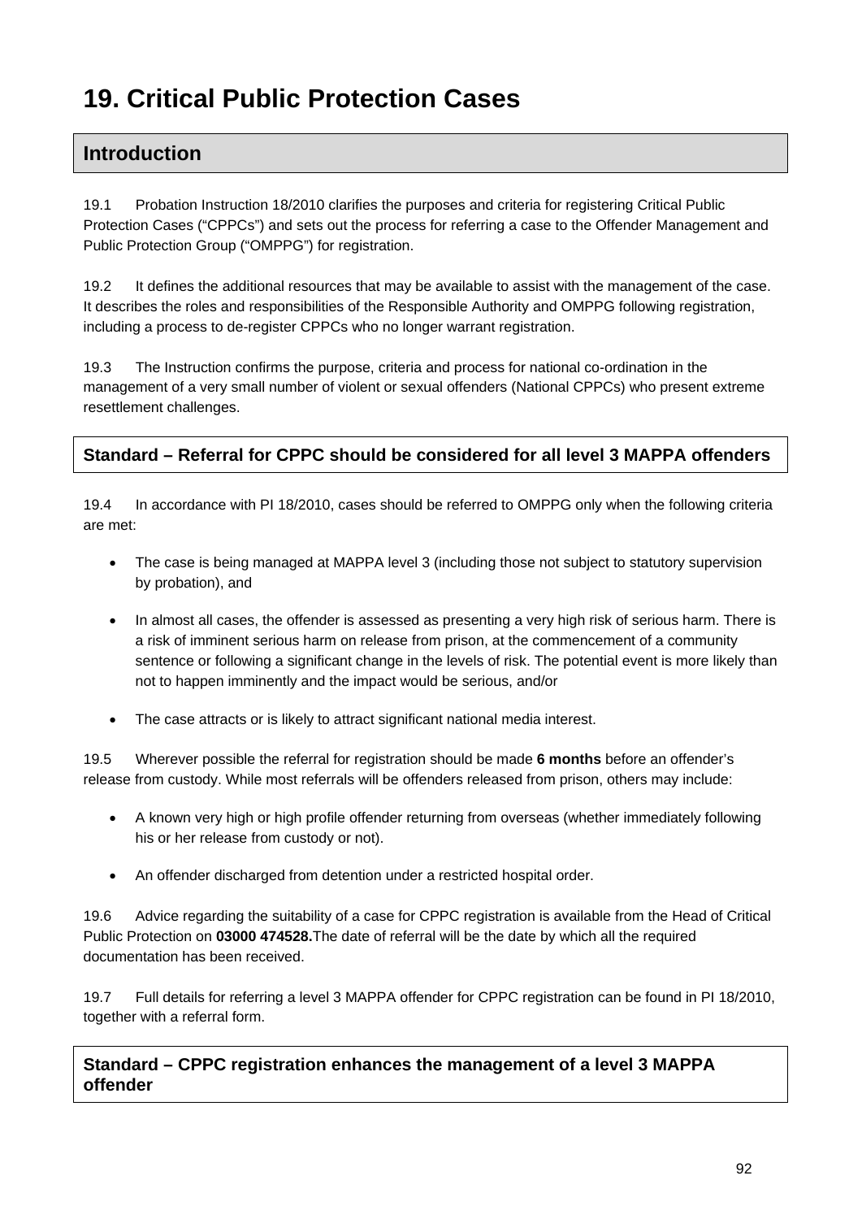# 19. Critical Public Protection Cases

## Introduction

19.1 Probation Instruction 18/2010 clarifies the purposes and criteria for registering Critical Public Protection Cases ("CPPCs") and sets out the process for referring a case to the Offender Management and Public Protection Group ("OMPPG") for registration.

19.2 It defines the additional resources that may be available to assist with the management of the case. It describes the roles and responsibilities of the Responsible Authority and OMPPG following registration, including a process to de-register CPPCs who no longer warrant registration.

19.3 The Instruction confirms the purpose, criteria and process for national co-ordination in the management of a very small number of violent or sexual offenders (National CPPCs) who present extreme resettlement challenges.

### Standard – Referral for CPPC should be considered for all level 3 MAPPA offenders

19.4 In accordance with PI 18/2010, cases should be referred to OMPPG only when the following criteria are met:

- The case is being managed at MAPPA level 3 (including those not subject to statutory supervision by probation), and
- In almost all cases, the offender is assessed as presenting a very high risk of serious harm. There is a risk of imminent serious harm on release from prison, at the commencement of a community sentence or following a significant change in the levels of risk. The potential event is more likely than not to happen imminently and the impact would be serious, and/or
- The case attracts or is likely to attract significant national media interest.

19.5 Wherever possible the referral for registration should be made **6 months** before an offender's release from custody. While most referrals will be offenders released from prison, others may include:

- A known very high or high profile offender returning from overseas (whether immediately following his or her release from custody or not).
- An offender discharged from detention under a restricted hospital order.

19.6 Advice regarding the suitability of a case for CPPC registration is available from the Head of Critical Public Protection on **03000 474528.**The date of referral will be the date by which all the required documentation has been received.

19.7 Full details for referring a level 3 MAPPA offender for CPPC registration can be found in PI 18/2010, together with a referral form.

### Standard – CPPC registration enhances the management of a level 3 MAPPA offender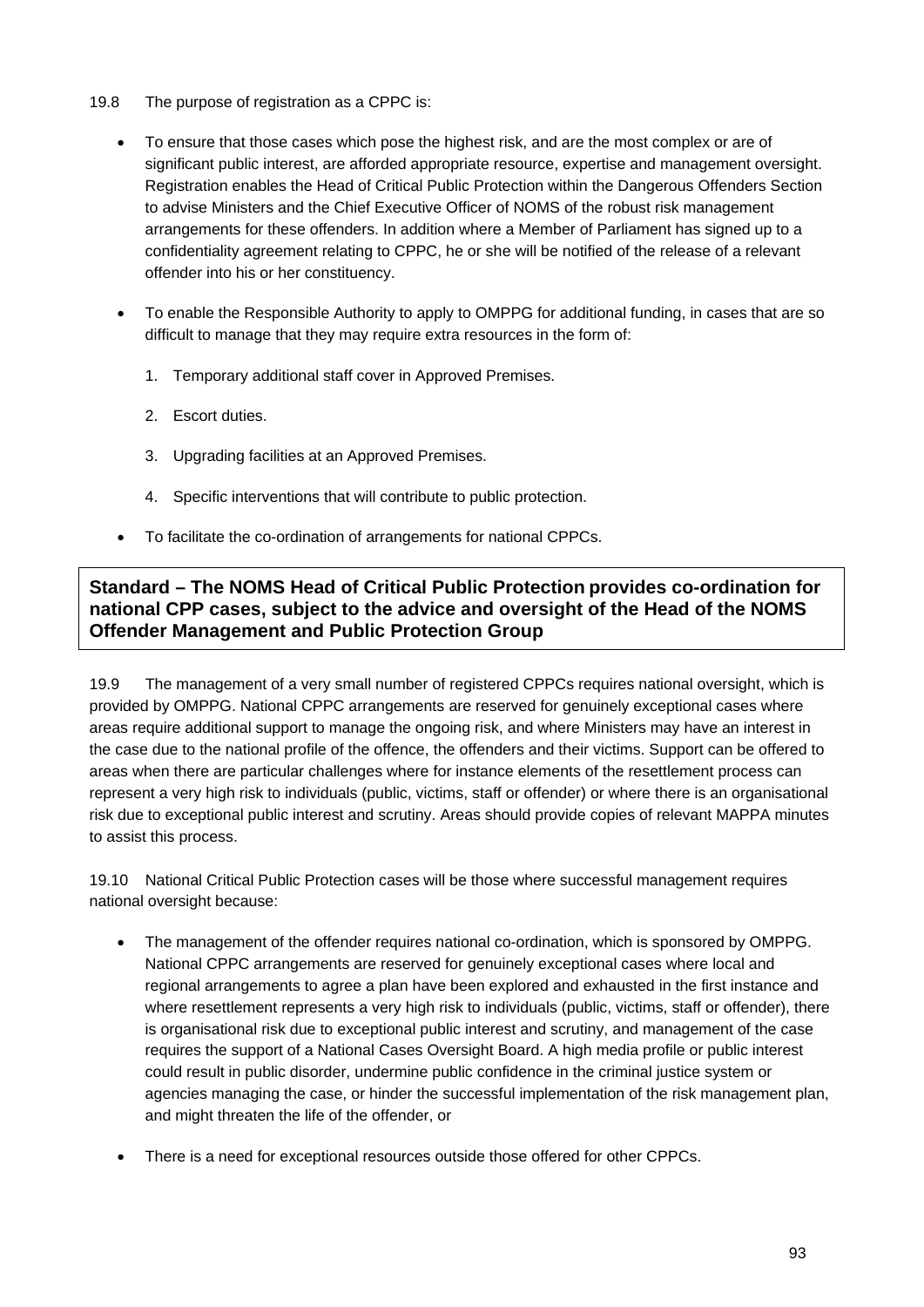19.8 The purpose of registration as a CPPC is:

- To ensure that those cases which pose the highest risk, and are the most complex or are of significant public interest, are afforded appropriate resource, expertise and management oversight. Registration enables the Head of Critical Public Protection within the Dangerous Offenders Section to advise Ministers and the Chief Executive Officer of NOMS of the robust risk management arrangements for these offenders. In addition where a Member of Parliament has signed up to a confidentiality agreement relating to CPPC, he or she will be notified of the release of a relevant offender into his or her constituency.
- To enable the Responsible Authority to apply to OMPPG for additional funding, in cases that are so difficult to manage that they may require extra resources in the form of:
    1. Temporary additional staff cover in Approved Premises.
    2. Escort duties.
    3. Upgrading facilities at an Approved Premises.
    4. Specific interventions that will contribute to public protection.
- To facilitate the co-ordination of arrangements for national CPPCs.

**Standard – The NOMS Head of Critical Public Protection provides co-ordination for national CPP cases, subject to the advice and oversight of the Head of the NOMS Offender Management and Public Protection Group**

19.9 The management of a very small number of registered CPPCs requires national oversight, which is provided by OMPPG. National CPPC arrangements are reserved for genuinely exceptional cases where areas require additional support to manage the ongoing risk, and where Ministers may have an interest in the case due to the national profile of the offence, the offenders and their victims. Support can be offered to areas when there are particular challenges where for instance elements of the resettlement process can represent a very high risk to individuals (public, victims, staff or offender) or where there is an organisational risk due to exceptional public interest and scrutiny. Areas should provide copies of relevant MAPPA minutes to assist this process.

19.10 National Critical Public Protection cases will be those where successful management requires national oversight because:

- The management of the offender requires national co-ordination, which is sponsored by OMPPG. National CPPC arrangements are reserved for genuinely exceptional cases where local and regional arrangements to agree a plan have been explored and exhausted in the first instance and where resettlement represents a very high risk to individuals (public, victims, staff or offender), there is organisational risk due to exceptional public interest and scrutiny, and management of the case requires the support of a National Cases Oversight Board. A high media profile or public interest could result in public disorder, undermine public confidence in the criminal justice system or agencies managing the case, or hinder the successful implementation of the risk management plan, and might threaten the life of the offender, or
- There is a need for exceptional resources outside those offered for other CPPCs.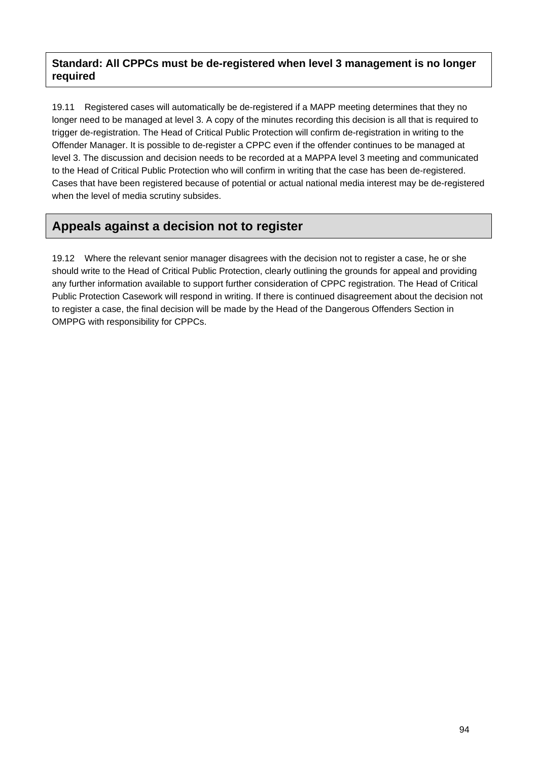**Standard: All CPPCs must be de-registered when level 3 management is no longer required**

19.11 Registered cases will automatically be de-registered if a MAPP meeting determines that they no longer need to be managed at level 3. A copy of the minutes recording this decision is all that is required to trigger de-registration. The Head of Critical Public Protection will confirm de-registration in writing to the Offender Manager. It is possible to de-register a CPPC even if the offender continues to be managed at level 3. The discussion and decision needs to be recorded at a MAPPA level 3 meeting and communicated to the Head of Critical Public Protection who will confirm in writing that the case has been de-registered. Cases that have been registered because of potential or actual national media interest may be de-registered when the level of media scrutiny subsides.

## Appeals against a decision not to register

19.12 Where the relevant senior manager disagrees with the decision not to register a case, he or she should write to the Head of Critical Public Protection, clearly outlining the grounds for appeal and providing any further information available to support further consideration of CPPC registration. The Head of Critical Public Protection Casework will respond in writing. If there is continued disagreement about the decision not to register a case, the final decision will be made by the Head of the Dangerous Offenders Section in OMPPG with responsibility for CPPCs.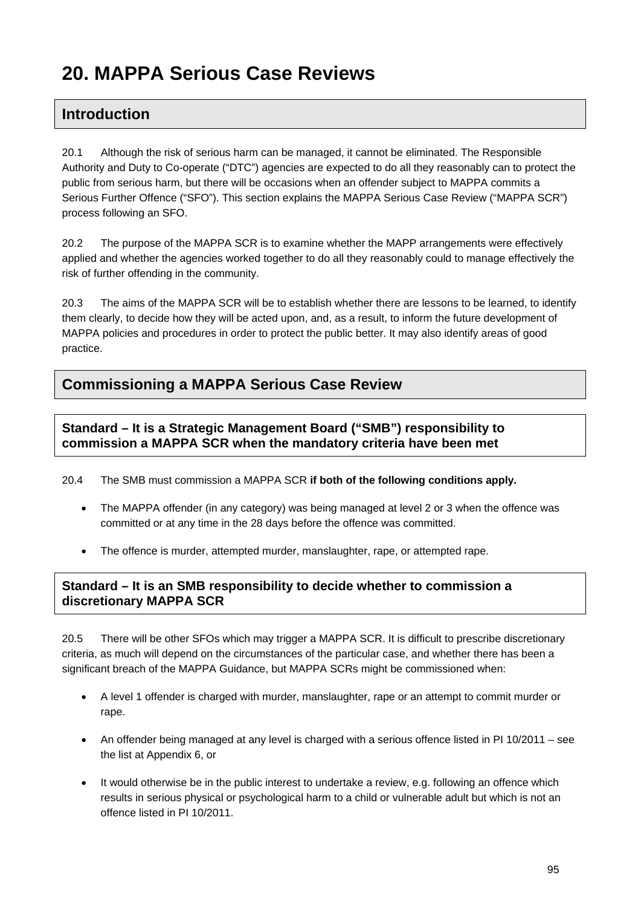# 20. MAPPA Serious Case Reviews

## Introduction

20.1 Although the risk of serious harm can be managed, it cannot be eliminated. The Responsible Authority and Duty to Co-operate ("DTC") agencies are expected to do all they reasonably can to protect the public from serious harm, but there will be occasions when an offender subject to MAPPA commits a Serious Further Offence ("SFO"). This section explains the MAPPA Serious Case Review ("MAPPA SCR") process following an SFO.

20.2 The purpose of the MAPPA SCR is to examine whether the MAPP arrangements were effectively applied and whether the agencies worked together to do all they reasonably could to manage effectively the risk of further offending in the community.

20.3 The aims of the MAPPA SCR will be to establish whether there are lessons to be learned, to identify them clearly, to decide how they will be acted upon, and, as a result, to inform the future development of MAPPA policies and procedures in order to protect the public better. It may also identify areas of good practice.

## Commissioning a MAPPA Serious Case Review

### Standard – It is a Strategic Management Board ("SMB") responsibility to commission a MAPPA SCR when the mandatory criteria have been met

20.4 The SMB must commission a MAPPA SCR **if both of the following conditions apply.**

- The MAPPA offender (in any category) was being managed at level 2 or 3 when the offence was committed or at any time in the 28 days before the offence was committed.
- The offence is murder, attempted murder, manslaughter, rape, or attempted rape.

### Standard – It is an SMB responsibility to decide whether to commission a discretionary MAPPA SCR

20.5 There will be other SFOs which may trigger a MAPPA SCR. It is difficult to prescribe discretionary criteria, as much will depend on the circumstances of the particular case, and whether there has been a significant breach of the MAPPA Guidance, but MAPPA SCRs might be commissioned when:

- A level 1 offender is charged with murder, manslaughter, rape or an attempt to commit murder or rape.
- An offender being managed at any level is charged with a serious offence listed in PI 10/2011 – see the list at Appendix 6, or
- It would otherwise be in the public interest to undertake a review, e.g. following an offence which results in serious physical or psychological harm to a child or vulnerable adult but which is not an offence listed in PI 10/2011.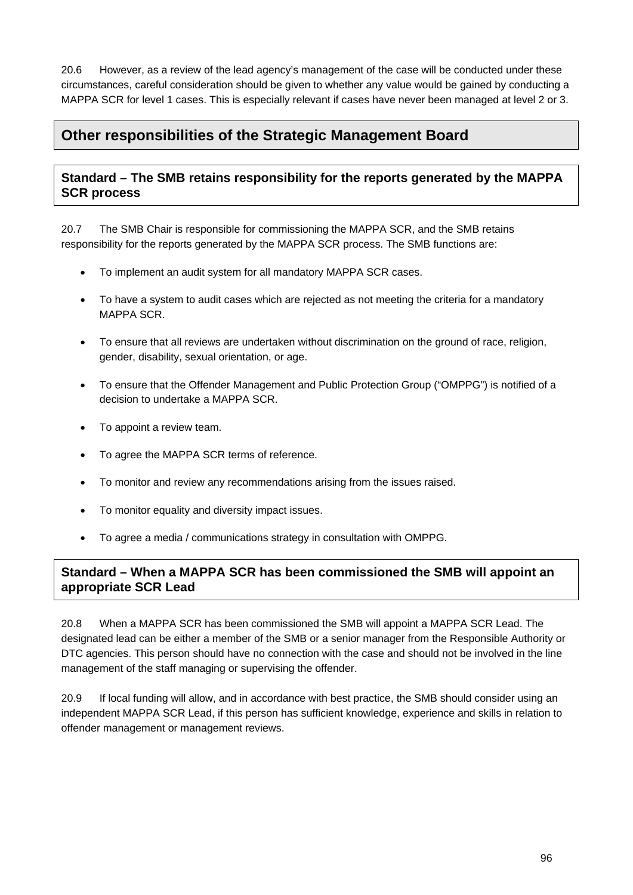20.6 However, as a review of the lead agency's management of the case will be conducted under these circumstances, careful consideration should be given to whether any value would be gained by conducting a MAPPA SCR for level 1 cases. This is especially relevant if cases have never been managed at level 2 or 3.

## Other responsibilities of the Strategic Management Board

### Standard – The SMB retains responsibility for the reports generated by the MAPPA SCR process

20.7 The SMB Chair is responsible for commissioning the MAPPA SCR, and the SMB retains responsibility for the reports generated by the MAPPA SCR process. The SMB functions are:

- To implement an audit system for all mandatory MAPPA SCR cases.
- To have a system to audit cases which are rejected as not meeting the criteria for a mandatory MAPPA SCR.
- To ensure that all reviews are undertaken without discrimination on the ground of race, religion, gender, disability, sexual orientation, or age.
- To ensure that the Offender Management and Public Protection Group ("OMPPG") is notified of a decision to undertake a MAPPA SCR.
- To appoint a review team.
- To agree the MAPPA SCR terms of reference.
- To monitor and review any recommendations arising from the issues raised.
- To monitor equality and diversity impact issues.
- To agree a media / communications strategy in consultation with OMPPG.

### Standard – When a MAPPA SCR has been commissioned the SMB will appoint an appropriate SCR Lead

20.8 When a MAPPA SCR has been commissioned the SMB will appoint a MAPPA SCR Lead. The designated lead can be either a member of the SMB or a senior manager from the Responsible Authority or DTC agencies. This person should have no connection with the case and should not be involved in the line management of the staff managing or supervising the offender.

20.9 If local funding will allow, and in accordance with best practice, the SMB should consider using an independent MAPPA SCR Lead, if this person has sufficient knowledge, experience and skills in relation to offender management or management reviews.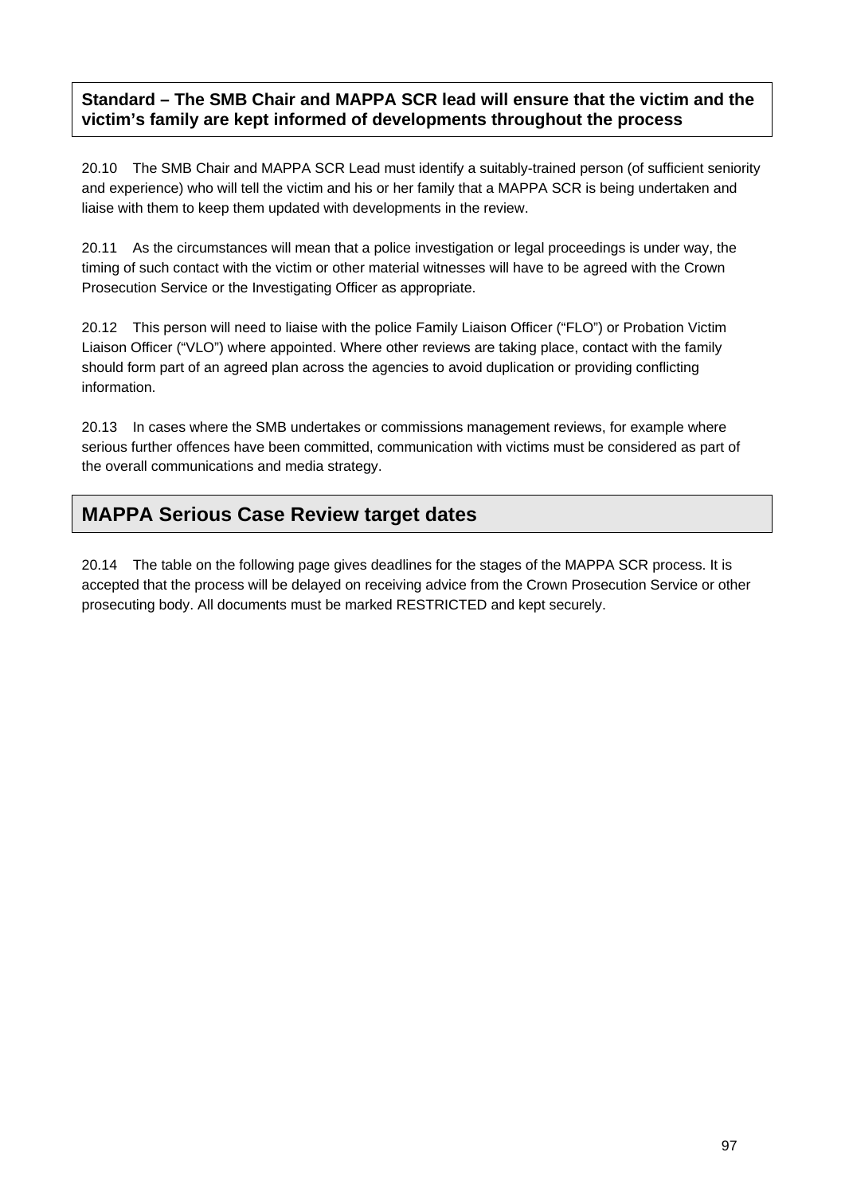**Standard – The SMB Chair and MAPPA SCR lead will ensure that the victim and the victim's family are kept informed of developments throughout the process**

20.10 The SMB Chair and MAPPA SCR Lead must identify a suitably-trained person (of sufficient seniority and experience) who will tell the victim and his or her family that a MAPPA SCR is being undertaken and liaise with them to keep them updated with developments in the review.

20.11 As the circumstances will mean that a police investigation or legal proceedings is under way, the timing of such contact with the victim or other material witnesses will have to be agreed with the Crown Prosecution Service or the Investigating Officer as appropriate.

20.12 This person will need to liaise with the police Family Liaison Officer ("FLO") or Probation Victim Liaison Officer ("VLO") where appointed. Where other reviews are taking place, contact with the family should form part of an agreed plan across the agencies to avoid duplication or providing conflicting information.

20.13 In cases where the SMB undertakes or commissions management reviews, for example where serious further offences have been committed, communication with victims must be considered as part of the overall communications and media strategy.

## MAPPA Serious Case Review target dates

20.14 The table on the following page gives deadlines for the stages of the MAPPA SCR process. It is accepted that the process will be delayed on receiving advice from the Crown Prosecution Service or other prosecuting body. All documents must be marked RESTRICTED and kept securely.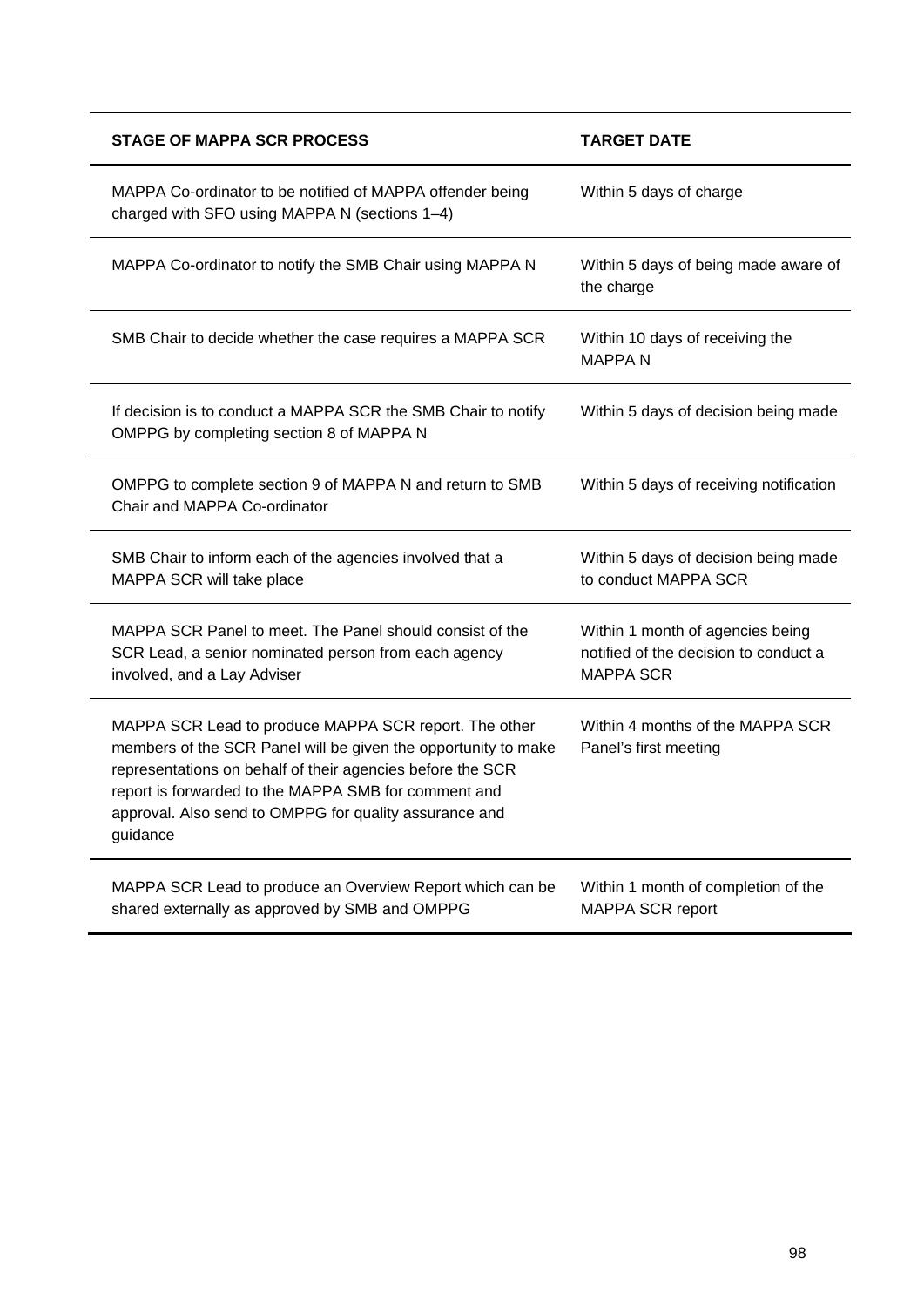| STAGE OF MAPPA SCR PROCESS | TARGET DATE |
|---|---|
| MAPPA Co-ordinator to be notified of MAPPA offender being charged with SFO using MAPPA N (sections 1–4) | Within 5 days of charge |
| MAPPA Co-ordinator to notify the SMB Chair using MAPPA N | Within 5 days of being made aware of the charge |
| SMB Chair to decide whether the case requires a MAPPA SCR | Within 10 days of receiving the MAPPA N |
| If decision is to conduct a MAPPA SCR the SMB Chair to notify OMPPG by completing section 8 of MAPPA N | Within 5 days of decision being made |
| OMPPG to complete section 9 of MAPPA N and return to SMB Chair and MAPPA Co-ordinator | Within 5 days of receiving notification |
| SMB Chair to inform each of the agencies involved that a MAPPA SCR will take place | Within 5 days of decision being made to conduct MAPPA SCR |
| MAPPA SCR Panel to meet. The Panel should consist of the SCR Lead, a senior nominated person from each agency involved, and a Lay Adviser | Within 1 month of agencies being notified of the decision to conduct a MAPPA SCR |
| MAPPA SCR Lead to produce MAPPA SCR report. The other members of the SCR Panel will be given the opportunity to make representations on behalf of their agencies before the SCR report is forwarded to the MAPPA SMB for comment and approval. Also send to OMPPG for quality assurance and guidance | Within 4 months of the MAPPA SCR Panel's first meeting |
| MAPPA SCR Lead to produce an Overview Report which can be shared externally as approved by SMB and OMPPG | Within 1 month of completion of the MAPPA SCR report |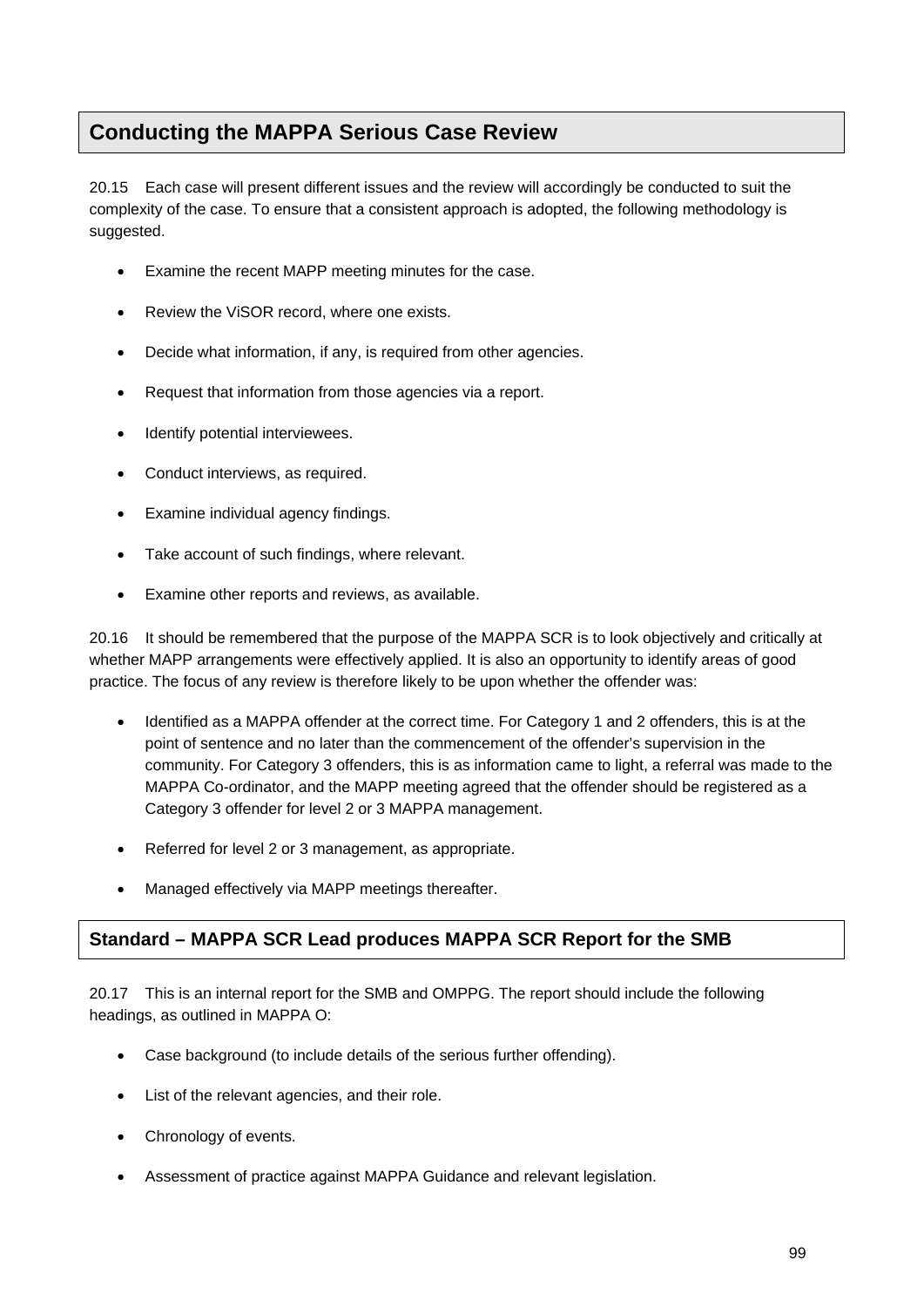## Conducting the MAPPA Serious Case Review

20.15 Each case will present different issues and the review will accordingly be conducted to suit the complexity of the case. To ensure that a consistent approach is adopted, the following methodology is suggested.

- Examine the recent MAPP meeting minutes for the case.
- Review the ViSOR record, where one exists.
- Decide what information, if any, is required from other agencies.
- Request that information from those agencies via a report.
- Identify potential interviewees.
- Conduct interviews, as required.
- Examine individual agency findings.
- Take account of such findings, where relevant.
- Examine other reports and reviews, as available.

20.16 It should be remembered that the purpose of the MAPPA SCR is to look objectively and critically at whether MAPP arrangements were effectively applied. It is also an opportunity to identify areas of good practice. The focus of any review is therefore likely to be upon whether the offender was:

- Identified as a MAPPA offender at the correct time. For Category 1 and 2 offenders, this is at the point of sentence and no later than the commencement of the offender's supervision in the community. For Category 3 offenders, this is as information came to light, a referral was made to the MAPPA Co-ordinator, and the MAPP meeting agreed that the offender should be registered as a Category 3 offender for level 2 or 3 MAPPA management.
- Referred for level 2 or 3 management, as appropriate.
- Managed effectively via MAPP meetings thereafter.

### Standard – MAPPA SCR Lead produces MAPPA SCR Report for the SMB

20.17 This is an internal report for the SMB and OMPPG. The report should include the following headings, as outlined in MAPPA O:

- Case background (to include details of the serious further offending).
- List of the relevant agencies, and their role.
- Chronology of events.
- Assessment of practice against MAPPA Guidance and relevant legislation.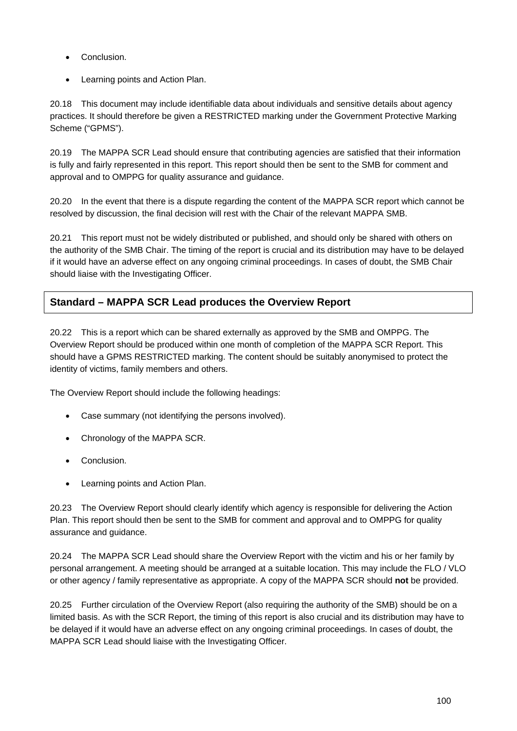- Conclusion.
- Learning points and Action Plan.

20.18 This document may include identifiable data about individuals and sensitive details about agency practices. It should therefore be given a RESTRICTED marking under the Government Protective Marking Scheme ("GPMS").

20.19 The MAPPA SCR Lead should ensure that contributing agencies are satisfied that their information is fully and fairly represented in this report. This report should then be sent to the SMB for comment and approval and to OMPPG for quality assurance and guidance.

20.20 In the event that there is a dispute regarding the content of the MAPPA SCR report which cannot be resolved by discussion, the final decision will rest with the Chair of the relevant MAPPA SMB.

20.21 This report must not be widely distributed or published, and should only be shared with others on the authority of the SMB Chair. The timing of the report is crucial and its distribution may have to be delayed if it would have an adverse effect on any ongoing criminal proceedings. In cases of doubt, the SMB Chair should liaise with the Investigating Officer.

**Standard – MAPPA SCR Lead produces the Overview Report**

20.22 This is a report which can be shared externally as approved by the SMB and OMPPG. The Overview Report should be produced within one month of completion of the MAPPA SCR Report. This should have a GPMS RESTRICTED marking. The content should be suitably anonymised to protect the identity of victims, family members and others.

The Overview Report should include the following headings:

- Case summary (not identifying the persons involved).
- Chronology of the MAPPA SCR.
- Conclusion.
- Learning points and Action Plan.

20.23 The Overview Report should clearly identify which agency is responsible for delivering the Action Plan. This report should then be sent to the SMB for comment and approval and to OMPPG for quality assurance and guidance.

20.24 The MAPPA SCR Lead should share the Overview Report with the victim and his or her family by personal arrangement. A meeting should be arranged at a suitable location. This may include the FLO / VLO or other agency / family representative as appropriate. A copy of the MAPPA SCR should **not** be provided.

20.25 Further circulation of the Overview Report (also requiring the authority of the SMB) should be on a limited basis. As with the SCR Report, the timing of this report is also crucial and its distribution may have to be delayed if it would have an adverse effect on any ongoing criminal proceedings. In cases of doubt, the MAPPA SCR Lead should liaise with the Investigating Officer.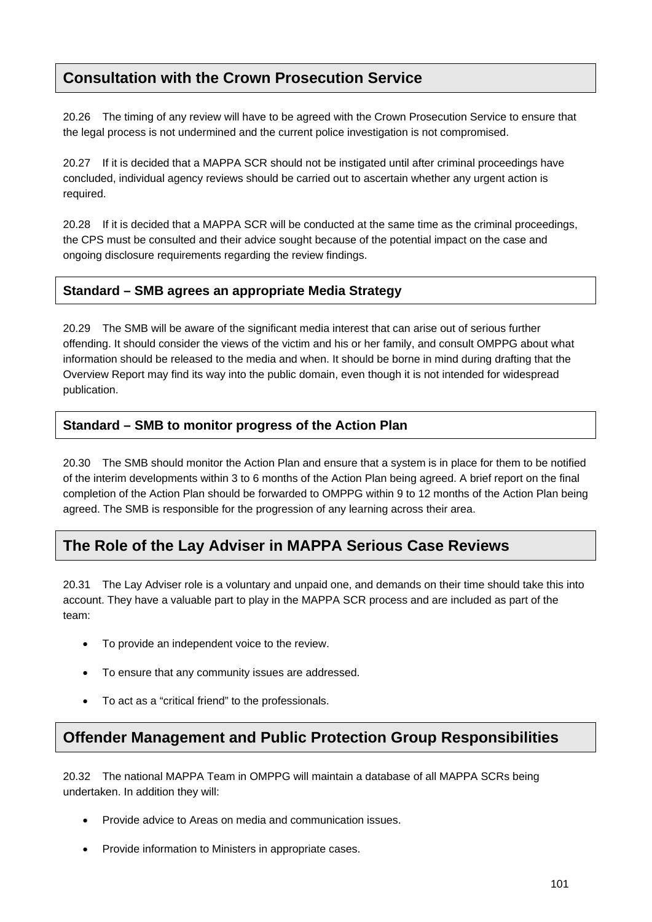## Consultation with the Crown Prosecution Service

20.26 The timing of any review will have to be agreed with the Crown Prosecution Service to ensure that the legal process is not undermined and the current police investigation is not compromised.

20.27 If it is decided that a MAPPA SCR should not be instigated until after criminal proceedings have concluded, individual agency reviews should be carried out to ascertain whether any urgent action is required.

20.28 If it is decided that a MAPPA SCR will be conducted at the same time as the criminal proceedings, the CPS must be consulted and their advice sought because of the potential impact on the case and ongoing disclosure requirements regarding the review findings.

### Standard – SMB agrees an appropriate Media Strategy

20.29 The SMB will be aware of the significant media interest that can arise out of serious further offending. It should consider the views of the victim and his or her family, and consult OMPPG about what information should be released to the media and when. It should be borne in mind during drafting that the Overview Report may find its way into the public domain, even though it is not intended for widespread publication.

### Standard – SMB to monitor progress of the Action Plan

20.30 The SMB should monitor the Action Plan and ensure that a system is in place for them to be notified of the interim developments within 3 to 6 months of the Action Plan being agreed. A brief report on the final completion of the Action Plan should be forwarded to OMPPG within 9 to 12 months of the Action Plan being agreed. The SMB is responsible for the progression of any learning across their area.

## The Role of the Lay Adviser in MAPPA Serious Case Reviews

20.31 The Lay Adviser role is a voluntary and unpaid one, and demands on their time should take this into account. They have a valuable part to play in the MAPPA SCR process and are included as part of the team:

- To provide an independent voice to the review.
- To ensure that any community issues are addressed.
- To act as a "critical friend" to the professionals.

## Offender Management and Public Protection Group Responsibilities

20.32 The national MAPPA Team in OMPPG will maintain a database of all MAPPA SCRs being undertaken. In addition they will:

- Provide advice to Areas on media and communication issues.
- Provide information to Ministers in appropriate cases.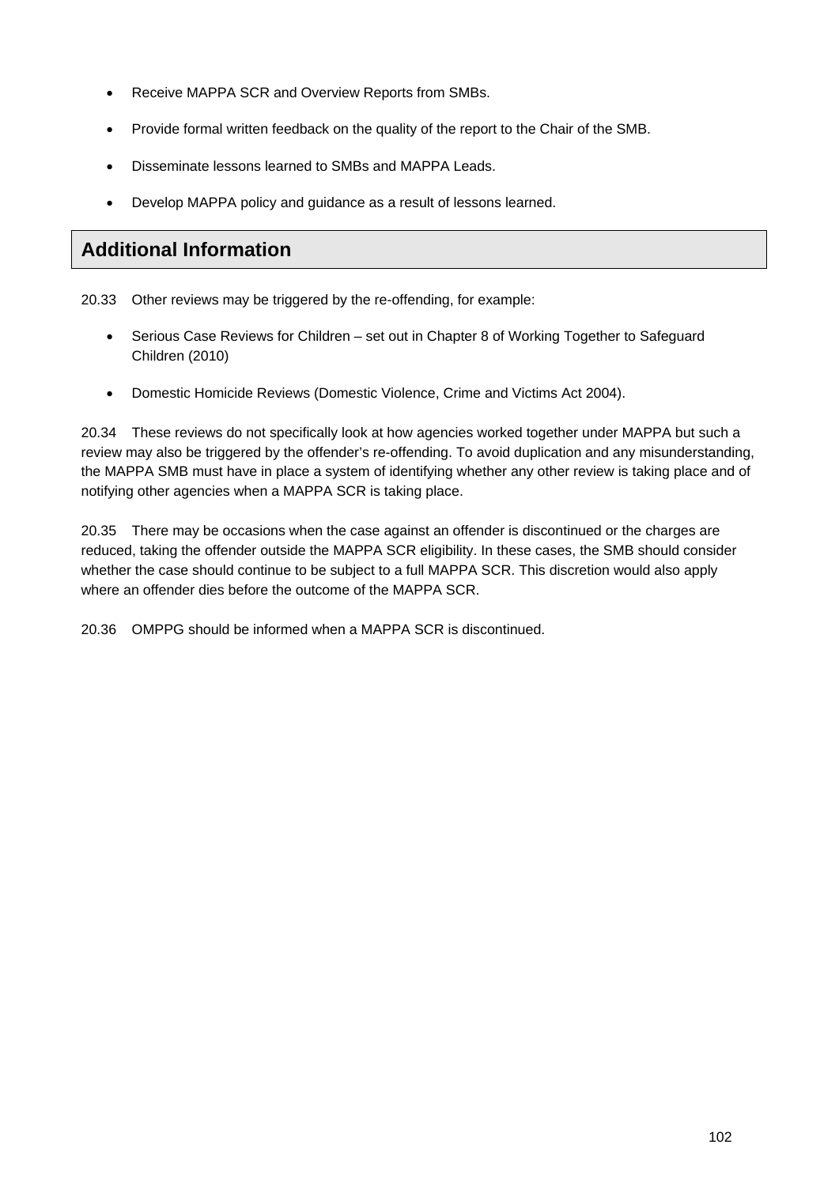- Receive MAPPA SCR and Overview Reports from SMBs.
- Provide formal written feedback on the quality of the report to the Chair of the SMB.
- Disseminate lessons learned to SMBs and MAPPA Leads.
- Develop MAPPA policy and guidance as a result of lessons learned.

## Additional Information

20.33 Other reviews may be triggered by the re-offending, for example:

- Serious Case Reviews for Children – set out in Chapter 8 of Working Together to Safeguard Children (2010)
- Domestic Homicide Reviews (Domestic Violence, Crime and Victims Act 2004).

20.34 These reviews do not specifically look at how agencies worked together under MAPPA but such a review may also be triggered by the offender's re-offending. To avoid duplication and any misunderstanding, the MAPPA SMB must have in place a system of identifying whether any other review is taking place and of notifying other agencies when a MAPPA SCR is taking place.

20.35 There may be occasions when the case against an offender is discontinued or the charges are reduced, taking the offender outside the MAPPA SCR eligibility. In these cases, the SMB should consider whether the case should continue to be subject to a full MAPPA SCR. This discretion would also apply where an offender dies before the outcome of the MAPPA SCR.

20.36 OMPPG should be informed when a MAPPA SCR is discontinued.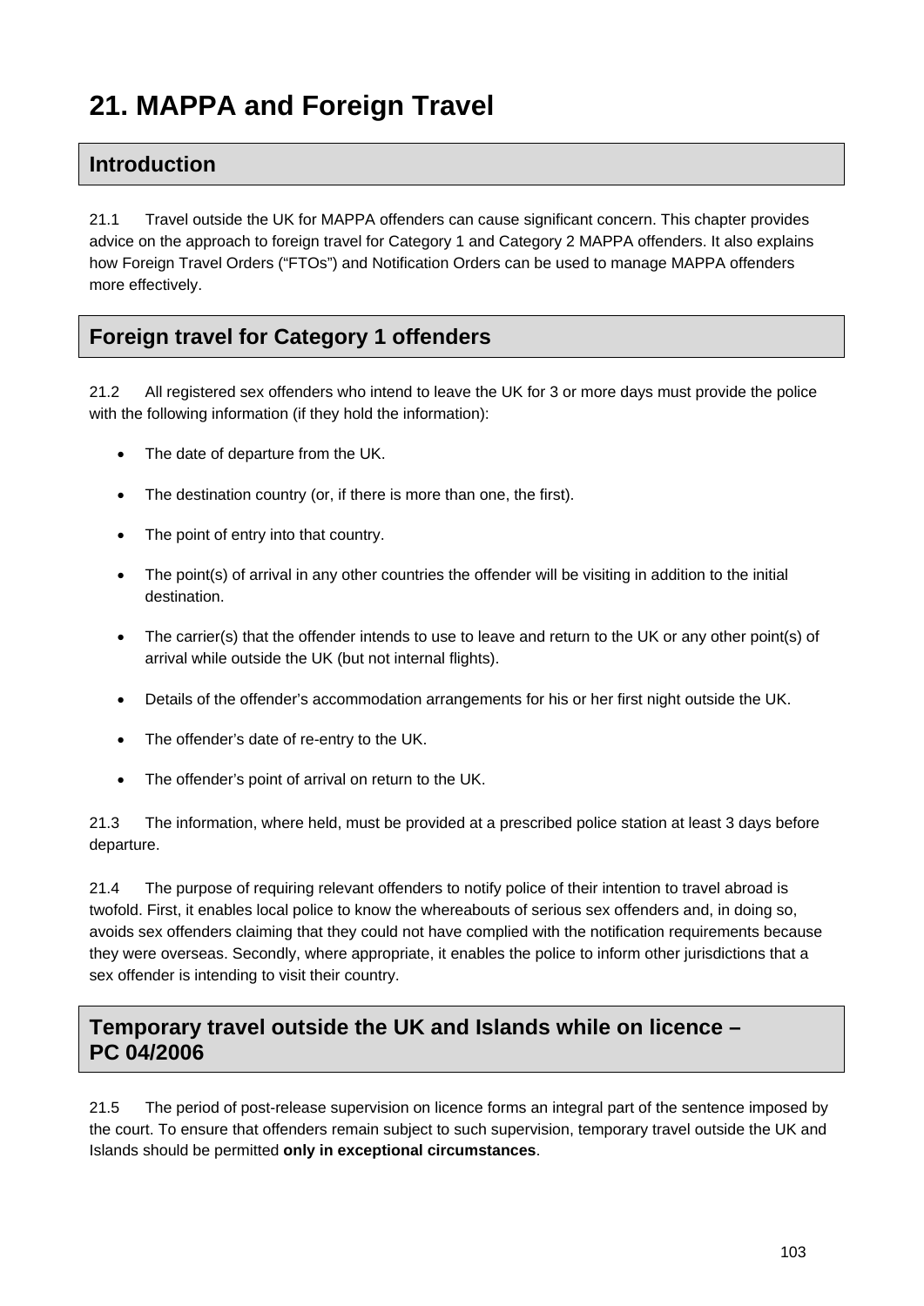# 21. MAPPA and Foreign Travel

## Introduction

21.1 Travel outside the UK for MAPPA offenders can cause significant concern. This chapter provides advice on the approach to foreign travel for Category 1 and Category 2 MAPPA offenders. It also explains how Foreign Travel Orders ("FTOs") and Notification Orders can be used to manage MAPPA offenders more effectively.

## Foreign travel for Category 1 offenders

21.2 All registered sex offenders who intend to leave the UK for 3 or more days must provide the police with the following information (if they hold the information):

- The date of departure from the UK.
- The destination country (or, if there is more than one, the first).
- The point of entry into that country.
- The point(s) of arrival in any other countries the offender will be visiting in addition to the initial destination.
- The carrier(s) that the offender intends to use to leave and return to the UK or any other point(s) of arrival while outside the UK (but not internal flights).
- Details of the offender's accommodation arrangements for his or her first night outside the UK.
- The offender's date of re-entry to the UK.
- The offender's point of arrival on return to the UK.

21.3 The information, where held, must be provided at a prescribed police station at least 3 days before departure.

21.4 The purpose of requiring relevant offenders to notify police of their intention to travel abroad is twofold. First, it enables local police to know the whereabouts of serious sex offenders and, in doing so, avoids sex offenders claiming that they could not have complied with the notification requirements because they were overseas. Secondly, where appropriate, it enables the police to inform other jurisdictions that a sex offender is intending to visit their country.

## Temporary travel outside the UK and Islands while on licence – PC 04/2006

21.5 The period of post-release supervision on licence forms an integral part of the sentence imposed by the court. To ensure that offenders remain subject to such supervision, temporary travel outside the UK and Islands should be permitted **only in exceptional circumstances**.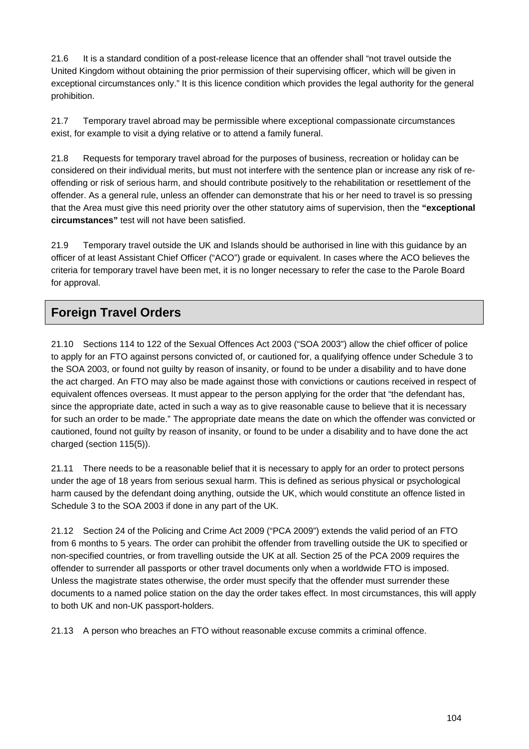21.6 It is a standard condition of a post-release licence that an offender shall "not travel outside the United Kingdom without obtaining the prior permission of their supervising officer, which will be given in exceptional circumstances only." It is this licence condition which provides the legal authority for the general prohibition.

21.7 Temporary travel abroad may be permissible where exceptional compassionate circumstances exist, for example to visit a dying relative or to attend a family funeral.

21.8 Requests for temporary travel abroad for the purposes of business, recreation or holiday can be considered on their individual merits, but must not interfere with the sentence plan or increase any risk of re-offending or risk of serious harm, and should contribute positively to the rehabilitation or resettlement of the offender. As a general rule, unless an offender can demonstrate that his or her need to travel is so pressing that the Area must give this need priority over the other statutory aims of supervision, then the **"exceptional circumstances"** test will not have been satisfied.

21.9 Temporary travel outside the UK and Islands should be authorised in line with this guidance by an officer of at least Assistant Chief Officer ("ACO") grade or equivalent. In cases where the ACO believes the criteria for temporary travel have been met, it is no longer necessary to refer the case to the Parole Board for approval.

## Foreign Travel Orders

21.10 Sections 114 to 122 of the Sexual Offences Act 2003 ("SOA 2003") allow the chief officer of police to apply for an FTO against persons convicted of, or cautioned for, a qualifying offence under Schedule 3 to the SOA 2003, or found not guilty by reason of insanity, or found to be under a disability and to have done the act charged. An FTO may also be made against those with convictions or cautions received in respect of equivalent offences overseas. It must appear to the person applying for the order that "the defendant has, since the appropriate date, acted in such a way as to give reasonable cause to believe that it is necessary for such an order to be made." The appropriate date means the date on which the offender was convicted or cautioned, found not guilty by reason of insanity, or found to be under a disability and to have done the act charged (section 115(5)).

21.11 There needs to be a reasonable belief that it is necessary to apply for an order to protect persons under the age of 18 years from serious sexual harm. This is defined as serious physical or psychological harm caused by the defendant doing anything, outside the UK, which would constitute an offence listed in Schedule 3 to the SOA 2003 if done in any part of the UK.

21.12 Section 24 of the Policing and Crime Act 2009 ("PCA 2009") extends the valid period of an FTO from 6 months to 5 years. The order can prohibit the offender from travelling outside the UK to specified or non-specified countries, or from travelling outside the UK at all. Section 25 of the PCA 2009 requires the offender to surrender all passports or other travel documents only when a worldwide FTO is imposed. Unless the magistrate states otherwise, the order must specify that the offender must surrender these documents to a named police station on the day the order takes effect. In most circumstances, this will apply to both UK and non-UK passport-holders.

21.13 A person who breaches an FTO without reasonable excuse commits a criminal offence.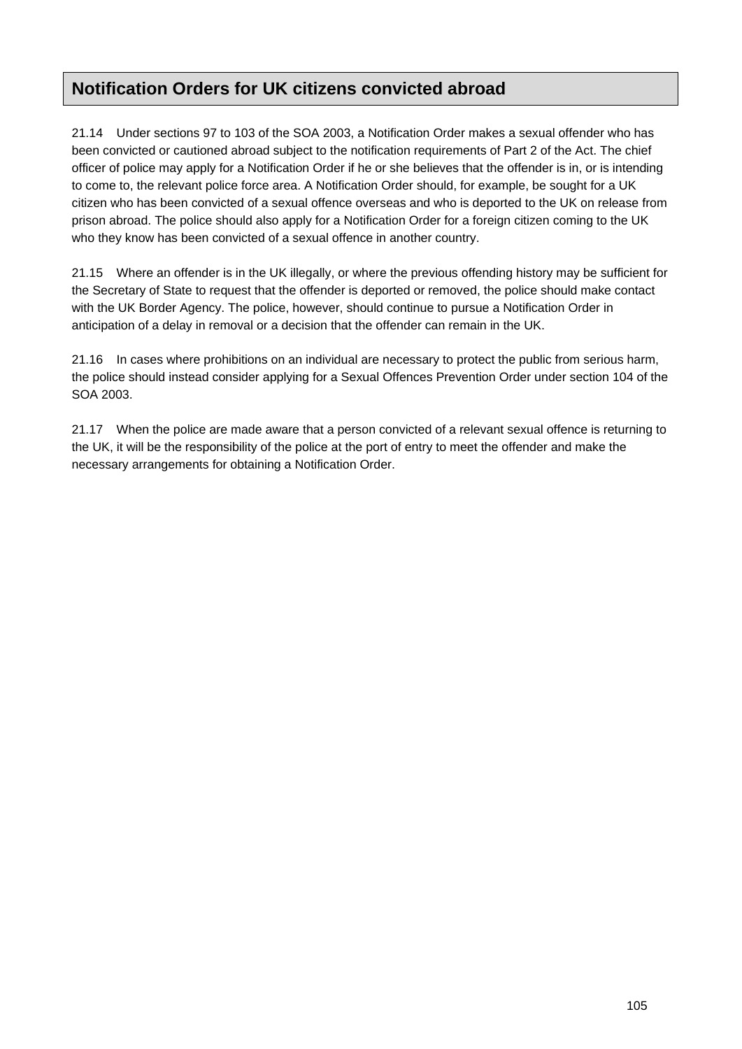## Notification Orders for UK citizens convicted abroad

21.14 Under sections 97 to 103 of the SOA 2003, a Notification Order makes a sexual offender who has been convicted or cautioned abroad subject to the notification requirements of Part 2 of the Act. The chief officer of police may apply for a Notification Order if he or she believes that the offender is in, or is intending to come to, the relevant police force area. A Notification Order should, for example, be sought for a UK citizen who has been convicted of a sexual offence overseas and who is deported to the UK on release from prison abroad. The police should also apply for a Notification Order for a foreign citizen coming to the UK who they know has been convicted of a sexual offence in another country.

21.15 Where an offender is in the UK illegally, or where the previous offending history may be sufficient for the Secretary of State to request that the offender is deported or removed, the police should make contact with the UK Border Agency. The police, however, should continue to pursue a Notification Order in anticipation of a delay in removal or a decision that the offender can remain in the UK.

21.16 In cases where prohibitions on an individual are necessary to protect the public from serious harm, the police should instead consider applying for a Sexual Offences Prevention Order under section 104 of the SOA 2003.

21.17 When the police are made aware that a person convicted of a relevant sexual offence is returning to the UK, it will be the responsibility of the police at the port of entry to meet the offender and make the necessary arrangements for obtaining a Notification Order.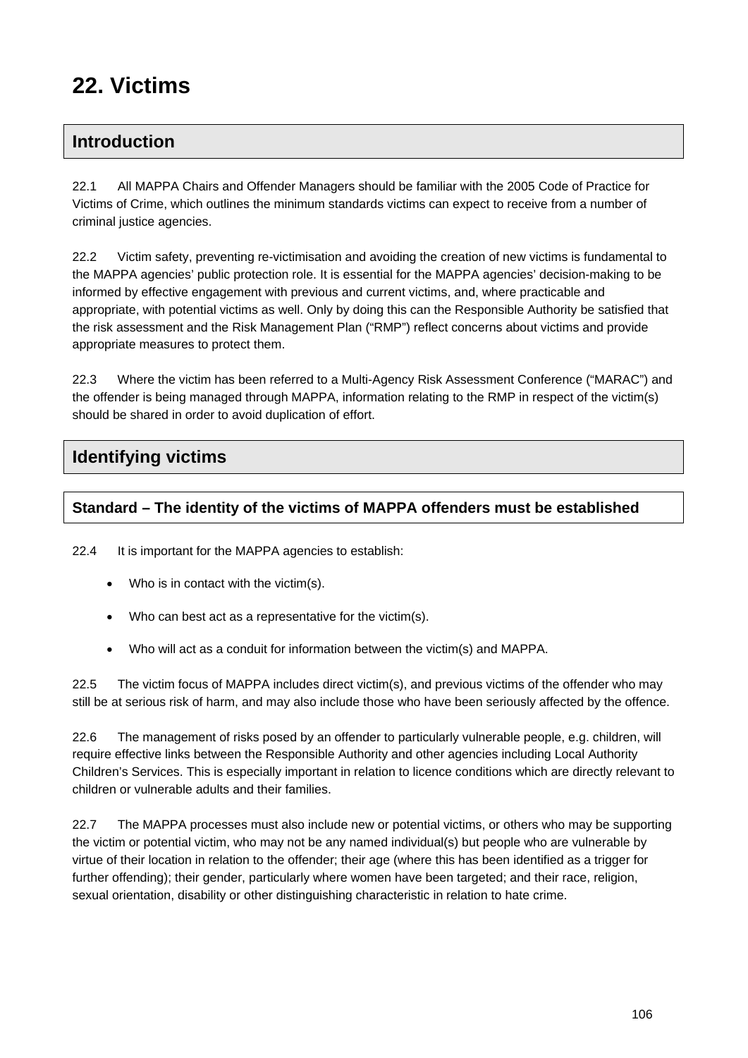# 22. Victims

## Introduction

22.1 All MAPPA Chairs and Offender Managers should be familiar with the 2005 Code of Practice for Victims of Crime, which outlines the minimum standards victims can expect to receive from a number of criminal justice agencies.

22.2 Victim safety, preventing re-victimisation and avoiding the creation of new victims is fundamental to the MAPPA agencies' public protection role. It is essential for the MAPPA agencies' decision-making to be informed by effective engagement with previous and current victims, and, where practicable and appropriate, with potential victims as well. Only by doing this can the Responsible Authority be satisfied that the risk assessment and the Risk Management Plan ("RMP") reflect concerns about victims and provide appropriate measures to protect them.

22.3 Where the victim has been referred to a Multi-Agency Risk Assessment Conference ("MARAC") and the offender is being managed through MAPPA, information relating to the RMP in respect of the victim(s) should be shared in order to avoid duplication of effort.

## Identifying victims

### Standard – The identity of the victims of MAPPA offenders must be established

22.4 It is important for the MAPPA agencies to establish:

- Who is in contact with the victim(s).
- Who can best act as a representative for the victim(s).
- Who will act as a conduit for information between the victim(s) and MAPPA.

22.5 The victim focus of MAPPA includes direct victim(s), and previous victims of the offender who may still be at serious risk of harm, and may also include those who have been seriously affected by the offence.

22.6 The management of risks posed by an offender to particularly vulnerable people, e.g. children, will require effective links between the Responsible Authority and other agencies including Local Authority Children's Services. This is especially important in relation to licence conditions which are directly relevant to children or vulnerable adults and their families.

22.7 The MAPPA processes must also include new or potential victims, or others who may be supporting the victim or potential victim, who may not be any named individual(s) but people who are vulnerable by virtue of their location in relation to the offender; their age (where this has been identified as a trigger for further offending); their gender, particularly where women have been targeted; and their race, religion, sexual orientation, disability or other distinguishing characteristic in relation to hate crime.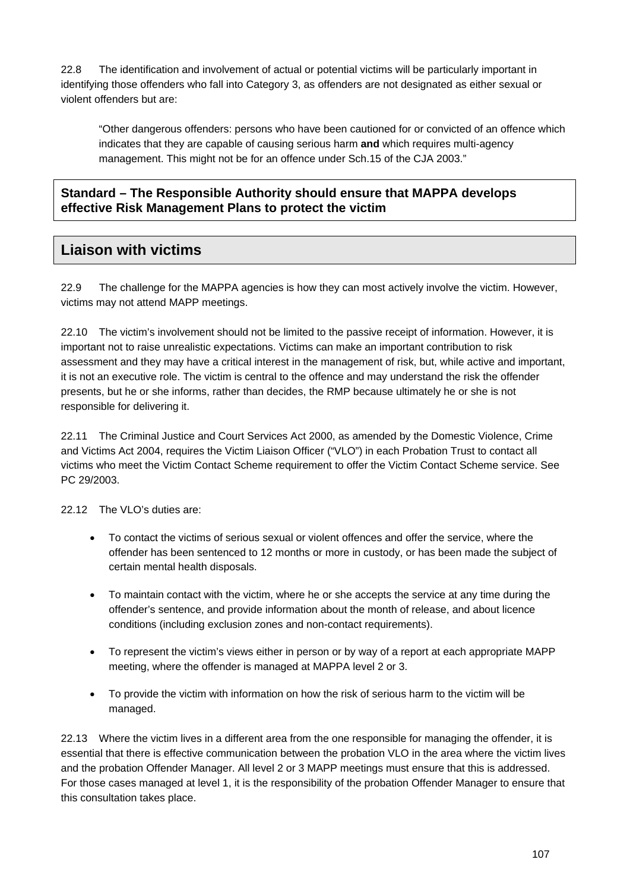22.8 The identification and involvement of actual or potential victims will be particularly important in identifying those offenders who fall into Category 3, as offenders are not designated as either sexual or violent offenders but are:

> "Other dangerous offenders: persons who have been cautioned for or convicted of an offence which indicates that they are capable of causing serious harm **and** which requires multi-agency management. This might not be for an offence under Sch.15 of the CJA 2003."

**Standard – The Responsible Authority should ensure that MAPPA develops effective Risk Management Plans to protect the victim**

## Liaison with victims

22.9 The challenge for the MAPPA agencies is how they can most actively involve the victim. However, victims may not attend MAPP meetings.

22.10 The victim's involvement should not be limited to the passive receipt of information. However, it is important not to raise unrealistic expectations. Victims can make an important contribution to risk assessment and they may have a critical interest in the management of risk, but, while active and important, it is not an executive role. The victim is central to the offence and may understand the risk the offender presents, but he or she informs, rather than decides, the RMP because ultimately he or she is not responsible for delivering it.

22.11 The Criminal Justice and Court Services Act 2000, as amended by the Domestic Violence, Crime and Victims Act 2004, requires the Victim Liaison Officer ("VLO") in each Probation Trust to contact all victims who meet the Victim Contact Scheme requirement to offer the Victim Contact Scheme service. See PC 29/2003.

22.12 The VLO's duties are:

- To contact the victims of serious sexual or violent offences and offer the service, where the offender has been sentenced to 12 months or more in custody, or has been made the subject of certain mental health disposals.
- To maintain contact with the victim, where he or she accepts the service at any time during the offender's sentence, and provide information about the month of release, and about licence conditions (including exclusion zones and non-contact requirements).
- To represent the victim's views either in person or by way of a report at each appropriate MAPP meeting, where the offender is managed at MAPPA level 2 or 3.
- To provide the victim with information on how the risk of serious harm to the victim will be managed.

22.13 Where the victim lives in a different area from the one responsible for managing the offender, it is essential that there is effective communication between the probation VLO in the area where the victim lives and the probation Offender Manager. All level 2 or 3 MAPP meetings must ensure that this is addressed. For those cases managed at level 1, it is the responsibility of the probation Offender Manager to ensure that this consultation takes place.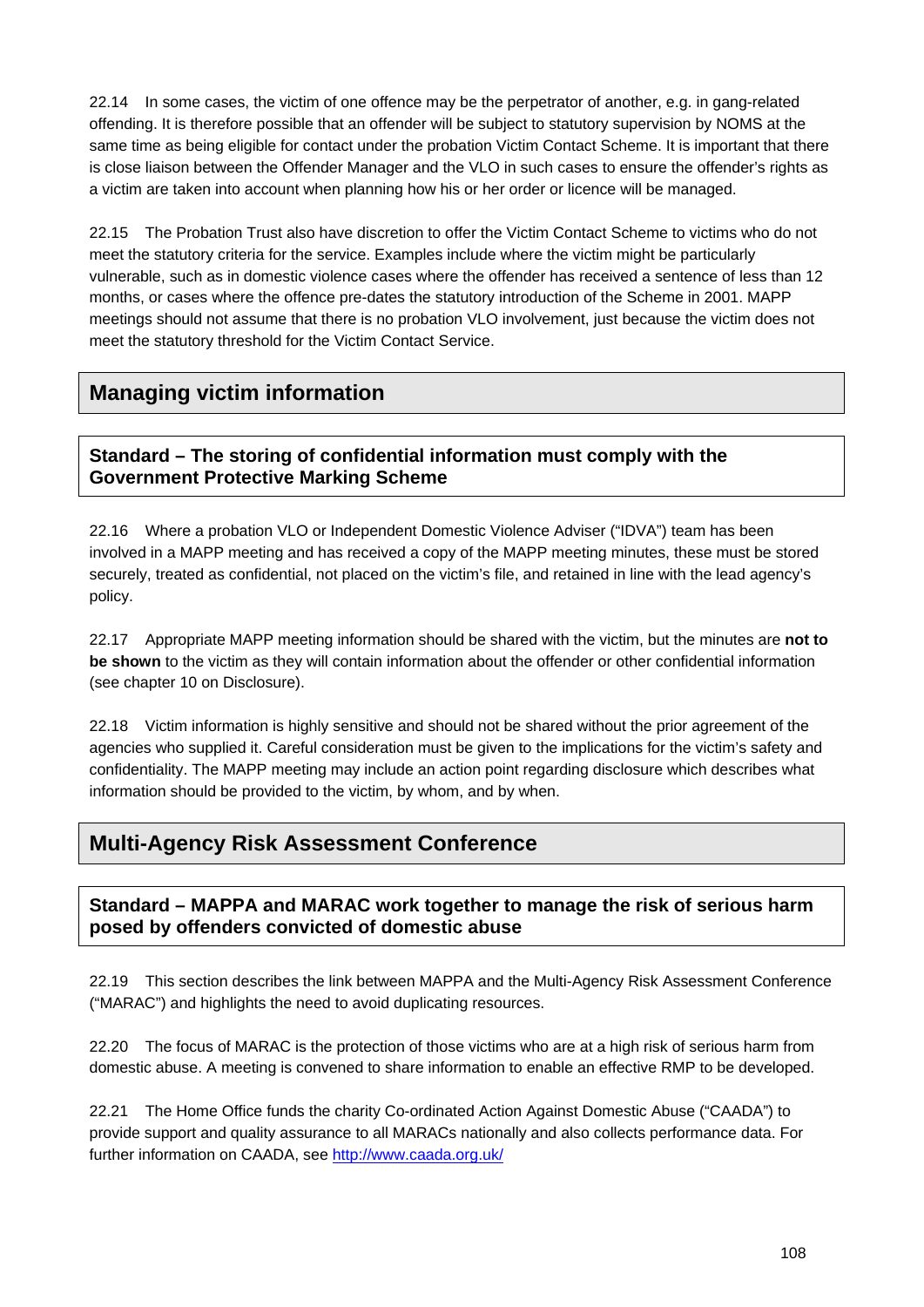22.14 In some cases, the victim of one offence may be the perpetrator of another, e.g. in gang-related offending. It is therefore possible that an offender will be subject to statutory supervision by NOMS at the same time as being eligible for contact under the probation Victim Contact Scheme. It is important that there is close liaison between the Offender Manager and the VLO in such cases to ensure the offender's rights as a victim are taken into account when planning how his or her order or licence will be managed.

22.15 The Probation Trust also have discretion to offer the Victim Contact Scheme to victims who do not meet the statutory criteria for the service. Examples include where the victim might be particularly vulnerable, such as in domestic violence cases where the offender has received a sentence of less than 12 months, or cases where the offence pre-dates the statutory introduction of the Scheme in 2001. MAPP meetings should not assume that there is no probation VLO involvement, just because the victim does not meet the statutory threshold for the Victim Contact Service.

## Managing victim information

### Standard – The storing of confidential information must comply with the Government Protective Marking Scheme

22.16 Where a probation VLO or Independent Domestic Violence Adviser ("IDVA") team has been involved in a MAPP meeting and has received a copy of the MAPP meeting minutes, these must be stored securely, treated as confidential, not placed on the victim's file, and retained in line with the lead agency's policy.

22.17 Appropriate MAPP meeting information should be shared with the victim, but the minutes are **not to be shown** to the victim as they will contain information about the offender or other confidential information (see chapter 10 on Disclosure).

22.18 Victim information is highly sensitive and should not be shared without the prior agreement of the agencies who supplied it. Careful consideration must be given to the implications for the victim's safety and confidentiality. The MAPP meeting may include an action point regarding disclosure which describes what information should be provided to the victim, by whom, and by when.

## Multi-Agency Risk Assessment Conference

### Standard – MAPPA and MARAC work together to manage the risk of serious harm posed by offenders convicted of domestic abuse

22.19 This section describes the link between MAPPA and the Multi-Agency Risk Assessment Conference ("MARAC") and highlights the need to avoid duplicating resources.

22.20 The focus of MARAC is the protection of those victims who are at a high risk of serious harm from domestic abuse. A meeting is convened to share information to enable an effective RMP to be developed.

22.21 The Home Office funds the charity Co-ordinated Action Against Domestic Abuse ("CAADA") to provide support and quality assurance to all MARACs nationally and also collects performance data. For further information on CAADA, see http://www.caada.org.uk/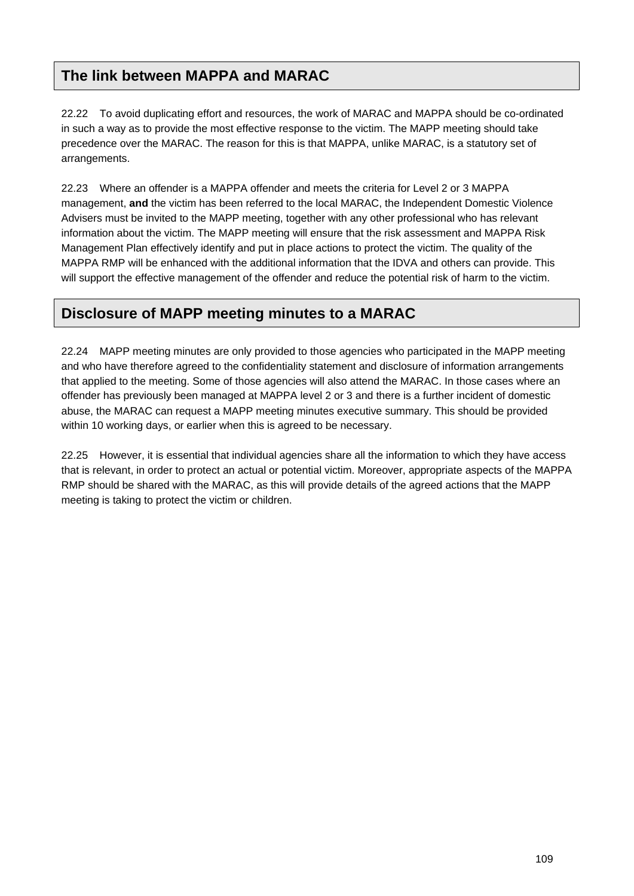## The link between MAPPA and MARAC

22.22 To avoid duplicating effort and resources, the work of MARAC and MAPPA should be co-ordinated in such a way as to provide the most effective response to the victim. The MAPP meeting should take precedence over the MARAC. The reason for this is that MAPPA, unlike MARAC, is a statutory set of arrangements.

22.23 Where an offender is a MAPPA offender and meets the criteria for Level 2 or 3 MAPPA management, **and** the victim has been referred to the local MARAC, the Independent Domestic Violence Advisers must be invited to the MAPP meeting, together with any other professional who has relevant information about the victim. The MAPP meeting will ensure that the risk assessment and MAPPA Risk Management Plan effectively identify and put in place actions to protect the victim. The quality of the MAPPA RMP will be enhanced with the additional information that the IDVA and others can provide. This will support the effective management of the offender and reduce the potential risk of harm to the victim.

## Disclosure of MAPP meeting minutes to a MARAC

22.24 MAPP meeting minutes are only provided to those agencies who participated in the MAPP meeting and who have therefore agreed to the confidentiality statement and disclosure of information arrangements that applied to the meeting. Some of those agencies will also attend the MARAC. In those cases where an offender has previously been managed at MAPPA level 2 or 3 and there is a further incident of domestic abuse, the MARAC can request a MAPP meeting minutes executive summary. This should be provided within 10 working days, or earlier when this is agreed to be necessary.

22.25 However, it is essential that individual agencies share all the information to which they have access that is relevant, in order to protect an actual or potential victim. Moreover, appropriate aspects of the MAPPA RMP should be shared with the MARAC, as this will provide details of the agreed actions that the MAPP meeting is taking to protect the victim or children.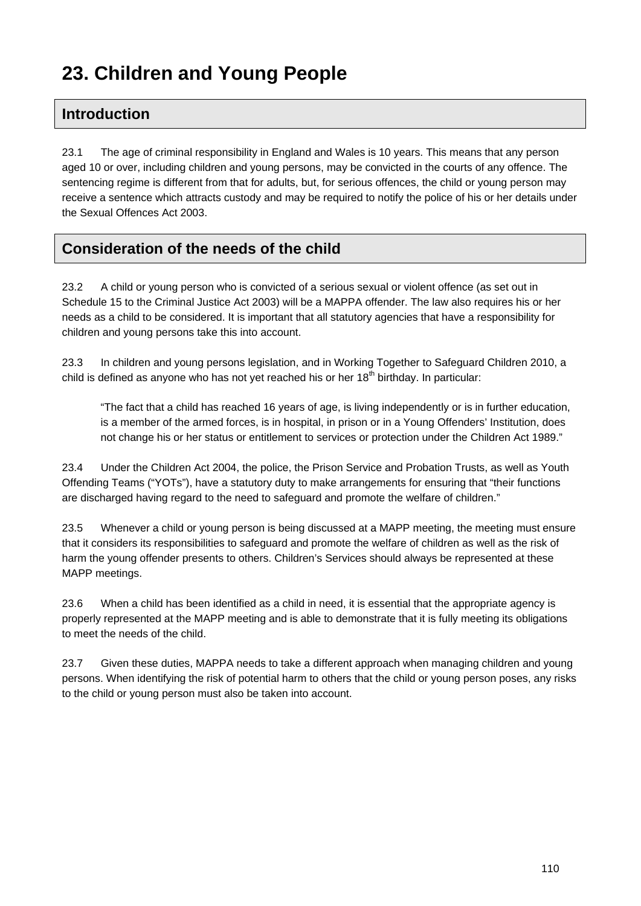# 23. Children and Young People

## Introduction

23.1 The age of criminal responsibility in England and Wales is 10 years. This means that any person aged 10 or over, including children and young persons, may be convicted in the courts of any offence. The sentencing regime is different from that for adults, but, for serious offences, the child or young person may receive a sentence which attracts custody and may be required to notify the police of his or her details under the Sexual Offences Act 2003.

## Consideration of the needs of the child

23.2 A child or young person who is convicted of a serious sexual or violent offence (as set out in Schedule 15 to the Criminal Justice Act 2003) will be a MAPPA offender. The law also requires his or her needs as a child to be considered. It is important that all statutory agencies that have a responsibility for children and young persons take this into account.

23.3 In children and young persons legislation, and in Working Together to Safeguard Children 2010, a child is defined as anyone who has not yet reached his or her 18th birthday. In particular:

> "The fact that a child has reached 16 years of age, is living independently or is in further education, is a member of the armed forces, is in hospital, in prison or in a Young Offenders' Institution, does not change his or her status or entitlement to services or protection under the Children Act 1989."

23.4 Under the Children Act 2004, the police, the Prison Service and Probation Trusts, as well as Youth Offending Teams ("YOTs"), have a statutory duty to make arrangements for ensuring that "their functions are discharged having regard to the need to safeguard and promote the welfare of children."

23.5 Whenever a child or young person is being discussed at a MAPP meeting, the meeting must ensure that it considers its responsibilities to safeguard and promote the welfare of children as well as the risk of harm the young offender presents to others. Children's Services should always be represented at these MAPP meetings.

23.6 When a child has been identified as a child in need, it is essential that the appropriate agency is properly represented at the MAPP meeting and is able to demonstrate that it is fully meeting its obligations to meet the needs of the child.

23.7 Given these duties, MAPPA needs to take a different approach when managing children and young persons. When identifying the risk of potential harm to others that the child or young person poses, any risks to the child or young person must also be taken into account.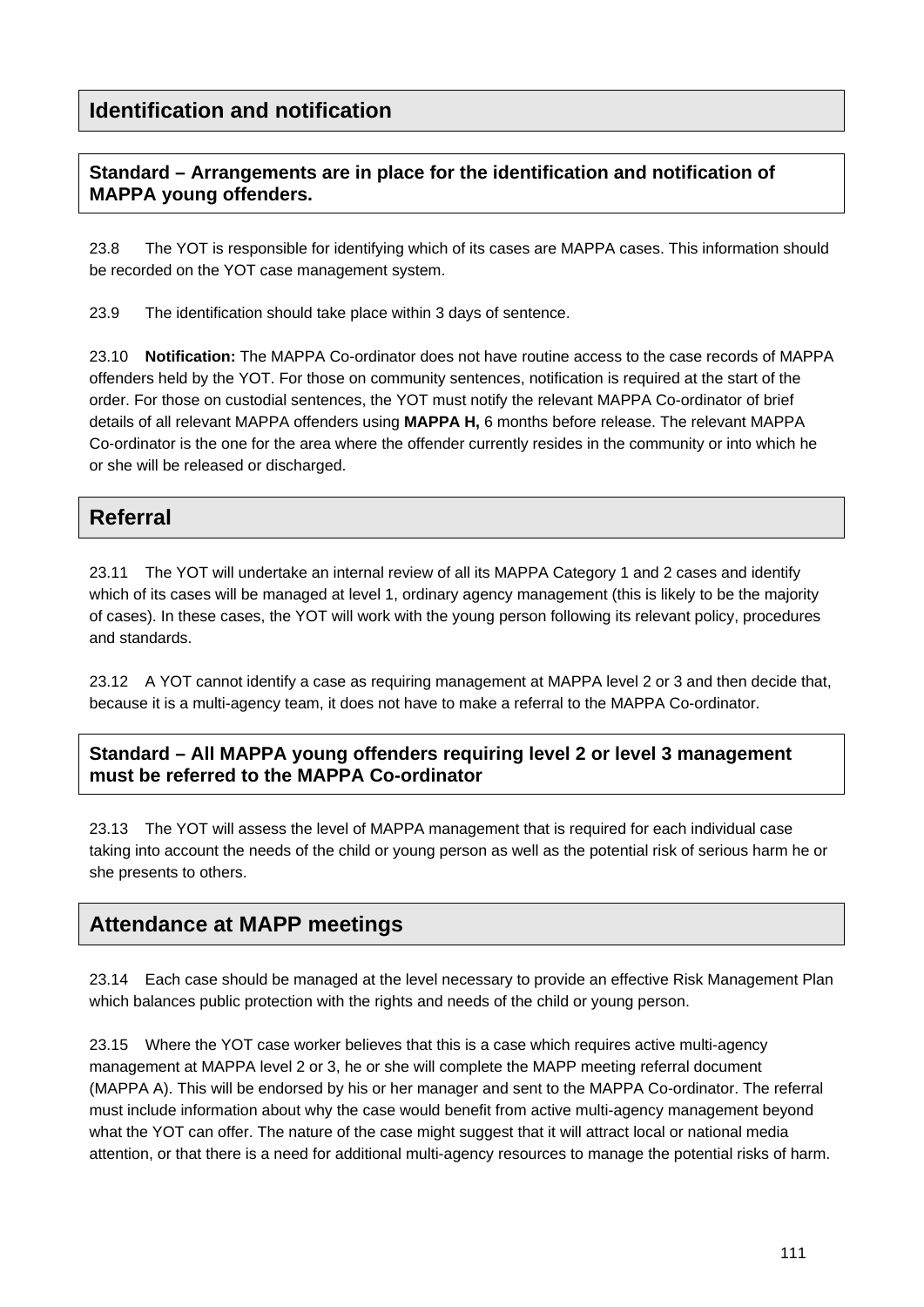## Identification and notification

**Standard – Arrangements are in place for the identification and notification of MAPPA young offenders.**

23.8 The YOT is responsible for identifying which of its cases are MAPPA cases. This information should be recorded on the YOT case management system.

23.9 The identification should take place within 3 days of sentence.

23.10 **Notification:** The MAPPA Co-ordinator does not have routine access to the case records of MAPPA offenders held by the YOT. For those on community sentences, notification is required at the start of the order. For those on custodial sentences, the YOT must notify the relevant MAPPA Co-ordinator of brief details of all relevant MAPPA offenders using **MAPPA H,** 6 months before release. The relevant MAPPA Co-ordinator is the one for the area where the offender currently resides in the community or into which he or she will be released or discharged.

## Referral

23.11 The YOT will undertake an internal review of all its MAPPA Category 1 and 2 cases and identify which of its cases will be managed at level 1, ordinary agency management (this is likely to be the majority of cases). In these cases, the YOT will work with the young person following its relevant policy, procedures and standards.

23.12 A YOT cannot identify a case as requiring management at MAPPA level 2 or 3 and then decide that, because it is a multi-agency team, it does not have to make a referral to the MAPPA Co-ordinator.

**Standard – All MAPPA young offenders requiring level 2 or level 3 management must be referred to the MAPPA Co-ordinator**

23.13 The YOT will assess the level of MAPPA management that is required for each individual case taking into account the needs of the child or young person as well as the potential risk of serious harm he or she presents to others.

## Attendance at MAPP meetings

23.14 Each case should be managed at the level necessary to provide an effective Risk Management Plan which balances public protection with the rights and needs of the child or young person.

23.15 Where the YOT case worker believes that this is a case which requires active multi-agency management at MAPPA level 2 or 3, he or she will complete the MAPP meeting referral document (MAPPA A). This will be endorsed by his or her manager and sent to the MAPPA Co-ordinator. The referral must include information about why the case would benefit from active multi-agency management beyond what the YOT can offer. The nature of the case might suggest that it will attract local or national media attention, or that there is a need for additional multi-agency resources to manage the potential risks of harm.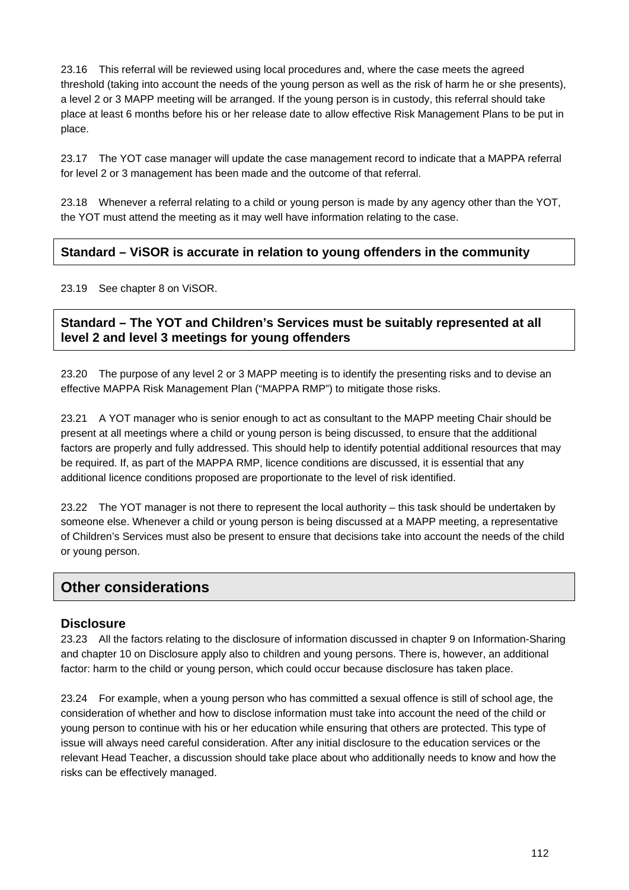23.16 This referral will be reviewed using local procedures and, where the case meets the agreed threshold (taking into account the needs of the young person as well as the risk of harm he or she presents), a level 2 or 3 MAPP meeting will be arranged. If the young person is in custody, this referral should take place at least 6 months before his or her release date to allow effective Risk Management Plans to be put in place.

23.17 The YOT case manager will update the case management record to indicate that a MAPPA referral for level 2 or 3 management has been made and the outcome of that referral.

23.18 Whenever a referral relating to a child or young person is made by any agency other than the YOT, the YOT must attend the meeting as it may well have information relating to the case.

**Standard – ViSOR is accurate in relation to young offenders in the community**

23.19 See chapter 8 on ViSOR.

**Standard – The YOT and Children's Services must be suitably represented at all level 2 and level 3 meetings for young offenders**

23.20 The purpose of any level 2 or 3 MAPP meeting is to identify the presenting risks and to devise an effective MAPPA Risk Management Plan ("MAPPA RMP") to mitigate those risks.

23.21 A YOT manager who is senior enough to act as consultant to the MAPP meeting Chair should be present at all meetings where a child or young person is being discussed, to ensure that the additional factors are properly and fully addressed. This should help to identify potential additional resources that may be required. If, as part of the MAPPA RMP, licence conditions are discussed, it is essential that any additional licence conditions proposed are proportionate to the level of risk identified.

23.22 The YOT manager is not there to represent the local authority – this task should be undertaken by someone else. Whenever a child or young person is being discussed at a MAPP meeting, a representative of Children's Services must also be present to ensure that decisions take into account the needs of the child or young person.

## Other considerations

### Disclosure

23.23 All the factors relating to the disclosure of information discussed in chapter 9 on Information-Sharing and chapter 10 on Disclosure apply also to children and young persons. There is, however, an additional factor: harm to the child or young person, which could occur because disclosure has taken place.

23.24 For example, when a young person who has committed a sexual offence is still of school age, the consideration of whether and how to disclose information must take into account the need of the child or young person to continue with his or her education while ensuring that others are protected. This type of issue will always need careful consideration. After any initial disclosure to the education services or the relevant Head Teacher, a discussion should take place about who additionally needs to know and how the risks can be effectively managed.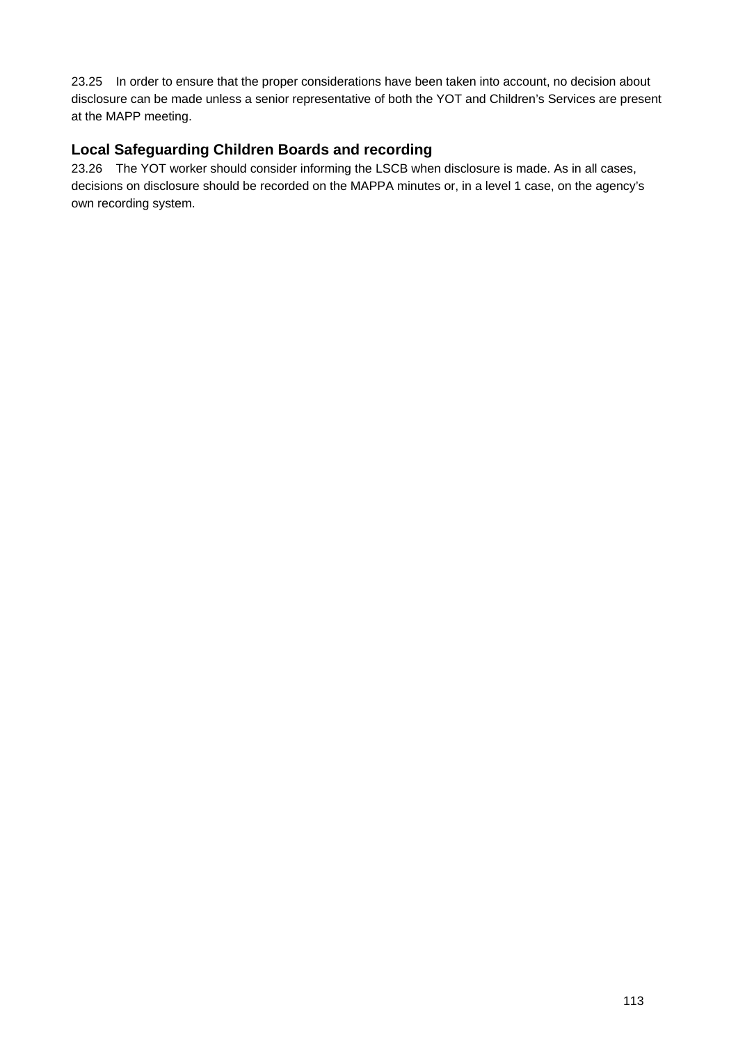23.25 In order to ensure that the proper considerations have been taken into account, no decision about disclosure can be made unless a senior representative of both the YOT and Children's Services are present at the MAPP meeting.

### Local Safeguarding Children Boards and recording

23.26 The YOT worker should consider informing the LSCB when disclosure is made. As in all cases, decisions on disclosure should be recorded on the MAPPA minutes or, in a level 1 case, on the agency's own recording system.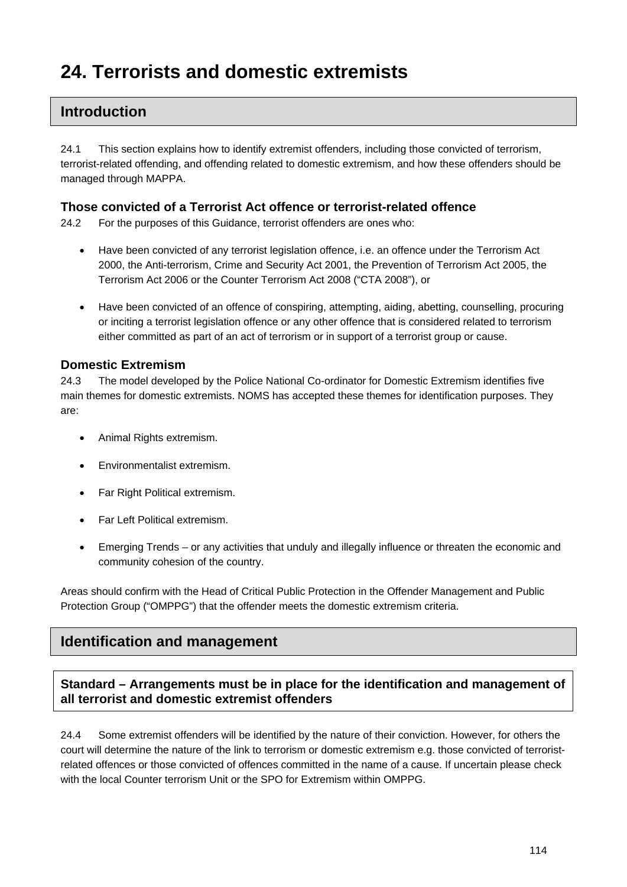# 24. Terrorists and domestic extremists

## Introduction

24.1 This section explains how to identify extremist offenders, including those convicted of terrorism, terrorist-related offending, and offending related to domestic extremism, and how these offenders should be managed through MAPPA.

### Those convicted of a Terrorist Act offence or terrorist-related offence

24.2 For the purposes of this Guidance, terrorist offenders are ones who:

- Have been convicted of any terrorist legislation offence, i.e. an offence under the Terrorism Act 2000, the Anti-terrorism, Crime and Security Act 2001, the Prevention of Terrorism Act 2005, the Terrorism Act 2006 or the Counter Terrorism Act 2008 ("CTA 2008"), or
- Have been convicted of an offence of conspiring, attempting, aiding, abetting, counselling, procuring or inciting a terrorist legislation offence or any other offence that is considered related to terrorism either committed as part of an act of terrorism or in support of a terrorist group or cause.

### Domestic Extremism

24.3 The model developed by the Police National Co-ordinator for Domestic Extremism identifies five main themes for domestic extremists. NOMS has accepted these themes for identification purposes. They are:

- Animal Rights extremism.
- Environmentalist extremism.
- Far Right Political extremism.
- Far Left Political extremism.
- Emerging Trends – or any activities that unduly and illegally influence or threaten the economic and community cohesion of the country.

Areas should confirm with the Head of Critical Public Protection in the Offender Management and Public Protection Group ("OMPPG") that the offender meets the domestic extremism criteria.

## Identification and management

**Standard – Arrangements must be in place for the identification and management of all terrorist and domestic extremist offenders**

24.4 Some extremist offenders will be identified by the nature of their conviction. However, for others the court will determine the nature of the link to terrorism or domestic extremism e.g. those convicted of terrorist-related offences or those convicted of offences committed in the name of a cause. If uncertain please check with the local Counter terrorism Unit or the SPO for Extremism within OMPPG.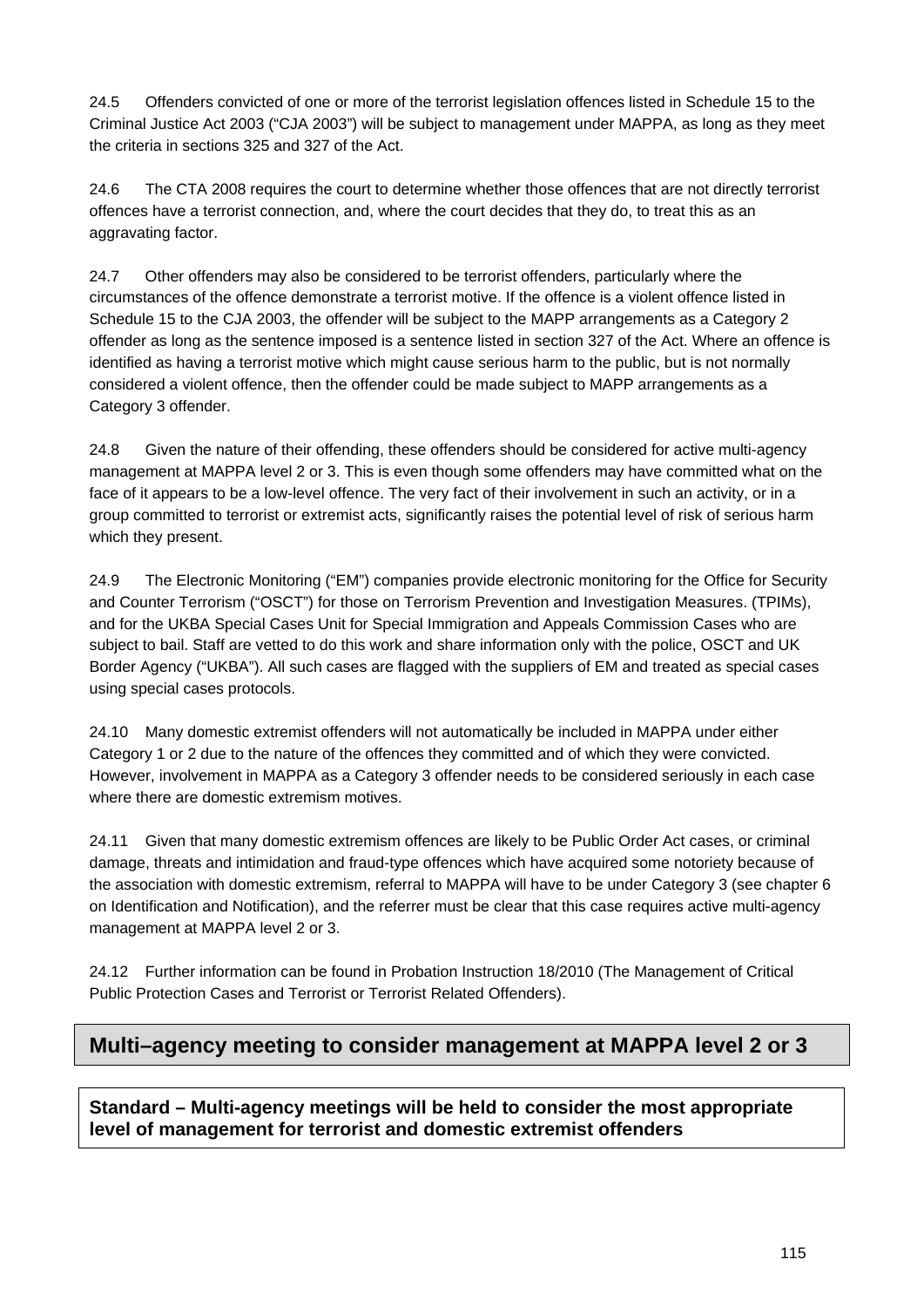24.5 Offenders convicted of one or more of the terrorist legislation offences listed in Schedule 15 to the Criminal Justice Act 2003 ("CJA 2003") will be subject to management under MAPPA, as long as they meet the criteria in sections 325 and 327 of the Act.

24.6 The CTA 2008 requires the court to determine whether those offences that are not directly terrorist offences have a terrorist connection, and, where the court decides that they do, to treat this as an aggravating factor.

24.7 Other offenders may also be considered to be terrorist offenders, particularly where the circumstances of the offence demonstrate a terrorist motive. If the offence is a violent offence listed in Schedule 15 to the CJA 2003, the offender will be subject to the MAPP arrangements as a Category 2 offender as long as the sentence imposed is a sentence listed in section 327 of the Act. Where an offence is identified as having a terrorist motive which might cause serious harm to the public, but is not normally considered a violent offence, then the offender could be made subject to MAPP arrangements as a Category 3 offender.

24.8 Given the nature of their offending, these offenders should be considered for active multi-agency management at MAPPA level 2 or 3. This is even though some offenders may have committed what on the face of it appears to be a low-level offence. The very fact of their involvement in such an activity, or in a group committed to terrorist or extremist acts, significantly raises the potential level of risk of serious harm which they present.

24.9 The Electronic Monitoring ("EM") companies provide electronic monitoring for the Office for Security and Counter Terrorism ("OSCT") for those on Terrorism Prevention and Investigation Measures. (TPIMs), and for the UKBA Special Cases Unit for Special Immigration and Appeals Commission Cases who are subject to bail. Staff are vetted to do this work and share information only with the police, OSCT and UK Border Agency ("UKBA"). All such cases are flagged with the suppliers of EM and treated as special cases using special cases protocols.

24.10 Many domestic extremist offenders will not automatically be included in MAPPA under either Category 1 or 2 due to the nature of the offences they committed and of which they were convicted. However, involvement in MAPPA as a Category 3 offender needs to be considered seriously in each case where there are domestic extremism motives.

24.11 Given that many domestic extremism offences are likely to be Public Order Act cases, or criminal damage, threats and intimidation and fraud-type offences which have acquired some notoriety because of the association with domestic extremism, referral to MAPPA will have to be under Category 3 (see chapter 6 on Identification and Notification), and the referrer must be clear that this case requires active multi-agency management at MAPPA level 2 or 3.

24.12 Further information can be found in Probation Instruction 18/2010 (The Management of Critical Public Protection Cases and Terrorist or Terrorist Related Offenders).

## Multi–agency meeting to consider management at MAPPA level 2 or 3

**Standard – Multi-agency meetings will be held to consider the most appropriate level of management for terrorist and domestic extremist offenders**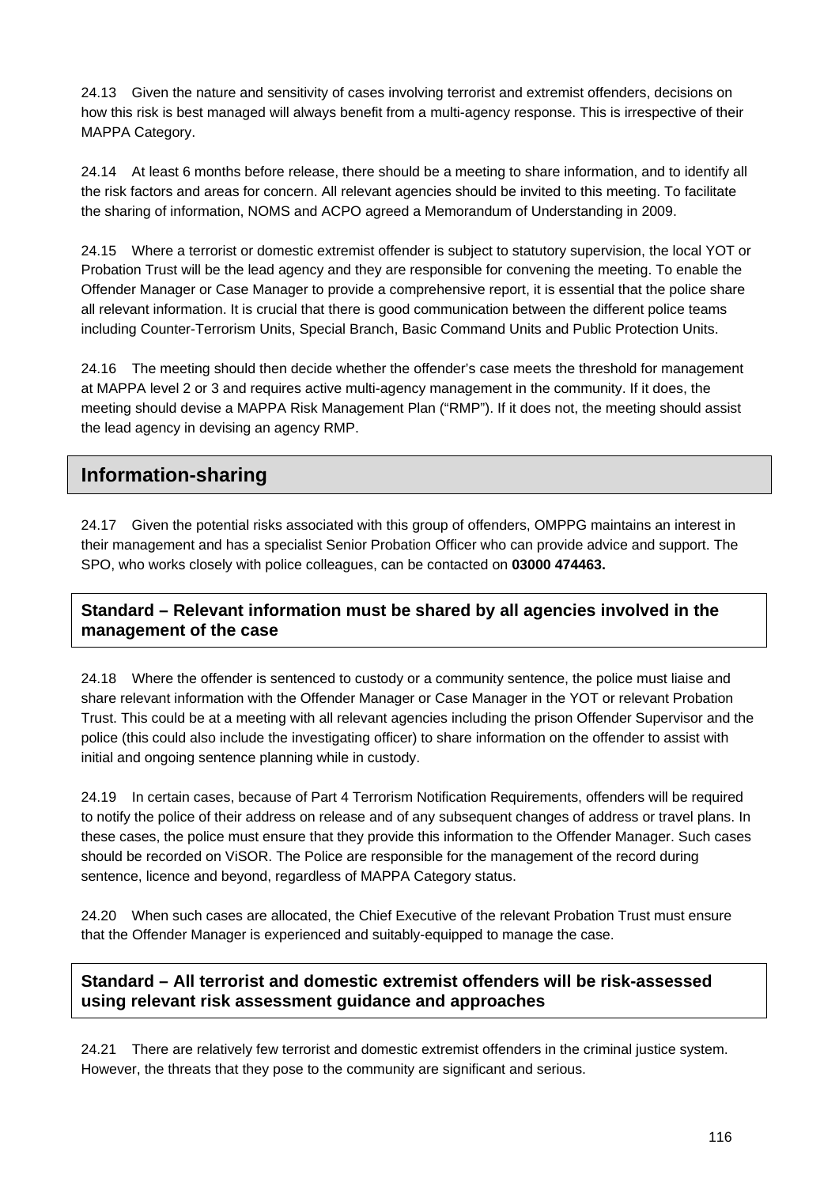24.13 Given the nature and sensitivity of cases involving terrorist and extremist offenders, decisions on how this risk is best managed will always benefit from a multi-agency response. This is irrespective of their MAPPA Category.

24.14 At least 6 months before release, there should be a meeting to share information, and to identify all the risk factors and areas for concern. All relevant agencies should be invited to this meeting. To facilitate the sharing of information, NOMS and ACPO agreed a Memorandum of Understanding in 2009.

24.15 Where a terrorist or domestic extremist offender is subject to statutory supervision, the local YOT or Probation Trust will be the lead agency and they are responsible for convening the meeting. To enable the Offender Manager or Case Manager to provide a comprehensive report, it is essential that the police share all relevant information. It is crucial that there is good communication between the different police teams including Counter-Terrorism Units, Special Branch, Basic Command Units and Public Protection Units.

24.16 The meeting should then decide whether the offender's case meets the threshold for management at MAPPA level 2 or 3 and requires active multi-agency management in the community. If it does, the meeting should devise a MAPPA Risk Management Plan ("RMP"). If it does not, the meeting should assist the lead agency in devising an agency RMP.

## Information-sharing

24.17 Given the potential risks associated with this group of offenders, OMPPG maintains an interest in their management and has a specialist Senior Probation Officer who can provide advice and support. The SPO, who works closely with police colleagues, can be contacted on **03000 474463.**

### Standard – Relevant information must be shared by all agencies involved in the management of the case

24.18 Where the offender is sentenced to custody or a community sentence, the police must liaise and share relevant information with the Offender Manager or Case Manager in the YOT or relevant Probation Trust. This could be at a meeting with all relevant agencies including the prison Offender Supervisor and the police (this could also include the investigating officer) to share information on the offender to assist with initial and ongoing sentence planning while in custody.

24.19 In certain cases, because of Part 4 Terrorism Notification Requirements, offenders will be required to notify the police of their address on release and of any subsequent changes of address or travel plans. In these cases, the police must ensure that they provide this information to the Offender Manager. Such cases should be recorded on ViSOR. The Police are responsible for the management of the record during sentence, licence and beyond, regardless of MAPPA Category status.

24.20 When such cases are allocated, the Chief Executive of the relevant Probation Trust must ensure that the Offender Manager is experienced and suitably-equipped to manage the case.

### Standard – All terrorist and domestic extremist offenders will be risk-assessed using relevant risk assessment guidance and approaches

24.21 There are relatively few terrorist and domestic extremist offenders in the criminal justice system. However, the threats that they pose to the community are significant and serious.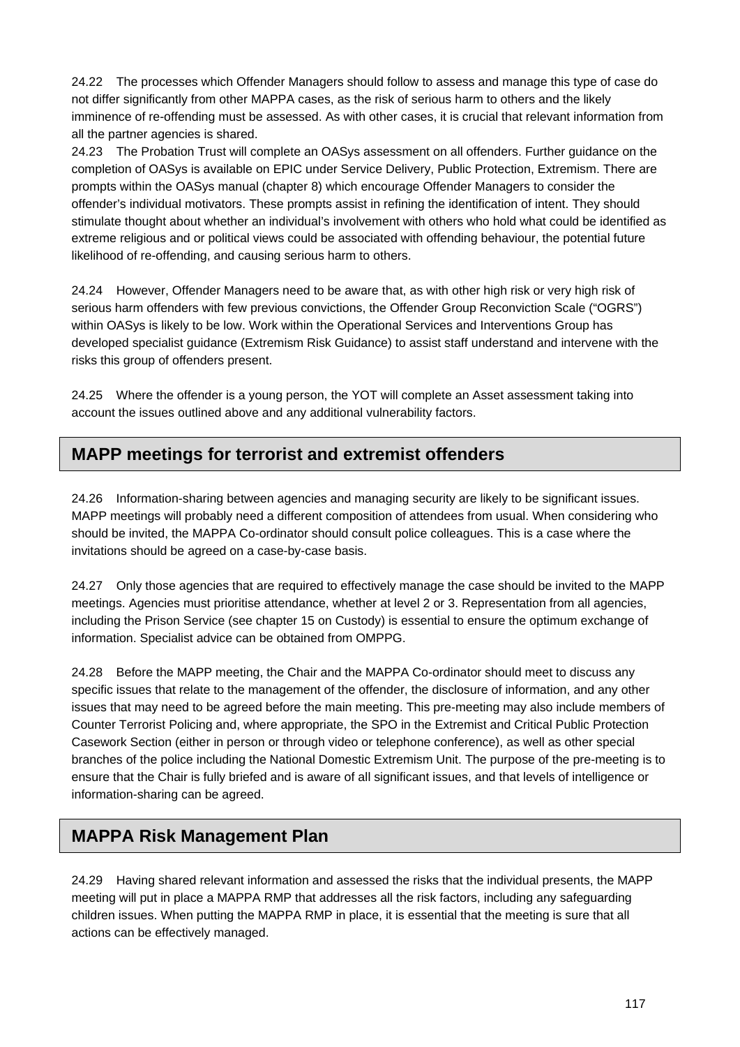24.22 The processes which Offender Managers should follow to assess and manage this type of case do not differ significantly from other MAPPA cases, as the risk of serious harm to others and the likely imminence of re-offending must be assessed. As with other cases, it is crucial that relevant information from all the partner agencies is shared.

24.23 The Probation Trust will complete an OASys assessment on all offenders. Further guidance on the completion of OASys is available on EPIC under Service Delivery, Public Protection, Extremism. There are prompts within the OASys manual (chapter 8) which encourage Offender Managers to consider the offender's individual motivators. These prompts assist in refining the identification of intent. They should stimulate thought about whether an individual's involvement with others who hold what could be identified as extreme religious and or political views could be associated with offending behaviour, the potential future likelihood of re-offending, and causing serious harm to others.

24.24 However, Offender Managers need to be aware that, as with other high risk or very high risk of serious harm offenders with few previous convictions, the Offender Group Reconviction Scale ("OGRS") within OASys is likely to be low. Work within the Operational Services and Interventions Group has developed specialist guidance (Extremism Risk Guidance) to assist staff understand and intervene with the risks this group of offenders present.

24.25 Where the offender is a young person, the YOT will complete an Asset assessment taking into account the issues outlined above and any additional vulnerability factors.

## MAPP meetings for terrorist and extremist offenders

24.26 Information-sharing between agencies and managing security are likely to be significant issues. MAPP meetings will probably need a different composition of attendees from usual. When considering who should be invited, the MAPPA Co-ordinator should consult police colleagues. This is a case where the invitations should be agreed on a case-by-case basis.

24.27 Only those agencies that are required to effectively manage the case should be invited to the MAPP meetings. Agencies must prioritise attendance, whether at level 2 or 3. Representation from all agencies, including the Prison Service (see chapter 15 on Custody) is essential to ensure the optimum exchange of information. Specialist advice can be obtained from OMPPG.

24.28 Before the MAPP meeting, the Chair and the MAPPA Co-ordinator should meet to discuss any specific issues that relate to the management of the offender, the disclosure of information, and any other issues that may need to be agreed before the main meeting. This pre-meeting may also include members of Counter Terrorist Policing and, where appropriate, the SPO in the Extremist and Critical Public Protection Casework Section (either in person or through video or telephone conference), as well as other special branches of the police including the National Domestic Extremism Unit. The purpose of the pre-meeting is to ensure that the Chair is fully briefed and is aware of all significant issues, and that levels of intelligence or information-sharing can be agreed.

## MAPPA Risk Management Plan

24.29 Having shared relevant information and assessed the risks that the individual presents, the MAPP meeting will put in place a MAPPA RMP that addresses all the risk factors, including any safeguarding children issues. When putting the MAPPA RMP in place, it is essential that the meeting is sure that all actions can be effectively managed.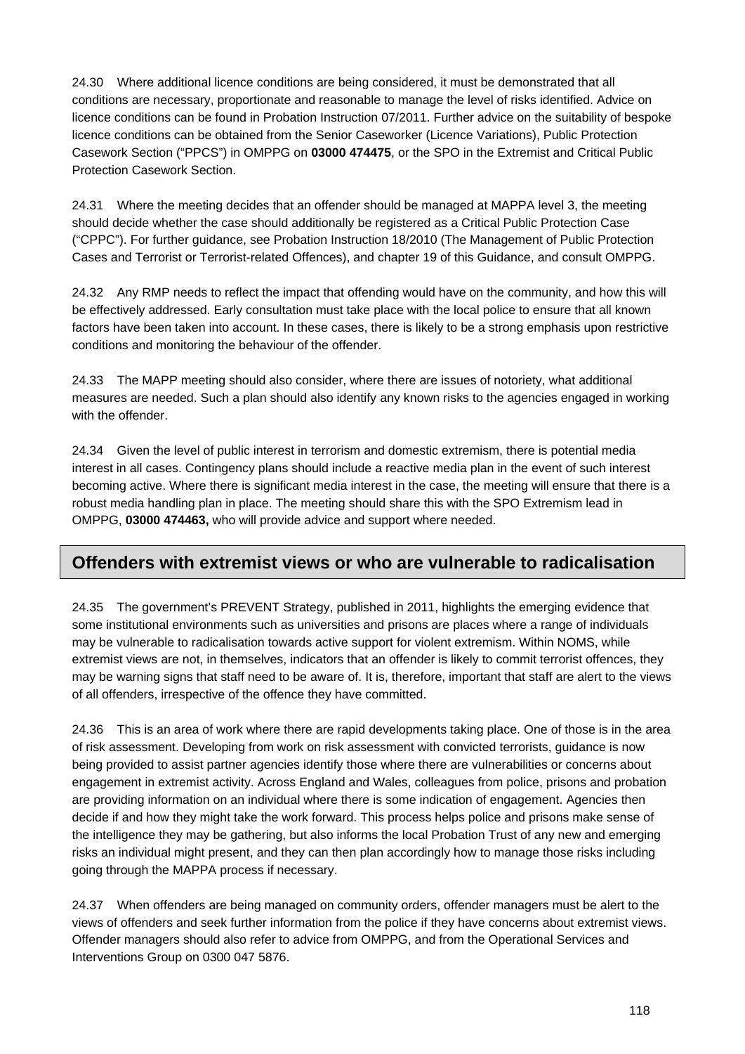24.30 Where additional licence conditions are being considered, it must be demonstrated that all conditions are necessary, proportionate and reasonable to manage the level of risks identified. Advice on licence conditions can be found in Probation Instruction 07/2011. Further advice on the suitability of bespoke licence conditions can be obtained from the Senior Caseworker (Licence Variations), Public Protection Casework Section ("PPCS") in OMPPG on **03000 474475**, or the SPO in the Extremist and Critical Public Protection Casework Section.

24.31 Where the meeting decides that an offender should be managed at MAPPA level 3, the meeting should decide whether the case should additionally be registered as a Critical Public Protection Case ("CPPC"). For further guidance, see Probation Instruction 18/2010 (The Management of Public Protection Cases and Terrorist or Terrorist-related Offences), and chapter 19 of this Guidance, and consult OMPPG.

24.32 Any RMP needs to reflect the impact that offending would have on the community, and how this will be effectively addressed. Early consultation must take place with the local police to ensure that all known factors have been taken into account. In these cases, there is likely to be a strong emphasis upon restrictive conditions and monitoring the behaviour of the offender.

24.33 The MAPP meeting should also consider, where there are issues of notoriety, what additional measures are needed. Such a plan should also identify any known risks to the agencies engaged in working with the offender.

24.34 Given the level of public interest in terrorism and domestic extremism, there is potential media interest in all cases. Contingency plans should include a reactive media plan in the event of such interest becoming active. Where there is significant media interest in the case, the meeting will ensure that there is a robust media handling plan in place. The meeting should share this with the SPO Extremism lead in OMPPG, **03000 474463,** who will provide advice and support where needed.

## Offenders with extremist views or who are vulnerable to radicalisation

24.35 The government's PREVENT Strategy, published in 2011, highlights the emerging evidence that some institutional environments such as universities and prisons are places where a range of individuals may be vulnerable to radicalisation towards active support for violent extremism. Within NOMS, while extremist views are not, in themselves, indicators that an offender is likely to commit terrorist offences, they may be warning signs that staff need to be aware of. It is, therefore, important that staff are alert to the views of all offenders, irrespective of the offence they have committed.

24.36 This is an area of work where there are rapid developments taking place. One of those is in the area of risk assessment. Developing from work on risk assessment with convicted terrorists, guidance is now being provided to assist partner agencies identify those where there are vulnerabilities or concerns about engagement in extremist activity. Across England and Wales, colleagues from police, prisons and probation are providing information on an individual where there is some indication of engagement. Agencies then decide if and how they might take the work forward. This process helps police and prisons make sense of the intelligence they may be gathering, but also informs the local Probation Trust of any new and emerging risks an individual might present, and they can then plan accordingly how to manage those risks including going through the MAPPA process if necessary.

24.37 When offenders are being managed on community orders, offender managers must be alert to the views of offenders and seek further information from the police if they have concerns about extremist views. Offender managers should also refer to advice from OMPPG, and from the Operational Services and Interventions Group on 0300 047 5876.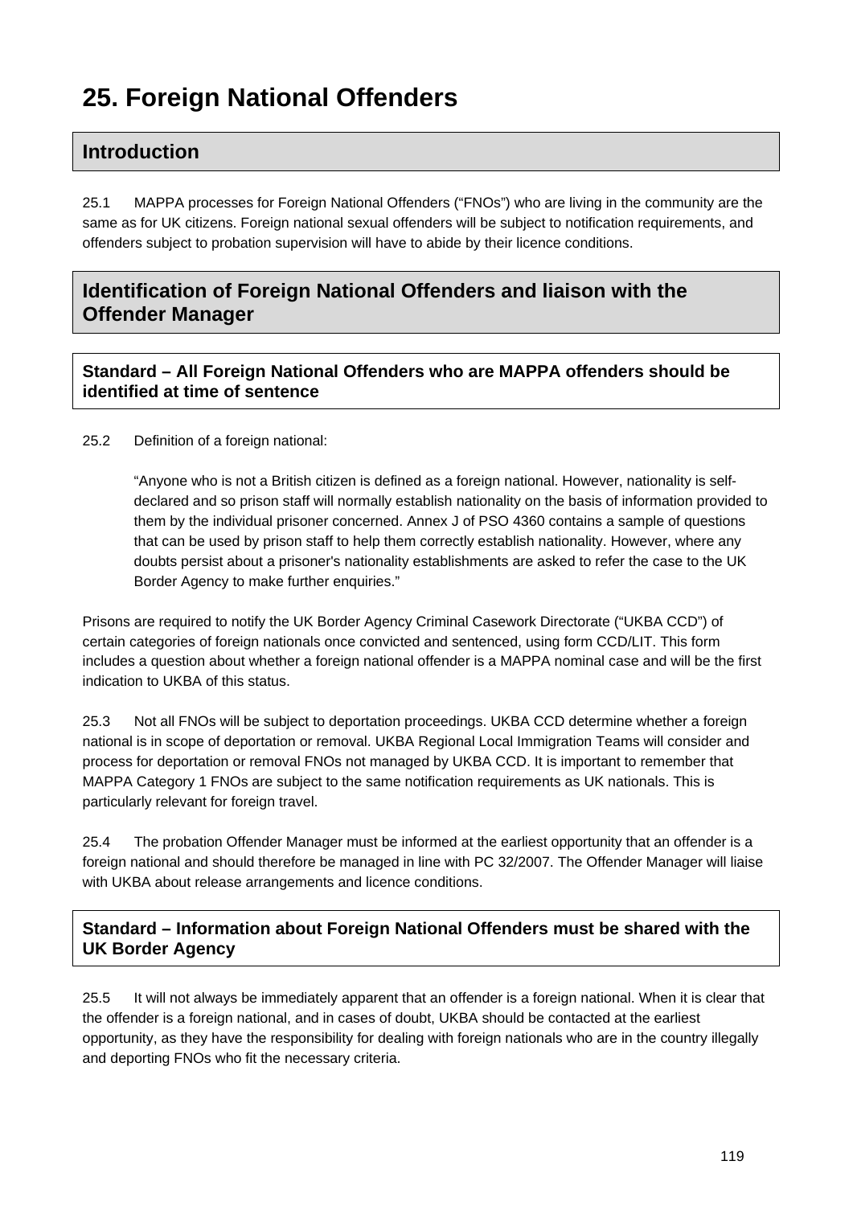# 25. Foreign National Offenders

## Introduction

25.1 MAPPA processes for Foreign National Offenders ("FNOs") who are living in the community are the same as for UK citizens. Foreign national sexual offenders will be subject to notification requirements, and offenders subject to probation supervision will have to abide by their licence conditions.

## Identification of Foreign National Offenders and liaison with the Offender Manager

**Standard – All Foreign National Offenders who are MAPPA offenders should be identified at time of sentence**

25.2 Definition of a foreign national:

> "Anyone who is not a British citizen is defined as a foreign national. However, nationality is self-declared and so prison staff will normally establish nationality on the basis of information provided to them by the individual prisoner concerned. Annex J of PSO 4360 contains a sample of questions that can be used by prison staff to help them correctly establish nationality. However, where any doubts persist about a prisoner's nationality establishments are asked to refer the case to the UK Border Agency to make further enquiries."

Prisons are required to notify the UK Border Agency Criminal Casework Directorate ("UKBA CCD") of certain categories of foreign nationals once convicted and sentenced, using form CCD/LIT. This form includes a question about whether a foreign national offender is a MAPPA nominal case and will be the first indication to UKBA of this status.

25.3 Not all FNOs will be subject to deportation proceedings. UKBA CCD determine whether a foreign national is in scope of deportation or removal. UKBA Regional Local Immigration Teams will consider and process for deportation or removal FNOs not managed by UKBA CCD. It is important to remember that MAPPA Category 1 FNOs are subject to the same notification requirements as UK nationals. This is particularly relevant for foreign travel.

25.4 The probation Offender Manager must be informed at the earliest opportunity that an offender is a foreign national and should therefore be managed in line with PC 32/2007. The Offender Manager will liaise with UKBA about release arrangements and licence conditions.

**Standard – Information about Foreign National Offenders must be shared with the UK Border Agency**

25.5 It will not always be immediately apparent that an offender is a foreign national. When it is clear that the offender is a foreign national, and in cases of doubt, UKBA should be contacted at the earliest opportunity, as they have the responsibility for dealing with foreign nationals who are in the country illegally and deporting FNOs who fit the necessary criteria.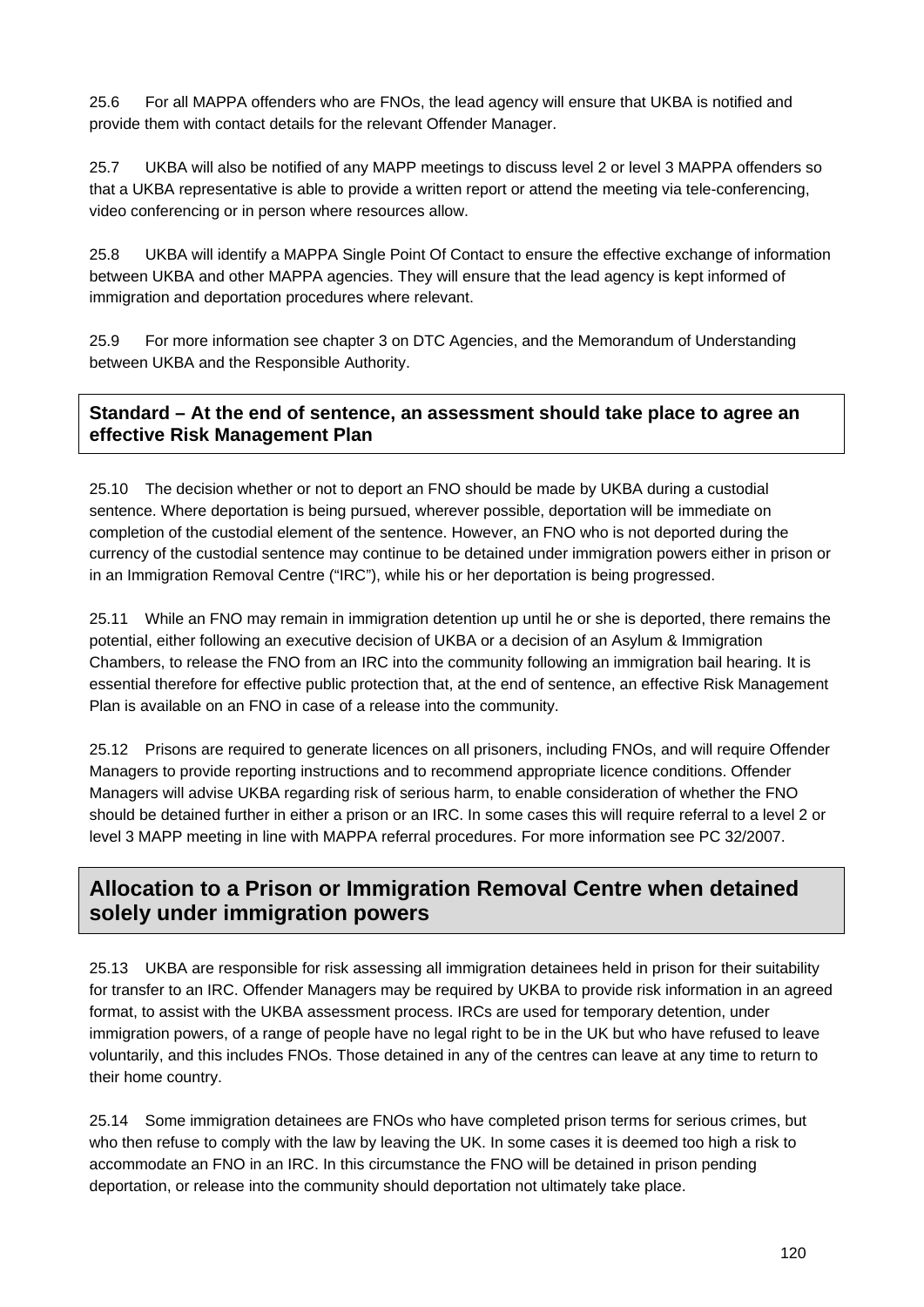25.6 For all MAPPA offenders who are FNOs, the lead agency will ensure that UKBA is notified and provide them with contact details for the relevant Offender Manager.

25.7 UKBA will also be notified of any MAPP meetings to discuss level 2 or level 3 MAPPA offenders so that a UKBA representative is able to provide a written report or attend the meeting via tele-conferencing, video conferencing or in person where resources allow.

25.8 UKBA will identify a MAPPA Single Point Of Contact to ensure the effective exchange of information between UKBA and other MAPPA agencies. They will ensure that the lead agency is kept informed of immigration and deportation procedures where relevant.

25.9 For more information see chapter 3 on DTC Agencies, and the Memorandum of Understanding between UKBA and the Responsible Authority.

**Standard – At the end of sentence, an assessment should take place to agree an effective Risk Management Plan**

25.10 The decision whether or not to deport an FNO should be made by UKBA during a custodial sentence. Where deportation is being pursued, wherever possible, deportation will be immediate on completion of the custodial element of the sentence. However, an FNO who is not deported during the currency of the custodial sentence may continue to be detained under immigration powers either in prison or in an Immigration Removal Centre ("IRC"), while his or her deportation is being progressed.

25.11 While an FNO may remain in immigration detention up until he or she is deported, there remains the potential, either following an executive decision of UKBA or a decision of an Asylum & Immigration Chambers, to release the FNO from an IRC into the community following an immigration bail hearing. It is essential therefore for effective public protection that, at the end of sentence, an effective Risk Management Plan is available on an FNO in case of a release into the community.

25.12 Prisons are required to generate licences on all prisoners, including FNOs, and will require Offender Managers to provide reporting instructions and to recommend appropriate licence conditions. Offender Managers will advise UKBA regarding risk of serious harm, to enable consideration of whether the FNO should be detained further in either a prison or an IRC. In some cases this will require referral to a level 2 or level 3 MAPP meeting in line with MAPPA referral procedures. For more information see PC 32/2007.

## Allocation to a Prison or Immigration Removal Centre when detained solely under immigration powers

25.13 UKBA are responsible for risk assessing all immigration detainees held in prison for their suitability for transfer to an IRC. Offender Managers may be required by UKBA to provide risk information in an agreed format, to assist with the UKBA assessment process. IRCs are used for temporary detention, under immigration powers, of a range of people have no legal right to be in the UK but who have refused to leave voluntarily, and this includes FNOs. Those detained in any of the centres can leave at any time to return to their home country.

25.14 Some immigration detainees are FNOs who have completed prison terms for serious crimes, but who then refuse to comply with the law by leaving the UK. In some cases it is deemed too high a risk to accommodate an FNO in an IRC. In this circumstance the FNO will be detained in prison pending deportation, or release into the community should deportation not ultimately take place.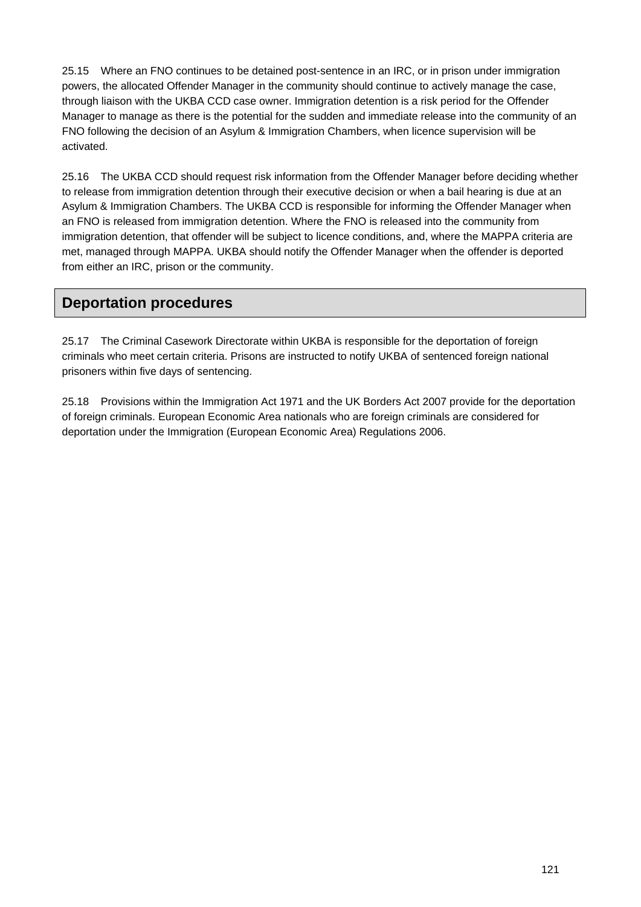25.15 Where an FNO continues to be detained post-sentence in an IRC, or in prison under immigration powers, the allocated Offender Manager in the community should continue to actively manage the case, through liaison with the UKBA CCD case owner. Immigration detention is a risk period for the Offender Manager to manage as there is the potential for the sudden and immediate release into the community of an FNO following the decision of an Asylum & Immigration Chambers, when licence supervision will be activated.

25.16 The UKBA CCD should request risk information from the Offender Manager before deciding whether to release from immigration detention through their executive decision or when a bail hearing is due at an Asylum & Immigration Chambers. The UKBA CCD is responsible for informing the Offender Manager when an FNO is released from immigration detention. Where the FNO is released into the community from immigration detention, that offender will be subject to licence conditions, and, where the MAPPA criteria are met, managed through MAPPA. UKBA should notify the Offender Manager when the offender is deported from either an IRC, prison or the community.

## Deportation procedures

25.17 The Criminal Casework Directorate within UKBA is responsible for the deportation of foreign criminals who meet certain criteria. Prisons are instructed to notify UKBA of sentenced foreign national prisoners within five days of sentencing.

25.18 Provisions within the Immigration Act 1971 and the UK Borders Act 2007 provide for the deportation of foreign criminals. European Economic Area nationals who are foreign criminals are considered for deportation under the Immigration (European Economic Area) Regulations 2006.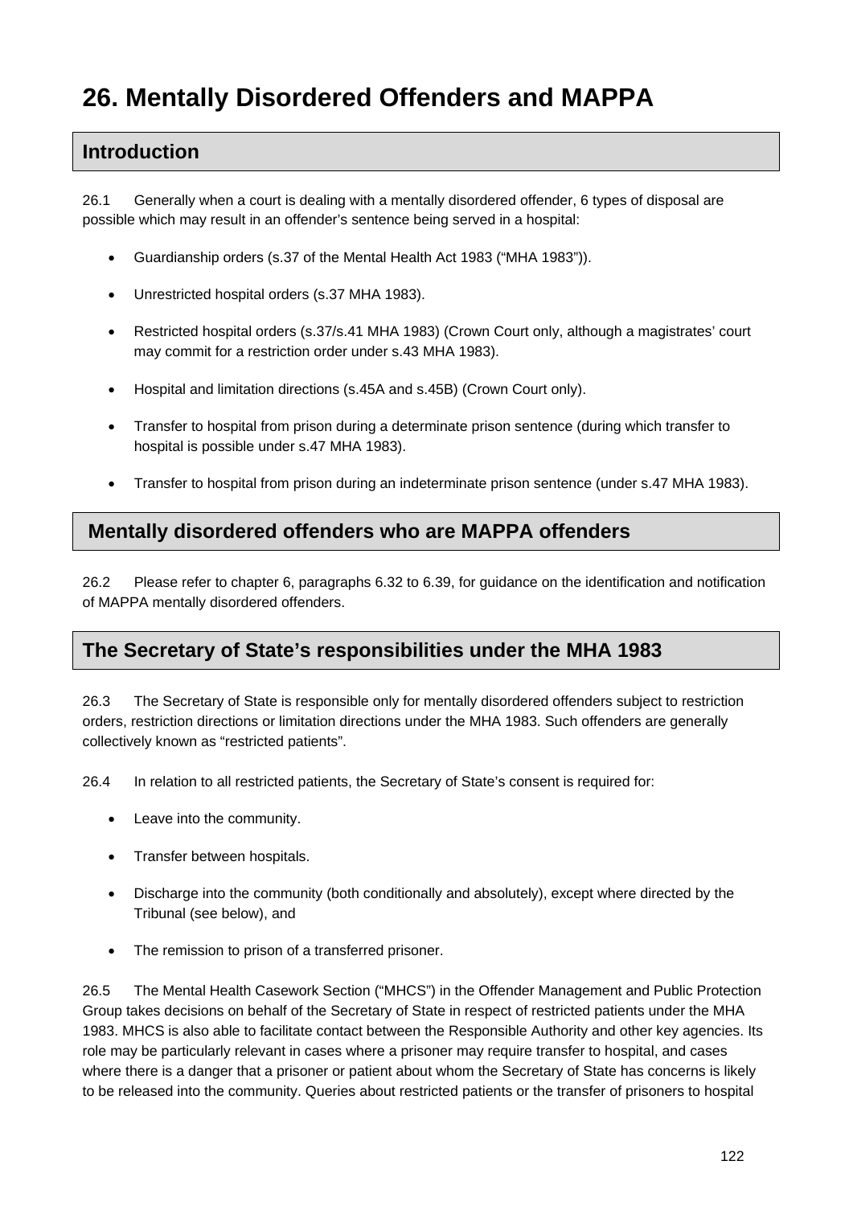# 26. Mentally Disordered Offenders and MAPPA

## Introduction

26.1 Generally when a court is dealing with a mentally disordered offender, 6 types of disposal are possible which may result in an offender's sentence being served in a hospital:

- Guardianship orders (s.37 of the Mental Health Act 1983 ("MHA 1983")).
- Unrestricted hospital orders (s.37 MHA 1983).
- Restricted hospital orders (s.37/s.41 MHA 1983) (Crown Court only, although a magistrates' court may commit for a restriction order under s.43 MHA 1983).
- Hospital and limitation directions (s.45A and s.45B) (Crown Court only).
- Transfer to hospital from prison during a determinate prison sentence (during which transfer to hospital is possible under s.47 MHA 1983).
- Transfer to hospital from prison during an indeterminate prison sentence (under s.47 MHA 1983).

## Mentally disordered offenders who are MAPPA offenders

26.2 Please refer to chapter 6, paragraphs 6.32 to 6.39, for guidance on the identification and notification of MAPPA mentally disordered offenders.

## The Secretary of State's responsibilities under the MHA 1983

26.3 The Secretary of State is responsible only for mentally disordered offenders subject to restriction orders, restriction directions or limitation directions under the MHA 1983. Such offenders are generally collectively known as "restricted patients".

26.4 In relation to all restricted patients, the Secretary of State's consent is required for:

- Leave into the community.
- Transfer between hospitals.
- Discharge into the community (both conditionally and absolutely), except where directed by the Tribunal (see below), and
- The remission to prison of a transferred prisoner.

26.5 The Mental Health Casework Section ("MHCS") in the Offender Management and Public Protection Group takes decisions on behalf of the Secretary of State in respect of restricted patients under the MHA 1983. MHCS is also able to facilitate contact between the Responsible Authority and other key agencies. Its role may be particularly relevant in cases where a prisoner may require transfer to hospital, and cases where there is a danger that a prisoner or patient about whom the Secretary of State has concerns is likely to be released into the community. Queries about restricted patients or the transfer of prisoners to hospital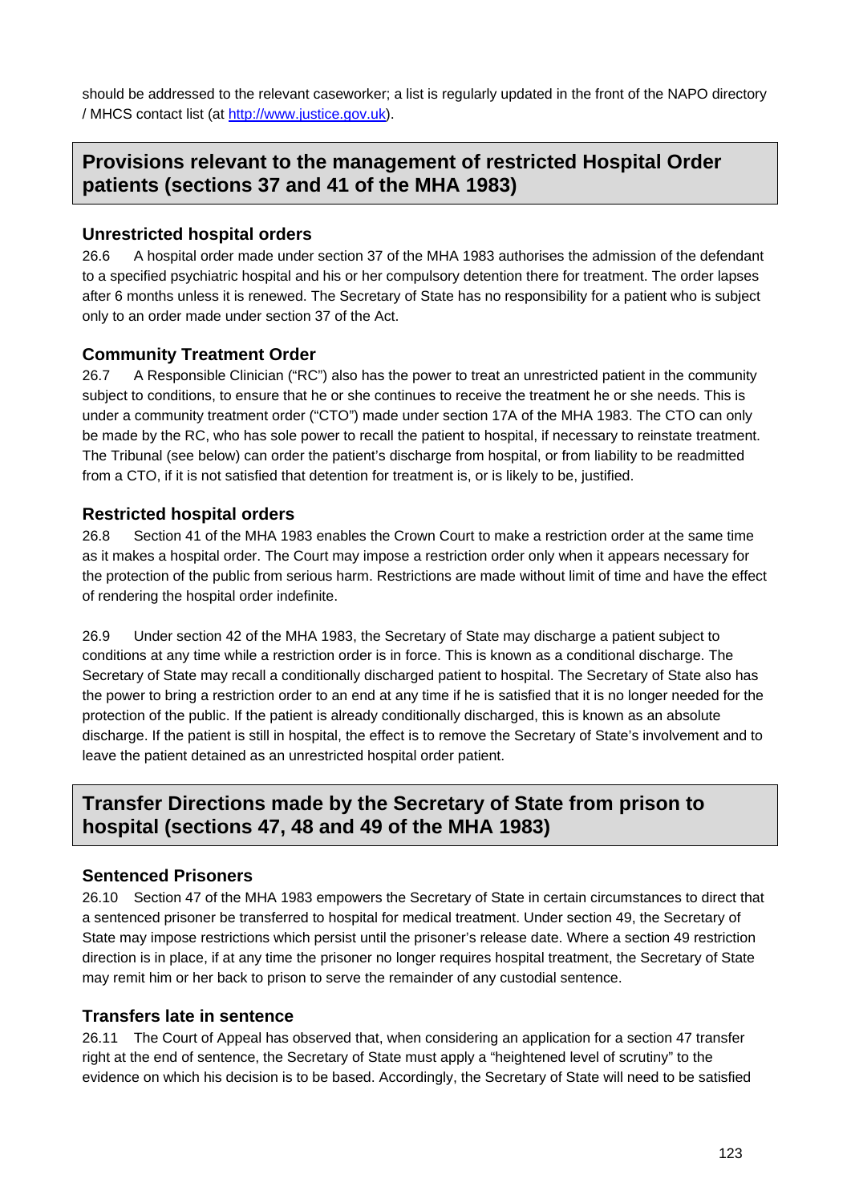should be addressed to the relevant caseworker; a list is regularly updated in the front of the NAPO directory / MHCS contact list (at [http://www.justice.gov.uk](http://www.justice.gov.uk)).

## Provisions relevant to the management of restricted Hospital Order patients (sections 37 and 41 of the MHA 1983)

### Unrestricted hospital orders

26.6 A hospital order made under section 37 of the MHA 1983 authorises the admission of the defendant to a specified psychiatric hospital and his or her compulsory detention there for treatment. The order lapses after 6 months unless it is renewed. The Secretary of State has no responsibility for a patient who is subject only to an order made under section 37 of the Act.

### Community Treatment Order

26.7 A Responsible Clinician ("RC") also has the power to treat an unrestricted patient in the community subject to conditions, to ensure that he or she continues to receive the treatment he or she needs. This is under a community treatment order ("CTO") made under section 17A of the MHA 1983. The CTO can only be made by the RC, who has sole power to recall the patient to hospital, if necessary to reinstate treatment. The Tribunal (see below) can order the patient's discharge from hospital, or from liability to be readmitted from a CTO, if it is not satisfied that detention for treatment is, or is likely to be, justified.

### Restricted hospital orders

26.8 Section 41 of the MHA 1983 enables the Crown Court to make a restriction order at the same time as it makes a hospital order. The Court may impose a restriction order only when it appears necessary for the protection of the public from serious harm. Restrictions are made without limit of time and have the effect of rendering the hospital order indefinite.

26.9 Under section 42 of the MHA 1983, the Secretary of State may discharge a patient subject to conditions at any time while a restriction order is in force. This is known as a conditional discharge. The Secretary of State may recall a conditionally discharged patient to hospital. The Secretary of State also has the power to bring a restriction order to an end at any time if he is satisfied that it is no longer needed for the protection of the public. If the patient is already conditionally discharged, this is known as an absolute discharge. If the patient is still in hospital, the effect is to remove the Secretary of State's involvement and to leave the patient detained as an unrestricted hospital order patient.

## Transfer Directions made by the Secretary of State from prison to hospital (sections 47, 48 and 49 of the MHA 1983)

### Sentenced Prisoners

26.10 Section 47 of the MHA 1983 empowers the Secretary of State in certain circumstances to direct that a sentenced prisoner be transferred to hospital for medical treatment. Under section 49, the Secretary of State may impose restrictions which persist until the prisoner's release date. Where a section 49 restriction direction is in place, if at any time the prisoner no longer requires hospital treatment, the Secretary of State may remit him or her back to prison to serve the remainder of any custodial sentence.

### Transfers late in sentence

26.11 The Court of Appeal has observed that, when considering an application for a section 47 transfer right at the end of sentence, the Secretary of State must apply a "heightened level of scrutiny" to the evidence on which his decision is to be based. Accordingly, the Secretary of State will need to be satisfied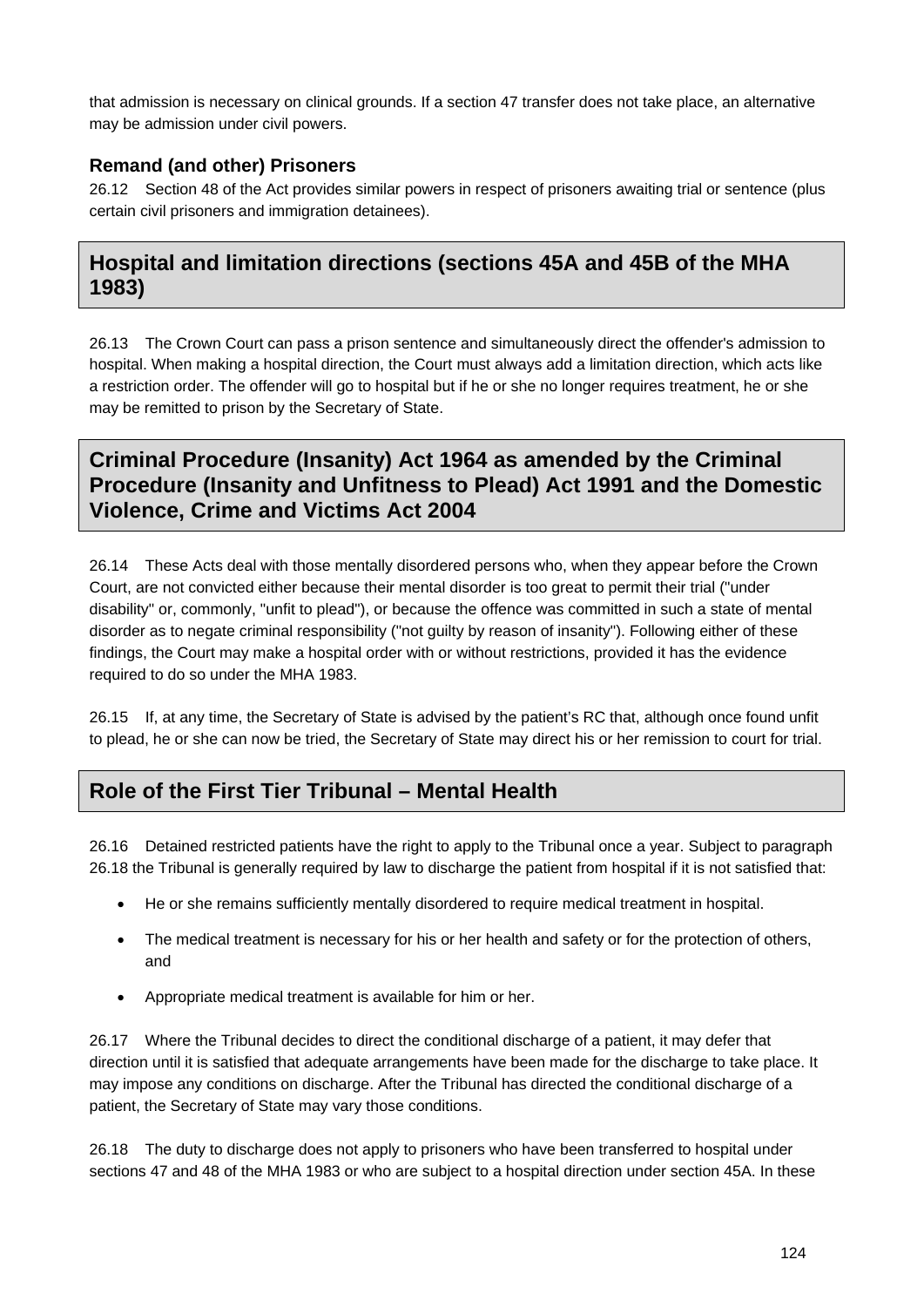that admission is necessary on clinical grounds. If a section 47 transfer does not take place, an alternative may be admission under civil powers.

### Remand (and other) Prisoners

26.12 Section 48 of the Act provides similar powers in respect of prisoners awaiting trial or sentence (plus certain civil prisoners and immigration detainees).

## Hospital and limitation directions (sections 45A and 45B of the MHA 1983)

26.13 The Crown Court can pass a prison sentence and simultaneously direct the offender's admission to hospital. When making a hospital direction, the Court must always add a limitation direction, which acts like a restriction order. The offender will go to hospital but if he or she no longer requires treatment, he or she may be remitted to prison by the Secretary of State.

## Criminal Procedure (Insanity) Act 1964 as amended by the Criminal Procedure (Insanity and Unfitness to Plead) Act 1991 and the Domestic Violence, Crime and Victims Act 2004

26.14 These Acts deal with those mentally disordered persons who, when they appear before the Crown Court, are not convicted either because their mental disorder is too great to permit their trial ("under disability" or, commonly, "unfit to plead"), or because the offence was committed in such a state of mental disorder as to negate criminal responsibility ("not guilty by reason of insanity"). Following either of these findings, the Court may make a hospital order with or without restrictions, provided it has the evidence required to do so under the MHA 1983.

26.15 If, at any time, the Secretary of State is advised by the patient's RC that, although once found unfit to plead, he or she can now be tried, the Secretary of State may direct his or her remission to court for trial.

## Role of the First Tier Tribunal – Mental Health

26.16 Detained restricted patients have the right to apply to the Tribunal once a year. Subject to paragraph 26.18 the Tribunal is generally required by law to discharge the patient from hospital if it is not satisfied that:

- He or she remains sufficiently mentally disordered to require medical treatment in hospital.
- The medical treatment is necessary for his or her health and safety or for the protection of others, and
- Appropriate medical treatment is available for him or her.

26.17 Where the Tribunal decides to direct the conditional discharge of a patient, it may defer that direction until it is satisfied that adequate arrangements have been made for the discharge to take place. It may impose any conditions on discharge. After the Tribunal has directed the conditional discharge of a patient, the Secretary of State may vary those conditions.

26.18 The duty to discharge does not apply to prisoners who have been transferred to hospital under sections 47 and 48 of the MHA 1983 or who are subject to a hospital direction under section 45A. In these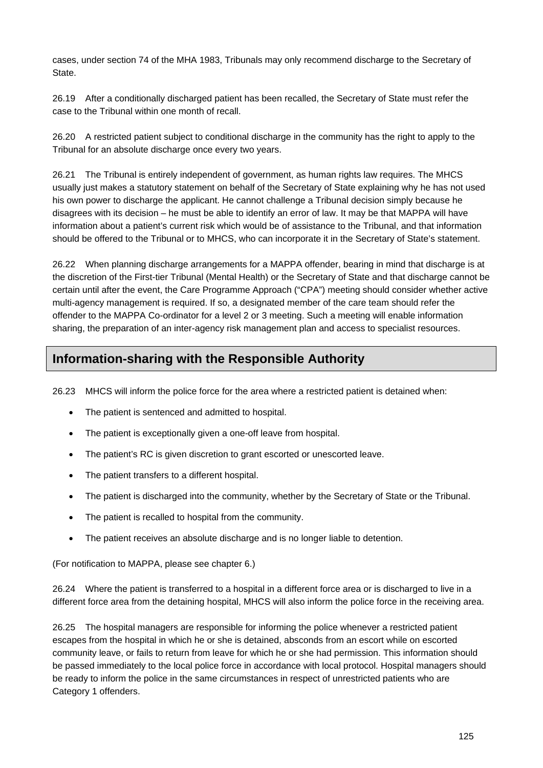cases, under section 74 of the MHA 1983, Tribunals may only recommend discharge to the Secretary of State.

26.19 After a conditionally discharged patient has been recalled, the Secretary of State must refer the case to the Tribunal within one month of recall.

26.20 A restricted patient subject to conditional discharge in the community has the right to apply to the Tribunal for an absolute discharge once every two years.

26.21 The Tribunal is entirely independent of government, as human rights law requires. The MHCS usually just makes a statutory statement on behalf of the Secretary of State explaining why he has not used his own power to discharge the applicant. He cannot challenge a Tribunal decision simply because he disagrees with its decision – he must be able to identify an error of law. It may be that MAPPA will have information about a patient's current risk which would be of assistance to the Tribunal, and that information should be offered to the Tribunal or to MHCS, who can incorporate it in the Secretary of State's statement.

26.22 When planning discharge arrangements for a MAPPA offender, bearing in mind that discharge is at the discretion of the First-tier Tribunal (Mental Health) or the Secretary of State and that discharge cannot be certain until after the event, the Care Programme Approach ("CPA") meeting should consider whether active multi-agency management is required. If so, a designated member of the care team should refer the offender to the MAPPA Co-ordinator for a level 2 or 3 meeting. Such a meeting will enable information sharing, the preparation of an inter-agency risk management plan and access to specialist resources.

## Information-sharing with the Responsible Authority

26.23 MHCS will inform the police force for the area where a restricted patient is detained when:

- The patient is sentenced and admitted to hospital.
- The patient is exceptionally given a one-off leave from hospital.
- The patient's RC is given discretion to grant escorted or unescorted leave.
- The patient transfers to a different hospital.
- The patient is discharged into the community, whether by the Secretary of State or the Tribunal.
- The patient is recalled to hospital from the community.
- The patient receives an absolute discharge and is no longer liable to detention.

(For notification to MAPPA, please see chapter 6.)

26.24 Where the patient is transferred to a hospital in a different force area or is discharged to live in a different force area from the detaining hospital, MHCS will also inform the police force in the receiving area.

26.25 The hospital managers are responsible for informing the police whenever a restricted patient escapes from the hospital in which he or she is detained, absconds from an escort while on escorted community leave, or fails to return from leave for which he or she had permission. This information should be passed immediately to the local police force in accordance with local protocol. Hospital managers should be ready to inform the police in the same circumstances in respect of unrestricted patients who are Category 1 offenders.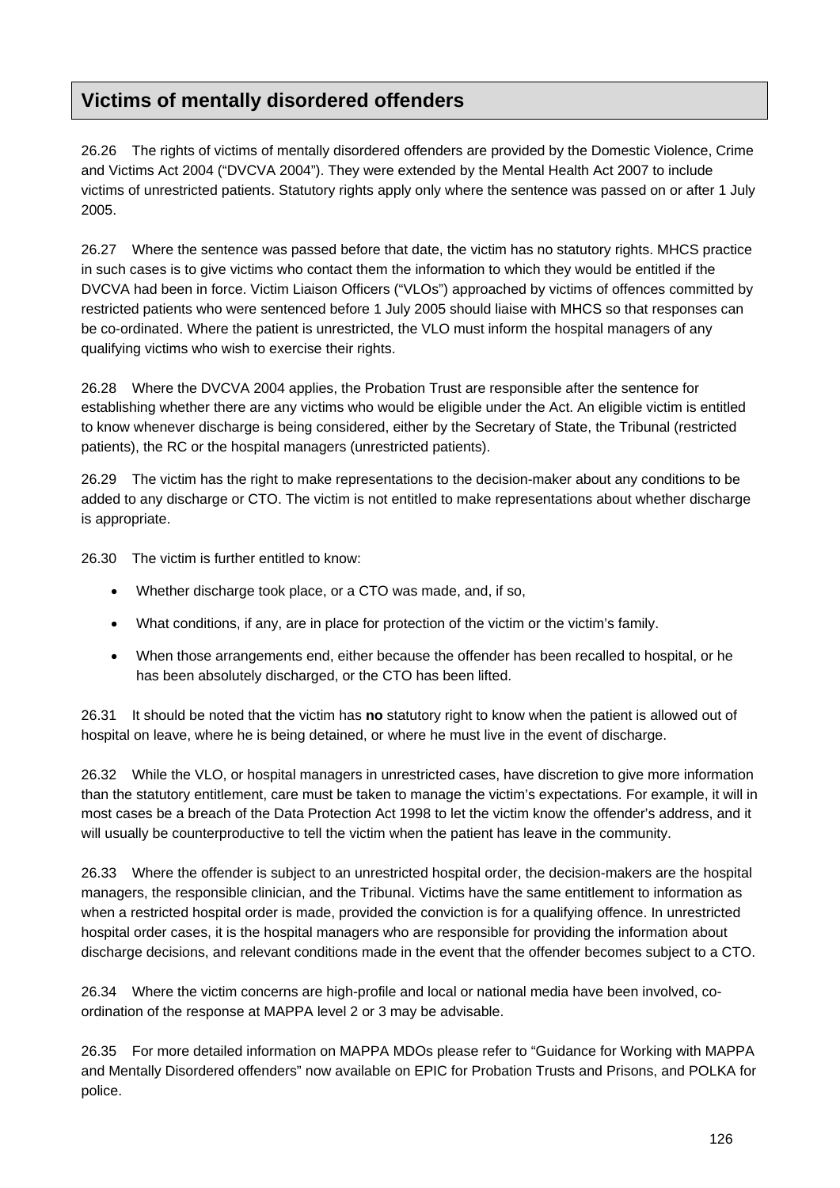## Victims of mentally disordered offenders

26.26 The rights of victims of mentally disordered offenders are provided by the Domestic Violence, Crime and Victims Act 2004 ("DVCVA 2004"). They were extended by the Mental Health Act 2007 to include victims of unrestricted patients. Statutory rights apply only where the sentence was passed on or after 1 July 2005.

26.27 Where the sentence was passed before that date, the victim has no statutory rights. MHCS practice in such cases is to give victims who contact them the information to which they would be entitled if the DVCVA had been in force. Victim Liaison Officers ("VLOs") approached by victims of offences committed by restricted patients who were sentenced before 1 July 2005 should liaise with MHCS so that responses can be co-ordinated. Where the patient is unrestricted, the VLO must inform the hospital managers of any qualifying victims who wish to exercise their rights.

26.28 Where the DVCVA 2004 applies, the Probation Trust are responsible after the sentence for establishing whether there are any victims who would be eligible under the Act. An eligible victim is entitled to know whenever discharge is being considered, either by the Secretary of State, the Tribunal (restricted patients), the RC or the hospital managers (unrestricted patients).

26.29 The victim has the right to make representations to the decision-maker about any conditions to be added to any discharge or CTO. The victim is not entitled to make representations about whether discharge is appropriate.

26.30 The victim is further entitled to know:

- Whether discharge took place, or a CTO was made, and, if so,
- What conditions, if any, are in place for protection of the victim or the victim's family.
- When those arrangements end, either because the offender has been recalled to hospital, or he has been absolutely discharged, or the CTO has been lifted.

26.31 It should be noted that the victim has **no** statutory right to know when the patient is allowed out of hospital on leave, where he is being detained, or where he must live in the event of discharge.

26.32 While the VLO, or hospital managers in unrestricted cases, have discretion to give more information than the statutory entitlement, care must be taken to manage the victim's expectations. For example, it will in most cases be a breach of the Data Protection Act 1998 to let the victim know the offender's address, and it will usually be counterproductive to tell the victim when the patient has leave in the community.

26.33 Where the offender is subject to an unrestricted hospital order, the decision-makers are the hospital managers, the responsible clinician, and the Tribunal. Victims have the same entitlement to information as when a restricted hospital order is made, provided the conviction is for a qualifying offence. In unrestricted hospital order cases, it is the hospital managers who are responsible for providing the information about discharge decisions, and relevant conditions made in the event that the offender becomes subject to a CTO.

26.34 Where the victim concerns are high-profile and local or national media have been involved, co-ordination of the response at MAPPA level 2 or 3 may be advisable.

26.35 For more detailed information on MAPPA MDOs please refer to "Guidance for Working with MAPPA and Mentally Disordered offenders" now available on EPIC for Probation Trusts and Prisons, and POLKA for police.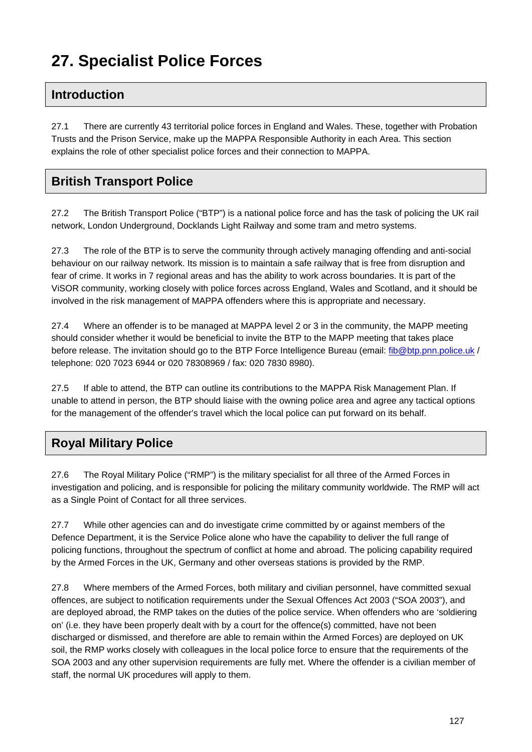# 27. Specialist Police Forces

## Introduction

27.1 There are currently 43 territorial police forces in England and Wales. These, together with Probation Trusts and the Prison Service, make up the MAPPA Responsible Authority in each Area. This section explains the role of other specialist police forces and their connection to MAPPA.

## British Transport Police

27.2 The British Transport Police ("BTP") is a national police force and has the task of policing the UK rail network, London Underground, Docklands Light Railway and some tram and metro systems.

27.3 The role of the BTP is to serve the community through actively managing offending and anti-social behaviour on our railway network. Its mission is to maintain a safe railway that is free from disruption and fear of crime. It works in 7 regional areas and has the ability to work across boundaries. It is part of the ViSOR community, working closely with police forces across England, Wales and Scotland, and it should be involved in the risk management of MAPPA offenders where this is appropriate and necessary.

27.4 Where an offender is to be managed at MAPPA level 2 or 3 in the community, the MAPP meeting should consider whether it would be beneficial to invite the BTP to the MAPP meeting that takes place before release. The invitation should go to the BTP Force Intelligence Bureau (email: fib@btp.pnn.police.uk / telephone: 020 7023 6944 or 020 78308969 / fax: 020 7830 8980).

27.5 If able to attend, the BTP can outline its contributions to the MAPPA Risk Management Plan. If unable to attend in person, the BTP should liaise with the owning police area and agree any tactical options for the management of the offender's travel which the local police can put forward on its behalf.

## Royal Military Police

27.6 The Royal Military Police ("RMP") is the military specialist for all three of the Armed Forces in investigation and policing, and is responsible for policing the military community worldwide. The RMP will act as a Single Point of Contact for all three services.

27.7 While other agencies can and do investigate crime committed by or against members of the Defence Department, it is the Service Police alone who have the capability to deliver the full range of policing functions, throughout the spectrum of conflict at home and abroad. The policing capability required by the Armed Forces in the UK, Germany and other overseas stations is provided by the RMP.

27.8 Where members of the Armed Forces, both military and civilian personnel, have committed sexual offences, are subject to notification requirements under the Sexual Offences Act 2003 ("SOA 2003"), and are deployed abroad, the RMP takes on the duties of the police service. When offenders who are 'soldiering on' (i.e. they have been properly dealt with by a court for the offence(s) committed, have not been discharged or dismissed, and therefore are able to remain within the Armed Forces) are deployed on UK soil, the RMP works closely with colleagues in the local police force to ensure that the requirements of the SOA 2003 and any other supervision requirements are fully met. Where the offender is a civilian member of staff, the normal UK procedures will apply to them.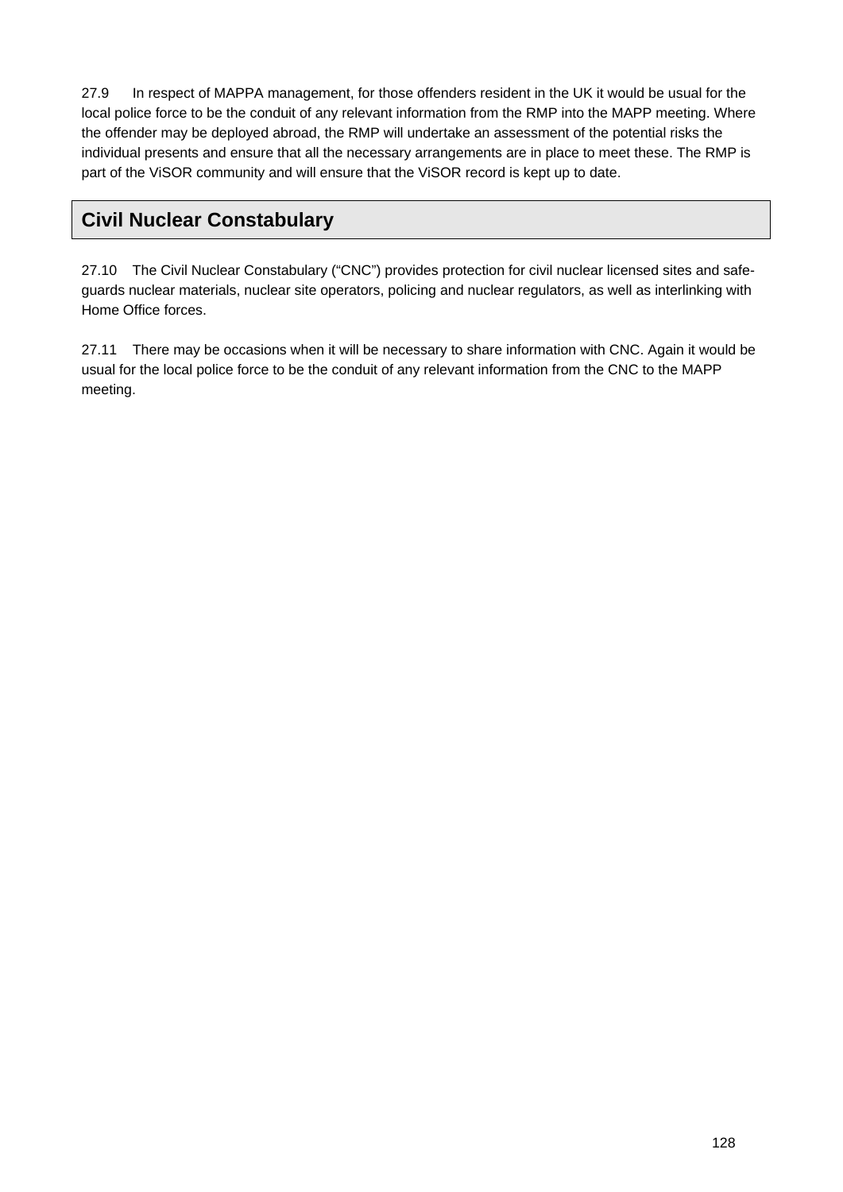27.9 In respect of MAPPA management, for those offenders resident in the UK it would be usual for the local police force to be the conduit of any relevant information from the RMP into the MAPP meeting. Where the offender may be deployed abroad, the RMP will undertake an assessment of the potential risks the individual presents and ensure that all the necessary arrangements are in place to meet these. The RMP is part of the ViSOR community and will ensure that the ViSOR record is kept up to date.

## Civil Nuclear Constabulary

27.10 The Civil Nuclear Constabulary ("CNC") provides protection for civil nuclear licensed sites and safe-guards nuclear materials, nuclear site operators, policing and nuclear regulators, as well as interlinking with Home Office forces.

27.11 There may be occasions when it will be necessary to share information with CNC. Again it would be usual for the local police force to be the conduit of any relevant information from the CNC to the MAPP meeting.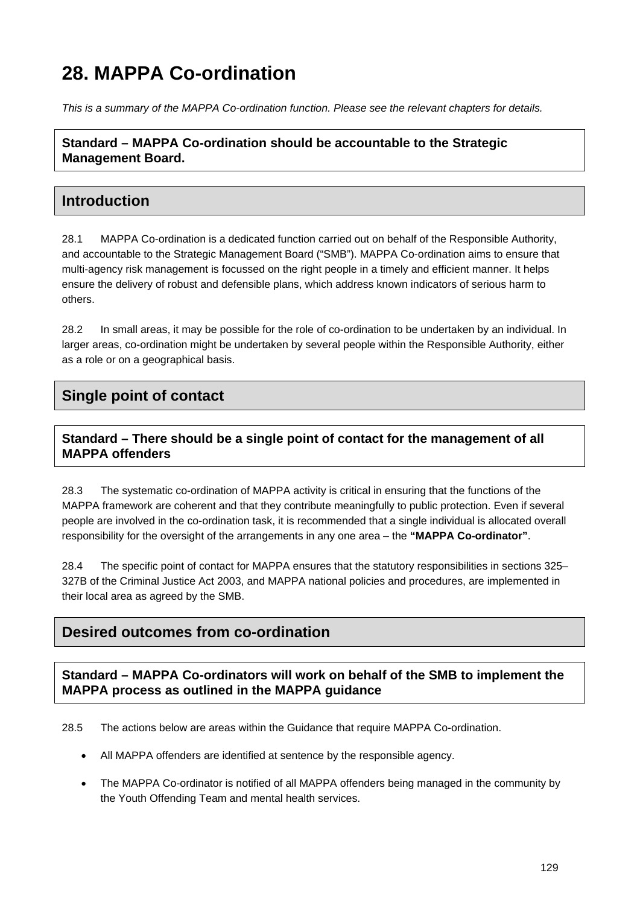# 28. MAPPA Co-ordination

*This is a summary of the MAPPA Co-ordination function. Please see the relevant chapters for details.*

**Standard – MAPPA Co-ordination should be accountable to the Strategic Management Board.**

## Introduction

28.1 MAPPA Co-ordination is a dedicated function carried out on behalf of the Responsible Authority, and accountable to the Strategic Management Board ("SMB"). MAPPA Co-ordination aims to ensure that multi-agency risk management is focussed on the right people in a timely and efficient manner. It helps ensure the delivery of robust and defensible plans, which address known indicators of serious harm to others.

28.2 In small areas, it may be possible for the role of co-ordination to be undertaken by an individual. In larger areas, co-ordination might be undertaken by several people within the Responsible Authority, either as a role or on a geographical basis.

## Single point of contact

**Standard – There should be a single point of contact for the management of all MAPPA offenders**

28.3 The systematic co-ordination of MAPPA activity is critical in ensuring that the functions of the MAPPA framework are coherent and that they contribute meaningfully to public protection. Even if several people are involved in the co-ordination task, it is recommended that a single individual is allocated overall responsibility for the oversight of the arrangements in any one area – the **"MAPPA Co-ordinator"**.

28.4 The specific point of contact for MAPPA ensures that the statutory responsibilities in sections 325–327B of the Criminal Justice Act 2003, and MAPPA national policies and procedures, are implemented in their local area as agreed by the SMB.

## Desired outcomes from co-ordination

**Standard – MAPPA Co-ordinators will work on behalf of the SMB to implement the MAPPA process as outlined in the MAPPA guidance**

28.5 The actions below are areas within the Guidance that require MAPPA Co-ordination.

- All MAPPA offenders are identified at sentence by the responsible agency.
- The MAPPA Co-ordinator is notified of all MAPPA offenders being managed in the community by the Youth Offending Team and mental health services.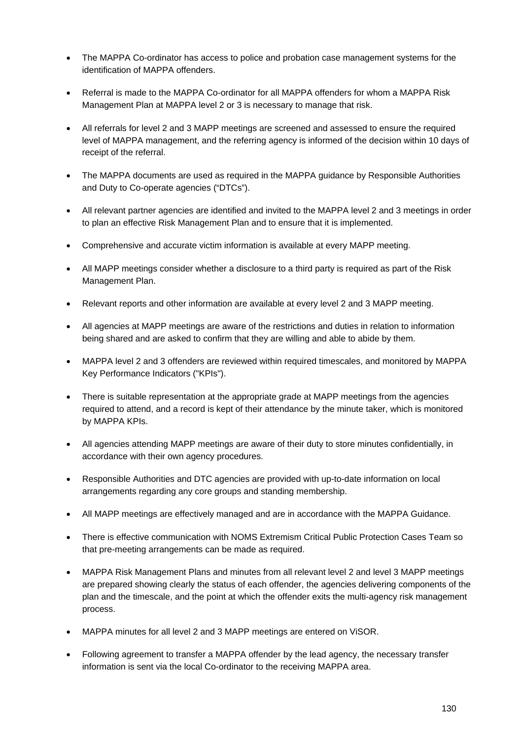- The MAPPA Co-ordinator has access to police and probation case management systems for the identification of MAPPA offenders.

- Referral is made to the MAPPA Co-ordinator for all MAPPA offenders for whom a MAPPA Risk Management Plan at MAPPA level 2 or 3 is necessary to manage that risk.

- All referrals for level 2 and 3 MAPP meetings are screened and assessed to ensure the required level of MAPPA management, and the referring agency is informed of the decision within 10 days of receipt of the referral.

- The MAPPA documents are used as required in the MAPPA guidance by Responsible Authorities and Duty to Co-operate agencies ("DTCs").

- All relevant partner agencies are identified and invited to the MAPPA level 2 and 3 meetings in order to plan an effective Risk Management Plan and to ensure that it is implemented.

- Comprehensive and accurate victim information is available at every MAPP meeting.

- All MAPP meetings consider whether a disclosure to a third party is required as part of the Risk Management Plan.

- Relevant reports and other information are available at every level 2 and 3 MAPP meeting.

- All agencies at MAPP meetings are aware of the restrictions and duties in relation to information being shared and are asked to confirm that they are willing and able to abide by them.

- MAPPA level 2 and 3 offenders are reviewed within required timescales, and monitored by MAPPA Key Performance Indicators ("KPIs").

- There is suitable representation at the appropriate grade at MAPP meetings from the agencies required to attend, and a record is kept of their attendance by the minute taker, which is monitored by MAPPA KPIs.

- All agencies attending MAPP meetings are aware of their duty to store minutes confidentially, in accordance with their own agency procedures.

- Responsible Authorities and DTC agencies are provided with up-to-date information on local arrangements regarding any core groups and standing membership.

- All MAPP meetings are effectively managed and are in accordance with the MAPPA Guidance.

- There is effective communication with NOMS Extremism Critical Public Protection Cases Team so that pre-meeting arrangements can be made as required.

- MAPPA Risk Management Plans and minutes from all relevant level 2 and level 3 MAPP meetings are prepared showing clearly the status of each offender, the agencies delivering components of the plan and the timescale, and the point at which the offender exits the multi-agency risk management process.

- MAPPA minutes for all level 2 and 3 MAPP meetings are entered on ViSOR.

- Following agreement to transfer a MAPPA offender by the lead agency, the necessary transfer information is sent via the local Co-ordinator to the receiving MAPPA area.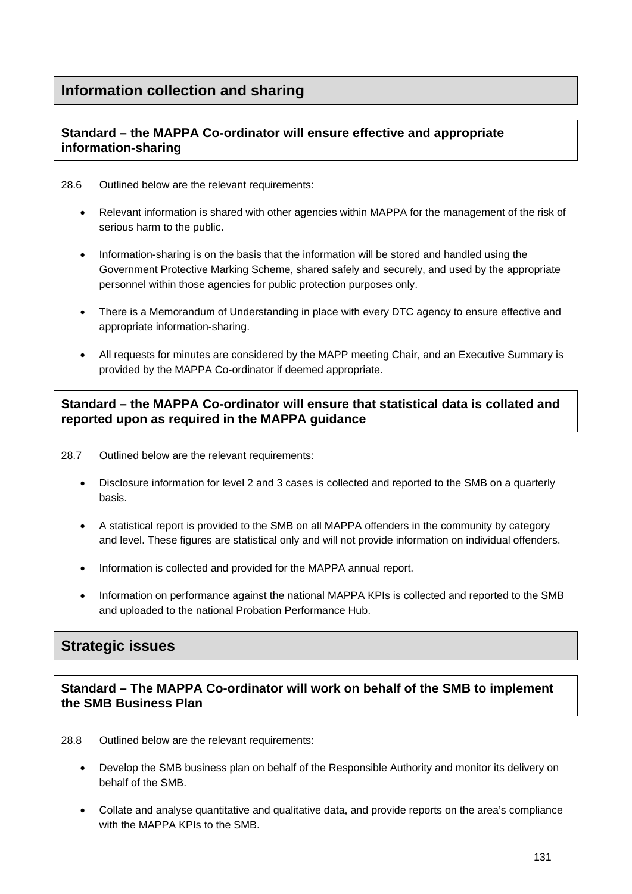## Information collection and sharing

### Standard – the MAPPA Co-ordinator will ensure effective and appropriate information-sharing

28.6 Outlined below are the relevant requirements:

- Relevant information is shared with other agencies within MAPPA for the management of the risk of serious harm to the public.
- Information-sharing is on the basis that the information will be stored and handled using the Government Protective Marking Scheme, shared safely and securely, and used by the appropriate personnel within those agencies for public protection purposes only.
- There is a Memorandum of Understanding in place with every DTC agency to ensure effective and appropriate information-sharing.
- All requests for minutes are considered by the MAPP meeting Chair, and an Executive Summary is provided by the MAPPA Co-ordinator if deemed appropriate.

### Standard – the MAPPA Co-ordinator will ensure that statistical data is collated and reported upon as required in the MAPPA guidance

28.7 Outlined below are the relevant requirements:

- Disclosure information for level 2 and 3 cases is collected and reported to the SMB on a quarterly basis.
- A statistical report is provided to the SMB on all MAPPA offenders in the community by category and level. These figures are statistical only and will not provide information on individual offenders.
- Information is collected and provided for the MAPPA annual report.
- Information on performance against the national MAPPA KPIs is collected and reported to the SMB and uploaded to the national Probation Performance Hub.

## Strategic issues

### Standard – The MAPPA Co-ordinator will work on behalf of the SMB to implement the SMB Business Plan

28.8 Outlined below are the relevant requirements:

- Develop the SMB business plan on behalf of the Responsible Authority and monitor its delivery on behalf of the SMB.
- Collate and analyse quantitative and qualitative data, and provide reports on the area's compliance with the MAPPA KPIs to the SMB.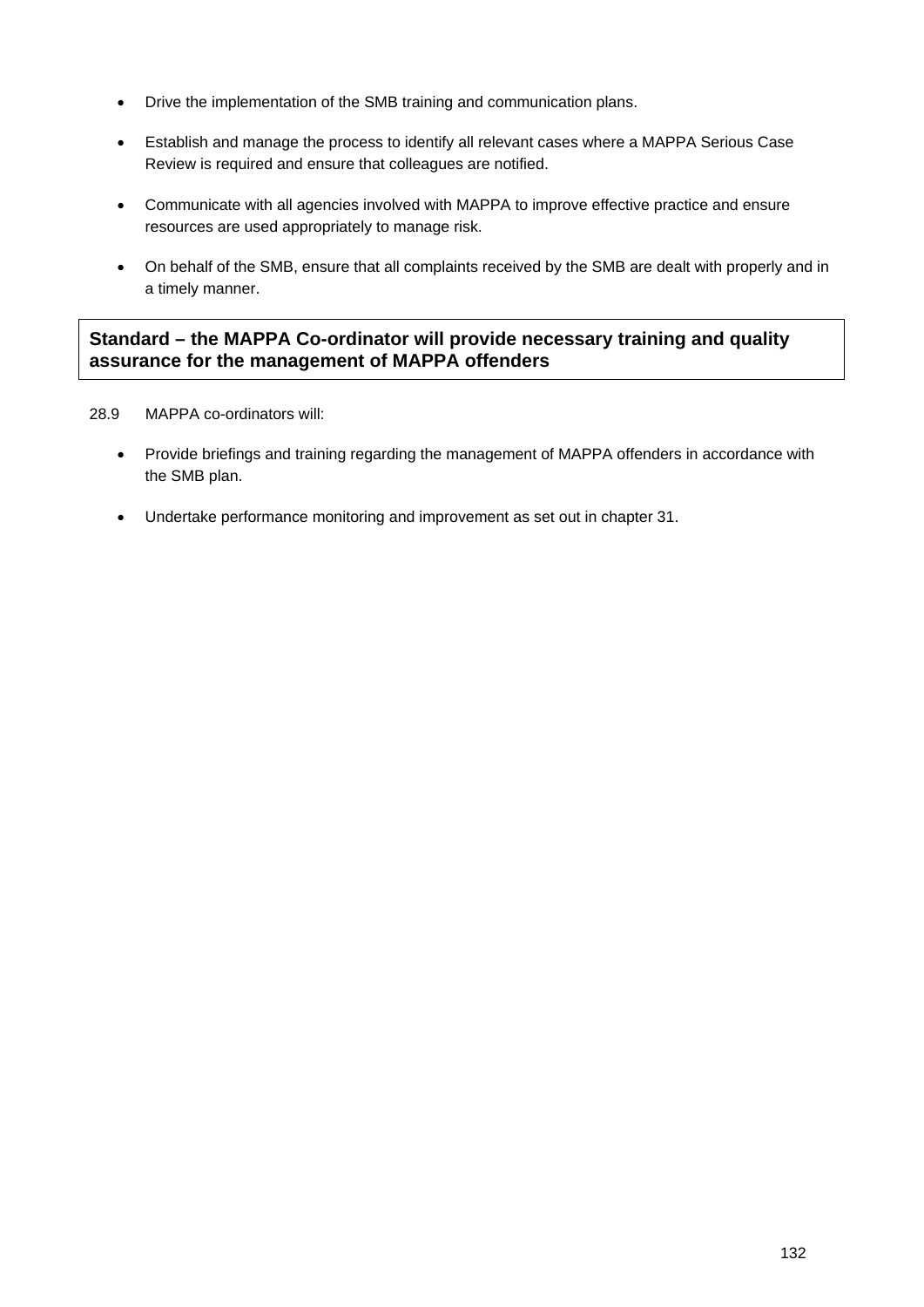- Drive the implementation of the SMB training and communication plans.

- Establish and manage the process to identify all relevant cases where a MAPPA Serious Case Review is required and ensure that colleagues are notified.

- Communicate with all agencies involved with MAPPA to improve effective practice and ensure resources are used appropriately to manage risk.

- On behalf of the SMB, ensure that all complaints received by the SMB are dealt with properly and in a timely manner.

**Standard – the MAPPA Co-ordinator will provide necessary training and quality assurance for the management of MAPPA offenders**

28.9 MAPPA co-ordinators will:

- Provide briefings and training regarding the management of MAPPA offenders in accordance with the SMB plan.

- Undertake performance monitoring and improvement as set out in chapter 31.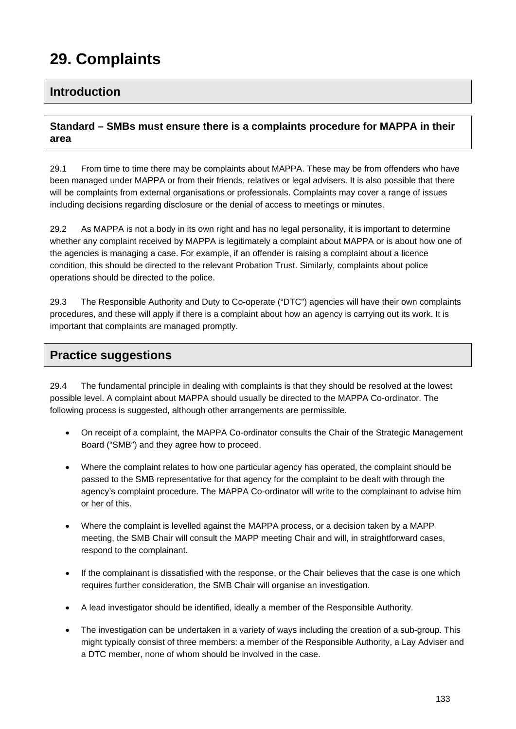# 29. Complaints

## Introduction

**Standard – SMBs must ensure there is a complaints procedure for MAPPA in their area**

29.1 From time to time there may be complaints about MAPPA. These may be from offenders who have been managed under MAPPA or from their friends, relatives or legal advisers. It is also possible that there will be complaints from external organisations or professionals. Complaints may cover a range of issues including decisions regarding disclosure or the denial of access to meetings or minutes.

29.2 As MAPPA is not a body in its own right and has no legal personality, it is important to determine whether any complaint received by MAPPA is legitimately a complaint about MAPPA or is about how one of the agencies is managing a case. For example, if an offender is raising a complaint about a licence condition, this should be directed to the relevant Probation Trust. Similarly, complaints about police operations should be directed to the police.

29.3 The Responsible Authority and Duty to Co-operate ("DTC") agencies will have their own complaints procedures, and these will apply if there is a complaint about how an agency is carrying out its work. It is important that complaints are managed promptly.

## Practice suggestions

29.4 The fundamental principle in dealing with complaints is that they should be resolved at the lowest possible level. A complaint about MAPPA should usually be directed to the MAPPA Co-ordinator. The following process is suggested, although other arrangements are permissible.

- On receipt of a complaint, the MAPPA Co-ordinator consults the Chair of the Strategic Management Board ("SMB") and they agree how to proceed.
- Where the complaint relates to how one particular agency has operated, the complaint should be passed to the SMB representative for that agency for the complaint to be dealt with through the agency's complaint procedure. The MAPPA Co-ordinator will write to the complainant to advise him or her of this.
- Where the complaint is levelled against the MAPPA process, or a decision taken by a MAPP meeting, the SMB Chair will consult the MAPP meeting Chair and will, in straightforward cases, respond to the complainant.
- If the complainant is dissatisfied with the response, or the Chair believes that the case is one which requires further consideration, the SMB Chair will organise an investigation.
- A lead investigator should be identified, ideally a member of the Responsible Authority.
- The investigation can be undertaken in a variety of ways including the creation of a sub-group. This might typically consist of three members: a member of the Responsible Authority, a Lay Adviser and a DTC member, none of whom should be involved in the case.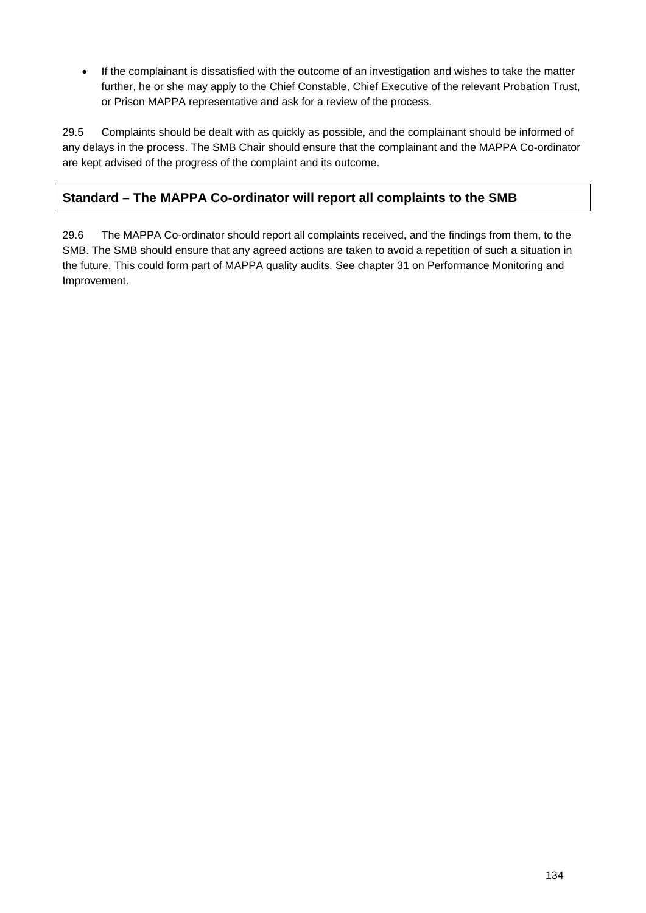- If the complainant is dissatisfied with the outcome of an investigation and wishes to take the matter further, he or she may apply to the Chief Constable, Chief Executive of the relevant Probation Trust, or Prison MAPPA representative and ask for a review of the process.

29.5 Complaints should be dealt with as quickly as possible, and the complainant should be informed of any delays in the process. The SMB Chair should ensure that the complainant and the MAPPA Co-ordinator are kept advised of the progress of the complaint and its outcome.

**Standard – The MAPPA Co-ordinator will report all complaints to the SMB**

29.6 The MAPPA Co-ordinator should report all complaints received, and the findings from them, to the SMB. The SMB should ensure that any agreed actions are taken to avoid a repetition of such a situation in the future. This could form part of MAPPA quality audits. See chapter 31 on Performance Monitoring and Improvement.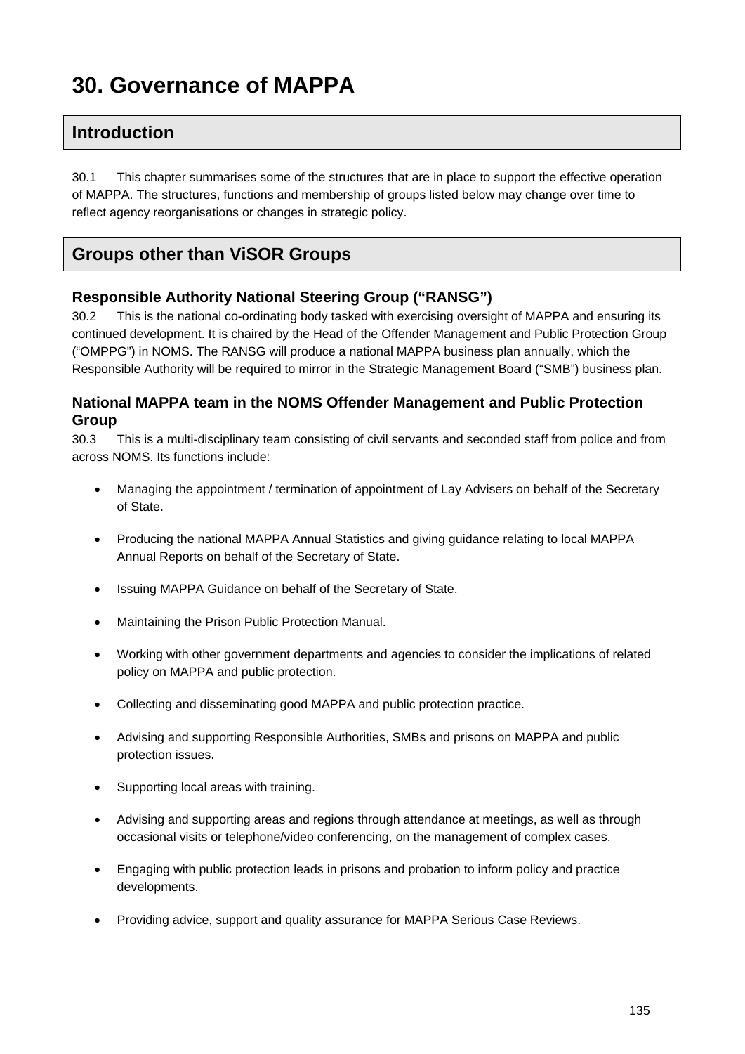# 30. Governance of MAPPA

## Introduction

30.1 This chapter summarises some of the structures that are in place to support the effective operation of MAPPA. The structures, functions and membership of groups listed below may change over time to reflect agency reorganisations or changes in strategic policy.

## Groups other than ViSOR Groups

### Responsible Authority National Steering Group ("RANSG")

30.2 This is the national co-ordinating body tasked with exercising oversight of MAPPA and ensuring its continued development. It is chaired by the Head of the Offender Management and Public Protection Group ("OMPPG") in NOMS. The RANSG will produce a national MAPPA business plan annually, which the Responsible Authority will be required to mirror in the Strategic Management Board ("SMB") business plan.

### National MAPPA team in the NOMS Offender Management and Public Protection Group

30.3 This is a multi-disciplinary team consisting of civil servants and seconded staff from police and from across NOMS. Its functions include:

- Managing the appointment / termination of appointment of Lay Advisers on behalf of the Secretary of State.
- Producing the national MAPPA Annual Statistics and giving guidance relating to local MAPPA Annual Reports on behalf of the Secretary of State.
- Issuing MAPPA Guidance on behalf of the Secretary of State.
- Maintaining the Prison Public Protection Manual.
- Working with other government departments and agencies to consider the implications of related policy on MAPPA and public protection.
- Collecting and disseminating good MAPPA and public protection practice.
- Advising and supporting Responsible Authorities, SMBs and prisons on MAPPA and public protection issues.
- Supporting local areas with training.
- Advising and supporting areas and regions through attendance at meetings, as well as through occasional visits or telephone/video conferencing, on the management of complex cases.
- Engaging with public protection leads in prisons and probation to inform policy and practice developments.
- Providing advice, support and quality assurance for MAPPA Serious Case Reviews.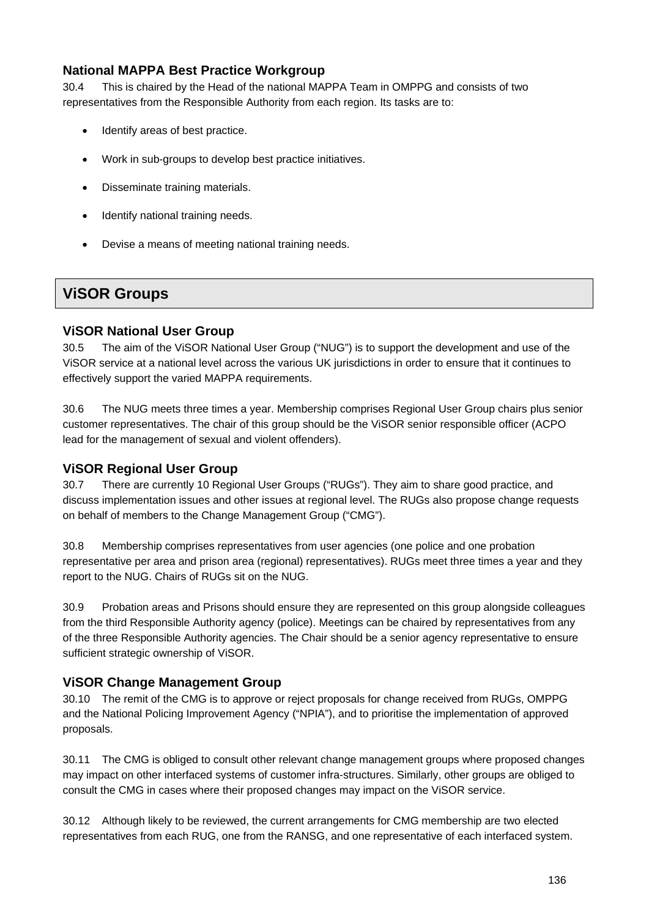### National MAPPA Best Practice Workgroup

30.4 This is chaired by the Head of the national MAPPA Team in OMPPG and consists of two representatives from the Responsible Authority from each region. Its tasks are to:

- Identify areas of best practice.
- Work in sub-groups to develop best practice initiatives.
- Disseminate training materials.
- Identify national training needs.
- Devise a means of meeting national training needs.

## ViSOR Groups

### ViSOR National User Group

30.5 The aim of the ViSOR National User Group ("NUG") is to support the development and use of the ViSOR service at a national level across the various UK jurisdictions in order to ensure that it continues to effectively support the varied MAPPA requirements.

30.6 The NUG meets three times a year. Membership comprises Regional User Group chairs plus senior customer representatives. The chair of this group should be the ViSOR senior responsible officer (ACPO lead for the management of sexual and violent offenders).

### ViSOR Regional User Group

30.7 There are currently 10 Regional User Groups ("RUGs"). They aim to share good practice, and discuss implementation issues and other issues at regional level. The RUGs also propose change requests on behalf of members to the Change Management Group ("CMG").

30.8 Membership comprises representatives from user agencies (one police and one probation representative per area and prison area (regional) representatives). RUGs meet three times a year and they report to the NUG. Chairs of RUGs sit on the NUG.

30.9 Probation areas and Prisons should ensure they are represented on this group alongside colleagues from the third Responsible Authority agency (police). Meetings can be chaired by representatives from any of the three Responsible Authority agencies. The Chair should be a senior agency representative to ensure sufficient strategic ownership of ViSOR.

### ViSOR Change Management Group

30.10 The remit of the CMG is to approve or reject proposals for change received from RUGs, OMPPG and the National Policing Improvement Agency ("NPIA"), and to prioritise the implementation of approved proposals.

30.11 The CMG is obliged to consult other relevant change management groups where proposed changes may impact on other interfaced systems of customer infra-structures. Similarly, other groups are obliged to consult the CMG in cases where their proposed changes may impact on the ViSOR service.

30.12 Although likely to be reviewed, the current arrangements for CMG membership are two elected representatives from each RUG, one from the RANSG, and one representative of each interfaced system.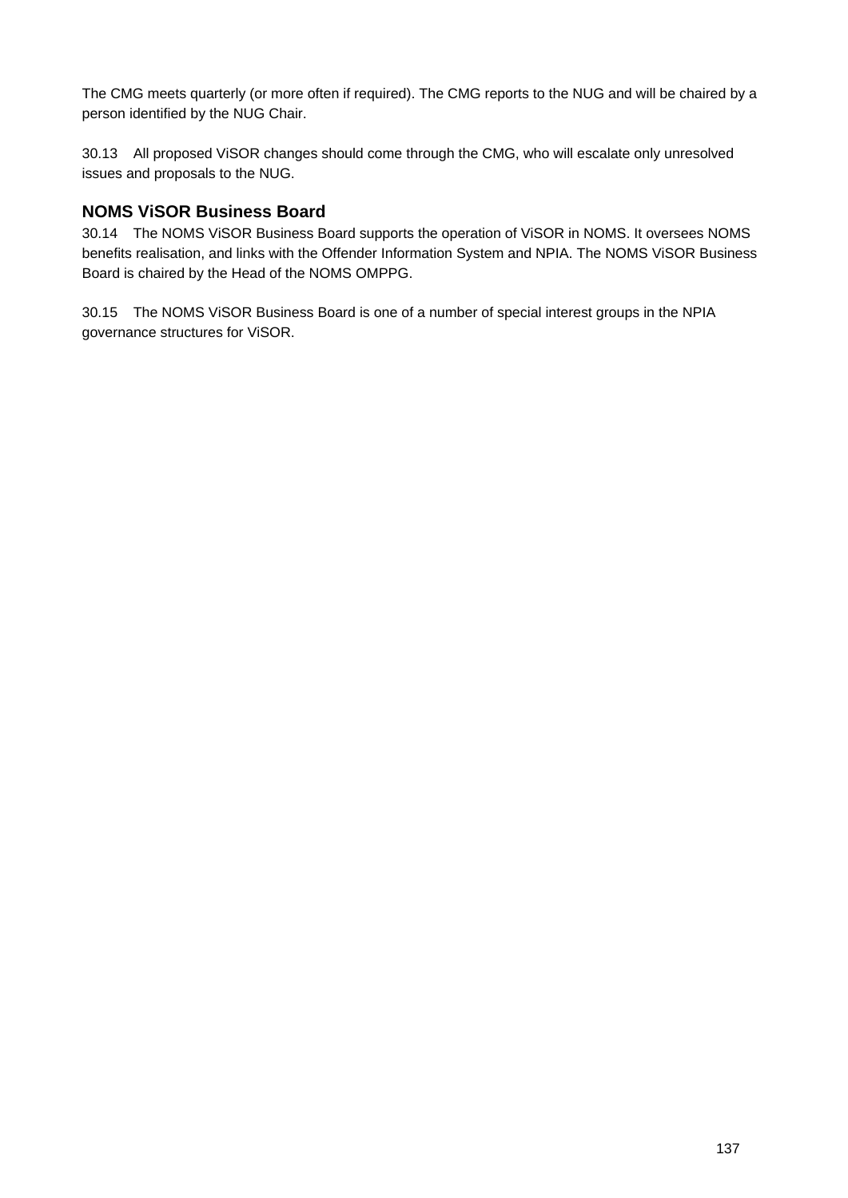The CMG meets quarterly (or more often if required). The CMG reports to the NUG and will be chaired by a person identified by the NUG Chair.

30.13 All proposed ViSOR changes should come through the CMG, who will escalate only unresolved issues and proposals to the NUG.

### NOMS ViSOR Business Board

30.14 The NOMS ViSOR Business Board supports the operation of ViSOR in NOMS. It oversees NOMS benefits realisation, and links with the Offender Information System and NPIA. The NOMS ViSOR Business Board is chaired by the Head of the NOMS OMPPG.

30.15 The NOMS ViSOR Business Board is one of a number of special interest groups in the NPIA governance structures for ViSOR.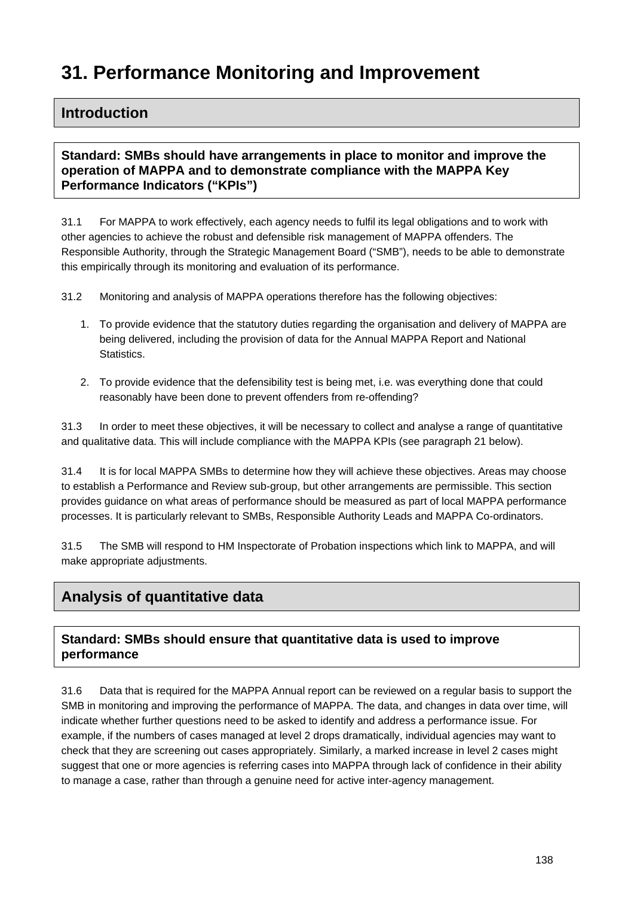# 31. Performance Monitoring and Improvement

## Introduction

**Standard: SMBs should have arrangements in place to monitor and improve the operation of MAPPA and to demonstrate compliance with the MAPPA Key Performance Indicators ("KPIs")**

31.1 For MAPPA to work effectively, each agency needs to fulfil its legal obligations and to work with other agencies to achieve the robust and defensible risk management of MAPPA offenders. The Responsible Authority, through the Strategic Management Board ("SMB"), needs to be able to demonstrate this empirically through its monitoring and evaluation of its performance.

31.2 Monitoring and analysis of MAPPA operations therefore has the following objectives:

1. To provide evidence that the statutory duties regarding the organisation and delivery of MAPPA are being delivered, including the provision of data for the Annual MAPPA Report and National Statistics.
2. To provide evidence that the defensibility test is being met, i.e. was everything done that could reasonably have been done to prevent offenders from re-offending?

31.3 In order to meet these objectives, it will be necessary to collect and analyse a range of quantitative and qualitative data. This will include compliance with the MAPPA KPIs (see paragraph 21 below).

31.4 It is for local MAPPA SMBs to determine how they will achieve these objectives. Areas may choose to establish a Performance and Review sub-group, but other arrangements are permissible. This section provides guidance on what areas of performance should be measured as part of local MAPPA performance processes. It is particularly relevant to SMBs, Responsible Authority Leads and MAPPA Co-ordinators.

31.5 The SMB will respond to HM Inspectorate of Probation inspections which link to MAPPA, and will make appropriate adjustments.

## Analysis of quantitative data

**Standard: SMBs should ensure that quantitative data is used to improve performance**

31.6 Data that is required for the MAPPA Annual report can be reviewed on a regular basis to support the SMB in monitoring and improving the performance of MAPPA. The data, and changes in data over time, will indicate whether further questions need to be asked to identify and address a performance issue. For example, if the numbers of cases managed at level 2 drops dramatically, individual agencies may want to check that they are screening out cases appropriately. Similarly, a marked increase in level 2 cases might suggest that one or more agencies is referring cases into MAPPA through lack of confidence in their ability to manage a case, rather than through a genuine need for active inter-agency management.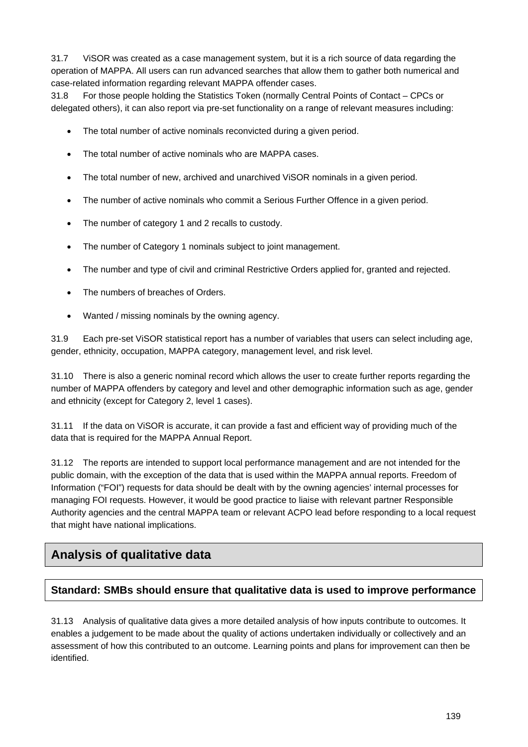31.7 ViSOR was created as a case management system, but it is a rich source of data regarding the operation of MAPPA. All users can run advanced searches that allow them to gather both numerical and case-related information regarding relevant MAPPA offender cases.

31.8 For those people holding the Statistics Token (normally Central Points of Contact – CPCs or delegated others), it can also report via pre-set functionality on a range of relevant measures including:

- The total number of active nominals reconvicted during a given period.
- The total number of active nominals who are MAPPA cases.
- The total number of new, archived and unarchived ViSOR nominals in a given period.
- The number of active nominals who commit a Serious Further Offence in a given period.
- The number of category 1 and 2 recalls to custody.
- The number of Category 1 nominals subject to joint management.
- The number and type of civil and criminal Restrictive Orders applied for, granted and rejected.
- The numbers of breaches of Orders.
- Wanted / missing nominals by the owning agency.

31.9 Each pre-set ViSOR statistical report has a number of variables that users can select including age, gender, ethnicity, occupation, MAPPA category, management level, and risk level.

31.10 There is also a generic nominal record which allows the user to create further reports regarding the number of MAPPA offenders by category and level and other demographic information such as age, gender and ethnicity (except for Category 2, level 1 cases).

31.11 If the data on ViSOR is accurate, it can provide a fast and efficient way of providing much of the data that is required for the MAPPA Annual Report.

31.12 The reports are intended to support local performance management and are not intended for the public domain, with the exception of the data that is used within the MAPPA annual reports. Freedom of Information ("FOI") requests for data should be dealt with by the owning agencies' internal processes for managing FOI requests. However, it would be good practice to liaise with relevant partner Responsible Authority agencies and the central MAPPA team or relevant ACPO lead before responding to a local request that might have national implications.

## Analysis of qualitative data

### Standard: SMBs should ensure that qualitative data is used to improve performance

31.13 Analysis of qualitative data gives a more detailed analysis of how inputs contribute to outcomes. It enables a judgement to be made about the quality of actions undertaken individually or collectively and an assessment of how this contributed to an outcome. Learning points and plans for improvement can then be identified.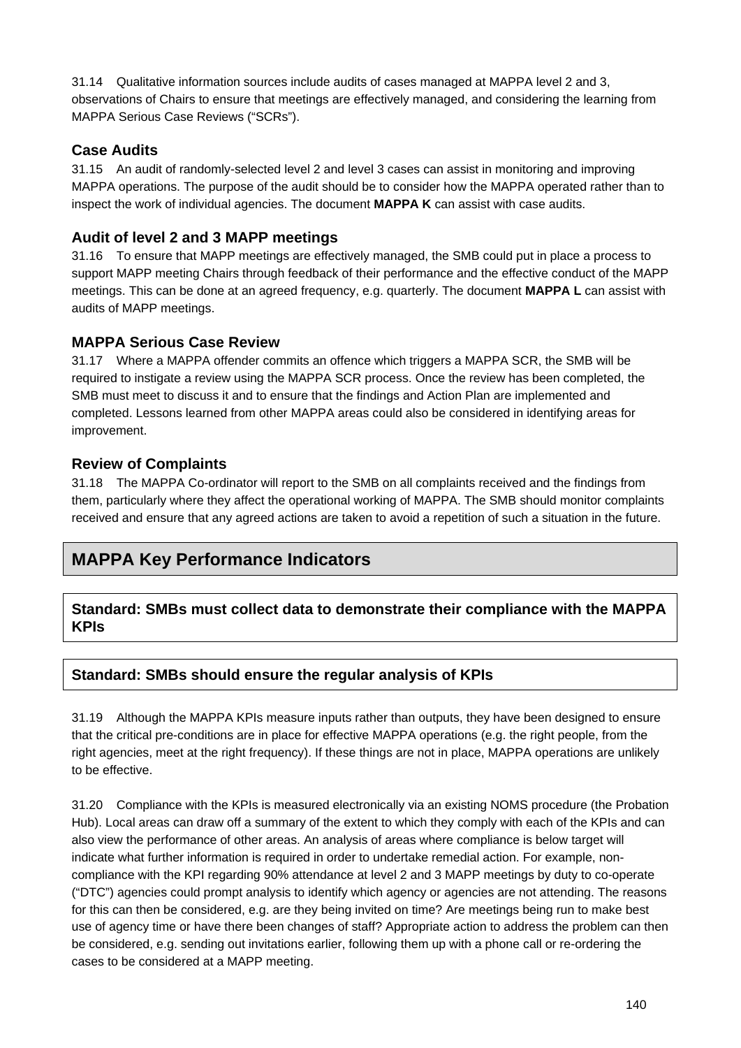31.14 Qualitative information sources include audits of cases managed at MAPPA level 2 and 3, observations of Chairs to ensure that meetings are effectively managed, and considering the learning from MAPPA Serious Case Reviews ("SCRs").

### Case Audits

31.15 An audit of randomly-selected level 2 and level 3 cases can assist in monitoring and improving MAPPA operations. The purpose of the audit should be to consider how the MAPPA operated rather than to inspect the work of individual agencies. The document **MAPPA K** can assist with case audits.

### Audit of level 2 and 3 MAPP meetings

31.16 To ensure that MAPP meetings are effectively managed, the SMB could put in place a process to support MAPP meeting Chairs through feedback of their performance and the effective conduct of the MAPP meetings. This can be done at an agreed frequency, e.g. quarterly. The document **MAPPA L** can assist with audits of MAPP meetings.

### MAPPA Serious Case Review

31.17 Where a MAPPA offender commits an offence which triggers a MAPPA SCR, the SMB will be required to instigate a review using the MAPPA SCR process. Once the review has been completed, the SMB must meet to discuss it and to ensure that the findings and Action Plan are implemented and completed. Lessons learned from other MAPPA areas could also be considered in identifying areas for improvement.

### Review of Complaints

31.18 The MAPPA Co-ordinator will report to the SMB on all complaints received and the findings from them, particularly where they affect the operational working of MAPPA. The SMB should monitor complaints received and ensure that any agreed actions are taken to avoid a repetition of such a situation in the future.

## MAPPA Key Performance Indicators

**Standard: SMBs must collect data to demonstrate their compliance with the MAPPA KPIs**

**Standard: SMBs should ensure the regular analysis of KPIs**

31.19 Although the MAPPA KPIs measure inputs rather than outputs, they have been designed to ensure that the critical pre-conditions are in place for effective MAPPA operations (e.g. the right people, from the right agencies, meet at the right frequency). If these things are not in place, MAPPA operations are unlikely to be effective.

31.20 Compliance with the KPIs is measured electronically via an existing NOMS procedure (the Probation Hub). Local areas can draw off a summary of the extent to which they comply with each of the KPIs and can also view the performance of other areas. An analysis of areas where compliance is below target will indicate what further information is required in order to undertake remedial action. For example, non-compliance with the KPI regarding 90% attendance at level 2 and 3 MAPP meetings by duty to co-operate ("DTC") agencies could prompt analysis to identify which agency or agencies are not attending. The reasons for this can then be considered, e.g. are they being invited on time? Are meetings being run to make best use of agency time or have there been changes of staff? Appropriate action to address the problem can then be considered, e.g. sending out invitations earlier, following them up with a phone call or re-ordering the cases to be considered at a MAPP meeting.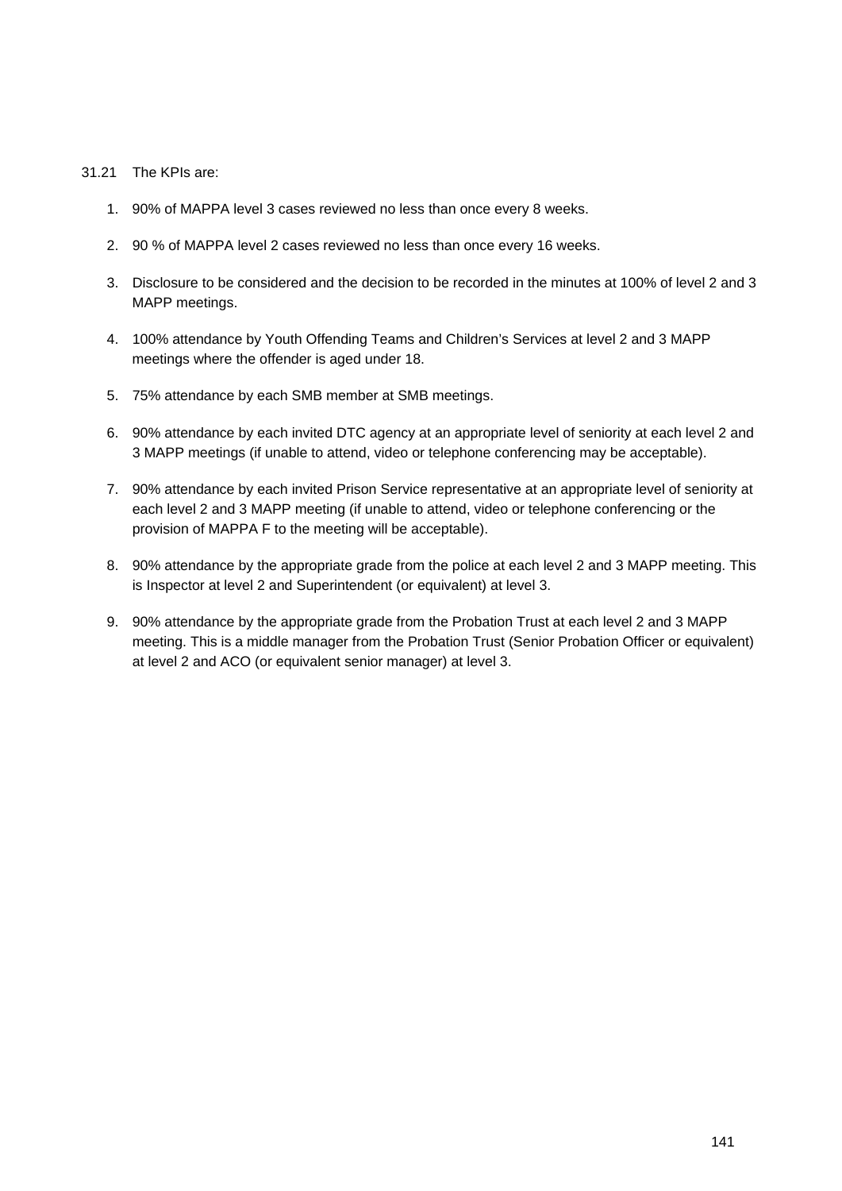31.21 The KPIs are:

1. 90% of MAPPA level 3 cases reviewed no less than once every 8 weeks.
2. 90 % of MAPPA level 2 cases reviewed no less than once every 16 weeks.
3. Disclosure to be considered and the decision to be recorded in the minutes at 100% of level 2 and 3 MAPP meetings.
4. 100% attendance by Youth Offending Teams and Children's Services at level 2 and 3 MAPP meetings where the offender is aged under 18.
5. 75% attendance by each SMB member at SMB meetings.
6. 90% attendance by each invited DTC agency at an appropriate level of seniority at each level 2 and 3 MAPP meetings (if unable to attend, video or telephone conferencing may be acceptable).
7. 90% attendance by each invited Prison Service representative at an appropriate level of seniority at each level 2 and 3 MAPP meeting (if unable to attend, video or telephone conferencing or the provision of MAPPA F to the meeting will be acceptable).
8. 90% attendance by the appropriate grade from the police at each level 2 and 3 MAPP meeting. This is Inspector at level 2 and Superintendent (or equivalent) at level 3.
9. 90% attendance by the appropriate grade from the Probation Trust at each level 2 and 3 MAPP meeting. This is a middle manager from the Probation Trust (Senior Probation Officer or equivalent) at level 2 and ACO (or equivalent senior manager) at level 3.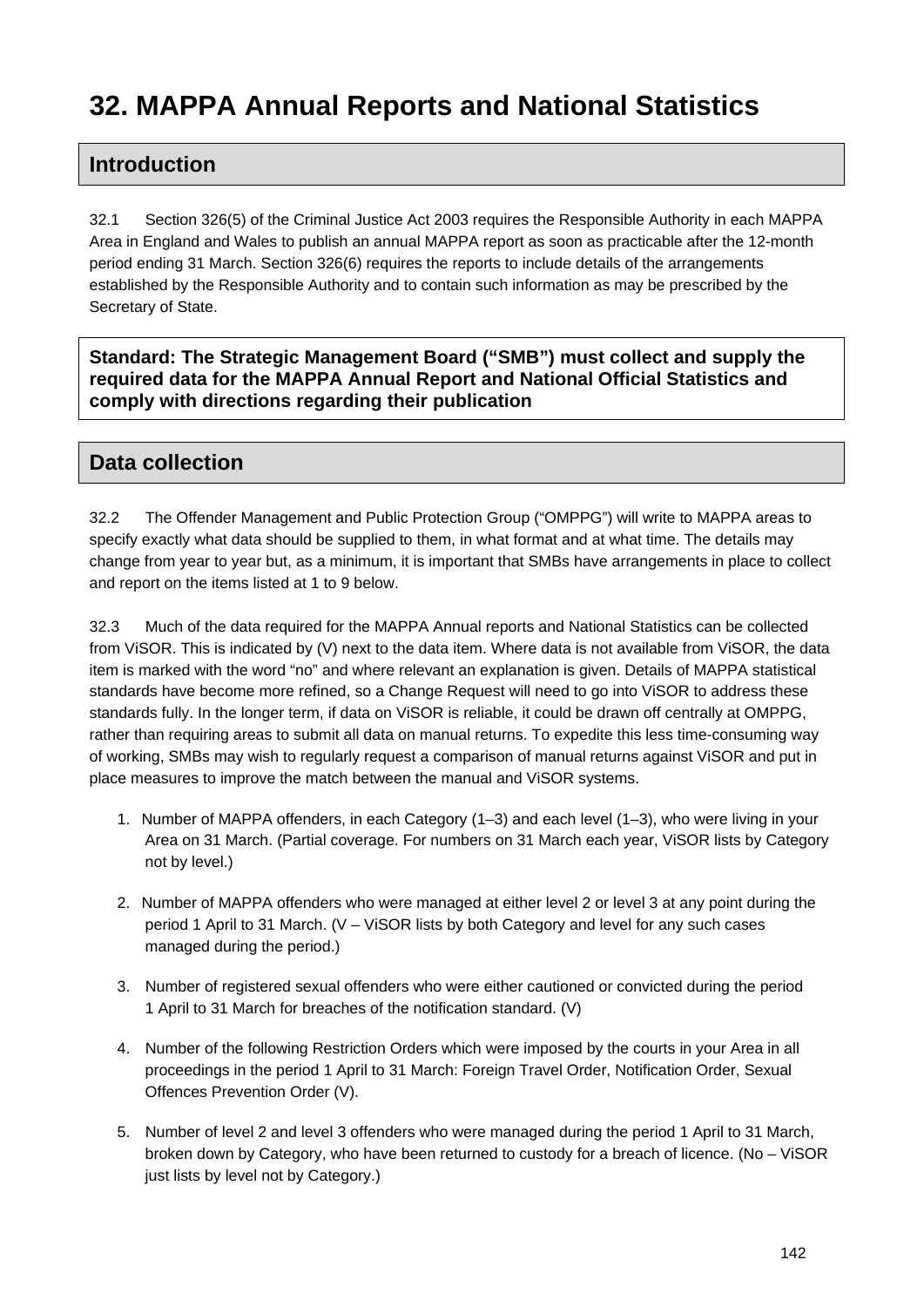# 32. MAPPA Annual Reports and National Statistics

## Introduction

32.1 Section 326(5) of the Criminal Justice Act 2003 requires the Responsible Authority in each MAPPA Area in England and Wales to publish an annual MAPPA report as soon as practicable after the 12-month period ending 31 March. Section 326(6) requires the reports to include details of the arrangements established by the Responsible Authority and to contain such information as may be prescribed by the Secretary of State.

**Standard: The Strategic Management Board ("SMB") must collect and supply the required data for the MAPPA Annual Report and National Official Statistics and comply with directions regarding their publication**

## Data collection

32.2 The Offender Management and Public Protection Group ("OMPPG") will write to MAPPA areas to specify exactly what data should be supplied to them, in what format and at what time. The details may change from year to year but, as a minimum, it is important that SMBs have arrangements in place to collect and report on the items listed at 1 to 9 below.

32.3 Much of the data required for the MAPPA Annual reports and National Statistics can be collected from ViSOR. This is indicated by (V) next to the data item. Where data is not available from ViSOR, the data item is marked with the word "no" and where relevant an explanation is given. Details of MAPPA statistical standards have become more refined, so a Change Request will need to go into ViSOR to address these standards fully. In the longer term, if data on ViSOR is reliable, it could be drawn off centrally at OMPPG, rather than requiring areas to submit all data on manual returns. To expedite this less time-consuming way of working, SMBs may wish to regularly request a comparison of manual returns against ViSOR and put in place measures to improve the match between the manual and ViSOR systems.

1. Number of MAPPA offenders, in each Category (1–3) and each level (1–3), who were living in your Area on 31 March. (Partial coverage. For numbers on 31 March each year, ViSOR lists by Category not by level.)

2. Number of MAPPA offenders who were managed at either level 2 or level 3 at any point during the period 1 April to 31 March. (V – ViSOR lists by both Category and level for any such cases managed during the period.)

3. Number of registered sexual offenders who were either cautioned or convicted during the period 1 April to 31 March for breaches of the notification standard. (V)

4. Number of the following Restriction Orders which were imposed by the courts in your Area in all proceedings in the period 1 April to 31 March: Foreign Travel Order, Notification Order, Sexual Offences Prevention Order (V).

5. Number of level 2 and level 3 offenders who were managed during the period 1 April to 31 March, broken down by Category, who have been returned to custody for a breach of licence. (No – ViSOR just lists by level not by Category.)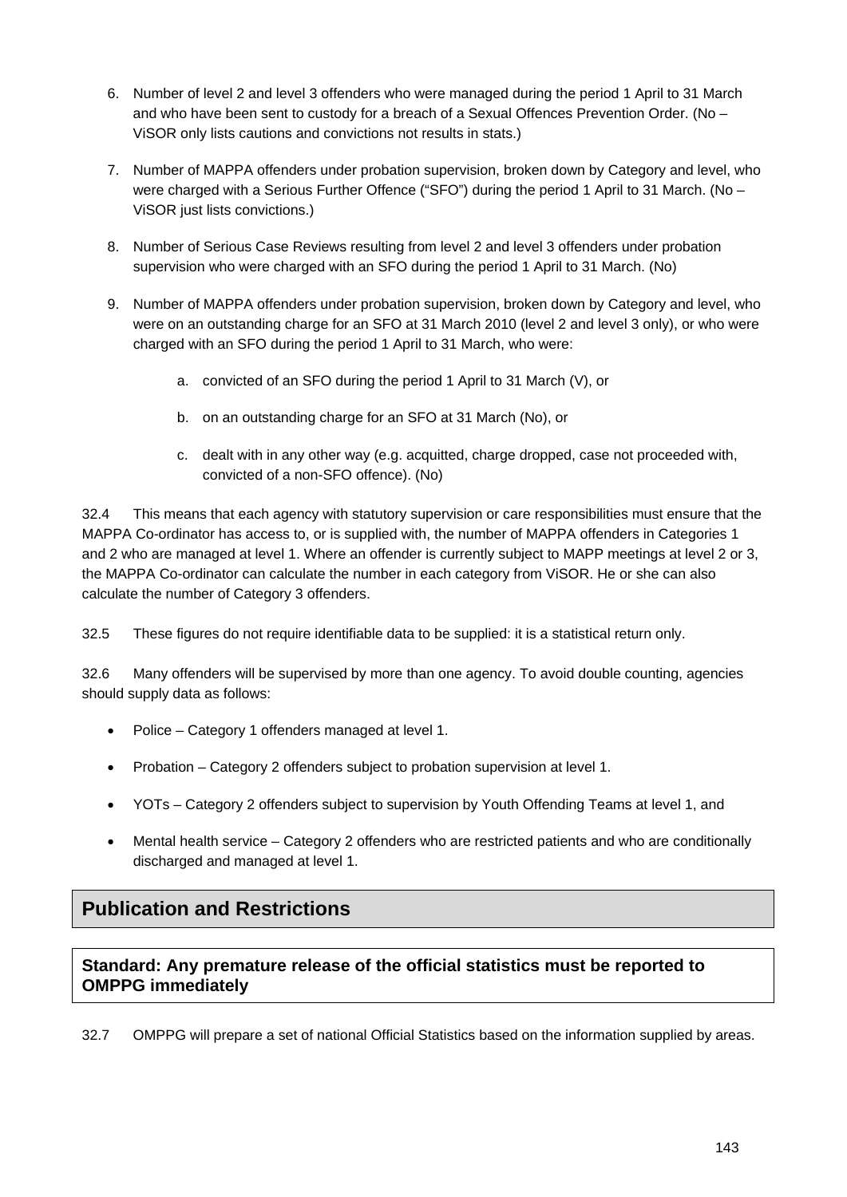6. Number of level 2 and level 3 offenders who were managed during the period 1 April to 31 March and who have been sent to custody for a breach of a Sexual Offences Prevention Order. (No – ViSOR only lists cautions and convictions not results in stats.)

7. Number of MAPPA offenders under probation supervision, broken down by Category and level, who were charged with a Serious Further Offence ("SFO") during the period 1 April to 31 March. (No – ViSOR just lists convictions.)

8. Number of Serious Case Reviews resulting from level 2 and level 3 offenders under probation supervision who were charged with an SFO during the period 1 April to 31 March. (No)

9. Number of MAPPA offenders under probation supervision, broken down by Category and level, who were on an outstanding charge for an SFO at 31 March 2010 (level 2 and level 3 only), or who were charged with an SFO during the period 1 April to 31 March, who were:

    a. convicted of an SFO during the period 1 April to 31 March (V), or

    b. on an outstanding charge for an SFO at 31 March (No), or

    c. dealt with in any other way (e.g. acquitted, charge dropped, case not proceeded with, convicted of a non-SFO offence). (No)

32.4 This means that each agency with statutory supervision or care responsibilities must ensure that the MAPPA Co-ordinator has access to, or is supplied with, the number of MAPPA offenders in Categories 1 and 2 who are managed at level 1. Where an offender is currently subject to MAPP meetings at level 2 or 3, the MAPPA Co-ordinator can calculate the number in each category from ViSOR. He or she can also calculate the number of Category 3 offenders.

32.5 These figures do not require identifiable data to be supplied: it is a statistical return only.

32.6 Many offenders will be supervised by more than one agency. To avoid double counting, agencies should supply data as follows:

- Police – Category 1 offenders managed at level 1.
- Probation – Category 2 offenders subject to probation supervision at level 1.
- YOTs – Category 2 offenders subject to supervision by Youth Offending Teams at level 1, and
- Mental health service – Category 2 offenders who are restricted patients and who are conditionally discharged and managed at level 1.

## Publication and Restrictions

**Standard: Any premature release of the official statistics must be reported to OMPPG immediately**

32.7 OMPPG will prepare a set of national Official Statistics based on the information supplied by areas.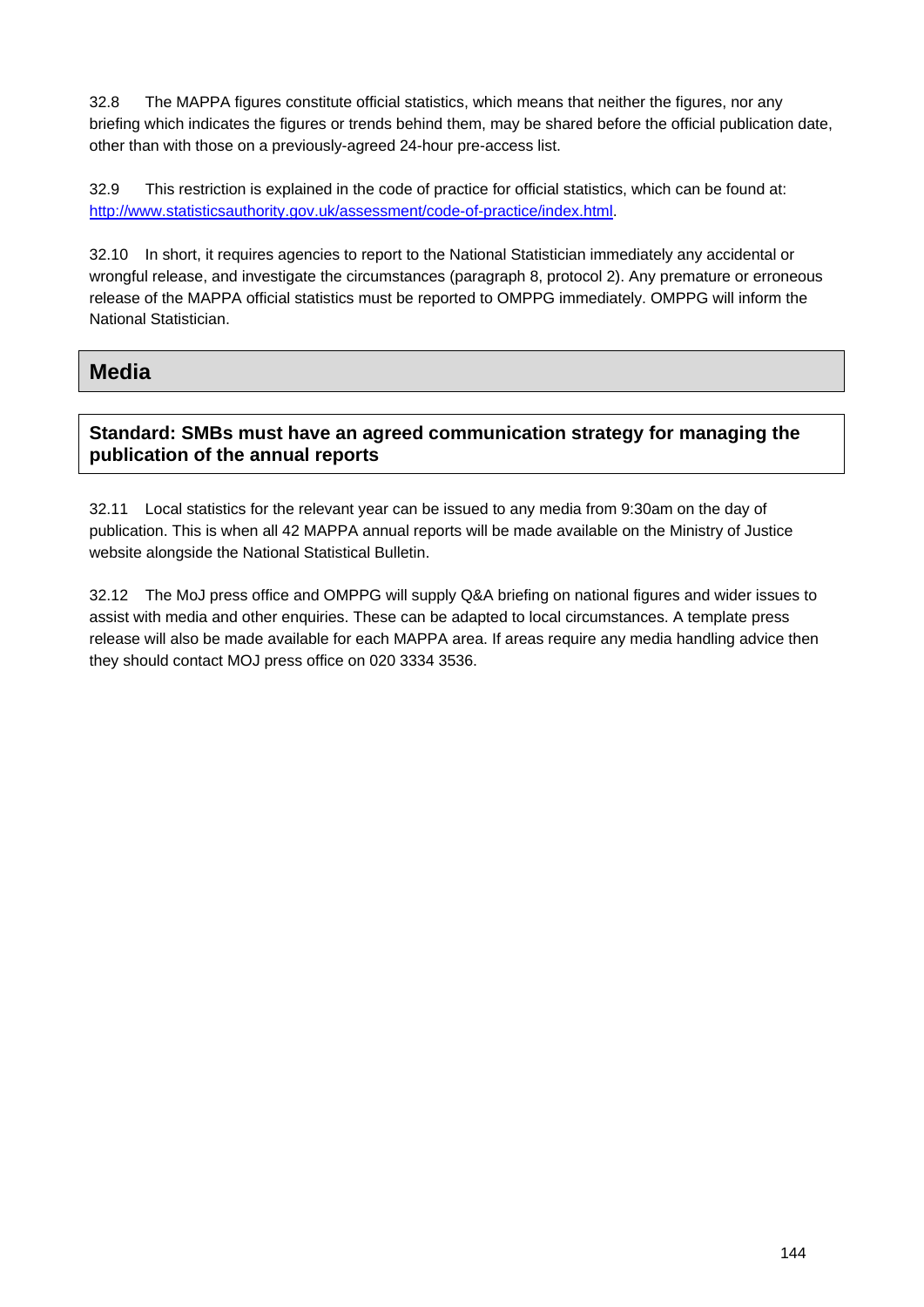32.8 The MAPPA figures constitute official statistics, which means that neither the figures, nor any briefing which indicates the figures or trends behind them, may be shared before the official publication date, other than with those on a previously-agreed 24-hour pre-access list.

32.9 This restriction is explained in the code of practice for official statistics, which can be found at: http://www.statisticsauthority.gov.uk/assessment/code-of-practice/index.html.

32.10 In short, it requires agencies to report to the National Statistician immediately any accidental or wrongful release, and investigate the circumstances (paragraph 8, protocol 2). Any premature or erroneous release of the MAPPA official statistics must be reported to OMPPG immediately. OMPPG will inform the National Statistician.

## Media

**Standard: SMBs must have an agreed communication strategy for managing the publication of the annual reports**

32.11 Local statistics for the relevant year can be issued to any media from 9:30am on the day of publication. This is when all 42 MAPPA annual reports will be made available on the Ministry of Justice website alongside the National Statistical Bulletin.

32.12 The MoJ press office and OMPPG will supply Q&A briefing on national figures and wider issues to assist with media and other enquiries. These can be adapted to local circumstances. A template press release will also be made available for each MAPPA area. If areas require any media handling advice then they should contact MOJ press office on 020 3334 3536.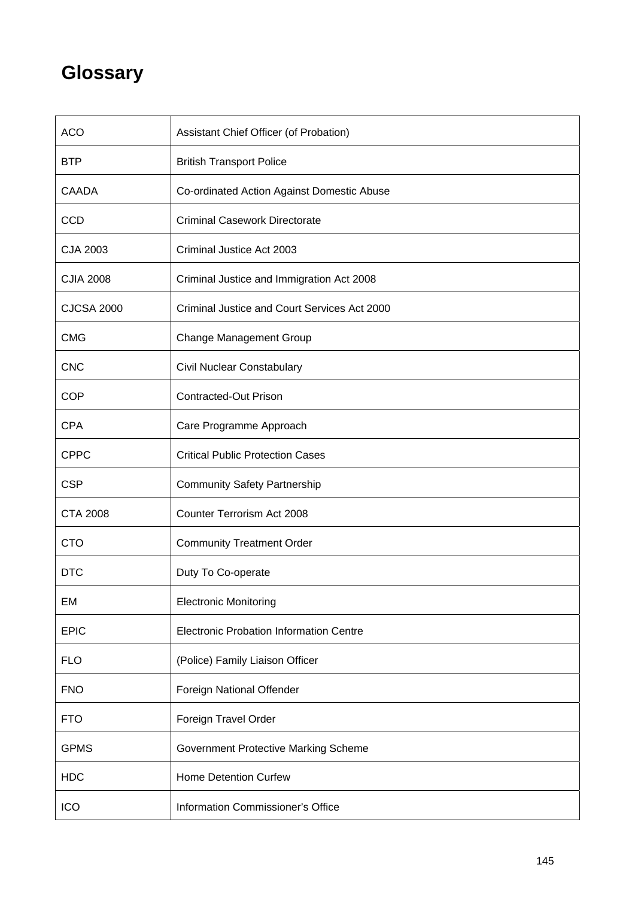# Glossary

| | |
|---|---|
| ACO | Assistant Chief Officer (of Probation) |
| BTP | British Transport Police |
| CAADA | Co-ordinated Action Against Domestic Abuse |
| CCD | Criminal Casework Directorate |
| CJA 2003 | Criminal Justice Act 2003 |
| CJIA 2008 | Criminal Justice and Immigration Act 2008 |
| CJCSA 2000 | Criminal Justice and Court Services Act 2000 |
| CMG | Change Management Group |
| CNC | Civil Nuclear Constabulary |
| COP | Contracted-Out Prison |
| CPA | Care Programme Approach |
| CPPC | Critical Public Protection Cases |
| CSP | Community Safety Partnership |
| CTA 2008 | Counter Terrorism Act 2008 |
| CTO | Community Treatment Order |
| DTC | Duty To Co-operate |
| EM | Electronic Monitoring |
| EPIC | Electronic Probation Information Centre |
| FLO | (Police) Family Liaison Officer |
| FNO | Foreign National Offender |
| FTO | Foreign Travel Order |
| GPMS | Government Protective Marking Scheme |
| HDC | Home Detention Curfew |
| ICO | Information Commissioner's Office |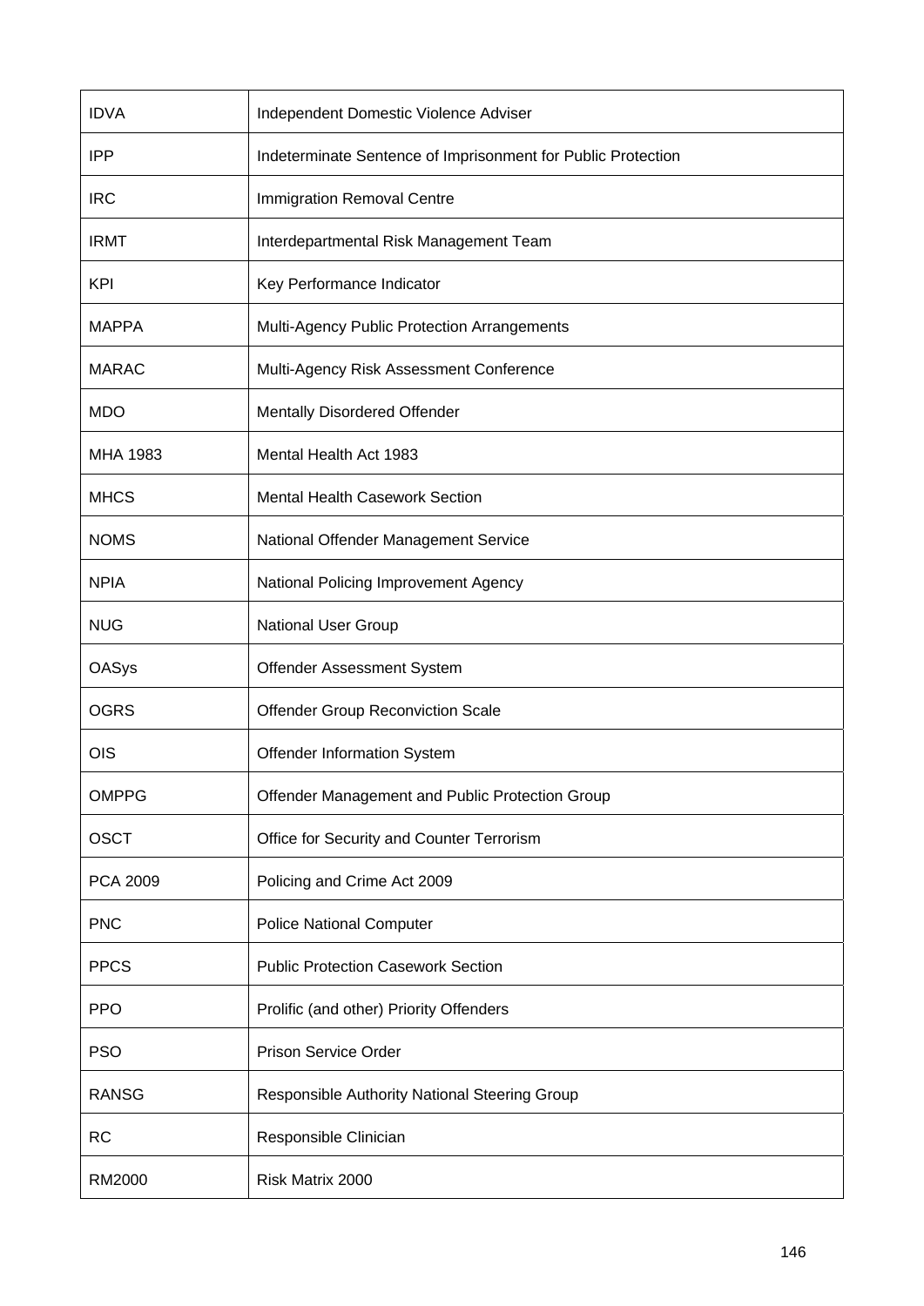| | |
|---|---|
| IDVA | Independent Domestic Violence Adviser |
| IPP | Indeterminate Sentence of Imprisonment for Public Protection |
| IRC | Immigration Removal Centre |
| IRMT | Interdepartmental Risk Management Team |
| KPI | Key Performance Indicator |
| MAPPA | Multi-Agency Public Protection Arrangements |
| MARAC | Multi-Agency Risk Assessment Conference |
| MDO | Mentally Disordered Offender |
| MHA 1983 | Mental Health Act 1983 |
| MHCS | Mental Health Casework Section |
| NOMS | National Offender Management Service |
| NPIA | National Policing Improvement Agency |
| NUG | National User Group |
| OASys | Offender Assessment System |
| OGRS | Offender Group Reconviction Scale |
| OIS | Offender Information System |
| OMPPG | Offender Management and Public Protection Group |
| OSCT | Office for Security and Counter Terrorism |
| PCA 2009 | Policing and Crime Act 2009 |
| PNC | Police National Computer |
| PPCS | Public Protection Casework Section |
| PPO | Prolific (and other) Priority Offenders |
| PSO | Prison Service Order |
| RANSG | Responsible Authority National Steering Group |
| RC | Responsible Clinician |
| RM2000 | Risk Matrix 2000 |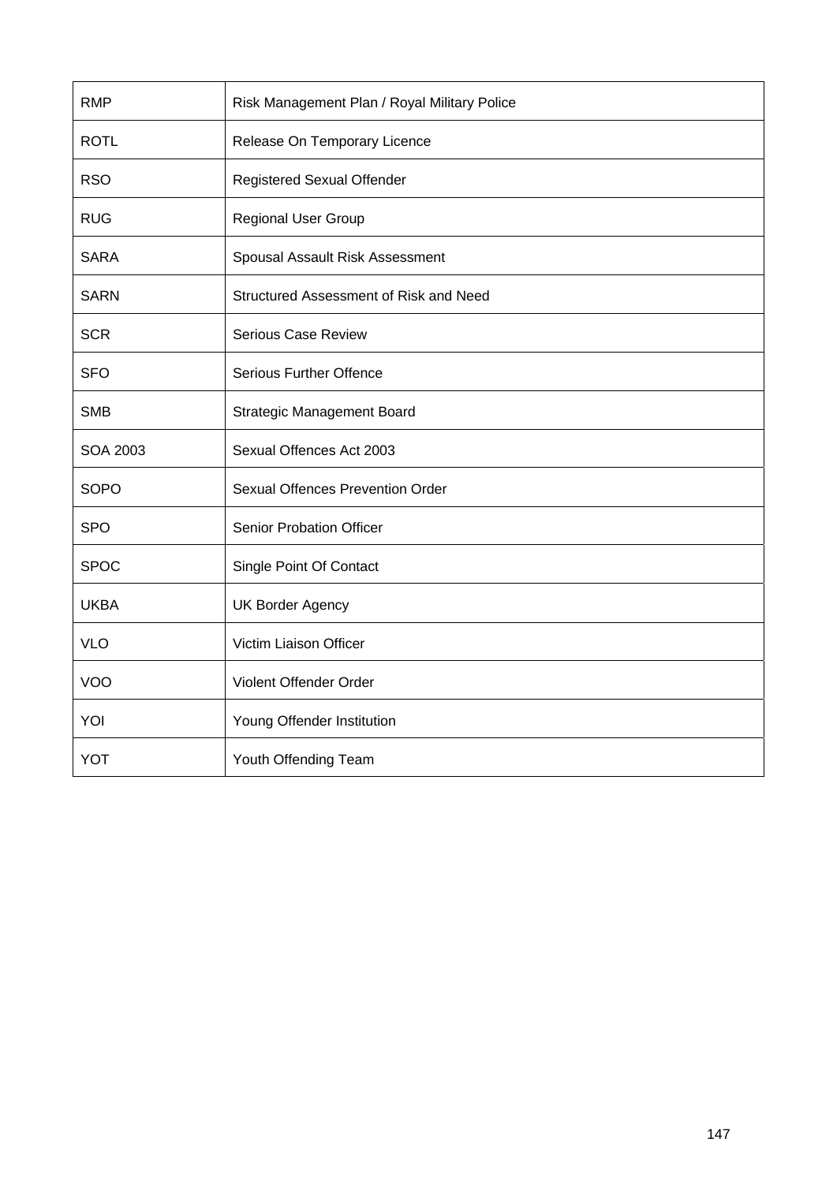| | |
|---|---|
| RMP | Risk Management Plan / Royal Military Police |
| ROTL | Release On Temporary Licence |
| RSO | Registered Sexual Offender |
| RUG | Regional User Group |
| SARA | Spousal Assault Risk Assessment |
| SARN | Structured Assessment of Risk and Need |
| SCR | Serious Case Review |
| SFO | Serious Further Offence |
| SMB | Strategic Management Board |
| SOA 2003 | Sexual Offences Act 2003 |
| SOPO | Sexual Offences Prevention Order |
| SPO | Senior Probation Officer |
| SPOC | Single Point Of Contact |
| UKBA | UK Border Agency |
| VLO | Victim Liaison Officer |
| VOO | Violent Offender Order |
| YOI | Young Offender Institution |
| YOT | Youth Offending Team |